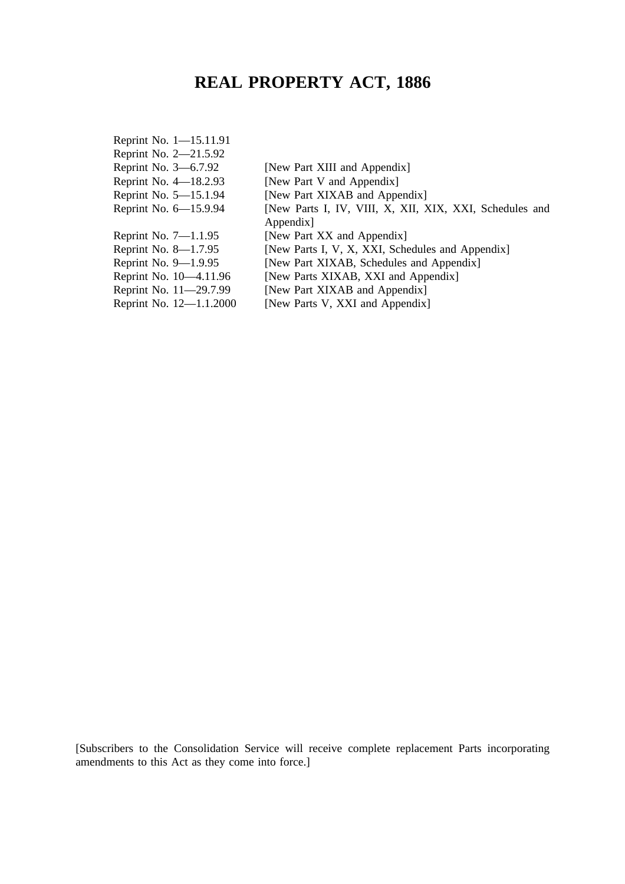# REAL PROPERTY ACT, 1886

| | |
|---|---|
| Reprint No. 1—15.11.91 | |
| Reprint No. 2—21.5.92 | |
| Reprint No. 3—6.7.92 | [New Part XIII and Appendix] |
| Reprint No. 4—18.2.93 | [New Part V and Appendix] |
| Reprint No. 5—15.1.94 | [New Part XIXAB and Appendix] |
| Reprint No. 6—15.9.94 | [New Parts I, IV, VIII, X, XII, XIX, XXI, Schedules and Appendix] |
| Reprint No. 7—1.1.95 | [New Part XX and Appendix] |
| Reprint No. 8—1.7.95 | [New Parts I, V, X, XXI, Schedules and Appendix] |
| Reprint No. 9—1.9.95 | [New Part XIXAB, Schedules and Appendix] |
| Reprint No. 10—4.11.96 | [New Parts XIXAB, XXI and Appendix] |
| Reprint No. 11—29.7.99 | [New Part XIXAB and Appendix] |
| Reprint No. 12—1.1.2000 | [New Parts V, XXI and Appendix] |

[Subscribers to the Consolidation Service will receive complete replacement Parts incorporating amendments to this Act as they come into force.]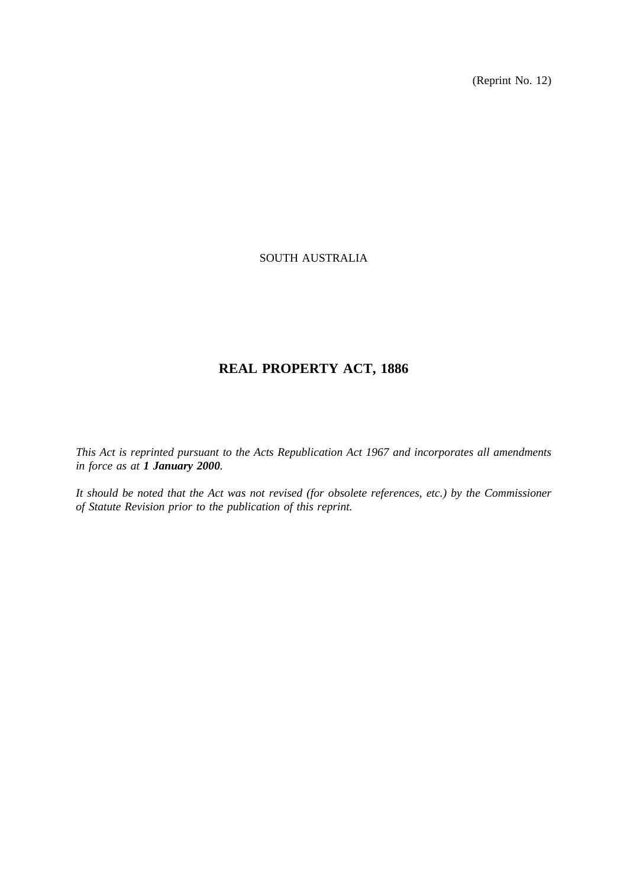(Reprint No. 12)

SOUTH AUSTRALIA

# REAL PROPERTY ACT, 1886

*This Act is reprinted pursuant to the Acts Republication Act 1967 and incorporates all amendments in force as at **1 January 2000**.*

*It should be noted that the Act was not revised (for obsolete references, etc.) by the Commissioner of Statute Revision prior to the publication of this reprint.*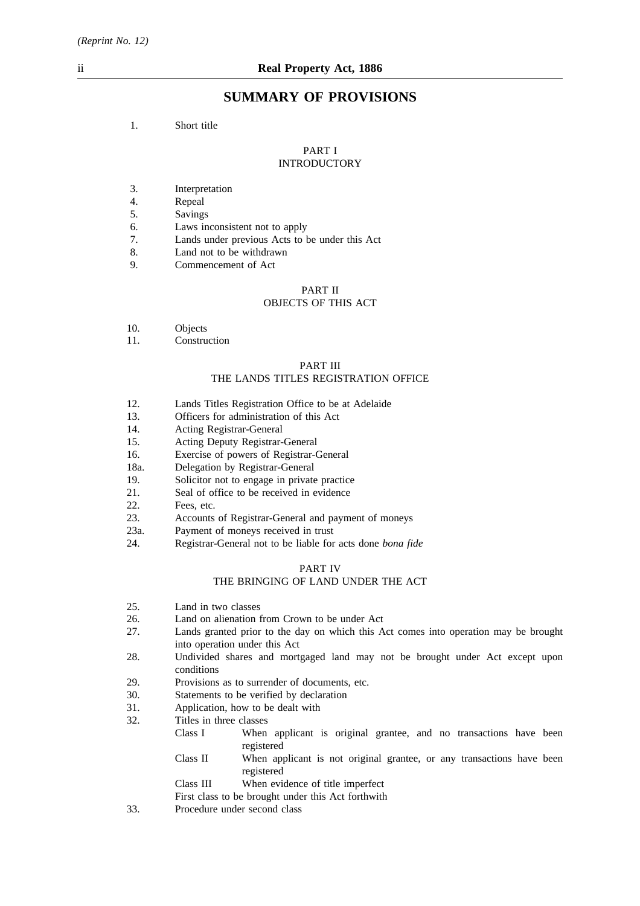## SUMMARY OF PROVISIONS

1. Short title

### PART I
### INTRODUCTORY

3. Interpretation
4. Repeal
5. Savings
6. Laws inconsistent not to apply
7. Lands under previous Acts to be under this Act
8. Land not to be withdrawn
9. Commencement of Act

### PART II
### OBJECTS OF THIS ACT

10. Objects
11. Construction

### PART III
### THE LANDS TITLES REGISTRATION OFFICE

12. Lands Titles Registration Office to be at Adelaide
13. Officers for administration of this Act
14. Acting Registrar-General
15. Acting Deputy Registrar-General
16. Exercise of powers of Registrar-General
18a. Delegation by Registrar-General
19. Solicitor not to engage in private practice
21. Seal of office to be received in evidence
22. Fees, etc.
23. Accounts of Registrar-General and payment of moneys
23a. Payment of moneys received in trust
24. Registrar-General not to be liable for acts done *bona fide*

### PART IV
### THE BRINGING OF LAND UNDER THE ACT

25. Land in two classes
26. Land on alienation from Crown to be under Act
27. Lands granted prior to the day on which this Act comes into operation may be brought into operation under this Act
28. Undivided shares and mortgaged land may not be brought under Act except upon conditions
29. Provisions as to surrender of documents, etc.
30. Statements to be verified by declaration
31. Application, how to be dealt with
32. Titles in three classes
    - Class I — When applicant is original grantee, and no transactions have been registered
    - Class II — When applicant is not original grantee, or any transactions have been registered
    - Class III — When evidence of title imperfect
    - First class to be brought under this Act forthwith
33. Procedure under second class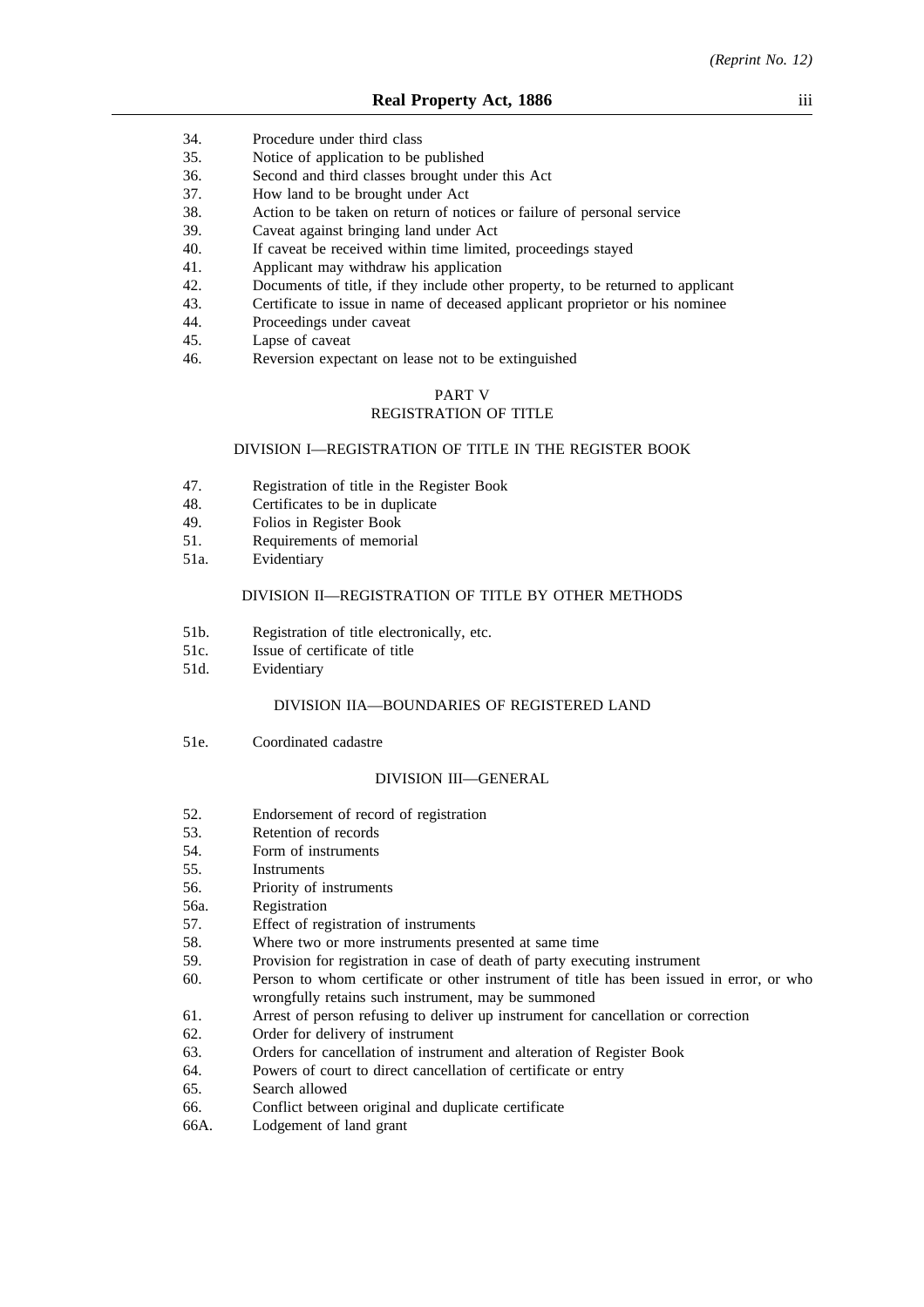34. Procedure under third class
35. Notice of application to be published
36. Second and third classes brought under this Act
37. How land to be brought under Act
38. Action to be taken on return of notices or failure of personal service
39. Caveat against bringing land under Act
40. If caveat be received within time limited, proceedings stayed
41. Applicant may withdraw his application
42. Documents of title, if they include other property, to be returned to applicant
43. Certificate to issue in name of deceased applicant proprietor or his nominee
44. Proceedings under caveat
45. Lapse of caveat
46. Reversion expectant on lease not to be extinguished

## PART V
## REGISTRATION OF TITLE

### DIVISION I—REGISTRATION OF TITLE IN THE REGISTER BOOK

47. Registration of title in the Register Book
48. Certificates to be in duplicate
49. Folios in Register Book
51. Requirements of memorial
51a. Evidentiary

### DIVISION II—REGISTRATION OF TITLE BY OTHER METHODS

51b. Registration of title electronically, etc.
51c. Issue of certificate of title
51d. Evidentiary

### DIVISION IIA—BOUNDARIES OF REGISTERED LAND

51e. Coordinated cadastre

### DIVISION III—GENERAL

52. Endorsement of record of registration
53. Retention of records
54. Form of instruments
55. Instruments
56. Priority of instruments
56a. Registration
57. Effect of registration of instruments
58. Where two or more instruments presented at same time
59. Provision for registration in case of death of party executing instrument
60. Person to whom certificate or other instrument of title has been issued in error, or who wrongfully retains such instrument, may be summoned
61. Arrest of person refusing to deliver up instrument for cancellation or correction
62. Order for delivery of instrument
63. Orders for cancellation of instrument and alteration of Register Book
64. Powers of court to direct cancellation of certificate or entry
65. Search allowed
66. Conflict between original and duplicate certificate
66A. Lodgement of land grant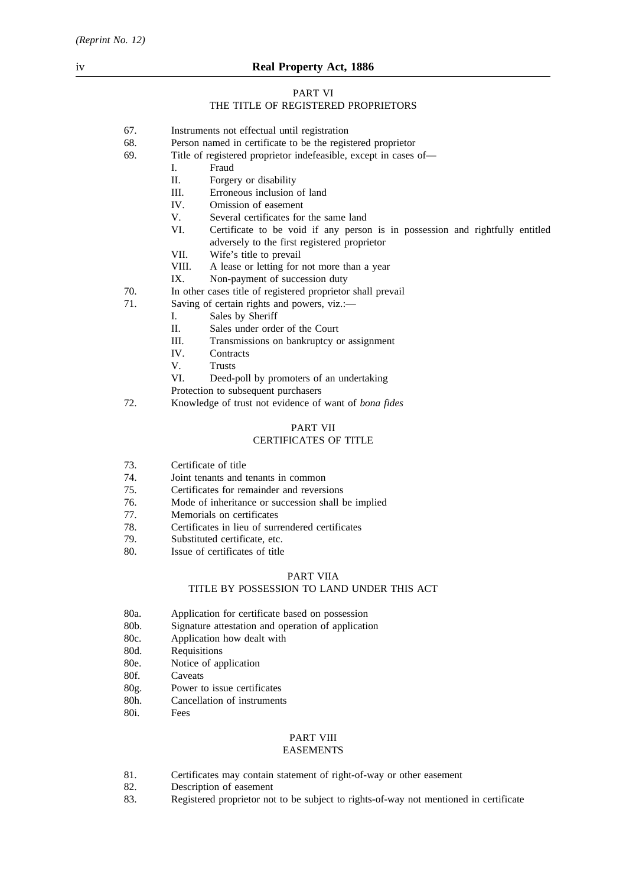## PART VI
## THE TITLE OF REGISTERED PROPRIETORS

67. Instruments not effectual until registration
68. Person named in certificate to be the registered proprietor
69. Title of registered proprietor indefeasible, except in cases of—
    - I. Fraud
    - II. Forgery or disability
    - III. Erroneous inclusion of land
    - IV. Omission of easement
    - V. Several certificates for the same land
    - VI. Certificate to be void if any person is in possession and rightfully entitled adversely to the first registered proprietor
    - VII. Wife's title to prevail
    - VIII. A lease or letting for not more than a year
    - IX. Non-payment of succession duty
70. In other cases title of registered proprietor shall prevail
71. Saving of certain rights and powers, viz.:—
    - I. Sales by Sheriff
    - II. Sales under order of the Court
    - III. Transmissions on bankruptcy or assignment
    - IV. Contracts
    - V. Trusts
    - VI. Deed-poll by promoters of an undertaking

    Protection to subsequent purchasers
72. Knowledge of trust not evidence of want of *bona fides*

## PART VII
## CERTIFICATES OF TITLE

73. Certificate of title
74. Joint tenants and tenants in common
75. Certificates for remainder and reversions
76. Mode of inheritance or succession shall be implied
77. Memorials on certificates
78. Certificates in lieu of surrendered certificates
79. Substituted certificate, etc.
80. Issue of certificates of title

## PART VIIA
## TITLE BY POSSESSION TO LAND UNDER THIS ACT

80a. Application for certificate based on possession
80b. Signature attestation and operation of application
80c. Application how dealt with
80d. Requisitions
80e. Notice of application
80f. Caveats
80g. Power to issue certificates
80h. Cancellation of instruments
80i. Fees

## PART VIII
## EASEMENTS

81. Certificates may contain statement of right-of-way or other easement
82. Description of easement
83. Registered proprietor not to be subject to rights-of-way not mentioned in certificate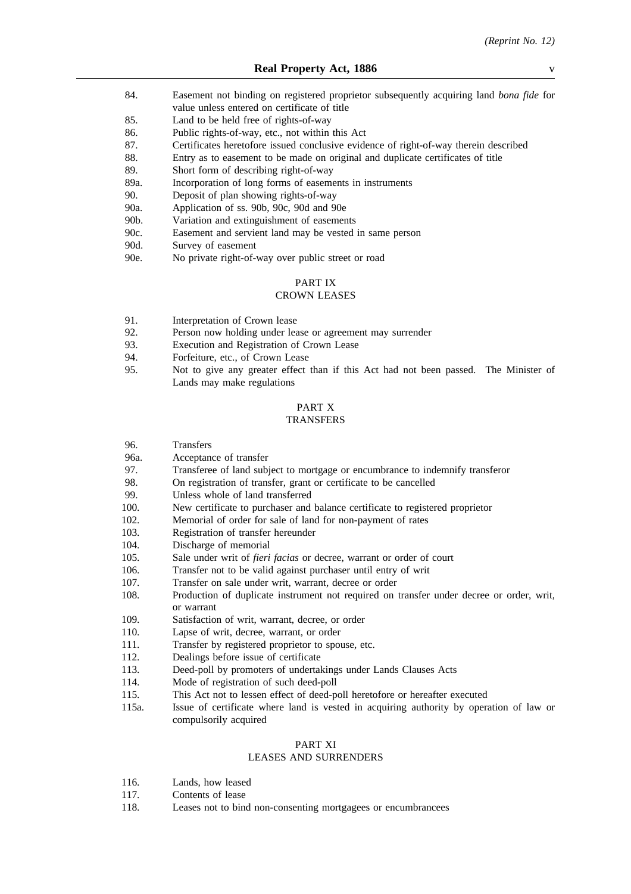84. Easement not binding on registered proprietor subsequently acquiring land *bona fide* for value unless entered on certificate of title
85. Land to be held free of rights-of-way
86. Public rights-of-way, etc., not within this Act
87. Certificates heretofore issued conclusive evidence of right-of-way therein described
88. Entry as to easement to be made on original and duplicate certificates of title
89. Short form of describing right-of-way
89a. Incorporation of long forms of easements in instruments
90. Deposit of plan showing rights-of-way
90a. Application of ss. 90b, 90c, 90d and 90e
90b. Variation and extinguishment of easements
90c. Easement and servient land may be vested in same person
90d. Survey of easement
90e. No private right-of-way over public street or road

## PART IX
## CROWN LEASES

91. Interpretation of Crown lease
92. Person now holding under lease or agreement may surrender
93. Execution and Registration of Crown Lease
94. Forfeiture, etc., of Crown Lease
95. Not to give any greater effect than if this Act had not been passed. The Minister of Lands may make regulations

## PART X
## TRANSFERS

96. Transfers
96a. Acceptance of transfer
97. Transferee of land subject to mortgage or encumbrance to indemnify transferor
98. On registration of transfer, grant or certificate to be cancelled
99. Unless whole of land transferred
100. New certificate to purchaser and balance certificate to registered proprietor
102. Memorial of order for sale of land for non-payment of rates
103. Registration of transfer hereunder
104. Discharge of memorial
105. Sale under writ of *fieri facias* or decree, warrant or order of court
106. Transfer not to be valid against purchaser until entry of writ
107. Transfer on sale under writ, warrant, decree or order
108. Production of duplicate instrument not required on transfer under decree or order, writ, or warrant
109. Satisfaction of writ, warrant, decree, or order
110. Lapse of writ, decree, warrant, or order
111. Transfer by registered proprietor to spouse, etc.
112. Dealings before issue of certificate
113. Deed-poll by promoters of undertakings under Lands Clauses Acts
114. Mode of registration of such deed-poll
115. This Act not to lessen effect of deed-poll heretofore or hereafter executed
115a. Issue of certificate where land is vested in acquiring authority by operation of law or compulsorily acquired

## PART XI
## LEASES AND SURRENDERS

116. Lands, how leased
117. Contents of lease
118. Leases not to bind non-consenting mortgagees or encumbrancees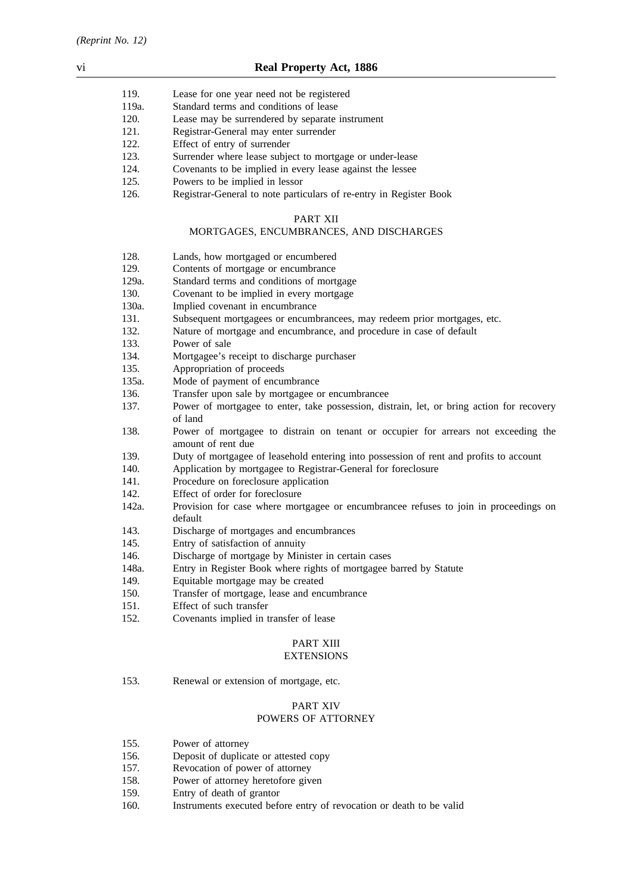119. Lease for one year need not be registered
119a. Standard terms and conditions of lease
120. Lease may be surrendered by separate instrument
121. Registrar-General may enter surrender
122. Effect of entry of surrender
123. Surrender where lease subject to mortgage or under-lease
124. Covenants to be implied in every lease against the lessee
125. Powers to be implied in lessor
126. Registrar-General to note particulars of re-entry in Register Book

## PART XII
## MORTGAGES, ENCUMBRANCES, AND DISCHARGES

128. Lands, how mortgaged or encumbered
129. Contents of mortgage or encumbrance
129a. Standard terms and conditions of mortgage
130. Covenant to be implied in every mortgage
130a. Implied covenant in encumbrance
131. Subsequent mortgagees or encumbrancees, may redeem prior mortgages, etc.
132. Nature of mortgage and encumbrance, and procedure in case of default
133. Power of sale
134. Mortgagee's receipt to discharge purchaser
135. Appropriation of proceeds
135a. Mode of payment of encumbrance
136. Transfer upon sale by mortgagee or encumbrancee
137. Power of mortgagee to enter, take possession, distrain, let, or bring action for recovery of land
138. Power of mortgagee to distrain on tenant or occupier for arrears not exceeding the amount of rent due
139. Duty of mortgagee of leasehold entering into possession of rent and profits to account
140. Application by mortgagee to Registrar-General for foreclosure
141. Procedure on foreclosure application
142. Effect of order for foreclosure
142a. Provision for case where mortgagee or encumbrancee refuses to join in proceedings on default
143. Discharge of mortgages and encumbrances
145. Entry of satisfaction of annuity
146. Discharge of mortgage by Minister in certain cases
148a. Entry in Register Book where rights of mortgagee barred by Statute
149. Equitable mortgage may be created
150. Transfer of mortgage, lease and encumbrance
151. Effect of such transfer
152. Covenants implied in transfer of lease

## PART XIII
## EXTENSIONS

153. Renewal or extension of mortgage, etc.

## PART XIV
## POWERS OF ATTORNEY

155. Power of attorney
156. Deposit of duplicate or attested copy
157. Revocation of power of attorney
158. Power of attorney heretofore given
159. Entry of death of grantor
160. Instruments executed before entry of revocation or death to be valid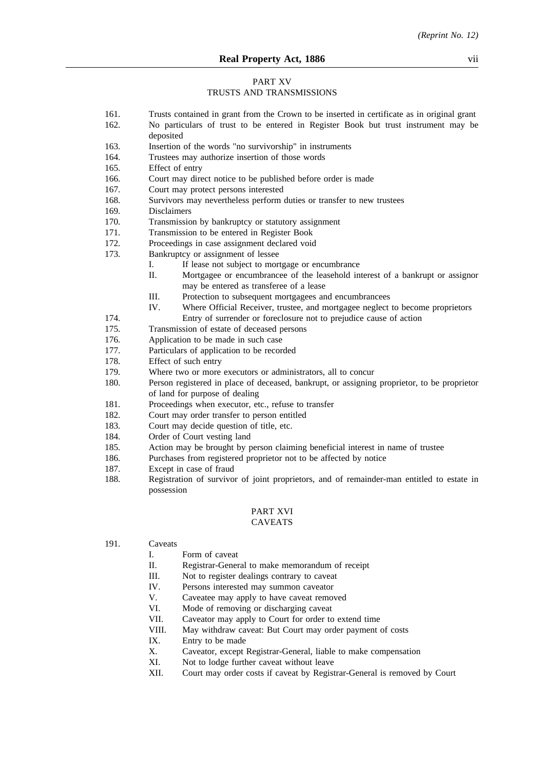## PART XV
## TRUSTS AND TRANSMISSIONS

161. Trusts contained in grant from the Crown to be inserted in certificate as in original grant
162. No particulars of trust to be entered in Register Book but trust instrument may be deposited
163. Insertion of the words "no survivorship" in instruments
164. Trustees may authorize insertion of those words
165. Effect of entry
166. Court may direct notice to be published before order is made
167. Court may protect persons interested
168. Survivors may nevertheless perform duties or transfer to new trustees
169. Disclaimers
170. Transmission by bankruptcy or statutory assignment
171. Transmission to be entered in Register Book
172. Proceedings in case assignment declared void
173. Bankruptcy or assignment of lessee
    - I. If lease not subject to mortgage or encumbrance
    - II. Mortgagee or encumbrancee of the leasehold interest of a bankrupt or assignor may be entered as transferee of a lease
    - III. Protection to subsequent mortgagees and encumbrancees
    - IV. Where Official Receiver, trustee, and mortgagee neglect to become proprietors
174. Entry of surrender or foreclosure not to prejudice cause of action
175. Transmission of estate of deceased persons
176. Application to be made in such case
177. Particulars of application to be recorded
178. Effect of such entry
179. Where two or more executors or administrators, all to concur
180. Person registered in place of deceased, bankrupt, or assigning proprietor, to be proprietor of land for purpose of dealing
181. Proceedings when executor, etc., refuse to transfer
182. Court may order transfer to person entitled
183. Court may decide question of title, etc.
184. Order of Court vesting land
185. Action may be brought by person claiming beneficial interest in name of trustee
186. Purchases from registered proprietor not to be affected by notice
187. Except in case of fraud
188. Registration of survivor of joint proprietors, and of remainder-man entitled to estate in possession

## PART XVI
## CAVEATS

191. Caveats
    - I. Form of caveat
    - II. Registrar-General to make memorandum of receipt
    - III. Not to register dealings contrary to caveat
    - IV. Persons interested may summon caveator
    - V. Caveatee may apply to have caveat removed
    - VI. Mode of removing or discharging caveat
    - VII. Caveator may apply to Court for order to extend time
    - VIII. May withdraw caveat: But Court may order payment of costs
    - IX. Entry to be made
    - X. Caveator, except Registrar-General, liable to make compensation
    - XI. Not to lodge further caveat without leave
    - XII. Court may order costs if caveat by Registrar-General is removed by Court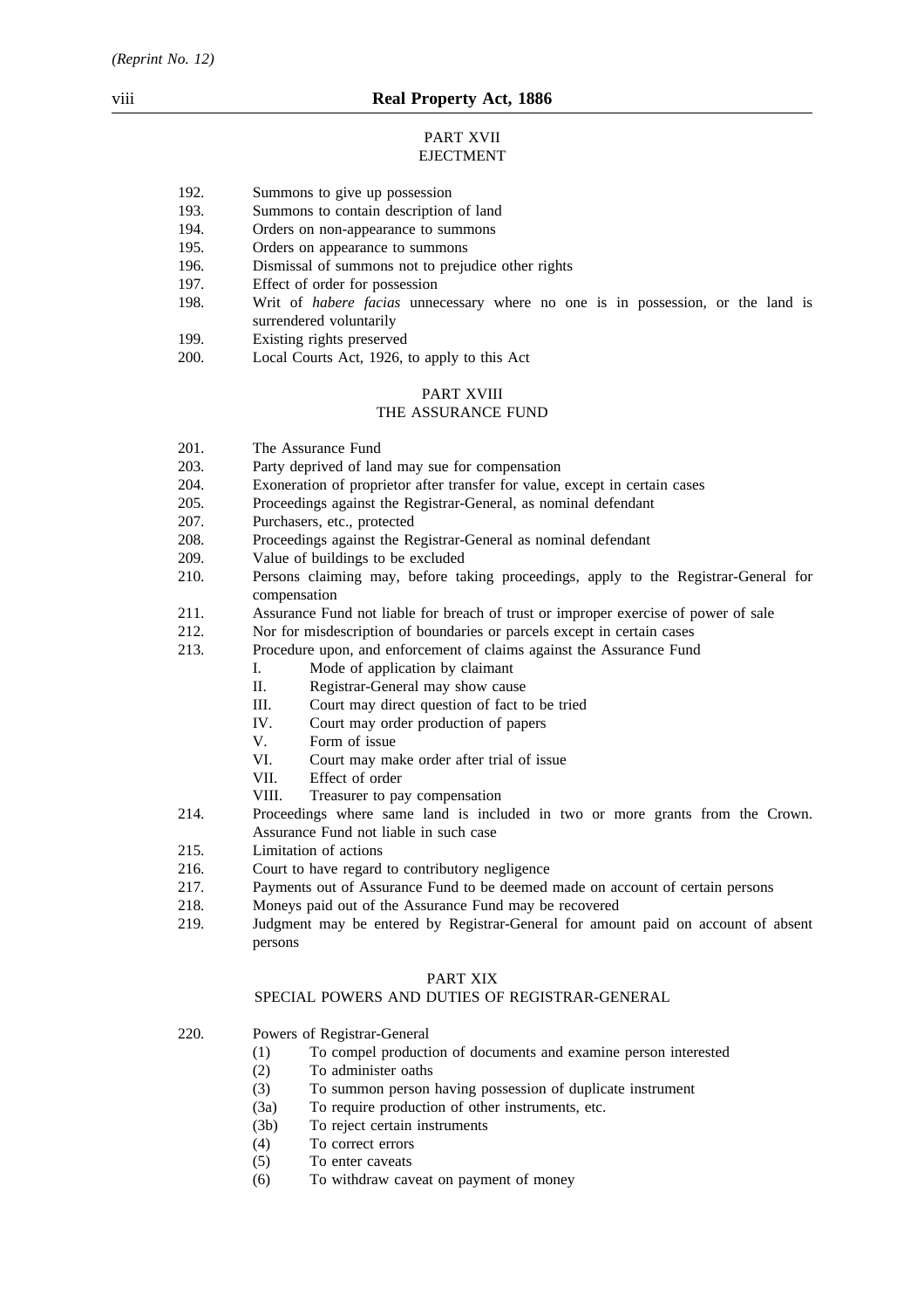## PART XVII
## EJECTMENT

192. Summons to give up possession
193. Summons to contain description of land
194. Orders on non-appearance to summons
195. Orders on appearance to summons
196. Dismissal of summons not to prejudice other rights
197. Effect of order for possession
198. Writ of *habere facias* unnecessary where no one is in possession, or the land is surrendered voluntarily
199. Existing rights preserved
200. Local Courts Act, 1926, to apply to this Act

## PART XVIII
## THE ASSURANCE FUND

201. The Assurance Fund
203. Party deprived of land may sue for compensation
204. Exoneration of proprietor after transfer for value, except in certain cases
205. Proceedings against the Registrar-General, as nominal defendant
207. Purchasers, etc., protected
208. Proceedings against the Registrar-General as nominal defendant
209. Value of buildings to be excluded
210. Persons claiming may, before taking proceedings, apply to the Registrar-General for compensation
211. Assurance Fund not liable for breach of trust or improper exercise of power of sale
212. Nor for misdescription of boundaries or parcels except in certain cases
213. Procedure upon, and enforcement of claims against the Assurance Fund
    - I. Mode of application by claimant
    - II. Registrar-General may show cause
    - III. Court may direct question of fact to be tried
    - IV. Court may order production of papers
    - V. Form of issue
    - VI. Court may make order after trial of issue
    - VII. Effect of order
    - VIII. Treasurer to pay compensation
214. Proceedings where same land is included in two or more grants from the Crown. Assurance Fund not liable in such case
215. Limitation of actions
216. Court to have regard to contributory negligence
217. Payments out of Assurance Fund to be deemed made on account of certain persons
218. Moneys paid out of the Assurance Fund may be recovered
219. Judgment may be entered by Registrar-General for amount paid on account of absent persons

## PART XIX
## SPECIAL POWERS AND DUTIES OF REGISTRAR-GENERAL

220. Powers of Registrar-General
    - (1) To compel production of documents and examine person interested
    - (2) To administer oaths
    - (3) To summon person having possession of duplicate instrument
    - (3a) To require production of other instruments, etc.
    - (3b) To reject certain instruments
    - (4) To correct errors
    - (5) To enter caveats
    - (6) To withdraw caveat on payment of money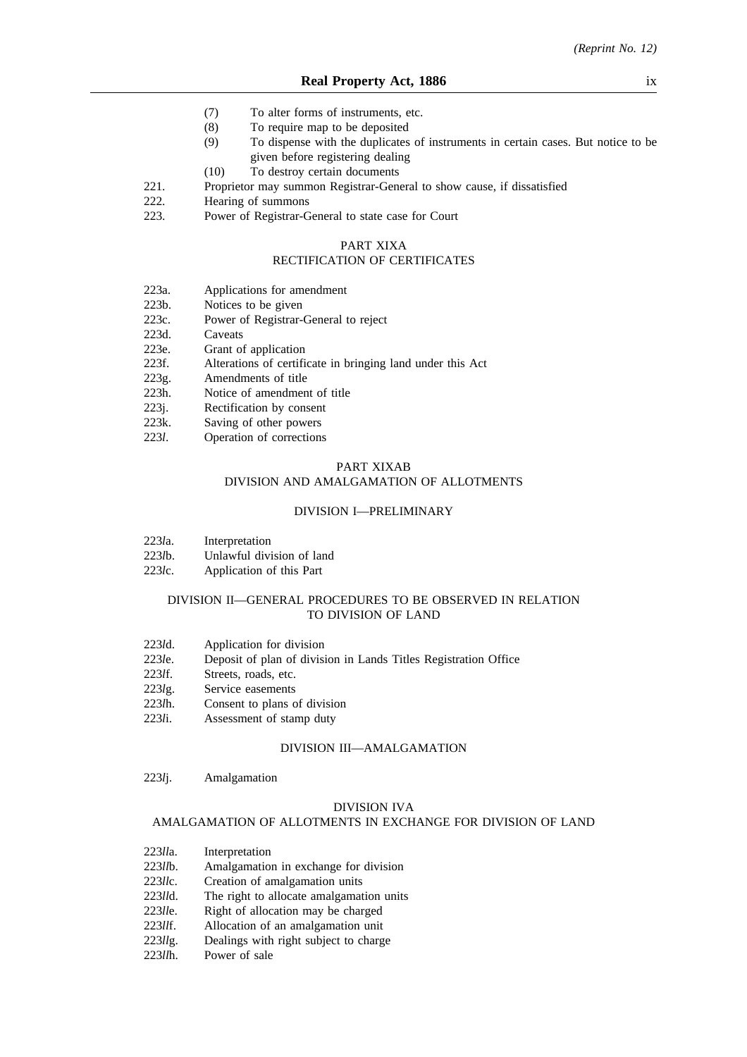(7) To alter forms of instruments, etc.

(8) To require map to be deposited

(9) To dispense with the duplicates of instruments in certain cases. But notice to be given before registering dealing

(10) To destroy certain documents

221. Proprietor may summon Registrar-General to show cause, if dissatisfied

222. Hearing of summons

223. Power of Registrar-General to state case for Court

## PART XIXA
## RECTIFICATION OF CERTIFICATES

223a. Applications for amendment

223b. Notices to be given

223c. Power of Registrar-General to reject

223d. Caveats

223e. Grant of application

223f. Alterations of certificate in bringing land under this Act

223g. Amendments of title

223h. Notice of amendment of title

223j. Rectification by consent

223k. Saving of other powers

223*l*. Operation of corrections

## PART XIXAB
## DIVISION AND AMALGAMATION OF ALLOTMENTS

### DIVISION I—PRELIMINARY

223*l*a. Interpretation

223*l*b. Unlawful division of land

223*l*c. Application of this Part

### DIVISION II—GENERAL PROCEDURES TO BE OBSERVED IN RELATION TO DIVISION OF LAND

223*l*d. Application for division

223*l*e. Deposit of plan of division in Lands Titles Registration Office

223*l*f. Streets, roads, etc.

223*l*g. Service easements

223*l*h. Consent to plans of division

223*l*i. Assessment of stamp duty

### DIVISION III—AMALGAMATION

223*l*j. Amalgamation

### DIVISION IVA
### AMALGAMATION OF ALLOTMENTS IN EXCHANGE FOR DIVISION OF LAND

223*ll*a. Interpretation

223*ll*b. Amalgamation in exchange for division

223*ll*c. Creation of amalgamation units

223*ll*d. The right to allocate amalgamation units

223*ll*e. Right of allocation may be charged

223*ll*f. Allocation of an amalgamation unit

223*ll*g. Dealings with right subject to charge

223*ll*h. Power of sale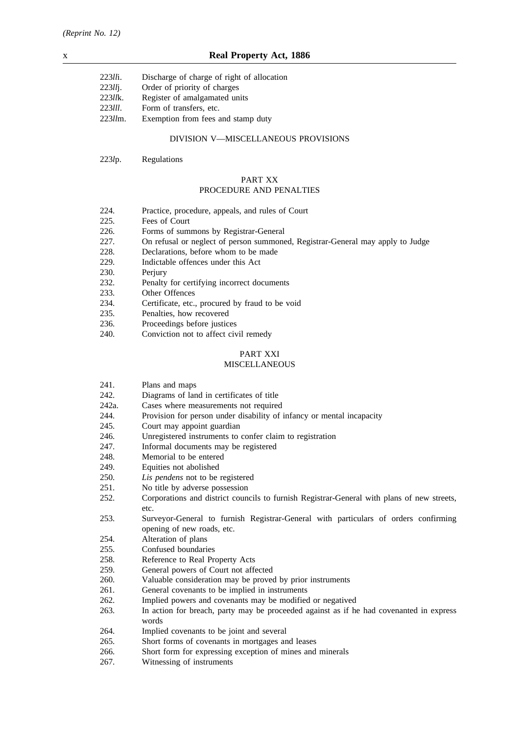| | |
|---|---|
| 223*ll*i. | Discharge of charge of right of allocation |
| 223*ll*j. | Order of priority of charges |
| 223*ll*k. | Register of amalgamated units |
| 223*lll*. | Form of transfers, etc. |
| 223*ll*m. | Exemption from fees and stamp duty |

DIVISION V—MISCELLANEOUS PROVISIONS

| | |
|---|---|
| 223*l*p. | Regulations |

## PART XX
## PROCEDURE AND PENALTIES

| | |
|---|---|
| 224. | Practice, procedure, appeals, and rules of Court |
| 225. | Fees of Court |
| 226. | Forms of summons by Registrar-General |
| 227. | On refusal or neglect of person summoned, Registrar-General may apply to Judge |
| 228. | Declarations, before whom to be made |
| 229. | Indictable offences under this Act |
| 230. | Perjury |
| 232. | Penalty for certifying incorrect documents |
| 233. | Other Offences |
| 234. | Certificate, etc., procured by fraud to be void |
| 235. | Penalties, how recovered |
| 236. | Proceedings before justices |
| 240. | Conviction not to affect civil remedy |

## PART XXI
## MISCELLANEOUS

| | |
|---|---|
| 241. | Plans and maps |
| 242. | Diagrams of land in certificates of title |
| 242a. | Cases where measurements not required |
| 244. | Provision for person under disability of infancy or mental incapacity |
| 245. | Court may appoint guardian |
| 246. | Unregistered instruments to confer claim to registration |
| 247. | Informal documents may be registered |
| 248. | Memorial to be entered |
| 249. | Equities not abolished |
| 250. | *Lis pendens* not to be registered |
| 251. | No title by adverse possession |
| 252. | Corporations and district councils to furnish Registrar-General with plans of new streets, etc. |
| 253. | Surveyor-General to furnish Registrar-General with particulars of orders confirming opening of new roads, etc. |
| 254. | Alteration of plans |
| 255. | Confused boundaries |
| 258. | Reference to Real Property Acts |
| 259. | General powers of Court not affected |
| 260. | Valuable consideration may be proved by prior instruments |
| 261. | General covenants to be implied in instruments |
| 262. | Implied powers and covenants may be modified or negatived |
| 263. | In action for breach, party may be proceeded against as if he had covenanted in express words |
| 264. | Implied covenants to be joint and several |
| 265. | Short forms of covenants in mortgages and leases |
| 266. | Short form for expressing exception of mines and minerals |
| 267. | Witnessing of instruments |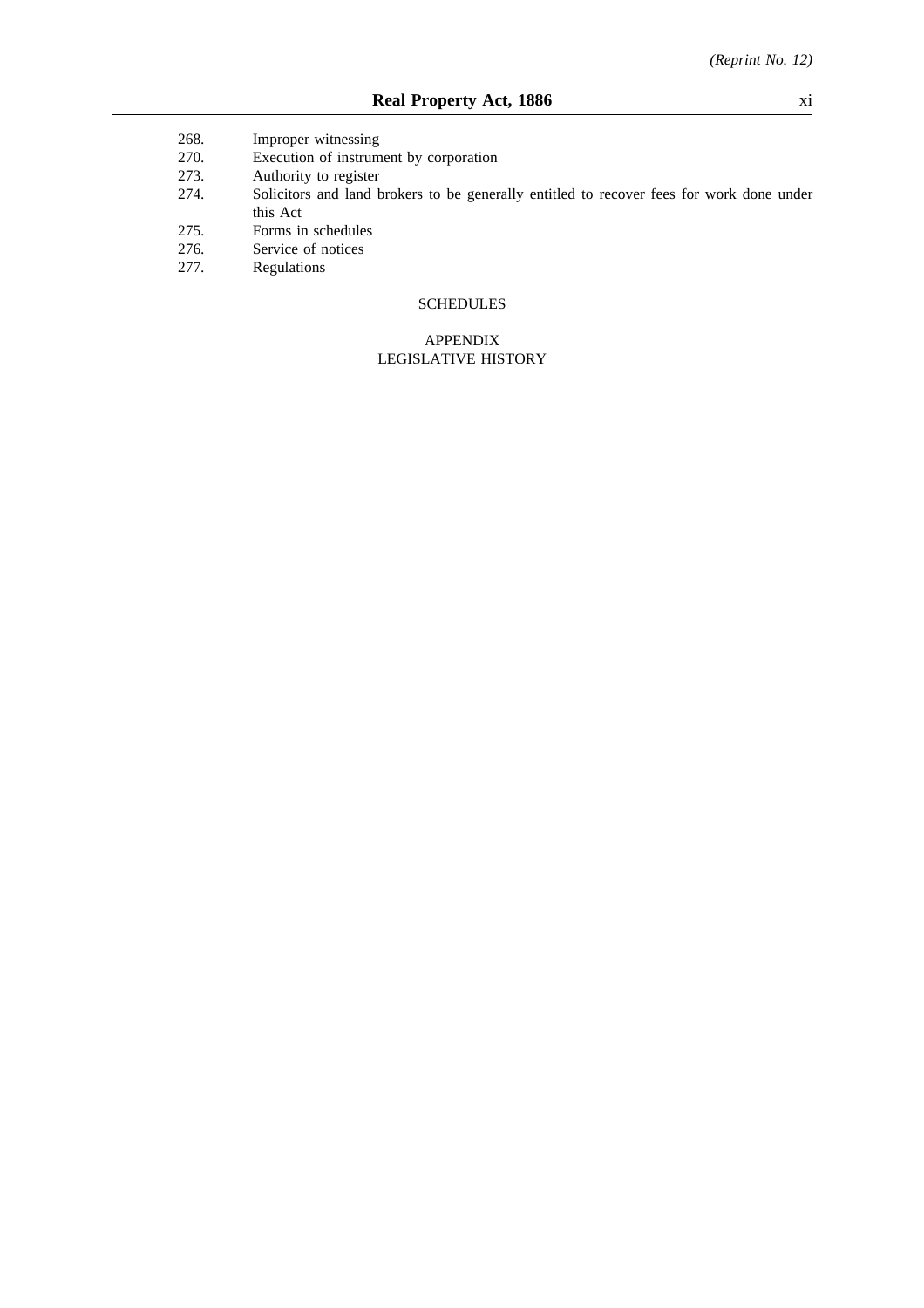268. Improper witnessing
270. Execution of instrument by corporation
273. Authority to register
274. Solicitors and land brokers to be generally entitled to recover fees for work done under this Act
275. Forms in schedules
276. Service of notices
277. Regulations

SCHEDULES

APPENDIX
LEGISLATIVE HISTORY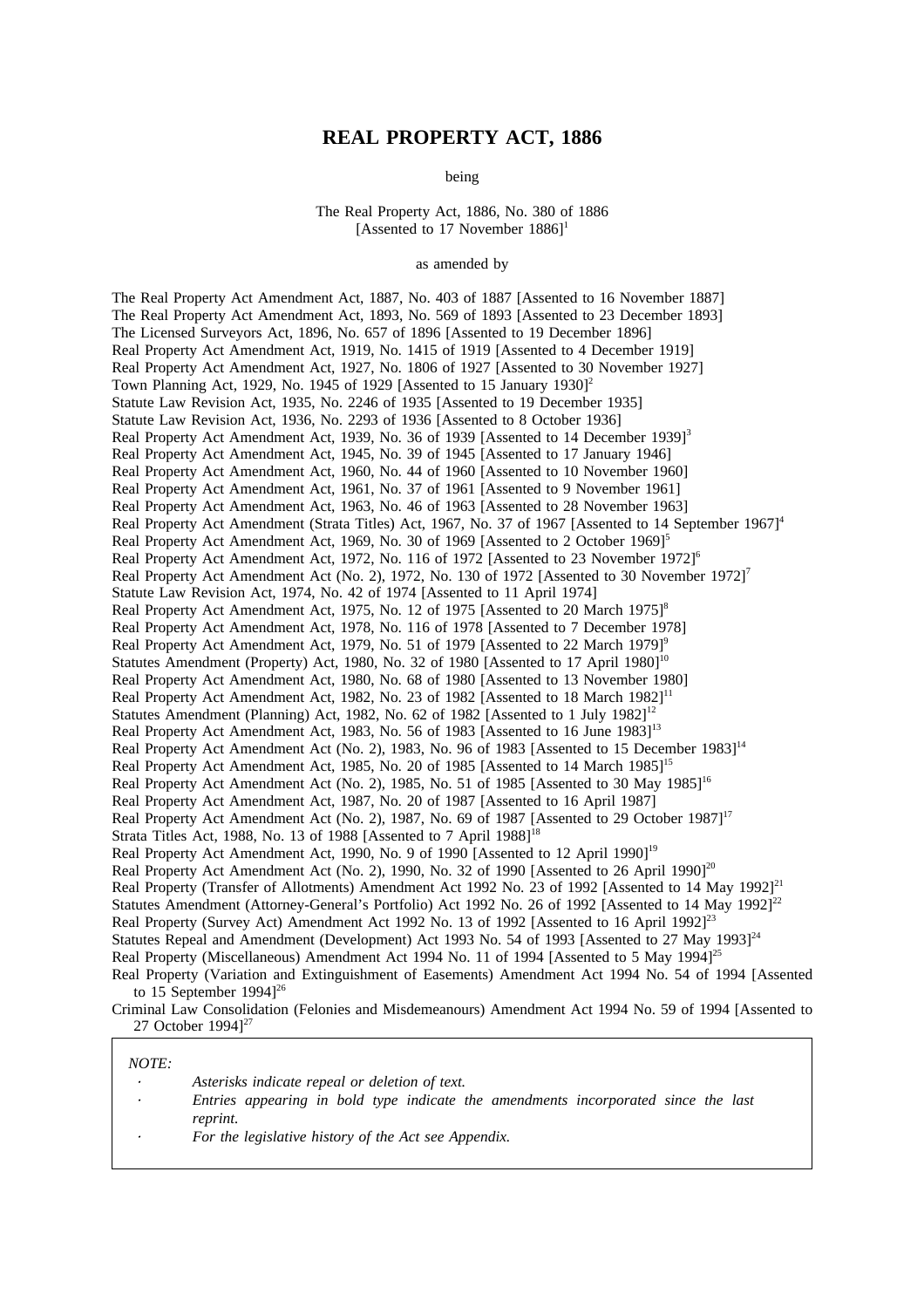# REAL PROPERTY ACT, 1886

being

The Real Property Act, 1886, No. 380 of 1886
[Assented to 17 November 1886][1]

as amended by

The Real Property Act Amendment Act, 1887, No. 403 of 1887 [Assented to 16 November 1887]
The Real Property Act Amendment Act, 1893, No. 569 of 1893 [Assented to 23 December 1893]
The Licensed Surveyors Act, 1896, No. 657 of 1896 [Assented to 19 December 1896]
Real Property Act Amendment Act, 1919, No. 1415 of 1919 [Assented to 4 December 1919]
Real Property Act Amendment Act, 1927, No. 1806 of 1927 [Assented to 30 November 1927]
Town Planning Act, 1929, No. 1945 of 1929 [Assented to 15 January 1930][2]
Statute Law Revision Act, 1935, No. 2246 of 1935 [Assented to 19 December 1935]
Statute Law Revision Act, 1936, No. 2293 of 1936 [Assented to 8 October 1936]
Real Property Act Amendment Act, 1939, No. 36 of 1939 [Assented to 14 December 1939][3]
Real Property Act Amendment Act, 1945, No. 39 of 1945 [Assented to 17 January 1946]
Real Property Act Amendment Act, 1960, No. 44 of 1960 [Assented to 10 November 1960]
Real Property Act Amendment Act, 1961, No. 37 of 1961 [Assented to 9 November 1961]
Real Property Act Amendment Act, 1963, No. 46 of 1963 [Assented to 28 November 1963]
Real Property Act Amendment (Strata Titles) Act, 1967, No. 37 of 1967 [Assented to 14 September 1967][4]
Real Property Act Amendment Act, 1969, No. 30 of 1969 [Assented to 2 October 1969][5]
Real Property Act Amendment Act, 1972, No. 116 of 1972 [Assented to 23 November 1972][6]
Real Property Act Amendment Act (No. 2), 1972, No. 130 of 1972 [Assented to 30 November 1972][7]
Statute Law Revision Act, 1974, No. 42 of 1974 [Assented to 11 April 1974]
Real Property Act Amendment Act, 1975, No. 12 of 1975 [Assented to 20 March 1975][8]
Real Property Act Amendment Act, 1978, No. 116 of 1978 [Assented to 7 December 1978]
Real Property Act Amendment Act, 1979, No. 51 of 1979 [Assented to 22 March 1979][9]
Statutes Amendment (Property) Act, 1980, No. 32 of 1980 [Assented to 17 April 1980][10]
Real Property Act Amendment Act, 1980, No. 68 of 1980 [Assented to 13 November 1980]
Real Property Act Amendment Act, 1982, No. 23 of 1982 [Assented to 18 March 1982][11]
Statutes Amendment (Planning) Act, 1982, No. 62 of 1982 [Assented to 1 July 1982][12]
Real Property Act Amendment Act, 1983, No. 56 of 1983 [Assented to 16 June 1983][13]
Real Property Act Amendment Act (No. 2), 1983, No. 96 of 1983 [Assented to 15 December 1983][14]
Real Property Act Amendment Act, 1985, No. 20 of 1985 [Assented to 14 March 1985][15]
Real Property Act Amendment Act (No. 2), 1985, No. 51 of 1985 [Assented to 30 May 1985][16]
Real Property Act Amendment Act, 1987, No. 20 of 1987 [Assented to 16 April 1987]
Real Property Act Amendment Act (No. 2), 1987, No. 69 of 1987 [Assented to 29 October 1987][17]
Strata Titles Act, 1988, No. 13 of 1988 [Assented to 7 April 1988][18]
Real Property Act Amendment Act, 1990, No. 9 of 1990 [Assented to 12 April 1990][19]
Real Property Act Amendment Act (No. 2), 1990, No. 32 of 1990 [Assented to 26 April 1990][20]
Real Property (Transfer of Allotments) Amendment Act 1992 No. 23 of 1992 [Assented to 14 May 1992][21]
Statutes Amendment (Attorney-General's Portfolio) Act 1992 No. 26 of 1992 [Assented to 14 May 1992][22]
Real Property (Survey Act) Amendment Act 1992 No. 13 of 1992 [Assented to 16 April 1992][23]
Statutes Repeal and Amendment (Development) Act 1993 No. 54 of 1993 [Assented to 27 May 1993][24]
Real Property (Miscellaneous) Amendment Act 1994 No. 11 of 1994 [Assented to 5 May 1994][25]
Real Property (Variation and Extinguishment of Easements) Amendment Act 1994 No. 54 of 1994 [Assented to 15 September 1994][26]
Criminal Law Consolidation (Felonies and Misdemeanours) Amendment Act 1994 No. 59 of 1994 [Assented to 27 October 1994][27]

*NOTE:*

- *Asterisks indicate repeal or deletion of text.*
- *Entries appearing in bold type indicate the amendments incorporated since the last reprint.*
- *For the legislative history of the Act see Appendix.*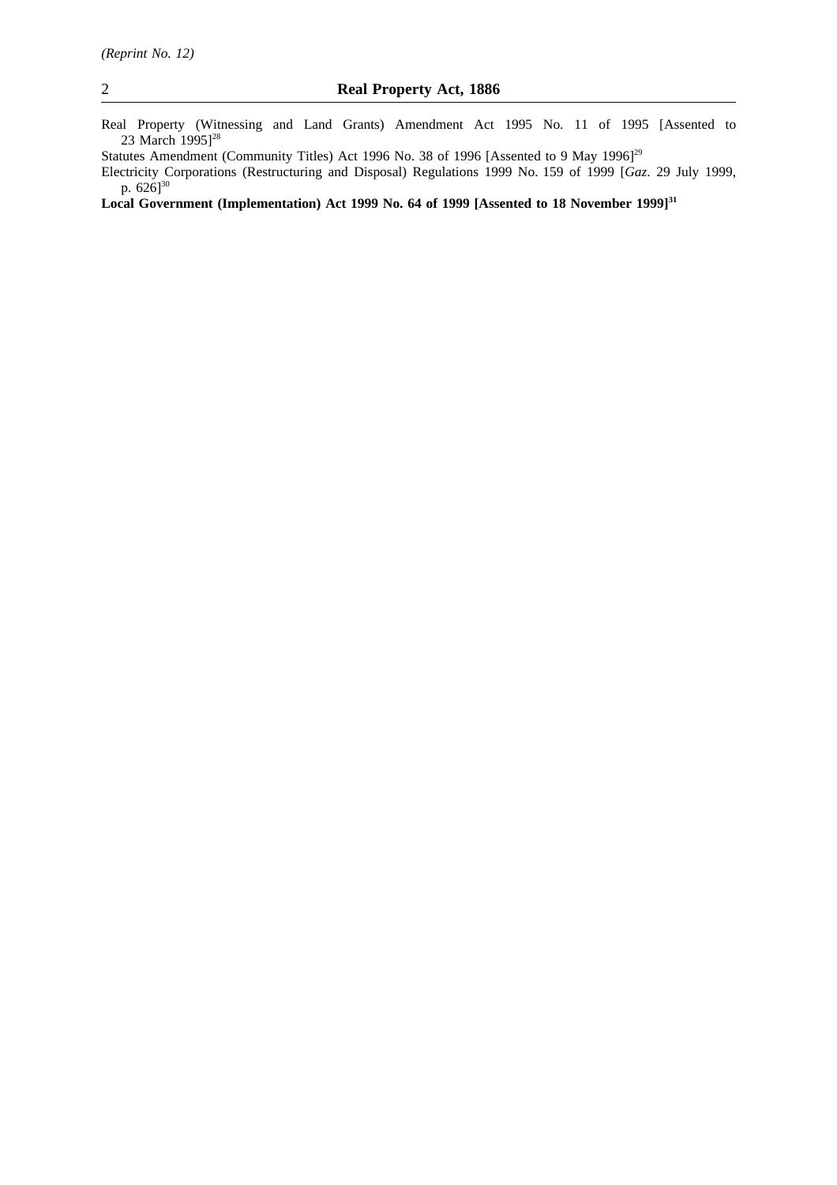Real Property (Witnessing and Land Grants) Amendment Act 1995 No. 11 of 1995 [Assented to 23 March 1995][28]

Statutes Amendment (Community Titles) Act 1996 No. 38 of 1996 [Assented to 9 May 1996][29]

Electricity Corporations (Restructuring and Disposal) Regulations 1999 No. 159 of 1999 [*Gaz*. 29 July 1999, p. 626][30]

**Local Government (Implementation) Act 1999 No. 64 of 1999 [Assented to 18 November 1999][31]**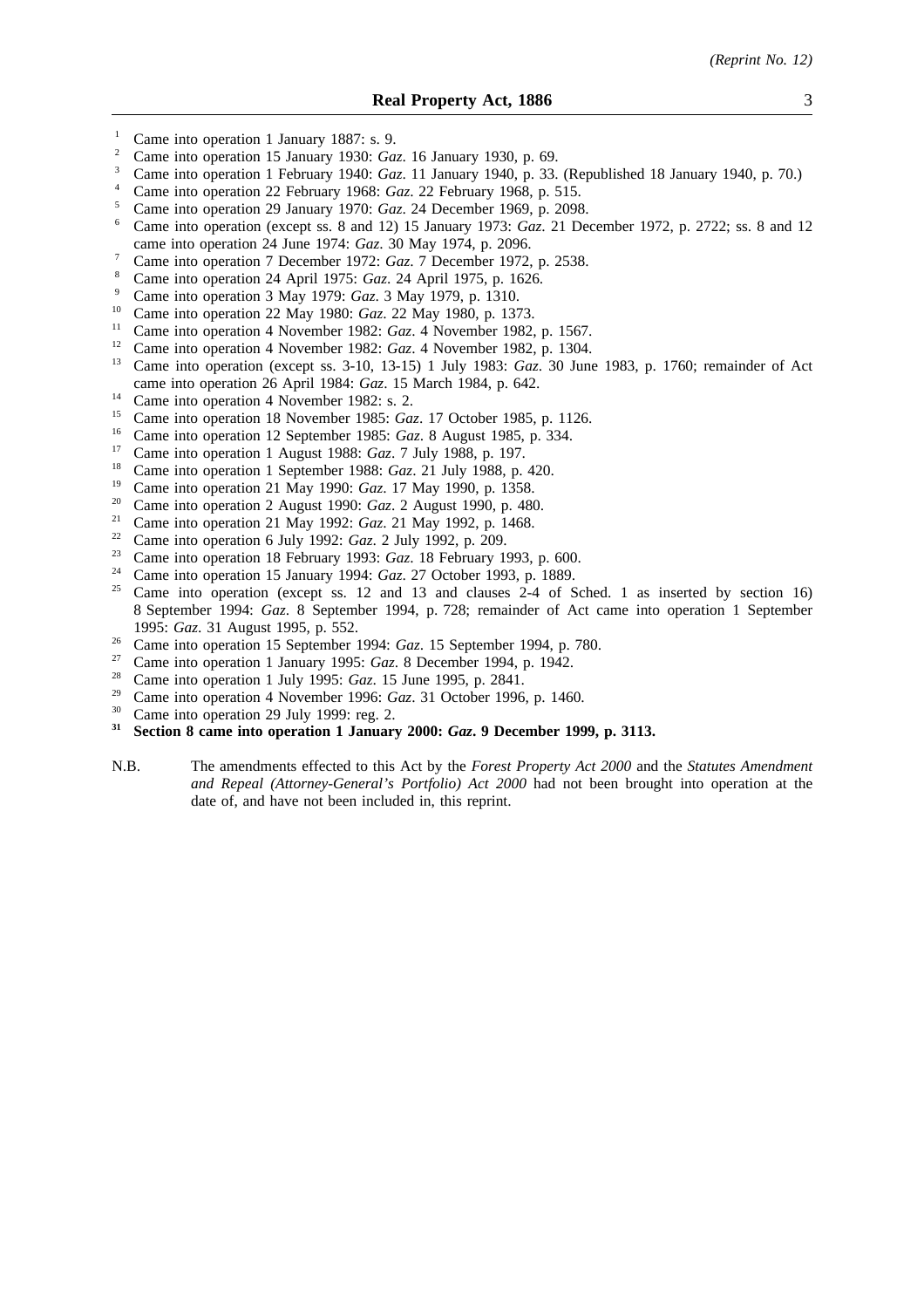[1] Came into operation 1 January 1887: s. 9.

[2] Came into operation 15 January 1930: *Gaz*. 16 January 1930, p. 69.

[3] Came into operation 1 February 1940: *Gaz*. 11 January 1940, p. 33. (Republished 18 January 1940, p. 70.)

[4] Came into operation 22 February 1968: *Gaz*. 22 February 1968, p. 515.

[5] Came into operation 29 January 1970: *Gaz*. 24 December 1969, p. 2098.

[6] Came into operation (except ss. 8 and 12) 15 January 1973: *Gaz*. 21 December 1972, p. 2722; ss. 8 and 12 came into operation 24 June 1974: *Gaz*. 30 May 1974, p. 2096.

[7] Came into operation 7 December 1972: *Gaz*. 7 December 1972, p. 2538.

[8] Came into operation 24 April 1975: *Gaz*. 24 April 1975, p. 1626.

[9] Came into operation 3 May 1979: *Gaz*. 3 May 1979, p. 1310.

[10] Came into operation 22 May 1980: *Gaz*. 22 May 1980, p. 1373.

[11] Came into operation 4 November 1982: *Gaz*. 4 November 1982, p. 1567.

[12] Came into operation 4 November 1982: *Gaz*. 4 November 1982, p. 1304.

[13] Came into operation (except ss. 3-10, 13-15) 1 July 1983: *Gaz*. 30 June 1983, p. 1760; remainder of Act came into operation 26 April 1984: *Gaz*. 15 March 1984, p. 642.

[14] Came into operation 4 November 1982: s. 2.

[15] Came into operation 18 November 1985: *Gaz*. 17 October 1985, p. 1126.

[16] Came into operation 12 September 1985: *Gaz*. 8 August 1985, p. 334.

[17] Came into operation 1 August 1988: *Gaz*. 7 July 1988, p. 197.

[18] Came into operation 1 September 1988: *Gaz*. 21 July 1988, p. 420.

[19] Came into operation 21 May 1990: *Gaz*. 17 May 1990, p. 1358.

[20] Came into operation 2 August 1990: *Gaz*. 2 August 1990, p. 480.

[21] Came into operation 21 May 1992: *Gaz*. 21 May 1992, p. 1468.

[22] Came into operation 6 July 1992: *Gaz*. 2 July 1992, p. 209.

[23] Came into operation 18 February 1993: *Gaz*. 18 February 1993, p. 600.

[24] Came into operation 15 January 1994: *Gaz*. 27 October 1993, p. 1889.

[25] Came into operation (except ss. 12 and 13 and clauses 2-4 of Sched. 1 as inserted by section 16) 8 September 1994: *Gaz*. 8 September 1994, p. 728; remainder of Act came into operation 1 September 1995: *Gaz*. 31 August 1995, p. 552.

[26] Came into operation 15 September 1994: *Gaz*. 15 September 1994, p. 780.

[27] Came into operation 1 January 1995: *Gaz*. 8 December 1994, p. 1942.

[28] Came into operation 1 July 1995: *Gaz*. 15 June 1995, p. 2841.

[29] Came into operation 4 November 1996: *Gaz*. 31 October 1996, p. 1460.

[30] Came into operation 29 July 1999: reg. 2.

**[31] Section 8 came into operation 1 January 2000: *Gaz*. 9 December 1999, p. 3113.**

N.B. The amendments effected to this Act by the *Forest Property Act 2000* and the *Statutes Amendment and Repeal (Attorney-General's Portfolio) Act 2000* had not been brought into operation at the date of, and have not been included in, this reprint.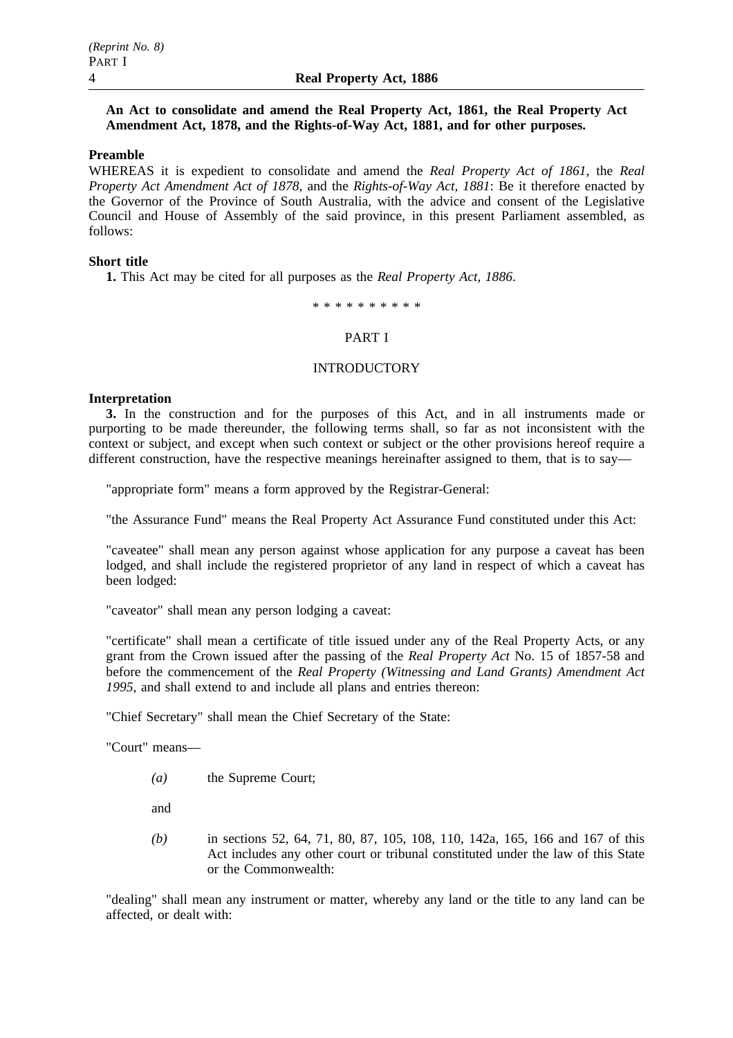**An Act to consolidate and amend the Real Property Act, 1861, the Real Property Act Amendment Act, 1878, and the Rights-of-Way Act, 1881, and for other purposes.**

**Preamble**

WHEREAS it is expedient to consolidate and amend the *Real Property Act of 1861*, the *Real Property Act Amendment Act of 1878*, and the *Rights-of-Way Act, 1881*: Be it therefore enacted by the Governor of the Province of South Australia, with the advice and consent of the Legislative Council and House of Assembly of the said province, in this present Parliament assembled, as follows:

**Short title**

**1.** This Act may be cited for all purposes as the *Real Property Act, 1886*.

\* \* \* \* \* \* \* \* \* \*

## PART I

## INTRODUCTORY

**Interpretation**

**3.** In the construction and for the purposes of this Act, and in all instruments made or purporting to be made thereunder, the following terms shall, so far as not inconsistent with the context or subject, and except when such context or subject or the other provisions hereof require a different construction, have the respective meanings hereinafter assigned to them, that is to say—

"appropriate form" means a form approved by the Registrar-General:

"the Assurance Fund" means the Real Property Act Assurance Fund constituted under this Act:

"caveatee" shall mean any person against whose application for any purpose a caveat has been lodged, and shall include the registered proprietor of any land in respect of which a caveat has been lodged:

"caveator" shall mean any person lodging a caveat:

"certificate" shall mean a certificate of title issued under any of the Real Property Acts, or any grant from the Crown issued after the passing of the *Real Property Act* No. 15 of 1857-58 and before the commencement of the *Real Property (Witnessing and Land Grants) Amendment Act 1995*, and shall extend to and include all plans and entries thereon:

"Chief Secretary" shall mean the Chief Secretary of the State:

"Court" means—

*(a)* the Supreme Court;

and

*(b)* in sections 52, 64, 71, 80, 87, 105, 108, 110, 142a, 165, 166 and 167 of this Act includes any other court or tribunal constituted under the law of this State or the Commonwealth:

"dealing" shall mean any instrument or matter, whereby any land or the title to any land can be affected, or dealt with: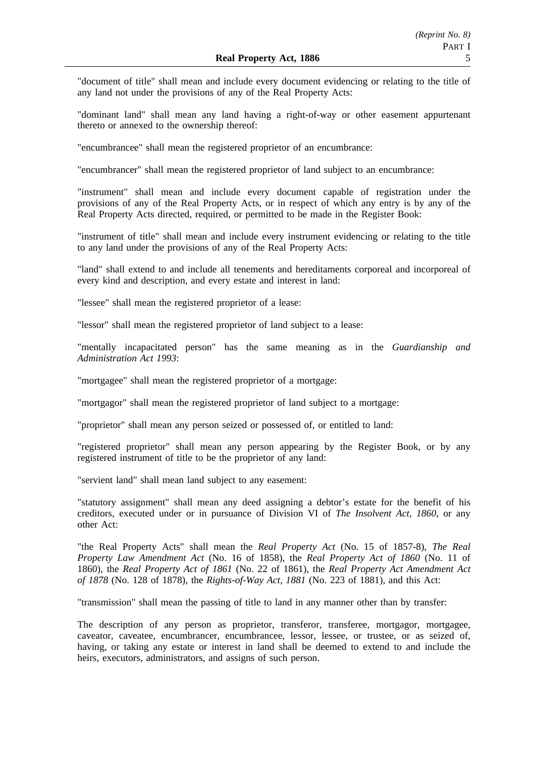"document of title" shall mean and include every document evidencing or relating to the title of any land not under the provisions of any of the Real Property Acts:

"dominant land" shall mean any land having a right-of-way or other easement appurtenant thereto or annexed to the ownership thereof:

"encumbrancee" shall mean the registered proprietor of an encumbrance:

"encumbrancer" shall mean the registered proprietor of land subject to an encumbrance:

"instrument" shall mean and include every document capable of registration under the provisions of any of the Real Property Acts, or in respect of which any entry is by any of the Real Property Acts directed, required, or permitted to be made in the Register Book:

"instrument of title" shall mean and include every instrument evidencing or relating to the title to any land under the provisions of any of the Real Property Acts:

"land" shall extend to and include all tenements and hereditaments corporeal and incorporeal of every kind and description, and every estate and interest in land:

"lessee" shall mean the registered proprietor of a lease:

"lessor" shall mean the registered proprietor of land subject to a lease:

"mentally incapacitated person" has the same meaning as in the *Guardianship and Administration Act 1993*:

"mortgagee" shall mean the registered proprietor of a mortgage:

"mortgagor" shall mean the registered proprietor of land subject to a mortgage:

"proprietor" shall mean any person seized or possessed of, or entitled to land:

"registered proprietor" shall mean any person appearing by the Register Book, or by any registered instrument of title to be the proprietor of any land:

"servient land" shall mean land subject to any easement:

"statutory assignment" shall mean any deed assigning a debtor's estate for the benefit of his creditors, executed under or in pursuance of Division VI of *The Insolvent Act, 1860*, or any other Act:

"the Real Property Acts" shall mean the *Real Property Act* (No. 15 of 1857-8), *The Real Property Law Amendment Act* (No. 16 of 1858), the *Real Property Act of 1860* (No. 11 of 1860), the *Real Property Act of 1861* (No. 22 of 1861), the *Real Property Act Amendment Act of 1878* (No. 128 of 1878), the *Rights-of-Way Act, 1881* (No. 223 of 1881), and this Act:

"transmission" shall mean the passing of title to land in any manner other than by transfer:

The description of any person as proprietor, transferor, transferee, mortgagor, mortgagee, caveator, caveatee, encumbrancer, encumbrancee, lessor, lessee, or trustee, or as seized of, having, or taking any estate or interest in land shall be deemed to extend to and include the heirs, executors, administrators, and assigns of such person.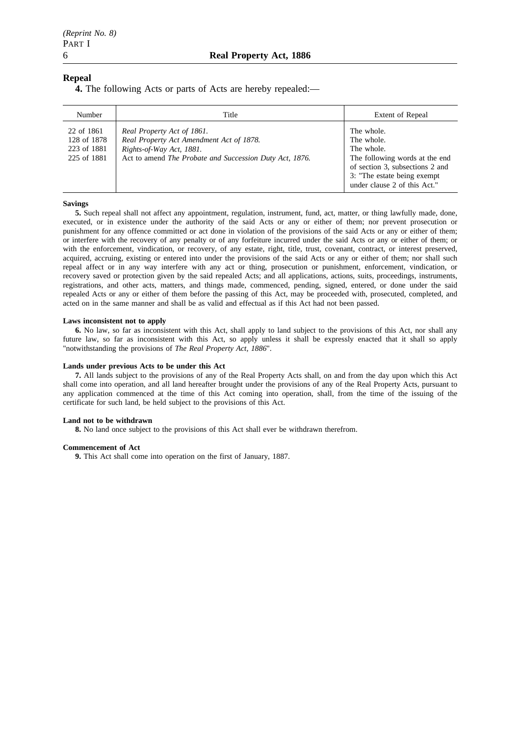## Repeal

**4.** The following Acts or parts of Acts are hereby repealed:—

| Number | Title | Extent of Repeal |
|---|---|---|
| 22 of 1861 | *Real Property Act of 1861.* | The whole. |
| 128 of 1878 | *Real Property Act Amendment Act of 1878.* | The whole. |
| 223 of 1881 | *Rights-of-Way Act, 1881.* | The whole. |
| 225 of 1881 | Act to amend *The Probate and Succession Duty Act, 1876.* | The following words at the end of section 3, subsections 2 and 3: "The estate being exempt under clause 2 of this Act." |

**Savings**

**5.** Such repeal shall not affect any appointment, regulation, instrument, fund, act, matter, or thing lawfully made, done, executed, or in existence under the authority of the said Acts or any or either of them; nor prevent prosecution or punishment for any offence committed or act done in violation of the provisions of the said Acts or any or either of them; or interfere with the recovery of any penalty or of any forfeiture incurred under the said Acts or any or either of them; or with the enforcement, vindication, or recovery, of any estate, right, title, trust, covenant, contract, or interest preserved, acquired, accruing, existing or entered into under the provisions of the said Acts or any or either of them; nor shall such repeal affect or in any way interfere with any act or thing, prosecution or punishment, enforcement, vindication, or recovery saved or protection given by the said repealed Acts; and all applications, actions, suits, proceedings, instruments, registrations, and other acts, matters, and things made, commenced, pending, signed, entered, or done under the said repealed Acts or any or either of them before the passing of this Act, may be proceeded with, prosecuted, completed, and acted on in the same manner and shall be as valid and effectual as if this Act had not been passed.

**Laws inconsistent not to apply**

**6.** No law, so far as inconsistent with this Act, shall apply to land subject to the provisions of this Act, nor shall any future law, so far as inconsistent with this Act, so apply unless it shall be expressly enacted that it shall so apply "notwithstanding the provisions of *The Real Property Act, 1886*".

**Lands under previous Acts to be under this Act**

**7.** All lands subject to the provisions of any of the Real Property Acts shall, on and from the day upon which this Act shall come into operation, and all land hereafter brought under the provisions of any of the Real Property Acts, pursuant to any application commenced at the time of this Act coming into operation, shall, from the time of the issuing of the certificate for such land, be held subject to the provisions of this Act.

**Land not to be withdrawn**

**8.** No land once subject to the provisions of this Act shall ever be withdrawn therefrom.

**Commencement of Act**

**9.** This Act shall come into operation on the first of January, 1887.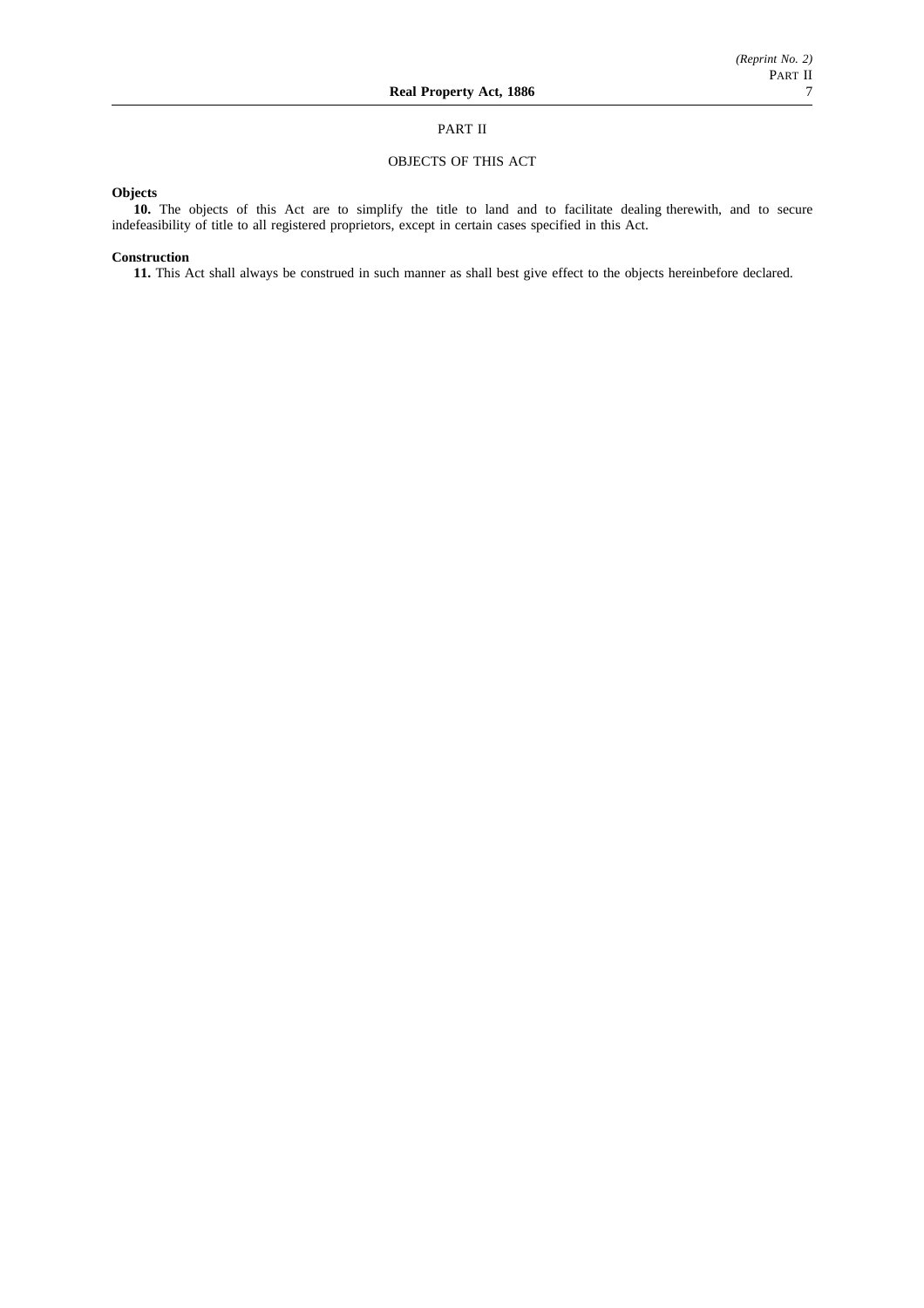## PART II

### OBJECTS OF THIS ACT

**Objects**

**10.** The objects of this Act are to simplify the title to land and to facilitate dealing therewith, and to secure indefeasibility of title to all registered proprietors, except in certain cases specified in this Act.

**Construction**

**11.** This Act shall always be construed in such manner as shall best give effect to the objects hereinbefore declared.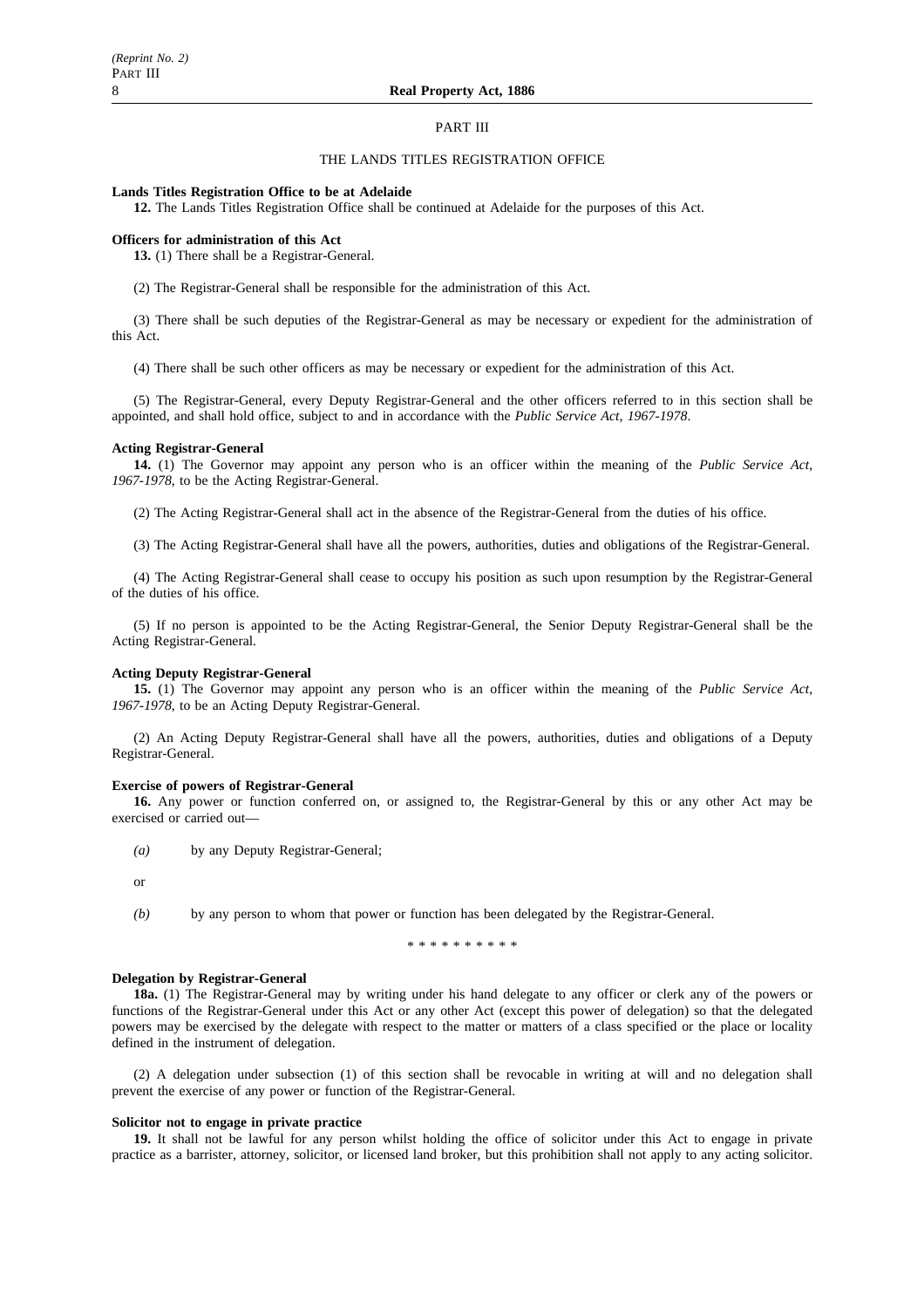## PART III

### THE LANDS TITLES REGISTRATION OFFICE

**Lands Titles Registration Office to be at Adelaide**

**12.** The Lands Titles Registration Office shall be continued at Adelaide for the purposes of this Act.

**Officers for administration of this Act**

**13.** (1) There shall be a Registrar-General.

(2) The Registrar-General shall be responsible for the administration of this Act.

(3) There shall be such deputies of the Registrar-General as may be necessary or expedient for the administration of this Act.

(4) There shall be such other officers as may be necessary or expedient for the administration of this Act.

(5) The Registrar-General, every Deputy Registrar-General and the other officers referred to in this section shall be appointed, and shall hold office, subject to and in accordance with the *Public Service Act, 1967-1978*.

**Acting Registrar-General**

**14.** (1) The Governor may appoint any person who is an officer within the meaning of the *Public Service Act, 1967-1978*, to be the Acting Registrar-General.

(2) The Acting Registrar-General shall act in the absence of the Registrar-General from the duties of his office.

(3) The Acting Registrar-General shall have all the powers, authorities, duties and obligations of the Registrar-General.

(4) The Acting Registrar-General shall cease to occupy his position as such upon resumption by the Registrar-General of the duties of his office.

(5) If no person is appointed to be the Acting Registrar-General, the Senior Deputy Registrar-General shall be the Acting Registrar-General.

**Acting Deputy Registrar-General**

**15.** (1) The Governor may appoint any person who is an officer within the meaning of the *Public Service Act, 1967-1978*, to be an Acting Deputy Registrar-General.

(2) An Acting Deputy Registrar-General shall have all the powers, authorities, duties and obligations of a Deputy Registrar-General.

**Exercise of powers of Registrar-General**

**16.** Any power or function conferred on, or assigned to, the Registrar-General by this or any other Act may be exercised or carried out—

*(a)* by any Deputy Registrar-General;

or

*(b)* by any person to whom that power or function has been delegated by the Registrar-General.

* * * * * * * * * *

**Delegation by Registrar-General**

**18a.** (1) The Registrar-General may by writing under his hand delegate to any officer or clerk any of the powers or functions of the Registrar-General under this Act or any other Act (except this power of delegation) so that the delegated powers may be exercised by the delegate with respect to the matter or matters of a class specified or the place or locality defined in the instrument of delegation.

(2) A delegation under subsection (1) of this section shall be revocable in writing at will and no delegation shall prevent the exercise of any power or function of the Registrar-General.

**Solicitor not to engage in private practice**

**19.** It shall not be lawful for any person whilst holding the office of solicitor under this Act to engage in private practice as a barrister, attorney, solicitor, or licensed land broker, but this prohibition shall not apply to any acting solicitor.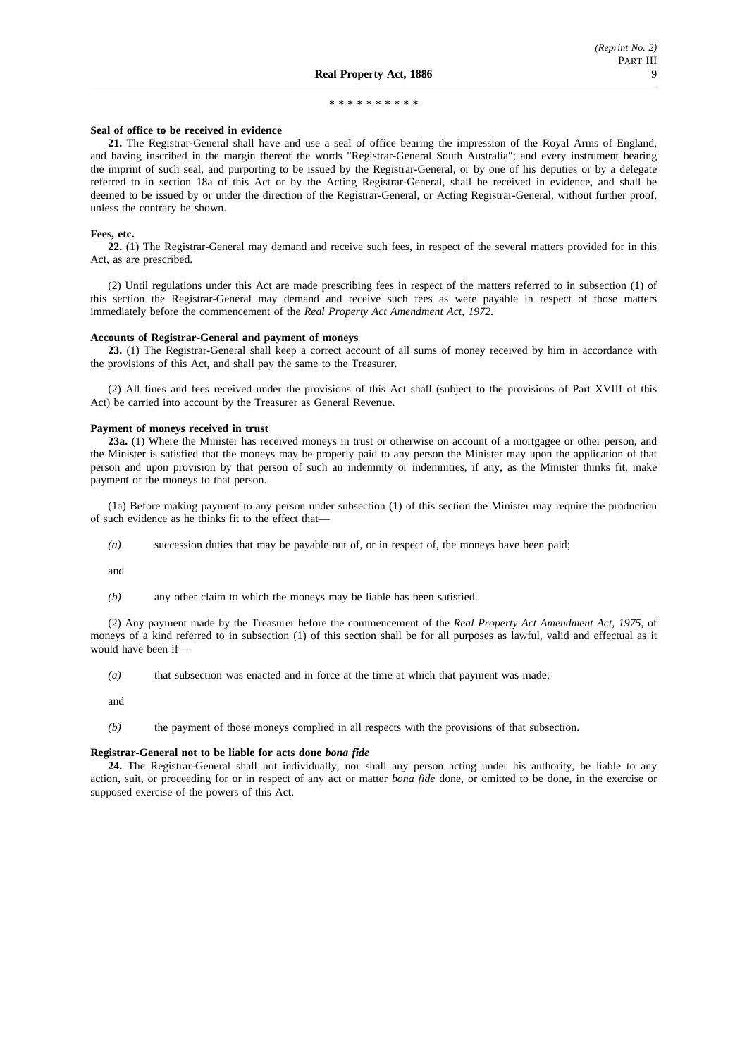\* \* \* \* \* \* \* \* \* \*

**Seal of office to be received in evidence**

**21.** The Registrar-General shall have and use a seal of office bearing the impression of the Royal Arms of England, and having inscribed in the margin thereof the words "Registrar-General South Australia"; and every instrument bearing the imprint of such seal, and purporting to be issued by the Registrar-General, or by one of his deputies or by a delegate referred to in section 18a of this Act or by the Acting Registrar-General, shall be received in evidence, and shall be deemed to be issued by or under the direction of the Registrar-General, or Acting Registrar-General, without further proof, unless the contrary be shown.

**Fees, etc.**

**22.** (1) The Registrar-General may demand and receive such fees, in respect of the several matters provided for in this Act, as are prescribed.

(2) Until regulations under this Act are made prescribing fees in respect of the matters referred to in subsection (1) of this section the Registrar-General may demand and receive such fees as were payable in respect of those matters immediately before the commencement of the *Real Property Act Amendment Act, 1972*.

**Accounts of Registrar-General and payment of moneys**

**23.** (1) The Registrar-General shall keep a correct account of all sums of money received by him in accordance with the provisions of this Act, and shall pay the same to the Treasurer.

(2) All fines and fees received under the provisions of this Act shall (subject to the provisions of Part XVIII of this Act) be carried into account by the Treasurer as General Revenue.

**Payment of moneys received in trust**

**23a.** (1) Where the Minister has received moneys in trust or otherwise on account of a mortgagee or other person, and the Minister is satisfied that the moneys may be properly paid to any person the Minister may upon the application of that person and upon provision by that person of such an indemnity or indemnities, if any, as the Minister thinks fit, make payment of the moneys to that person.

(1a) Before making payment to any person under subsection (1) of this section the Minister may require the production of such evidence as he thinks fit to the effect that—

*(a)* succession duties that may be payable out of, or in respect of, the moneys have been paid;

and

*(b)* any other claim to which the moneys may be liable has been satisfied.

(2) Any payment made by the Treasurer before the commencement of the *Real Property Act Amendment Act, 1975*, of moneys of a kind referred to in subsection (1) of this section shall be for all purposes as lawful, valid and effectual as it would have been if—

*(a)* that subsection was enacted and in force at the time at which that payment was made;

and

*(b)* the payment of those moneys complied in all respects with the provisions of that subsection.

**Registrar-General not to be liable for acts done *bona fide***

**24.** The Registrar-General shall not individually, nor shall any person acting under his authority, be liable to any action, suit, or proceeding for or in respect of any act or matter *bona fide* done, or omitted to be done, in the exercise or supposed exercise of the powers of this Act.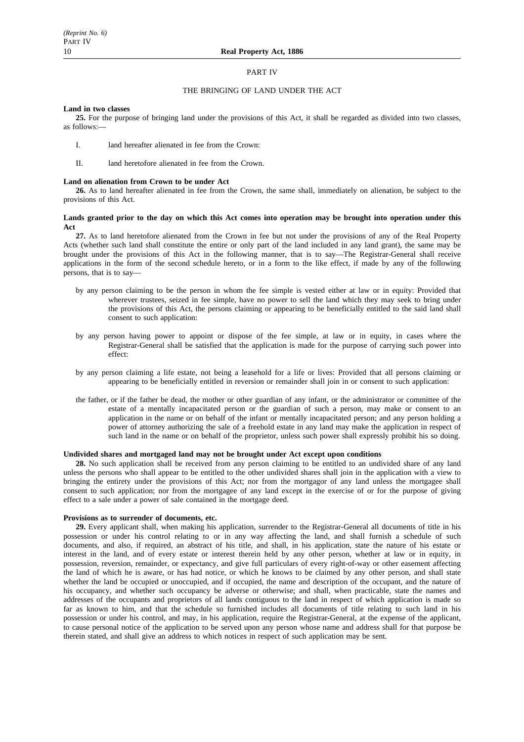## PART IV

### THE BRINGING OF LAND UNDER THE ACT

**Land in two classes**

**25.** For the purpose of bringing land under the provisions of this Act, it shall be regarded as divided into two classes, as follows:—

I. land hereafter alienated in fee from the Crown:

II. land heretofore alienated in fee from the Crown.

**Land on alienation from Crown to be under Act**

**26.** As to land hereafter alienated in fee from the Crown, the same shall, immediately on alienation, be subject to the provisions of this Act.

**Lands granted prior to the day on which this Act comes into operation may be brought into operation under this Act**

**27.** As to land heretofore alienated from the Crown in fee but not under the provisions of any of the Real Property Acts (whether such land shall constitute the entire or only part of the land included in any land grant), the same may be brought under the provisions of this Act in the following manner, that is to say—The Registrar-General shall receive applications in the form of the second schedule hereto, or in a form to the like effect, if made by any of the following persons, that is to say—

by any person claiming to be the person in whom the fee simple is vested either at law or in equity: Provided that wherever trustees, seized in fee simple, have no power to sell the land which they may seek to bring under the provisions of this Act, the persons claiming or appearing to be beneficially entitled to the said land shall consent to such application:

by any person having power to appoint or dispose of the fee simple, at law or in equity, in cases where the Registrar-General shall be satisfied that the application is made for the purpose of carrying such power into effect:

by any person claiming a life estate, not being a leasehold for a life or lives: Provided that all persons claiming or appearing to be beneficially entitled in reversion or remainder shall join in or consent to such application:

the father, or if the father be dead, the mother or other guardian of any infant, or the administrator or committee of the estate of a mentally incapacitated person or the guardian of such a person, may make or consent to an application in the name or on behalf of the infant or mentally incapacitated person; and any person holding a power of attorney authorizing the sale of a freehold estate in any land may make the application in respect of such land in the name or on behalf of the proprietor, unless such power shall expressly prohibit his so doing.

**Undivided shares and mortgaged land may not be brought under Act except upon conditions**

**28.** No such application shall be received from any person claiming to be entitled to an undivided share of any land unless the persons who shall appear to be entitled to the other undivided shares shall join in the application with a view to bringing the entirety under the provisions of this Act; nor from the mortgagor of any land unless the mortgagee shall consent to such application; nor from the mortgagee of any land except in the exercise of or for the purpose of giving effect to a sale under a power of sale contained in the mortgage deed.

**Provisions as to surrender of documents, etc.**

**29.** Every applicant shall, when making his application, surrender to the Registrar-General all documents of title in his possession or under his control relating to or in any way affecting the land, and shall furnish a schedule of such documents, and also, if required, an abstract of his title, and shall, in his application, state the nature of his estate or interest in the land, and of every estate or interest therein held by any other person, whether at law or in equity, in possession, reversion, remainder, or expectancy, and give full particulars of every right-of-way or other easement affecting the land of which he is aware, or has had notice, or which he knows to be claimed by any other person, and shall state whether the land be occupied or unoccupied, and if occupied, the name and description of the occupant, and the nature of his occupancy, and whether such occupancy be adverse or otherwise; and shall, when practicable, state the names and addresses of the occupants and proprietors of all lands contiguous to the land in respect of which application is made so far as known to him, and that the schedule so furnished includes all documents of title relating to such land in his possession or under his control, and may, in his application, require the Registrar-General, at the expense of the applicant, to cause personal notice of the application to be served upon any person whose name and address shall for that purpose be therein stated, and shall give an address to which notices in respect of such application may be sent.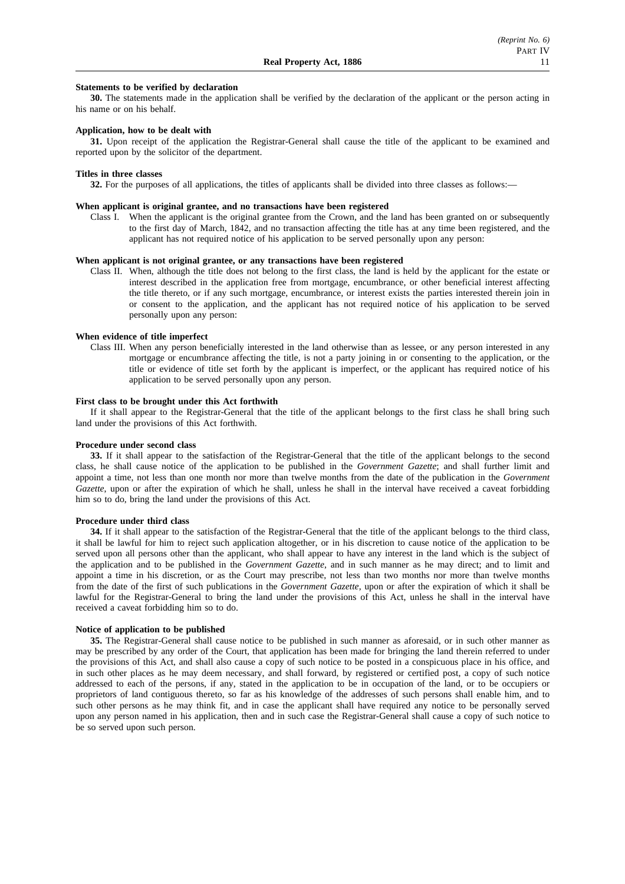**Statements to be verified by declaration**

**30.** The statements made in the application shall be verified by the declaration of the applicant or the person acting in his name or on his behalf.

**Application, how to be dealt with**

**31.** Upon receipt of the application the Registrar-General shall cause the title of the applicant to be examined and reported upon by the solicitor of the department.

**Titles in three classes**

**32.** For the purposes of all applications, the titles of applicants shall be divided into three classes as follows:—

**When applicant is original grantee, and no transactions have been registered**

Class I. When the applicant is the original grantee from the Crown, and the land has been granted on or subsequently to the first day of March, 1842, and no transaction affecting the title has at any time been registered, and the applicant has not required notice of his application to be served personally upon any person:

**When applicant is not original grantee, or any transactions have been registered**

Class II. When, although the title does not belong to the first class, the land is held by the applicant for the estate or interest described in the application free from mortgage, encumbrance, or other beneficial interest affecting the title thereto, or if any such mortgage, encumbrance, or interest exists the parties interested therein join in or consent to the application, and the applicant has not required notice of his application to be served personally upon any person:

**When evidence of title imperfect**

Class III. When any person beneficially interested in the land otherwise than as lessee, or any person interested in any mortgage or encumbrance affecting the title, is not a party joining in or consenting to the application, or the title or evidence of title set forth by the applicant is imperfect, or the applicant has required notice of his application to be served personally upon any person.

**First class to be brought under this Act forthwith**

If it shall appear to the Registrar-General that the title of the applicant belongs to the first class he shall bring such land under the provisions of this Act forthwith.

**Procedure under second class**

**33.** If it shall appear to the satisfaction of the Registrar-General that the title of the applicant belongs to the second class, he shall cause notice of the application to be published in the *Government Gazette*; and shall further limit and appoint a time, not less than one month nor more than twelve months from the date of the publication in the *Government Gazette*, upon or after the expiration of which he shall, unless he shall in the interval have received a caveat forbidding him so to do, bring the land under the provisions of this Act.

**Procedure under third class**

**34.** If it shall appear to the satisfaction of the Registrar-General that the title of the applicant belongs to the third class, it shall be lawful for him to reject such application altogether, or in his discretion to cause notice of the application to be served upon all persons other than the applicant, who shall appear to have any interest in the land which is the subject of the application and to be published in the *Government Gazette*, and in such manner as he may direct; and to limit and appoint a time in his discretion, or as the Court may prescribe, not less than two months nor more than twelve months from the date of the first of such publications in the *Government Gazette*, upon or after the expiration of which it shall be lawful for the Registrar-General to bring the land under the provisions of this Act, unless he shall in the interval have received a caveat forbidding him so to do.

**Notice of application to be published**

**35.** The Registrar-General shall cause notice to be published in such manner as aforesaid, or in such other manner as may be prescribed by any order of the Court, that application has been made for bringing the land therein referred to under the provisions of this Act, and shall also cause a copy of such notice to be posted in a conspicuous place in his office, and in such other places as he may deem necessary, and shall forward, by registered or certified post, a copy of such notice addressed to each of the persons, if any, stated in the application to be in occupation of the land, or to be occupiers or proprietors of land contiguous thereto, so far as his knowledge of the addresses of such persons shall enable him, and to such other persons as he may think fit, and in case the applicant shall have required any notice to be personally served upon any person named in his application, then and in such case the Registrar-General shall cause a copy of such notice to be so served upon such person.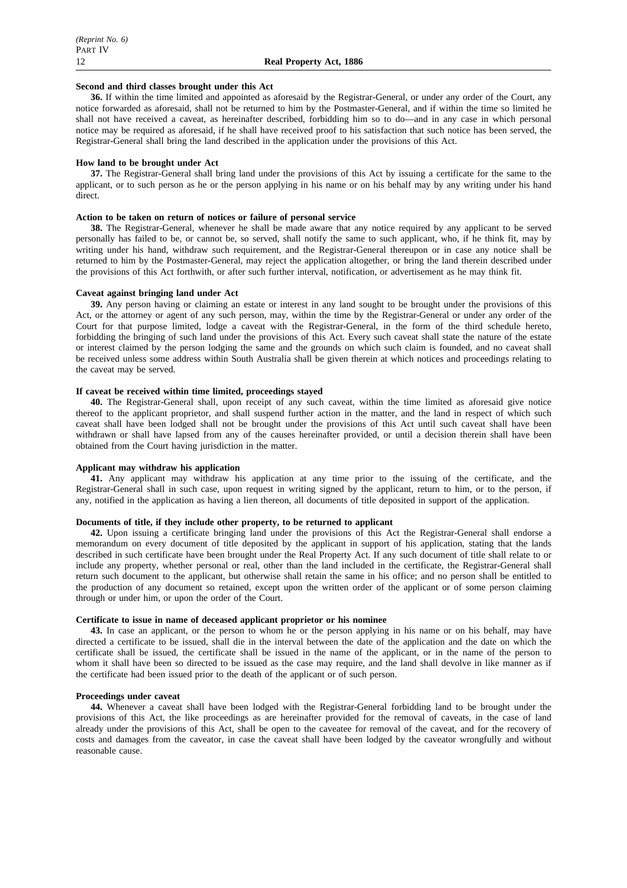**Second and third classes brought under this Act**

**36.** If within the time limited and appointed as aforesaid by the Registrar-General, or under any order of the Court, any notice forwarded as aforesaid, shall not be returned to him by the Postmaster-General, and if within the time so limited he shall not have received a caveat, as hereinafter described, forbidding him so to do—and in any case in which personal notice may be required as aforesaid, if he shall have received proof to his satisfaction that such notice has been served, the Registrar-General shall bring the land described in the application under the provisions of this Act.

**How land to be brought under Act**

**37.** The Registrar-General shall bring land under the provisions of this Act by issuing a certificate for the same to the applicant, or to such person as he or the person applying in his name or on his behalf may by any writing under his hand direct.

**Action to be taken on return of notices or failure of personal service**

**38.** The Registrar-General, whenever he shall be made aware that any notice required by any applicant to be served personally has failed to be, or cannot be, so served, shall notify the same to such applicant, who, if he think fit, may by writing under his hand, withdraw such requirement, and the Registrar-General thereupon or in case any notice shall be returned to him by the Postmaster-General, may reject the application altogether, or bring the land therein described under the provisions of this Act forthwith, or after such further interval, notification, or advertisement as he may think fit.

**Caveat against bringing land under Act**

**39.** Any person having or claiming an estate or interest in any land sought to be brought under the provisions of this Act, or the attorney or agent of any such person, may, within the time by the Registrar-General or under any order of the Court for that purpose limited, lodge a caveat with the Registrar-General, in the form of the third schedule hereto, forbidding the bringing of such land under the provisions of this Act. Every such caveat shall state the nature of the estate or interest claimed by the person lodging the same and the grounds on which such claim is founded, and no caveat shall be received unless some address within South Australia shall be given therein at which notices and proceedings relating to the caveat may be served.

**If caveat be received within time limited, proceedings stayed**

**40.** The Registrar-General shall, upon receipt of any such caveat, within the time limited as aforesaid give notice thereof to the applicant proprietor, and shall suspend further action in the matter, and the land in respect of which such caveat shall have been lodged shall not be brought under the provisions of this Act until such caveat shall have been withdrawn or shall have lapsed from any of the causes hereinafter provided, or until a decision therein shall have been obtained from the Court having jurisdiction in the matter.

**Applicant may withdraw his application**

**41.** Any applicant may withdraw his application at any time prior to the issuing of the certificate, and the Registrar-General shall in such case, upon request in writing signed by the applicant, return to him, or to the person, if any, notified in the application as having a lien thereon, all documents of title deposited in support of the application.

**Documents of title, if they include other property, to be returned to applicant**

**42.** Upon issuing a certificate bringing land under the provisions of this Act the Registrar-General shall endorse a memorandum on every document of title deposited by the applicant in support of his application, stating that the lands described in such certificate have been brought under the Real Property Act. If any such document of title shall relate to or include any property, whether personal or real, other than the land included in the certificate, the Registrar-General shall return such document to the applicant, but otherwise shall retain the same in his office; and no person shall be entitled to the production of any document so retained, except upon the written order of the applicant or of some person claiming through or under him, or upon the order of the Court.

**Certificate to issue in name of deceased applicant proprietor or his nominee**

**43.** In case an applicant, or the person to whom he or the person applying in his name or on his behalf, may have directed a certificate to be issued, shall die in the interval between the date of the application and the date on which the certificate shall be issued, the certificate shall be issued in the name of the applicant, or in the name of the person to whom it shall have been so directed to be issued as the case may require, and the land shall devolve in like manner as if the certificate had been issued prior to the death of the applicant or of such person.

**Proceedings under caveat**

**44.** Whenever a caveat shall have been lodged with the Registrar-General forbidding land to be brought under the provisions of this Act, the like proceedings as are hereinafter provided for the removal of caveats, in the case of land already under the provisions of this Act, shall be open to the caveatee for removal of the caveat, and for the recovery of costs and damages from the caveator, in case the caveat shall have been lodged by the caveator wrongfully and without reasonable cause.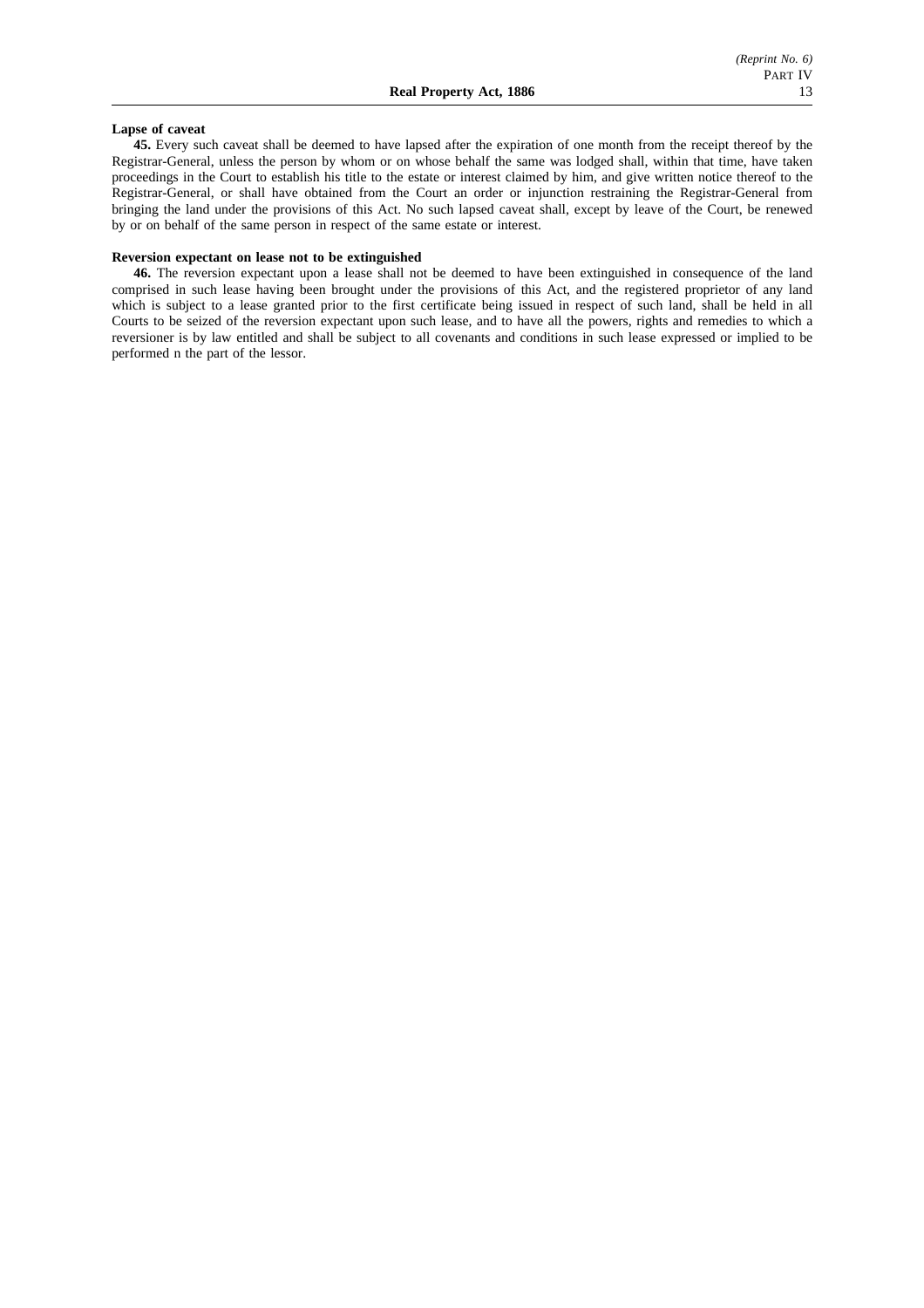**Lapse of caveat**

**45.** Every such caveat shall be deemed to have lapsed after the expiration of one month from the receipt thereof by the Registrar-General, unless the person by whom or on whose behalf the same was lodged shall, within that time, have taken proceedings in the Court to establish his title to the estate or interest claimed by him, and give written notice thereof to the Registrar-General, or shall have obtained from the Court an order or injunction restraining the Registrar-General from bringing the land under the provisions of this Act. No such lapsed caveat shall, except by leave of the Court, be renewed by or on behalf of the same person in respect of the same estate or interest.

**Reversion expectant on lease not to be extinguished**

**46.** The reversion expectant upon a lease shall not be deemed to have been extinguished in consequence of the land comprised in such lease having been brought under the provisions of this Act, and the registered proprietor of any land which is subject to a lease granted prior to the first certificate being issued in respect of such land, shall be held in all Courts to be seized of the reversion expectant upon such lease, and to have all the powers, rights and remedies to which a reversioner is by law entitled and shall be subject to all covenants and conditions in such lease expressed or implied to be performed n the part of the lessor.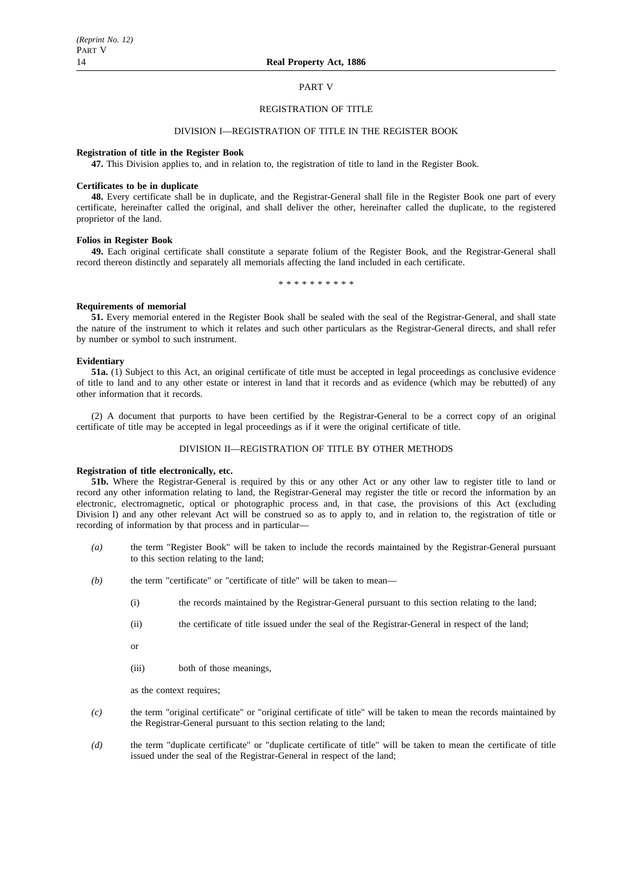## PART V

## REGISTRATION OF TITLE

### DIVISION I—REGISTRATION OF TITLE IN THE REGISTER BOOK

**Registration of title in the Register Book**

**47.** This Division applies to, and in relation to, the registration of title to land in the Register Book.

**Certificates to be in duplicate**

**48.** Every certificate shall be in duplicate, and the Registrar-General shall file in the Register Book one part of every certificate, hereinafter called the original, and shall deliver the other, hereinafter called the duplicate, to the registered proprietor of the land.

**Folios in Register Book**

**49.** Each original certificate shall constitute a separate folium of the Register Book, and the Registrar-General shall record thereon distinctly and separately all memorials affecting the land included in each certificate.

\* \* \* \* \* \* \* \* \* \*

**Requirements of memorial**

**51.** Every memorial entered in the Register Book shall be sealed with the seal of the Registrar-General, and shall state the nature of the instrument to which it relates and such other particulars as the Registrar-General directs, and shall refer by number or symbol to such instrument.

**Evidentiary**

**51a.** (1) Subject to this Act, an original certificate of title must be accepted in legal proceedings as conclusive evidence of title to land and to any other estate or interest in land that it records and as evidence (which may be rebutted) of any other information that it records.

(2) A document that purports to have been certified by the Registrar-General to be a correct copy of an original certificate of title may be accepted in legal proceedings as if it were the original certificate of title.

### DIVISION II—REGISTRATION OF TITLE BY OTHER METHODS

**Registration of title electronically, etc.**

**51b.** Where the Registrar-General is required by this or any other Act or any other law to register title to land or record any other information relating to land, the Registrar-General may register the title or record the information by an electronic, electromagnetic, optical or photographic process and, in that case, the provisions of this Act (excluding Division I) and any other relevant Act will be construed so as to apply to, and in relation to, the registration of title or recording of information by that process and in particular—

*(a)* the term "Register Book" will be taken to include the records maintained by the Registrar-General pursuant to this section relating to the land;

*(b)* the term "certificate" or "certificate of title" will be taken to mean—

(i) the records maintained by the Registrar-General pursuant to this section relating to the land;

(ii) the certificate of title issued under the seal of the Registrar-General in respect of the land;

or

(iii) both of those meanings,

as the context requires;

*(c)* the term "original certificate" or "original certificate of title" will be taken to mean the records maintained by the Registrar-General pursuant to this section relating to the land;

*(d)* the term "duplicate certificate" or "duplicate certificate of title" will be taken to mean the certificate of title issued under the seal of the Registrar-General in respect of the land;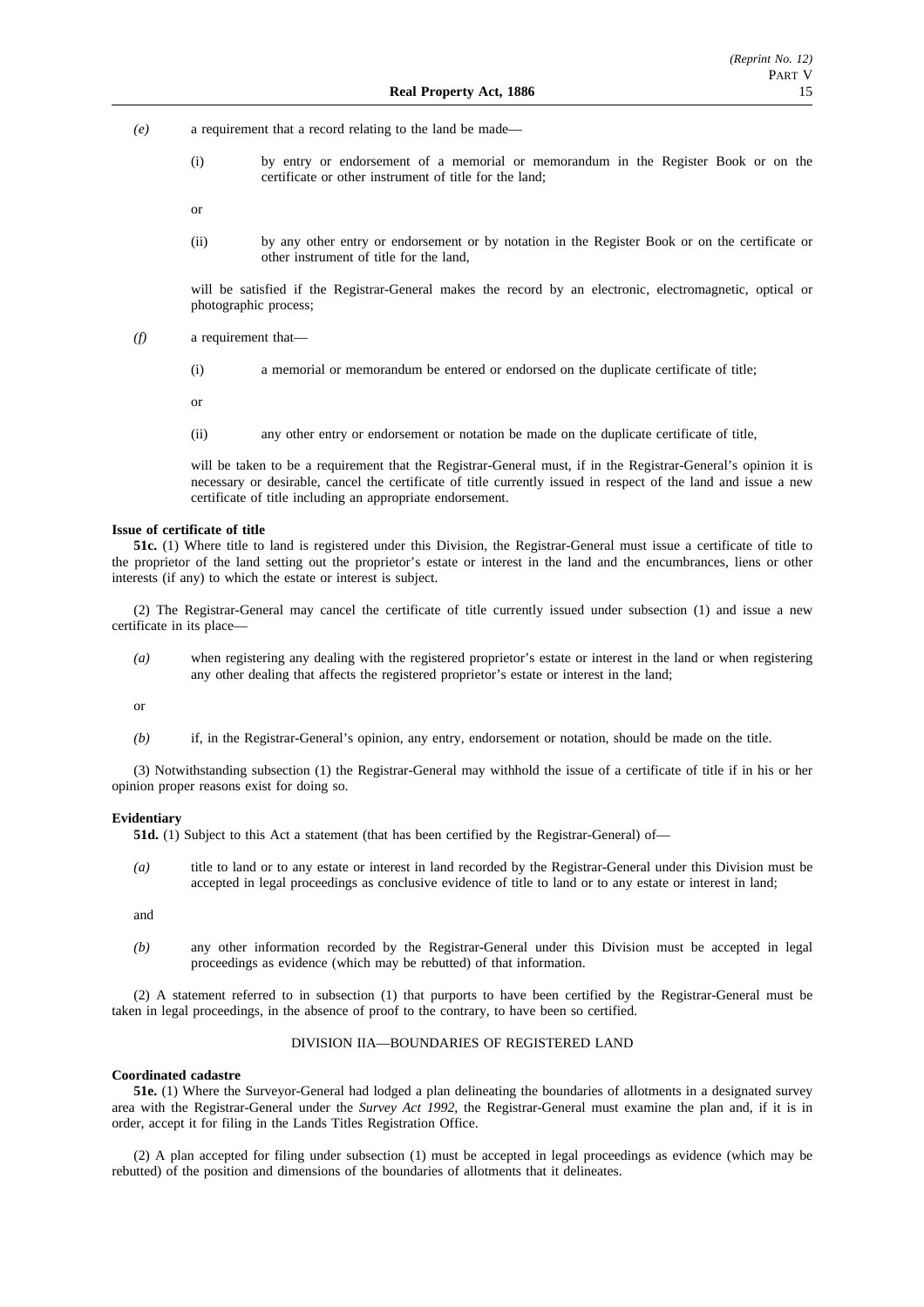*(e)* a requirement that a record relating to the land be made—

(i) by entry or endorsement of a memorial or memorandum in the Register Book or on the certificate or other instrument of title for the land;

or

(ii) by any other entry or endorsement or by notation in the Register Book or on the certificate or other instrument of title for the land,

will be satisfied if the Registrar-General makes the record by an electronic, electromagnetic, optical or photographic process;

*(f)* a requirement that—

(i) a memorial or memorandum be entered or endorsed on the duplicate certificate of title;

or

(ii) any other entry or endorsement or notation be made on the duplicate certificate of title,

will be taken to be a requirement that the Registrar-General must, if in the Registrar-General's opinion it is necessary or desirable, cancel the certificate of title currently issued in respect of the land and issue a new certificate of title including an appropriate endorsement.

**Issue of certificate of title**

**51c.** (1) Where title to land is registered under this Division, the Registrar-General must issue a certificate of title to the proprietor of the land setting out the proprietor's estate or interest in the land and the encumbrances, liens or other interests (if any) to which the estate or interest is subject.

(2) The Registrar-General may cancel the certificate of title currently issued under subsection (1) and issue a new certificate in its place—

*(a)* when registering any dealing with the registered proprietor's estate or interest in the land or when registering any other dealing that affects the registered proprietor's estate or interest in the land;

or

*(b)* if, in the Registrar-General's opinion, any entry, endorsement or notation, should be made on the title.

(3) Notwithstanding subsection (1) the Registrar-General may withhold the issue of a certificate of title if in his or her opinion proper reasons exist for doing so.

**Evidentiary**

**51d.** (1) Subject to this Act a statement (that has been certified by the Registrar-General) of—

*(a)* title to land or to any estate or interest in land recorded by the Registrar-General under this Division must be accepted in legal proceedings as conclusive evidence of title to land or to any estate or interest in land;

and

*(b)* any other information recorded by the Registrar-General under this Division must be accepted in legal proceedings as evidence (which may be rebutted) of that information.

(2) A statement referred to in subsection (1) that purports to have been certified by the Registrar-General must be taken in legal proceedings, in the absence of proof to the contrary, to have been so certified.

DIVISION IIA—BOUNDARIES OF REGISTERED LAND

**Coordinated cadastre**

**51e.** (1) Where the Surveyor-General had lodged a plan delineating the boundaries of allotments in a designated survey area with the Registrar-General under the *Survey Act 1992*, the Registrar-General must examine the plan and, if it is in order, accept it for filing in the Lands Titles Registration Office.

(2) A plan accepted for filing under subsection (1) must be accepted in legal proceedings as evidence (which may be rebutted) of the position and dimensions of the boundaries of allotments that it delineates.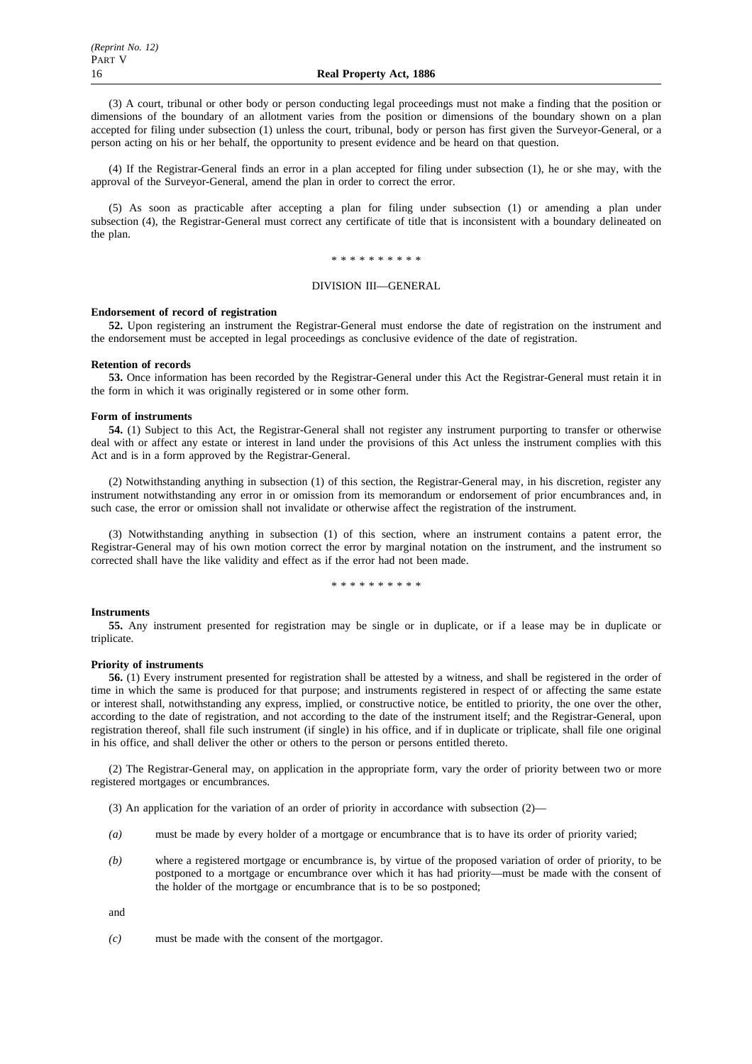(3) A court, tribunal or other body or person conducting legal proceedings must not make a finding that the position or dimensions of the boundary of an allotment varies from the position or dimensions of the boundary shown on a plan accepted for filing under subsection (1) unless the court, tribunal, body or person has first given the Surveyor-General, or a person acting on his or her behalf, the opportunity to present evidence and be heard on that question.

(4) If the Registrar-General finds an error in a plan accepted for filing under subsection (1), he or she may, with the approval of the Surveyor-General, amend the plan in order to correct the error.

(5) As soon as practicable after accepting a plan for filing under subsection (1) or amending a plan under subsection (4), the Registrar-General must correct any certificate of title that is inconsistent with a boundary delineated on the plan.

\* \* \* \* \* \* \* \* \* \*

DIVISION III—GENERAL

**Endorsement of record of registration**

**52.** Upon registering an instrument the Registrar-General must endorse the date of registration on the instrument and the endorsement must be accepted in legal proceedings as conclusive evidence of the date of registration.

**Retention of records**

**53.** Once information has been recorded by the Registrar-General under this Act the Registrar-General must retain it in the form in which it was originally registered or in some other form.

**Form of instruments**

**54.** (1) Subject to this Act, the Registrar-General shall not register any instrument purporting to transfer or otherwise deal with or affect any estate or interest in land under the provisions of this Act unless the instrument complies with this Act and is in a form approved by the Registrar-General.

(2) Notwithstanding anything in subsection (1) of this section, the Registrar-General may, in his discretion, register any instrument notwithstanding any error in or omission from its memorandum or endorsement of prior encumbrances and, in such case, the error or omission shall not invalidate or otherwise affect the registration of the instrument.

(3) Notwithstanding anything in subsection (1) of this section, where an instrument contains a patent error, the Registrar-General may of his own motion correct the error by marginal notation on the instrument, and the instrument so corrected shall have the like validity and effect as if the error had not been made.

\* \* \* \* \* \* \* \* \* \*

**Instruments**

**55.** Any instrument presented for registration may be single or in duplicate, or if a lease may be in duplicate or triplicate.

**Priority of instruments**

**56.** (1) Every instrument presented for registration shall be attested by a witness, and shall be registered in the order of time in which the same is produced for that purpose; and instruments registered in respect of or affecting the same estate or interest shall, notwithstanding any express, implied, or constructive notice, be entitled to priority, the one over the other, according to the date of registration, and not according to the date of the instrument itself; and the Registrar-General, upon registration thereof, shall file such instrument (if single) in his office, and if in duplicate or triplicate, shall file one original in his office, and shall deliver the other or others to the person or persons entitled thereto.

(2) The Registrar-General may, on application in the appropriate form, vary the order of priority between two or more registered mortgages or encumbrances.

(3) An application for the variation of an order of priority in accordance with subsection (2)—

*(a)* must be made by every holder of a mortgage or encumbrance that is to have its order of priority varied;

*(b)* where a registered mortgage or encumbrance is, by virtue of the proposed variation of order of priority, to be postponed to a mortgage or encumbrance over which it has had priority—must be made with the consent of the holder of the mortgage or encumbrance that is to be so postponed;

and

*(c)* must be made with the consent of the mortgagor.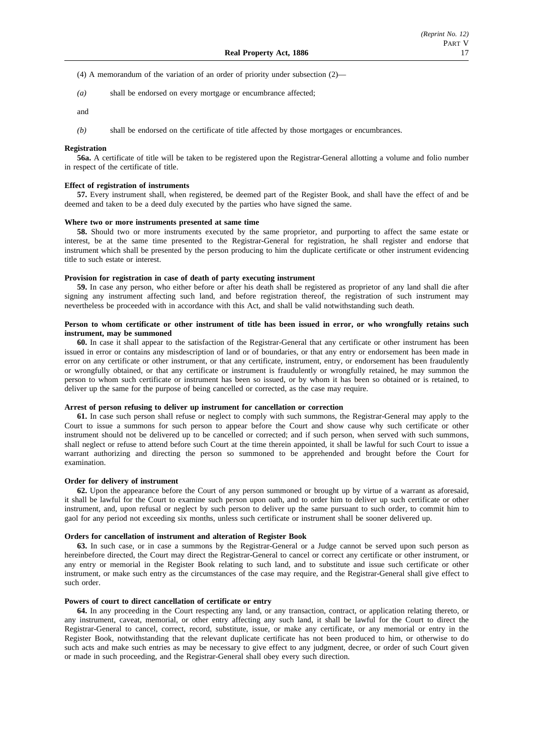(4) A memorandum of the variation of an order of priority under subsection (2)—

*(a)* shall be endorsed on every mortgage or encumbrance affected;

and

*(b)* shall be endorsed on the certificate of title affected by those mortgages or encumbrances.

**Registration**

**56a.** A certificate of title will be taken to be registered upon the Registrar-General allotting a volume and folio number in respect of the certificate of title.

**Effect of registration of instruments**

**57.** Every instrument shall, when registered, be deemed part of the Register Book, and shall have the effect of and be deemed and taken to be a deed duly executed by the parties who have signed the same.

**Where two or more instruments presented at same time**

**58.** Should two or more instruments executed by the same proprietor, and purporting to affect the same estate or interest, be at the same time presented to the Registrar-General for registration, he shall register and endorse that instrument which shall be presented by the person producing to him the duplicate certificate or other instrument evidencing title to such estate or interest.

**Provision for registration in case of death of party executing instrument**

**59.** In case any person, who either before or after his death shall be registered as proprietor of any land shall die after signing any instrument affecting such land, and before registration thereof, the registration of such instrument may nevertheless be proceeded with in accordance with this Act, and shall be valid notwithstanding such death.

**Person to whom certificate or other instrument of title has been issued in error, or who wrongfully retains such instrument, may be summoned**

**60.** In case it shall appear to the satisfaction of the Registrar-General that any certificate or other instrument has been issued in error or contains any misdescription of land or of boundaries, or that any entry or endorsement has been made in error on any certificate or other instrument, or that any certificate, instrument, entry, or endorsement has been fraudulently or wrongfully obtained, or that any certificate or instrument is fraudulently or wrongfully retained, he may summon the person to whom such certificate or instrument has been so issued, or by whom it has been so obtained or is retained, to deliver up the same for the purpose of being cancelled or corrected, as the case may require.

**Arrest of person refusing to deliver up instrument for cancellation or correction**

**61.** In case such person shall refuse or neglect to comply with such summons, the Registrar-General may apply to the Court to issue a summons for such person to appear before the Court and show cause why such certificate or other instrument should not be delivered up to be cancelled or corrected; and if such person, when served with such summons, shall neglect or refuse to attend before such Court at the time therein appointed, it shall be lawful for such Court to issue a warrant authorizing and directing the person so summoned to be apprehended and brought before the Court for examination.

**Order for delivery of instrument**

**62.** Upon the appearance before the Court of any person summoned or brought up by virtue of a warrant as aforesaid, it shall be lawful for the Court to examine such person upon oath, and to order him to deliver up such certificate or other instrument, and, upon refusal or neglect by such person to deliver up the same pursuant to such order, to commit him to gaol for any period not exceeding six months, unless such certificate or instrument shall be sooner delivered up.

**Orders for cancellation of instrument and alteration of Register Book**

**63.** In such case, or in case a summons by the Registrar-General or a Judge cannot be served upon such person as hereinbefore directed, the Court may direct the Registrar-General to cancel or correct any certificate or other instrument, or any entry or memorial in the Register Book relating to such land, and to substitute and issue such certificate or other instrument, or make such entry as the circumstances of the case may require, and the Registrar-General shall give effect to such order.

**Powers of court to direct cancellation of certificate or entry**

**64.** In any proceeding in the Court respecting any land, or any transaction, contract, or application relating thereto, or any instrument, caveat, memorial, or other entry affecting any such land, it shall be lawful for the Court to direct the Registrar-General to cancel, correct, record, substitute, issue, or make any certificate, or any memorial or entry in the Register Book, notwithstanding that the relevant duplicate certificate has not been produced to him, or otherwise to do such acts and make such entries as may be necessary to give effect to any judgment, decree, or order of such Court given or made in such proceeding, and the Registrar-General shall obey every such direction.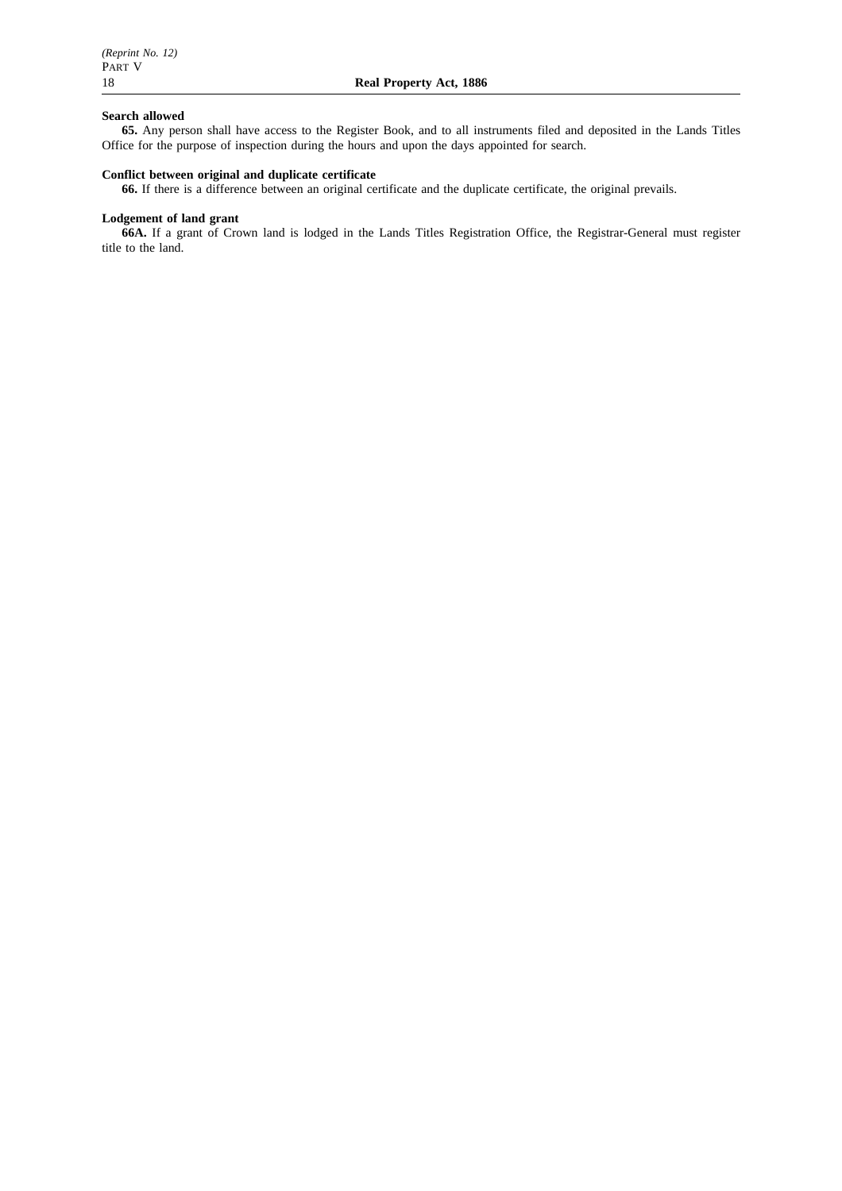**Search allowed**

**65.** Any person shall have access to the Register Book, and to all instruments filed and deposited in the Lands Titles Office for the purpose of inspection during the hours and upon the days appointed for search.

**Conflict between original and duplicate certificate**

**66.** If there is a difference between an original certificate and the duplicate certificate, the original prevails.

**Lodgement of land grant**

**66A.** If a grant of Crown land is lodged in the Lands Titles Registration Office, the Registrar-General must register title to the land.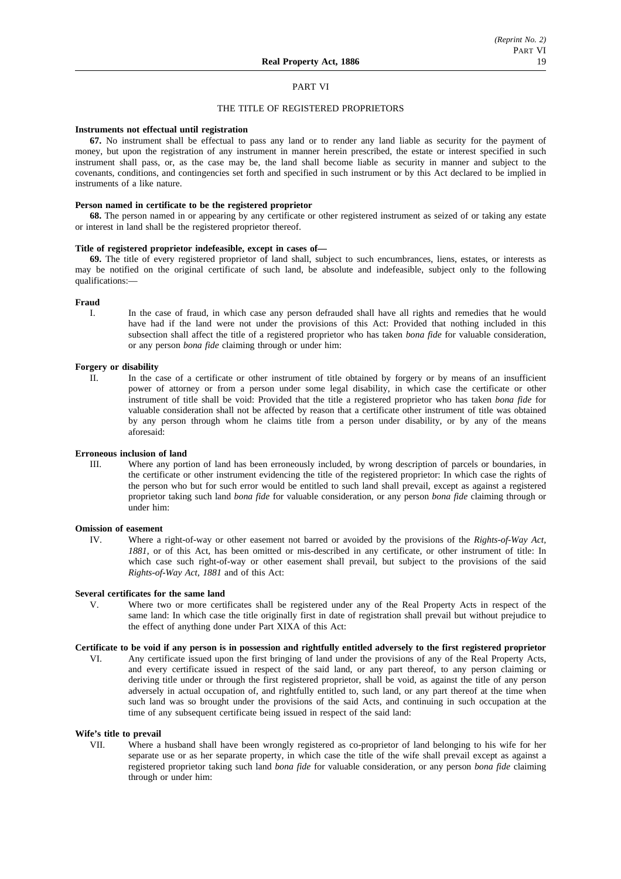# PART VI

## THE TITLE OF REGISTERED PROPRIETORS

**Instruments not effectual until registration**

**67.** No instrument shall be effectual to pass any land or to render any land liable as security for the payment of money, but upon the registration of any instrument in manner herein prescribed, the estate or interest specified in such instrument shall pass, or, as the case may be, the land shall become liable as security in manner and subject to the covenants, conditions, and contingencies set forth and specified in such instrument or by this Act declared to be implied in instruments of a like nature.

**Person named in certificate to be the registered proprietor**

**68.** The person named in or appearing by any certificate or other registered instrument as seized of or taking any estate or interest in land shall be the registered proprietor thereof.

**Title of registered proprietor indefeasible, except in cases of—**

**69.** The title of every registered proprietor of land shall, subject to such encumbrances, liens, estates, or interests as may be notified on the original certificate of such land, be absolute and indefeasible, subject only to the following qualifications:—

**Fraud**

I. In the case of fraud, in which case any person defrauded shall have all rights and remedies that he would have had if the land were not under the provisions of this Act: Provided that nothing included in this subsection shall affect the title of a registered proprietor who has taken *bona fide* for valuable consideration, or any person *bona fide* claiming through or under him:

**Forgery or disability**

II. In the case of a certificate or other instrument of title obtained by forgery or by means of an insufficient power of attorney or from a person under some legal disability, in which case the certificate or other instrument of title shall be void: Provided that the title a registered proprietor who has taken *bona fide* for valuable consideration shall not be affected by reason that a certificate other instrument of title was obtained by any person through whom he claims title from a person under disability, or by any of the means aforesaid:

**Erroneous inclusion of land**

III. Where any portion of land has been erroneously included, by wrong description of parcels or boundaries, in the certificate or other instrument evidencing the title of the registered proprietor: In which case the rights of the person who but for such error would be entitled to such land shall prevail, except as against a registered proprietor taking such land *bona fide* for valuable consideration, or any person *bona fide* claiming through or under him:

**Omission of easement**

IV. Where a right-of-way or other easement not barred or avoided by the provisions of the *Rights-of-Way Act, 1881*, or of this Act, has been omitted or mis-described in any certificate, or other instrument of title: In which case such right-of-way or other easement shall prevail, but subject to the provisions of the said *Rights-of-Way Act, 1881* and of this Act:

**Several certificates for the same land**

V. Where two or more certificates shall be registered under any of the Real Property Acts in respect of the same land: In which case the title originally first in date of registration shall prevail but without prejudice to the effect of anything done under Part XIXA of this Act:

**Certificate to be void if any person is in possession and rightfully entitled adversely to the first registered proprietor**

VI. Any certificate issued upon the first bringing of land under the provisions of any of the Real Property Acts, and every certificate issued in respect of the said land, or any part thereof, to any person claiming or deriving title under or through the first registered proprietor, shall be void, as against the title of any person adversely in actual occupation of, and rightfully entitled to, such land, or any part thereof at the time when such land was so brought under the provisions of the said Acts, and continuing in such occupation at the time of any subsequent certificate being issued in respect of the said land:

**Wife's title to prevail**

VII. Where a husband shall have been wrongly registered as co-proprietor of land belonging to his wife for her separate use or as her separate property, in which case the title of the wife shall prevail except as against a registered proprietor taking such land *bona fide* for valuable consideration, or any person *bona fide* claiming through or under him: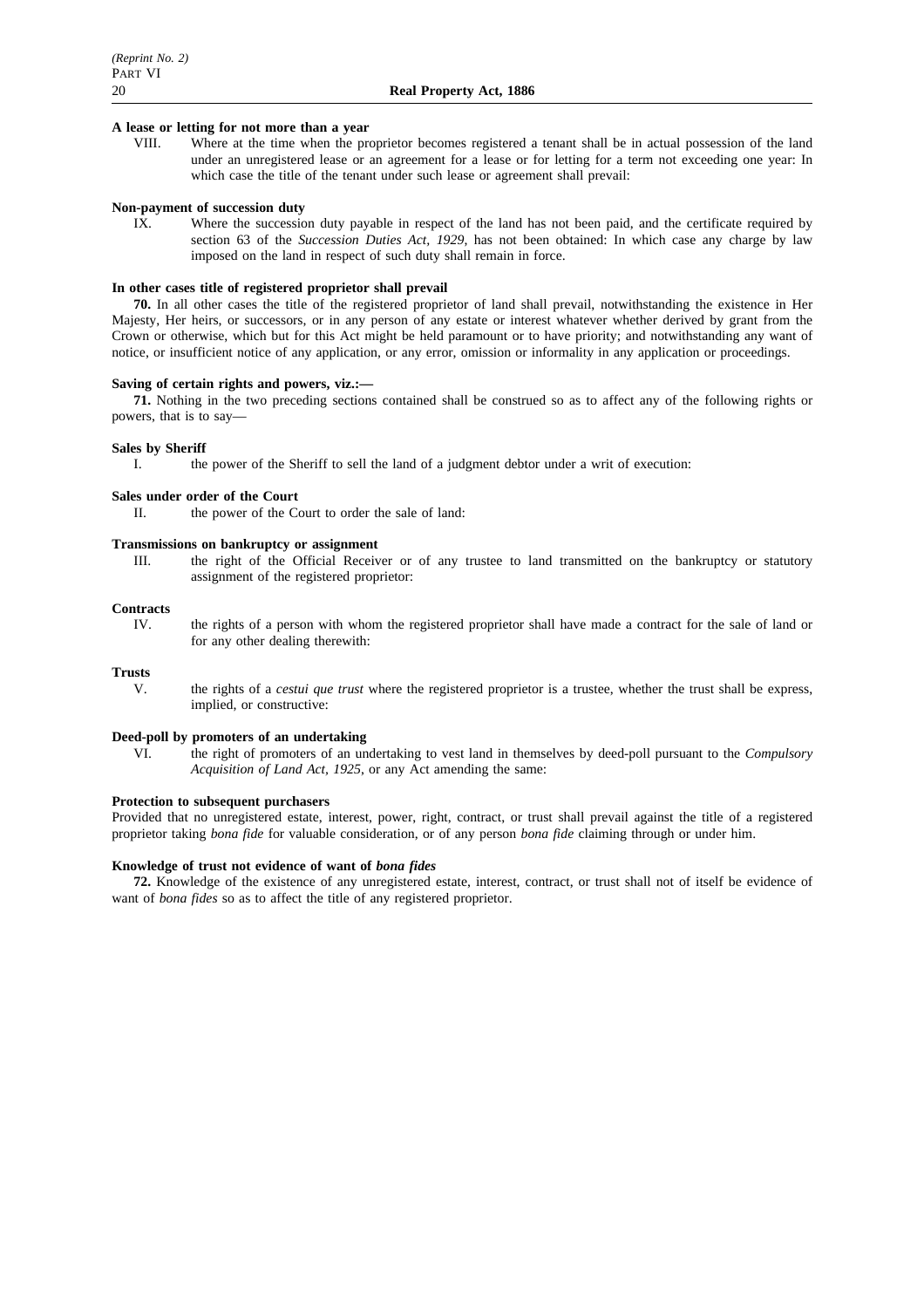**A lease or letting for not more than a year**

VIII. Where at the time when the proprietor becomes registered a tenant shall be in actual possession of the land under an unregistered lease or an agreement for a lease or for letting for a term not exceeding one year: In which case the title of the tenant under such lease or agreement shall prevail:

**Non-payment of succession duty**

IX. Where the succession duty payable in respect of the land has not been paid, and the certificate required by section 63 of the *Succession Duties Act, 1929*, has not been obtained: In which case any charge by law imposed on the land in respect of such duty shall remain in force.

**In other cases title of registered proprietor shall prevail**

**70.** In all other cases the title of the registered proprietor of land shall prevail, notwithstanding the existence in Her Majesty, Her heirs, or successors, or in any person of any estate or interest whatever whether derived by grant from the Crown or otherwise, which but for this Act might be held paramount or to have priority; and notwithstanding any want of notice, or insufficient notice of any application, or any error, omission or informality in any application or proceedings.

**Saving of certain rights and powers, viz.:—**

**71.** Nothing in the two preceding sections contained shall be construed so as to affect any of the following rights or powers, that is to say—

**Sales by Sheriff**

I. the power of the Sheriff to sell the land of a judgment debtor under a writ of execution:

**Sales under order of the Court**

II. the power of the Court to order the sale of land:

**Transmissions on bankruptcy or assignment**

III. the right of the Official Receiver or of any trustee to land transmitted on the bankruptcy or statutory assignment of the registered proprietor:

**Contracts**

IV. the rights of a person with whom the registered proprietor shall have made a contract for the sale of land or for any other dealing therewith:

**Trusts**

V. the rights of a *cestui que trust* where the registered proprietor is a trustee, whether the trust shall be express, implied, or constructive:

**Deed-poll by promoters of an undertaking**

VI. the right of promoters of an undertaking to vest land in themselves by deed-poll pursuant to the *Compulsory Acquisition of Land Act, 1925*, or any Act amending the same:

**Protection to subsequent purchasers**

Provided that no unregistered estate, interest, power, right, contract, or trust shall prevail against the title of a registered proprietor taking *bona fide* for valuable consideration, or of any person *bona fide* claiming through or under him.

**Knowledge of trust not evidence of want of *bona fides***

**72.** Knowledge of the existence of any unregistered estate, interest, contract, or trust shall not of itself be evidence of want of *bona fides* so as to affect the title of any registered proprietor.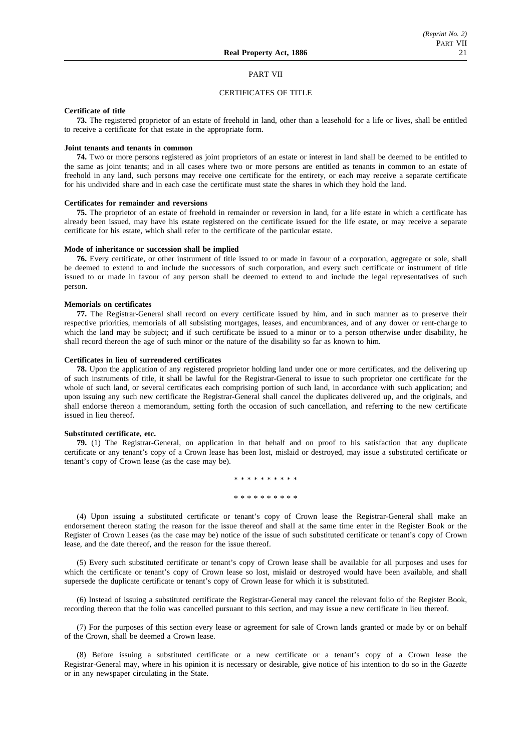## PART VII

### CERTIFICATES OF TITLE

**Certificate of title**

**73.** The registered proprietor of an estate of freehold in land, other than a leasehold for a life or lives, shall be entitled to receive a certificate for that estate in the appropriate form.

**Joint tenants and tenants in common**

**74.** Two or more persons registered as joint proprietors of an estate or interest in land shall be deemed to be entitled to the same as joint tenants; and in all cases where two or more persons are entitled as tenants in common to an estate of freehold in any land, such persons may receive one certificate for the entirety, or each may receive a separate certificate for his undivided share and in each case the certificate must state the shares in which they hold the land.

**Certificates for remainder and reversions**

**75.** The proprietor of an estate of freehold in remainder or reversion in land, for a life estate in which a certificate has already been issued, may have his estate registered on the certificate issued for the life estate, or may receive a separate certificate for his estate, which shall refer to the certificate of the particular estate.

**Mode of inheritance or succession shall be implied**

**76.** Every certificate, or other instrument of title issued to or made in favour of a corporation, aggregate or sole, shall be deemed to extend to and include the successors of such corporation, and every such certificate or instrument of title issued to or made in favour of any person shall be deemed to extend to and include the legal representatives of such person.

**Memorials on certificates**

**77.** The Registrar-General shall record on every certificate issued by him, and in such manner as to preserve their respective priorities, memorials of all subsisting mortgages, leases, and encumbrances, and of any dower or rent-charge to which the land may be subject; and if such certificate be issued to a minor or to a person otherwise under disability, he shall record thereon the age of such minor or the nature of the disability so far as known to him.

**Certificates in lieu of surrendered certificates**

**78.** Upon the application of any registered proprietor holding land under one or more certificates, and the delivering up of such instruments of title, it shall be lawful for the Registrar-General to issue to such proprietor one certificate for the whole of such land, or several certificates each comprising portion of such land, in accordance with such application; and upon issuing any such new certificate the Registrar-General shall cancel the duplicates delivered up, and the originals, and shall endorse thereon a memorandum, setting forth the occasion of such cancellation, and referring to the new certificate issued in lieu thereof.

**Substituted certificate, etc.**

**79.** (1) The Registrar-General, on application in that behalf and on proof to his satisfaction that any duplicate certificate or any tenant's copy of a Crown lease has been lost, mislaid or destroyed, may issue a substituted certificate or tenant's copy of Crown lease (as the case may be).

* * * * * * * * * *

* * * * * * * * * *

(4) Upon issuing a substituted certificate or tenant's copy of Crown lease the Registrar-General shall make an endorsement thereon stating the reason for the issue thereof and shall at the same time enter in the Register Book or the Register of Crown Leases (as the case may be) notice of the issue of such substituted certificate or tenant's copy of Crown lease, and the date thereof, and the reason for the issue thereof.

(5) Every such substituted certificate or tenant's copy of Crown lease shall be available for all purposes and uses for which the certificate or tenant's copy of Crown lease so lost, mislaid or destroyed would have been available, and shall supersede the duplicate certificate or tenant's copy of Crown lease for which it is substituted.

(6) Instead of issuing a substituted certificate the Registrar-General may cancel the relevant folio of the Register Book, recording thereon that the folio was cancelled pursuant to this section, and may issue a new certificate in lieu thereof.

(7) For the purposes of this section every lease or agreement for sale of Crown lands granted or made by or on behalf of the Crown, shall be deemed a Crown lease.

(8) Before issuing a substituted certificate or a new certificate or a tenant's copy of a Crown lease the Registrar-General may, where in his opinion it is necessary or desirable, give notice of his intention to do so in the *Gazette* or in any newspaper circulating in the State.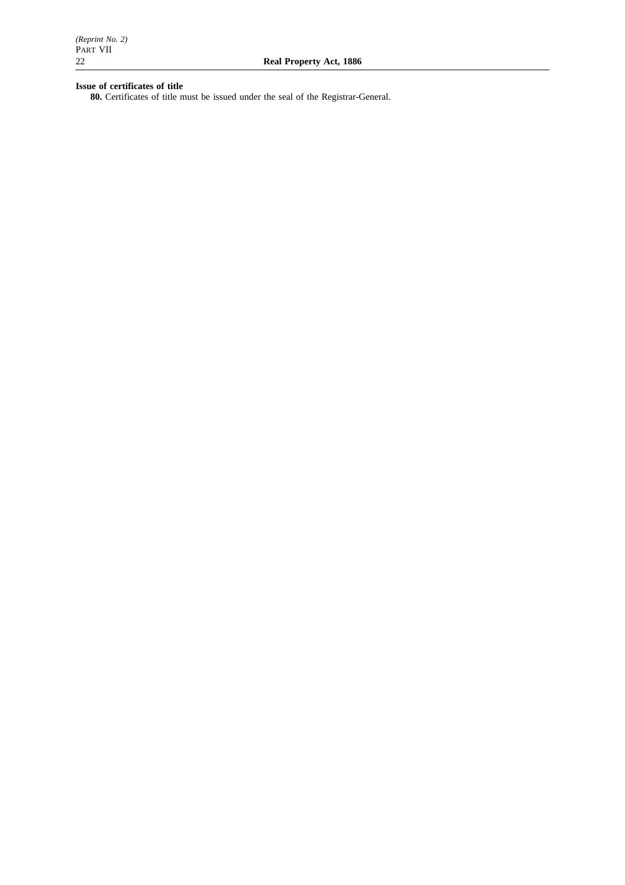**Issue of certificates of title**

**80.** Certificates of title must be issued under the seal of the Registrar-General.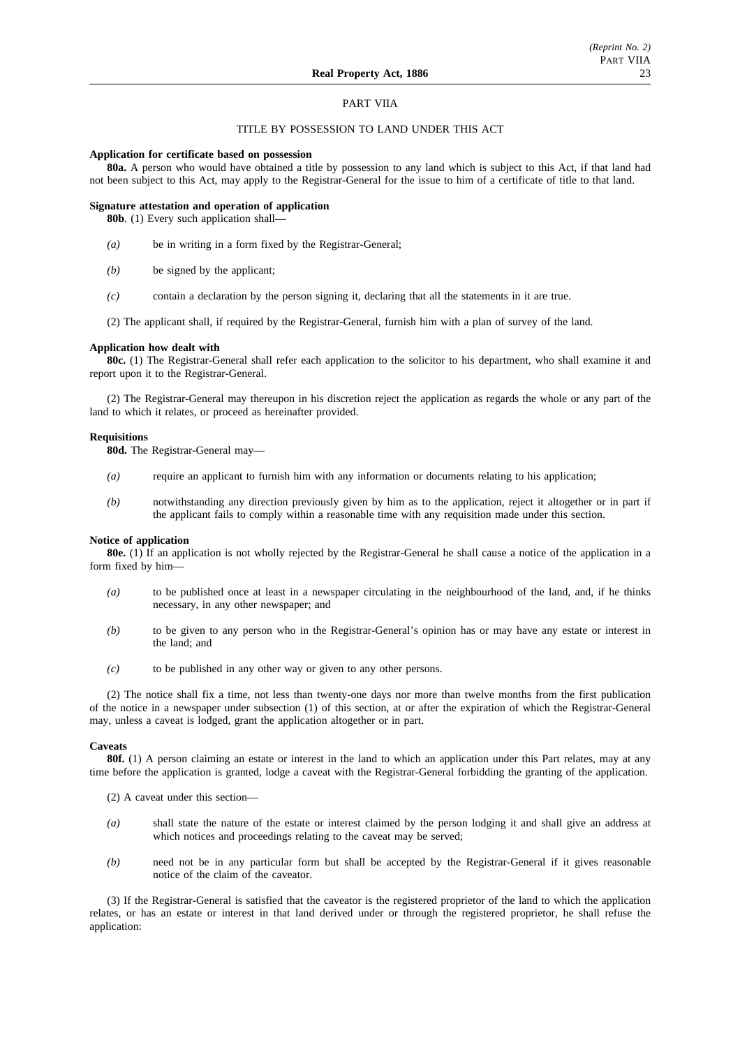## PART VIIA

### TITLE BY POSSESSION TO LAND UNDER THIS ACT

**Application for certificate based on possession**

**80a.** A person who would have obtained a title by possession to any land which is subject to this Act, if that land had not been subject to this Act, may apply to the Registrar-General for the issue to him of a certificate of title to that land.

**Signature attestation and operation of application**

**80b**. (1) Every such application shall—

- *(a)* be in writing in a form fixed by the Registrar-General;
- *(b)* be signed by the applicant;
- *(c)* contain a declaration by the person signing it, declaring that all the statements in it are true.

(2) The applicant shall, if required by the Registrar-General, furnish him with a plan of survey of the land.

**Application how dealt with**

**80c.** (1) The Registrar-General shall refer each application to the solicitor to his department, who shall examine it and report upon it to the Registrar-General.

(2) The Registrar-General may thereupon in his discretion reject the application as regards the whole or any part of the land to which it relates, or proceed as hereinafter provided.

**Requisitions**

**80d.** The Registrar-General may—

- *(a)* require an applicant to furnish him with any information or documents relating to his application;
- *(b)* notwithstanding any direction previously given by him as to the application, reject it altogether or in part if the applicant fails to comply within a reasonable time with any requisition made under this section.

**Notice of application**

**80e.** (1) If an application is not wholly rejected by the Registrar-General he shall cause a notice of the application in a form fixed by him—

- *(a)* to be published once at least in a newspaper circulating in the neighbourhood of the land, and, if he thinks necessary, in any other newspaper; and
- *(b)* to be given to any person who in the Registrar-General's opinion has or may have any estate or interest in the land; and
- *(c)* to be published in any other way or given to any other persons.

(2) The notice shall fix a time, not less than twenty-one days nor more than twelve months from the first publication of the notice in a newspaper under subsection (1) of this section, at or after the expiration of which the Registrar-General may, unless a caveat is lodged, grant the application altogether or in part.

**Caveats**

**80f.** (1) A person claiming an estate or interest in the land to which an application under this Part relates, may at any time before the application is granted, lodge a caveat with the Registrar-General forbidding the granting of the application.

(2) A caveat under this section—

- *(a)* shall state the nature of the estate or interest claimed by the person lodging it and shall give an address at which notices and proceedings relating to the caveat may be served;
- *(b)* need not be in any particular form but shall be accepted by the Registrar-General if it gives reasonable notice of the claim of the caveator.

(3) If the Registrar-General is satisfied that the caveator is the registered proprietor of the land to which the application relates, or has an estate or interest in that land derived under or through the registered proprietor, he shall refuse the application: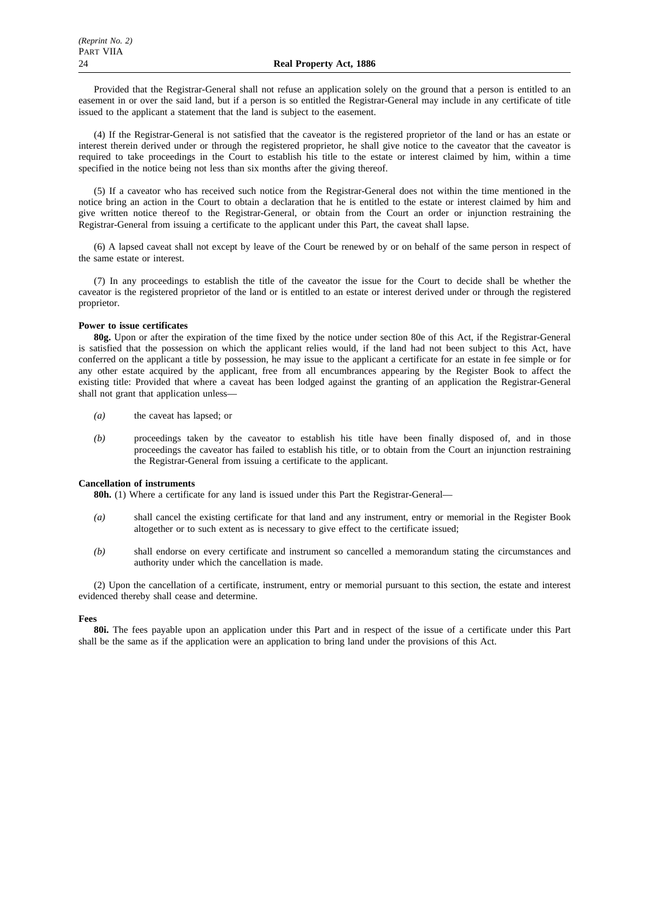Provided that the Registrar-General shall not refuse an application solely on the ground that a person is entitled to an easement in or over the said land, but if a person is so entitled the Registrar-General may include in any certificate of title issued to the applicant a statement that the land is subject to the easement.

(4) If the Registrar-General is not satisfied that the caveator is the registered proprietor of the land or has an estate or interest therein derived under or through the registered proprietor, he shall give notice to the caveator that the caveator is required to take proceedings in the Court to establish his title to the estate or interest claimed by him, within a time specified in the notice being not less than six months after the giving thereof.

(5) If a caveator who has received such notice from the Registrar-General does not within the time mentioned in the notice bring an action in the Court to obtain a declaration that he is entitled to the estate or interest claimed by him and give written notice thereof to the Registrar-General, or obtain from the Court an order or injunction restraining the Registrar-General from issuing a certificate to the applicant under this Part, the caveat shall lapse.

(6) A lapsed caveat shall not except by leave of the Court be renewed by or on behalf of the same person in respect of the same estate or interest.

(7) In any proceedings to establish the title of the caveator the issue for the Court to decide shall be whether the caveator is the registered proprietor of the land or is entitled to an estate or interest derived under or through the registered proprietor.

**Power to issue certificates**

**80g.** Upon or after the expiration of the time fixed by the notice under section 80e of this Act, if the Registrar-General is satisfied that the possession on which the applicant relies would, if the land had not been subject to this Act, have conferred on the applicant a title by possession, he may issue to the applicant a certificate for an estate in fee simple or for any other estate acquired by the applicant, free from all encumbrances appearing by the Register Book to affect the existing title: Provided that where a caveat has been lodged against the granting of an application the Registrar-General shall not grant that application unless—

*(a)* the caveat has lapsed; or

*(b)* proceedings taken by the caveator to establish his title have been finally disposed of, and in those proceedings the caveator has failed to establish his title, or to obtain from the Court an injunction restraining the Registrar-General from issuing a certificate to the applicant.

**Cancellation of instruments**

**80h.** (1) Where a certificate for any land is issued under this Part the Registrar-General—

*(a)* shall cancel the existing certificate for that land and any instrument, entry or memorial in the Register Book altogether or to such extent as is necessary to give effect to the certificate issued;

*(b)* shall endorse on every certificate and instrument so cancelled a memorandum stating the circumstances and authority under which the cancellation is made.

(2) Upon the cancellation of a certificate, instrument, entry or memorial pursuant to this section, the estate and interest evidenced thereby shall cease and determine.

**Fees**

**80i.** The fees payable upon an application under this Part and in respect of the issue of a certificate under this Part shall be the same as if the application were an application to bring land under the provisions of this Act.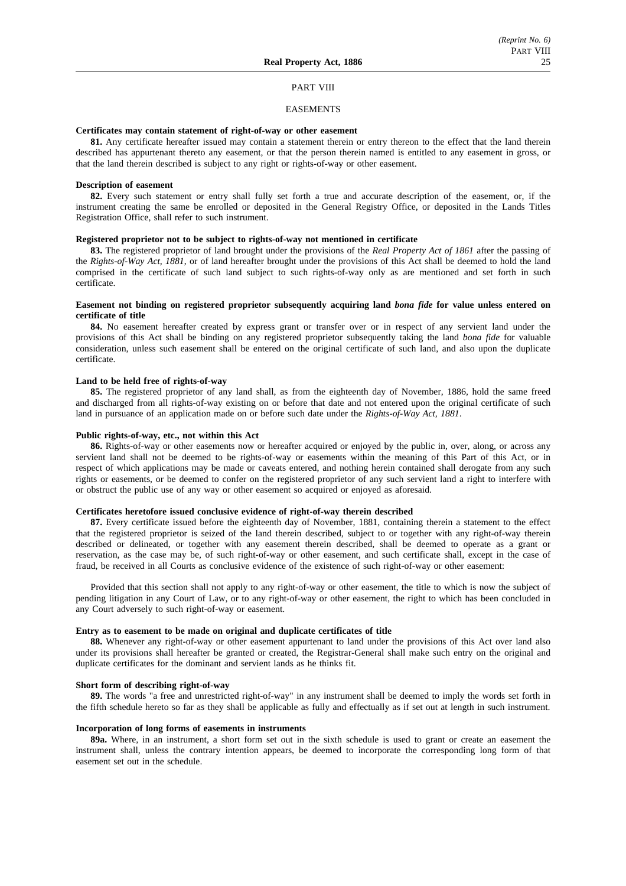## PART VIII

## EASEMENTS

### Certificates may contain statement of right-of-way or other easement

**81.** Any certificate hereafter issued may contain a statement therein or entry thereon to the effect that the land therein described has appurtenant thereto any easement, or that the person therein named is entitled to any easement in gross, or that the land therein described is subject to any right or rights-of-way or other easement.

### Description of easement

**82.** Every such statement or entry shall fully set forth a true and accurate description of the easement, or, if the instrument creating the same be enrolled or deposited in the General Registry Office, or deposited in the Lands Titles Registration Office, shall refer to such instrument.

### Registered proprietor not to be subject to rights-of-way not mentioned in certificate

**83.** The registered proprietor of land brought under the provisions of the *Real Property Act of 1861* after the passing of the *Rights-of-Way Act, 1881*, or of land hereafter brought under the provisions of this Act shall be deemed to hold the land comprised in the certificate of such land subject to such rights-of-way only as are mentioned and set forth in such certificate.

### Easement not binding on registered proprietor subsequently acquiring land *bona fide* for value unless entered on certificate of title

**84.** No easement hereafter created by express grant or transfer over or in respect of any servient land under the provisions of this Act shall be binding on any registered proprietor subsequently taking the land *bona fide* for valuable consideration, unless such easement shall be entered on the original certificate of such land, and also upon the duplicate certificate.

### Land to be held free of rights-of-way

**85.** The registered proprietor of any land shall, as from the eighteenth day of November, 1886, hold the same freed and discharged from all rights-of-way existing on or before that date and not entered upon the original certificate of such land in pursuance of an application made on or before such date under the *Rights-of-Way Act, 1881*.

### Public rights-of-way, etc., not within this Act

**86.** Rights-of-way or other easements now or hereafter acquired or enjoyed by the public in, over, along, or across any servient land shall not be deemed to be rights-of-way or easements within the meaning of this Part of this Act, or in respect of which applications may be made or caveats entered, and nothing herein contained shall derogate from any such rights or easements, or be deemed to confer on the registered proprietor of any such servient land a right to interfere with or obstruct the public use of any way or other easement so acquired or enjoyed as aforesaid.

### Certificates heretofore issued conclusive evidence of right-of-way therein described

**87.** Every certificate issued before the eighteenth day of November, 1881, containing therein a statement to the effect that the registered proprietor is seized of the land therein described, subject to or together with any right-of-way therein described or delineated, or together with any easement therein described, shall be deemed to operate as a grant or reservation, as the case may be, of such right-of-way or other easement, and such certificate shall, except in the case of fraud, be received in all Courts as conclusive evidence of the existence of such right-of-way or other easement:

Provided that this section shall not apply to any right-of-way or other easement, the title to which is now the subject of pending litigation in any Court of Law, or to any right-of-way or other easement, the right to which has been concluded in any Court adversely to such right-of-way or easement.

### Entry as to easement to be made on original and duplicate certificates of title

**88.** Whenever any right-of-way or other easement appurtenant to land under the provisions of this Act over land also under its provisions shall hereafter be granted or created, the Registrar-General shall make such entry on the original and duplicate certificates for the dominant and servient lands as he thinks fit.

### Short form of describing right-of-way

**89.** The words "a free and unrestricted right-of-way" in any instrument shall be deemed to imply the words set forth in the fifth schedule hereto so far as they shall be applicable as fully and effectually as if set out at length in such instrument.

### Incorporation of long forms of easements in instruments

**89a.** Where, in an instrument, a short form set out in the sixth schedule is used to grant or create an easement the instrument shall, unless the contrary intention appears, be deemed to incorporate the corresponding long form of that easement set out in the schedule.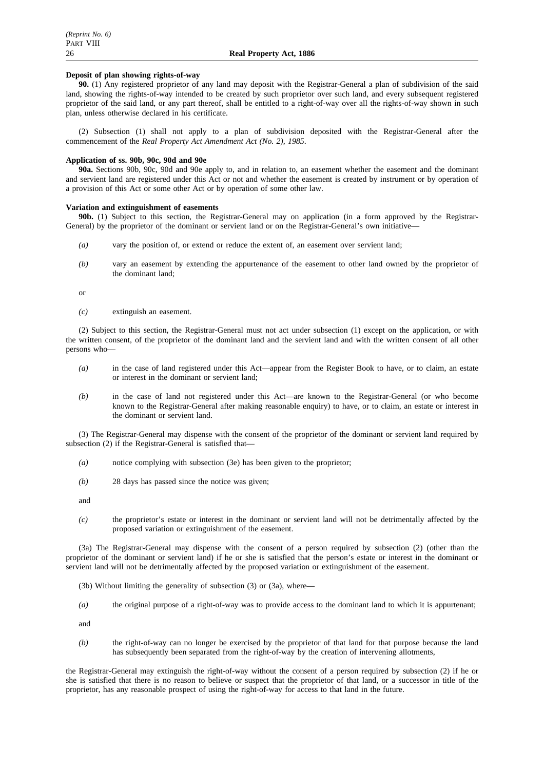**Deposit of plan showing rights-of-way**

**90.** (1) Any registered proprietor of any land may deposit with the Registrar-General a plan of subdivision of the said land, showing the rights-of-way intended to be created by such proprietor over such land, and every subsequent registered proprietor of the said land, or any part thereof, shall be entitled to a right-of-way over all the rights-of-way shown in such plan, unless otherwise declared in his certificate.

(2) Subsection (1) shall not apply to a plan of subdivision deposited with the Registrar-General after the commencement of the *Real Property Act Amendment Act (No. 2), 1985*.

**Application of ss. 90b, 90c, 90d and 90e**

**90a.** Sections 90b, 90c, 90d and 90e apply to, and in relation to, an easement whether the easement and the dominant and servient land are registered under this Act or not and whether the easement is created by instrument or by operation of a provision of this Act or some other Act or by operation of some other law.

**Variation and extinguishment of easements**

**90b.** (1) Subject to this section, the Registrar-General may on application (in a form approved by the Registrar-General) by the proprietor of the dominant or servient land or on the Registrar-General's own initiative—

*(a)* vary the position of, or extend or reduce the extent of, an easement over servient land;

*(b)* vary an easement by extending the appurtenance of the easement to other land owned by the proprietor of the dominant land;

or

*(c)* extinguish an easement.

(2) Subject to this section, the Registrar-General must not act under subsection (1) except on the application, or with the written consent, of the proprietor of the dominant land and the servient land and with the written consent of all other persons who—

*(a)* in the case of land registered under this Act—appear from the Register Book to have, or to claim, an estate or interest in the dominant or servient land;

*(b)* in the case of land not registered under this Act—are known to the Registrar-General (or who become known to the Registrar-General after making reasonable enquiry) to have, or to claim, an estate or interest in the dominant or servient land.

(3) The Registrar-General may dispense with the consent of the proprietor of the dominant or servient land required by subsection (2) if the Registrar-General is satisfied that—

*(a)* notice complying with subsection (3e) has been given to the proprietor;

*(b)* 28 days has passed since the notice was given;

and

*(c)* the proprietor's estate or interest in the dominant or servient land will not be detrimentally affected by the proposed variation or extinguishment of the easement.

(3a) The Registrar-General may dispense with the consent of a person required by subsection (2) (other than the proprietor of the dominant or servient land) if he or she is satisfied that the person's estate or interest in the dominant or servient land will not be detrimentally affected by the proposed variation or extinguishment of the easement.

(3b) Without limiting the generality of subsection (3) or (3a), where—

*(a)* the original purpose of a right-of-way was to provide access to the dominant land to which it is appurtenant;

and

*(b)* the right-of-way can no longer be exercised by the proprietor of that land for that purpose because the land has subsequently been separated from the right-of-way by the creation of intervening allotments,

the Registrar-General may extinguish the right-of-way without the consent of a person required by subsection (2) if he or she is satisfied that there is no reason to believe or suspect that the proprietor of that land, or a successor in title of the proprietor, has any reasonable prospect of using the right-of-way for access to that land in the future.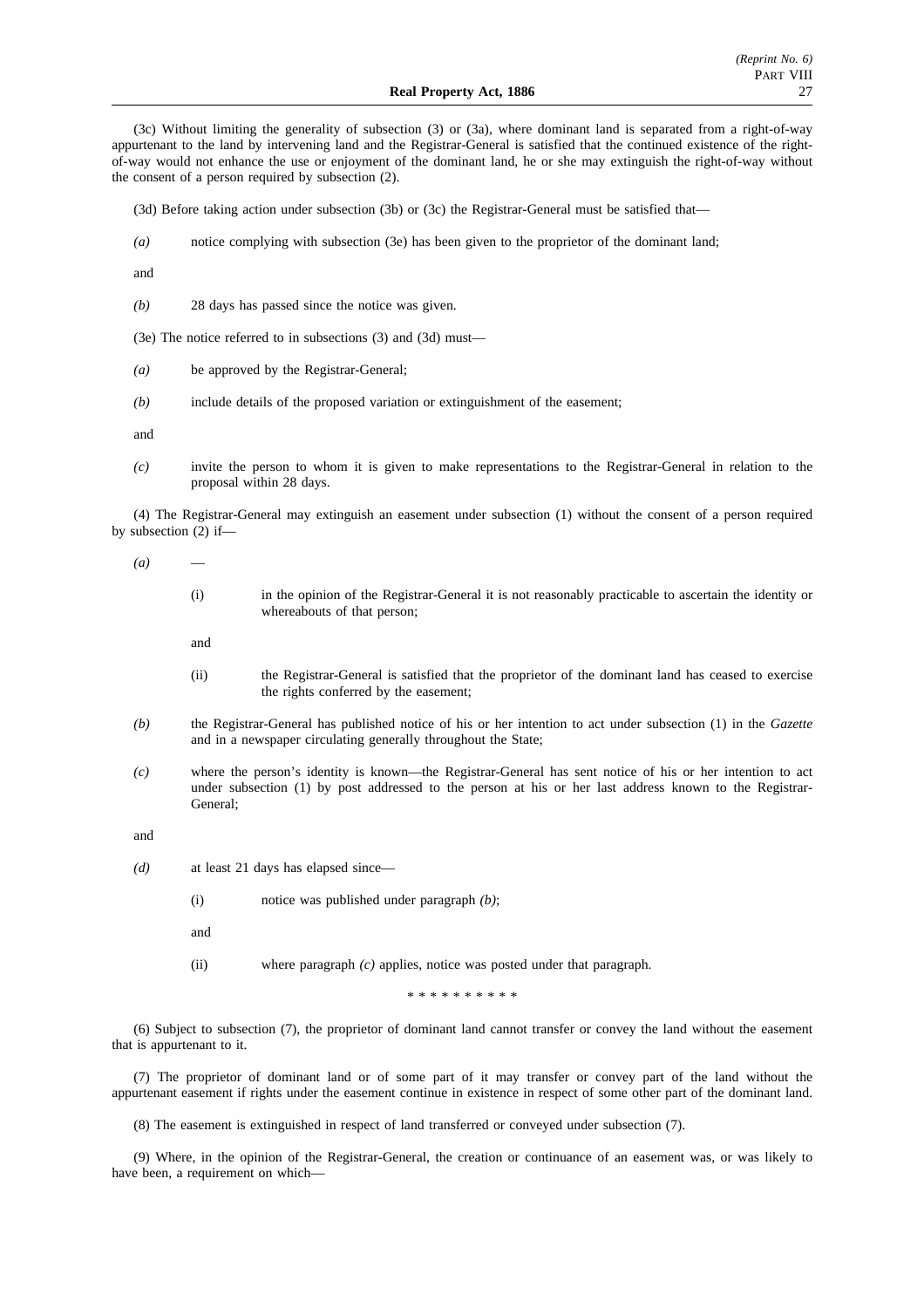(3c) Without limiting the generality of subsection (3) or (3a), where dominant land is separated from a right-of-way appurtenant to the land by intervening land and the Registrar-General is satisfied that the continued existence of the right-of-way would not enhance the use or enjoyment of the dominant land, he or she may extinguish the right-of-way without the consent of a person required by subsection (2).

(3d) Before taking action under subsection (3b) or (3c) the Registrar-General must be satisfied that—

*(a)* notice complying with subsection (3e) has been given to the proprietor of the dominant land;

and

*(b)* 28 days has passed since the notice was given.

(3e) The notice referred to in subsections (3) and (3d) must—

*(a)* be approved by the Registrar-General;

*(b)* include details of the proposed variation or extinguishment of the easement;

and

*(c)* invite the person to whom it is given to make representations to the Registrar-General in relation to the proposal within 28 days.

(4) The Registrar-General may extinguish an easement under subsection (1) without the consent of a person required by subsection (2) if—

*(a)* —

(i) in the opinion of the Registrar-General it is not reasonably practicable to ascertain the identity or whereabouts of that person;

and

(ii) the Registrar-General is satisfied that the proprietor of the dominant land has ceased to exercise the rights conferred by the easement;

*(b)* the Registrar-General has published notice of his or her intention to act under subsection (1) in the *Gazette* and in a newspaper circulating generally throughout the State;

*(c)* where the person's identity is known—the Registrar-General has sent notice of his or her intention to act under subsection (1) by post addressed to the person at his or her last address known to the Registrar-General;

and

*(d)* at least 21 days has elapsed since—

(i) notice was published under paragraph *(b)*;

and

(ii) where paragraph *(c)* applies, notice was posted under that paragraph.

* * * * * * * * * *

(6) Subject to subsection (7), the proprietor of dominant land cannot transfer or convey the land without the easement that is appurtenant to it.

(7) The proprietor of dominant land or of some part of it may transfer or convey part of the land without the appurtenant easement if rights under the easement continue in existence in respect of some other part of the dominant land.

(8) The easement is extinguished in respect of land transferred or conveyed under subsection (7).

(9) Where, in the opinion of the Registrar-General, the creation or continuance of an easement was, or was likely to have been, a requirement on which—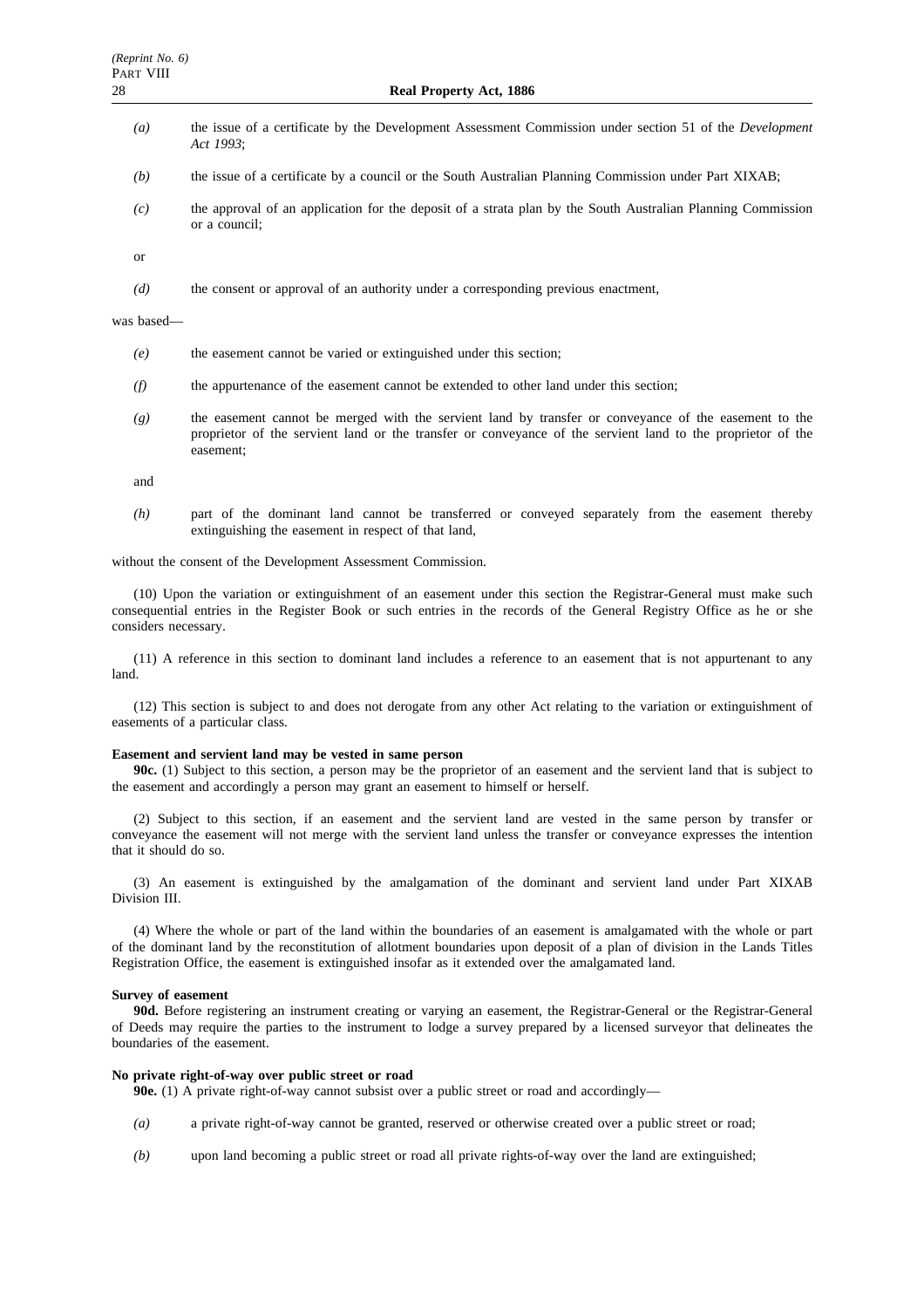*(a)* the issue of a certificate by the Development Assessment Commission under section 51 of the *Development Act 1993*;

*(b)* the issue of a certificate by a council or the South Australian Planning Commission under Part XIXAB;

*(c)* the approval of an application for the deposit of a strata plan by the South Australian Planning Commission or a council;

or

*(d)* the consent or approval of an authority under a corresponding previous enactment,

was based—

*(e)* the easement cannot be varied or extinguished under this section;

*(f)* the appurtenance of the easement cannot be extended to other land under this section;

*(g)* the easement cannot be merged with the servient land by transfer or conveyance of the easement to the proprietor of the servient land or the transfer or conveyance of the servient land to the proprietor of the easement;

and

*(h)* part of the dominant land cannot be transferred or conveyed separately from the easement thereby extinguishing the easement in respect of that land,

without the consent of the Development Assessment Commission.

(10) Upon the variation or extinguishment of an easement under this section the Registrar-General must make such consequential entries in the Register Book or such entries in the records of the General Registry Office as he or she considers necessary.

(11) A reference in this section to dominant land includes a reference to an easement that is not appurtenant to any land.

(12) This section is subject to and does not derogate from any other Act relating to the variation or extinguishment of easements of a particular class.

**Easement and servient land may be vested in same person**

**90c.** (1) Subject to this section, a person may be the proprietor of an easement and the servient land that is subject to the easement and accordingly a person may grant an easement to himself or herself.

(2) Subject to this section, if an easement and the servient land are vested in the same person by transfer or conveyance the easement will not merge with the servient land unless the transfer or conveyance expresses the intention that it should do so.

(3) An easement is extinguished by the amalgamation of the dominant and servient land under Part XIXAB Division III.

(4) Where the whole or part of the land within the boundaries of an easement is amalgamated with the whole or part of the dominant land by the reconstitution of allotment boundaries upon deposit of a plan of division in the Lands Titles Registration Office, the easement is extinguished insofar as it extended over the amalgamated land.

**Survey of easement**

**90d.** Before registering an instrument creating or varying an easement, the Registrar-General or the Registrar-General of Deeds may require the parties to the instrument to lodge a survey prepared by a licensed surveyor that delineates the boundaries of the easement.

**No private right-of-way over public street or road**

**90e.** (1) A private right-of-way cannot subsist over a public street or road and accordingly—

*(a)* a private right-of-way cannot be granted, reserved or otherwise created over a public street or road;

*(b)* upon land becoming a public street or road all private rights-of-way over the land are extinguished;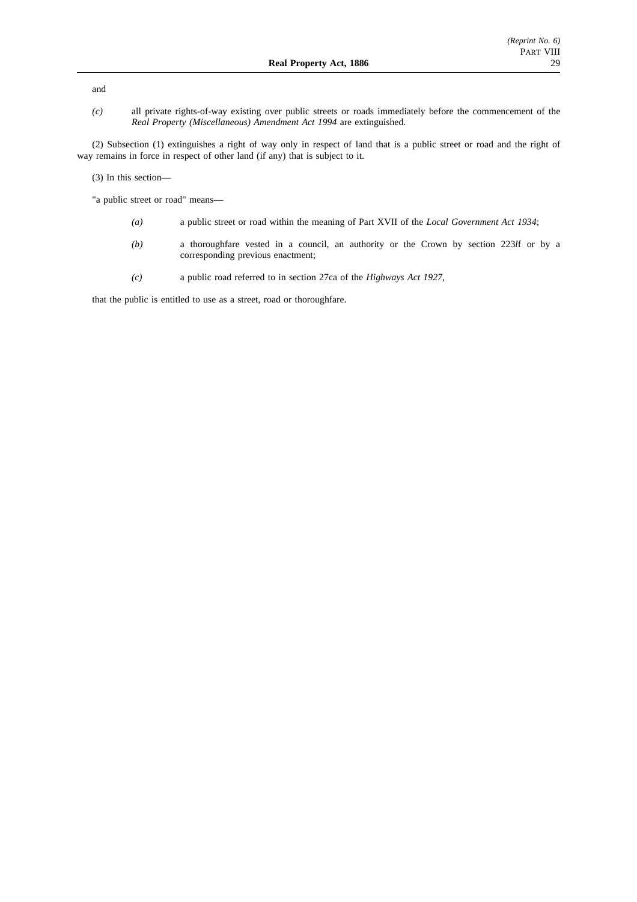and

*(c)* all private rights-of-way existing over public streets or roads immediately before the commencement of the *Real Property (Miscellaneous) Amendment Act 1994* are extinguished.

(2) Subsection (1) extinguishes a right of way only in respect of land that is a public street or road and the right of way remains in force in respect of other land (if any) that is subject to it.

(3) In this section—

"a public street or road" means—

*(a)* a public street or road within the meaning of Part XVII of the *Local Government Act 1934*;

*(b)* a thoroughfare vested in a council, an authority or the Crown by section 223*l*f or by a corresponding previous enactment;

*(c)* a public road referred to in section 27ca of the *Highways Act 1927*,

that the public is entitled to use as a street, road or thoroughfare.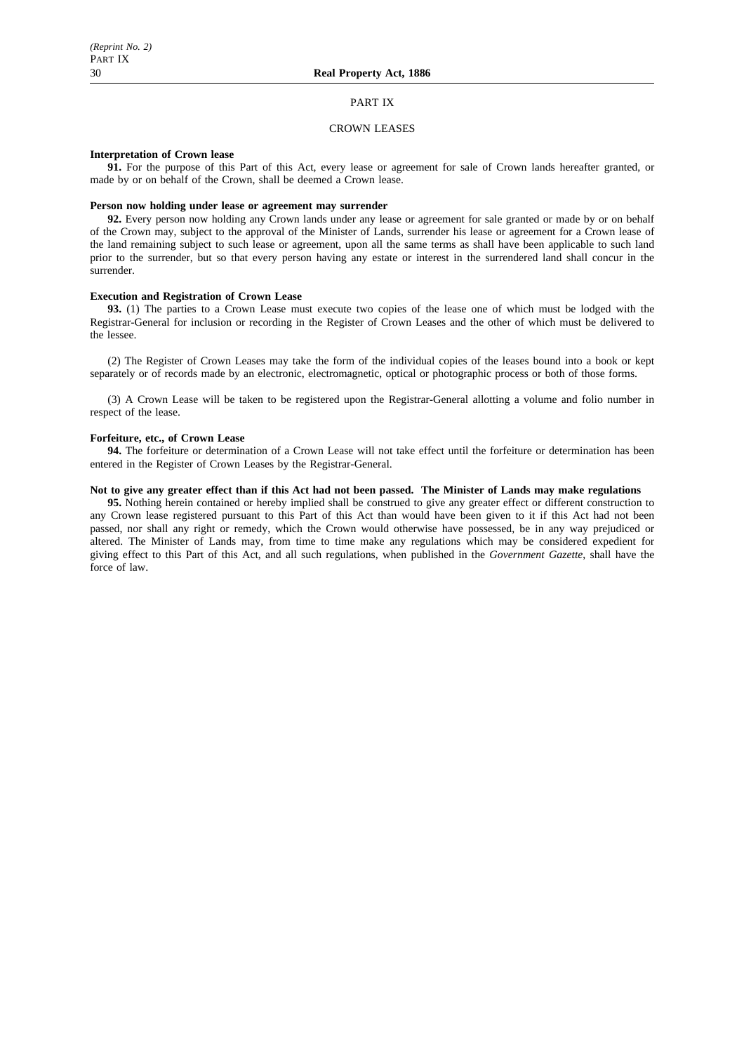# PART IX

## CROWN LEASES

**Interpretation of Crown lease**

**91.** For the purpose of this Part of this Act, every lease or agreement for sale of Crown lands hereafter granted, or made by or on behalf of the Crown, shall be deemed a Crown lease.

**Person now holding under lease or agreement may surrender**

**92.** Every person now holding any Crown lands under any lease or agreement for sale granted or made by or on behalf of the Crown may, subject to the approval of the Minister of Lands, surrender his lease or agreement for a Crown lease of the land remaining subject to such lease or agreement, upon all the same terms as shall have been applicable to such land prior to the surrender, but so that every person having any estate or interest in the surrendered land shall concur in the surrender.

**Execution and Registration of Crown Lease**

**93.** (1) The parties to a Crown Lease must execute two copies of the lease one of which must be lodged with the Registrar-General for inclusion or recording in the Register of Crown Leases and the other of which must be delivered to the lessee.

(2) The Register of Crown Leases may take the form of the individual copies of the leases bound into a book or kept separately or of records made by an electronic, electromagnetic, optical or photographic process or both of those forms.

(3) A Crown Lease will be taken to be registered upon the Registrar-General allotting a volume and folio number in respect of the lease.

**Forfeiture, etc., of Crown Lease**

**94.** The forfeiture or determination of a Crown Lease will not take effect until the forfeiture or determination has been entered in the Register of Crown Leases by the Registrar-General.

**Not to give any greater effect than if this Act had not been passed. The Minister of Lands may make regulations**

**95.** Nothing herein contained or hereby implied shall be construed to give any greater effect or different construction to any Crown lease registered pursuant to this Part of this Act than would have been given to it if this Act had not been passed, nor shall any right or remedy, which the Crown would otherwise have possessed, be in any way prejudiced or altered. The Minister of Lands may, from time to time make any regulations which may be considered expedient for giving effect to this Part of this Act, and all such regulations, when published in the *Government Gazette*, shall have the force of law.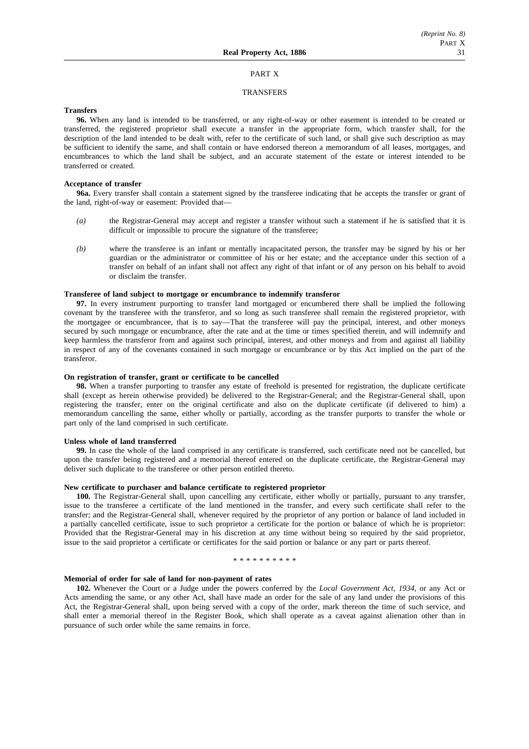# PART X

## TRANSFERS

**Transfers**

**96.** When any land is intended to be transferred, or any right-of-way or other easement is intended to be created or transferred, the registered proprietor shall execute a transfer in the appropriate form, which transfer shall, for the description of the land intended to be dealt with, refer to the certificate of such land, or shall give such description as may be sufficient to identify the same, and shall contain or have endorsed thereon a memorandum of all leases, mortgages, and encumbrances to which the land shall be subject, and an accurate statement of the estate or interest intended to be transferred or created.

**Acceptance of transfer**

**96a.** Every transfer shall contain a statement signed by the transferee indicating that he accepts the transfer or grant of the land, right-of-way or easement: Provided that—

*(a)* the Registrar-General may accept and register a transfer without such a statement if he is satisfied that it is difficult or impossible to procure the signature of the transferee;

*(b)* where the transferee is an infant or mentally incapacitated person, the transfer may be signed by his or her guardian or the administrator or committee of his or her estate; and the acceptance under this section of a transfer on behalf of an infant shall not affect any right of that infant or of any person on his behalf to avoid or disclaim the transfer.

**Transferee of land subject to mortgage or encumbrance to indemnify transferor**

**97.** In every instrument purporting to transfer land mortgaged or encumbered there shall be implied the following covenant by the transferee with the transferor, and so long as such transferee shall remain the registered proprietor, with the mortgagee or encumbrancee, that is to say—That the transferee will pay the principal, interest, and other moneys secured by such mortgage or encumbrance, after the rate and at the time or times specified therein, and will indemnify and keep harmless the transferor from and against such principal, interest, and other moneys and from and against all liability in respect of any of the covenants contained in such mortgage or encumbrance or by this Act implied on the part of the transferor.

**On registration of transfer, grant or certificate to be cancelled**

**98.** When a transfer purporting to transfer any estate of freehold is presented for registration, the duplicate certificate shall (except as herein otherwise provided) be delivered to the Registrar-General; and the Registrar-General shall, upon registering the transfer, enter on the original certificate and also on the duplicate certificate (if delivered to him) a memorandum cancelling the same, either wholly or partially, according as the transfer purports to transfer the whole or part only of the land comprised in such certificate.

**Unless whole of land transferred**

**99.** In case the whole of the land comprised in any certificate is transferred, such certificate need not be cancelled, but upon the transfer being registered and a memorial thereof entered on the duplicate certificate, the Registrar-General may deliver such duplicate to the transferee or other person entitled thereto.

**New certificate to purchaser and balance certificate to registered proprietor**

**100.** The Registrar-General shall, upon cancelling any certificate, either wholly or partially, pursuant to any transfer, issue to the transferee a certificate of the land mentioned in the transfer, and every such certificate shall refer to the transfer; and the Registrar-General shall, whenever required by the proprietor of any portion or balance of land included in a partially cancelled certificate, issue to such proprietor a certificate for the portion or balance of which he is proprietor: Provided that the Registrar-General may in his discretion at any time without being so required by the said proprietor, issue to the said proprietor a certificate or certificates for the said portion or balance or any part or parts thereof.

\* \* \* \* \* \* \* \* \* \*

**Memorial of order for sale of land for non-payment of rates**

**102.** Whenever the Court or a Judge under the powers conferred by the *Local Government Act, 1934*, or any Act or Acts amending the same, or any other Act, shall have made an order for the sale of any land under the provisions of this Act, the Registrar-General shall, upon being served with a copy of the order, mark thereon the time of such service, and shall enter a memorial thereof in the Register Book, which shall operate as a caveat against alienation other than in pursuance of such order while the same remains in force.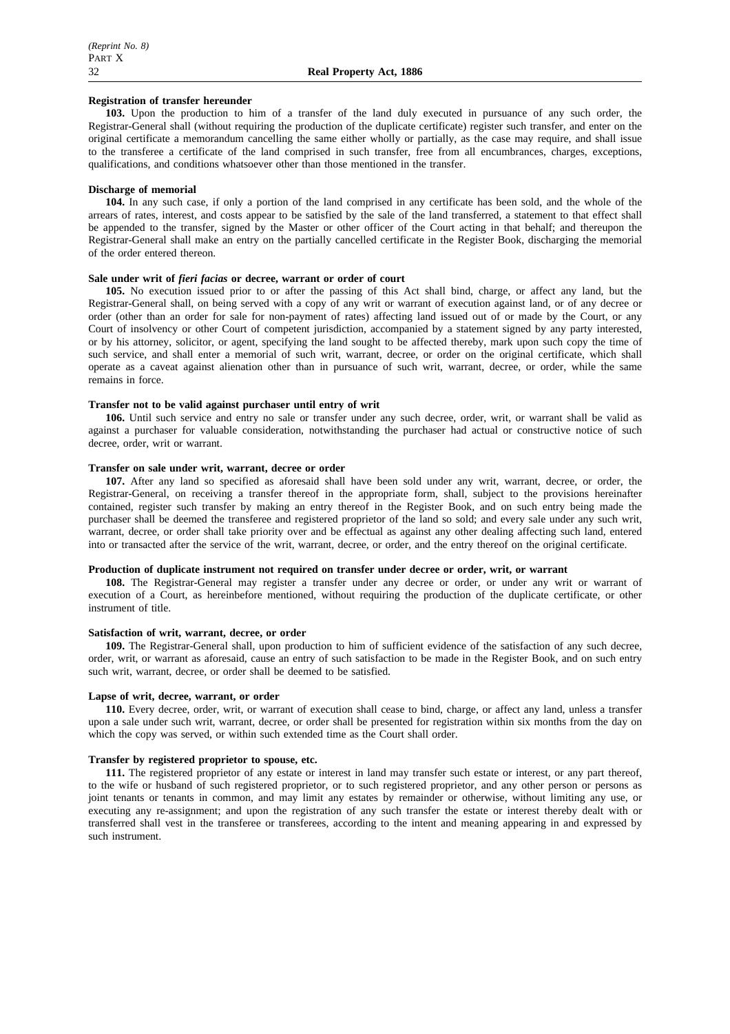**Registration of transfer hereunder**

**103.** Upon the production to him of a transfer of the land duly executed in pursuance of any such order, the Registrar-General shall (without requiring the production of the duplicate certificate) register such transfer, and enter on the original certificate a memorandum cancelling the same either wholly or partially, as the case may require, and shall issue to the transferee a certificate of the land comprised in such transfer, free from all encumbrances, charges, exceptions, qualifications, and conditions whatsoever other than those mentioned in the transfer.

**Discharge of memorial**

**104.** In any such case, if only a portion of the land comprised in any certificate has been sold, and the whole of the arrears of rates, interest, and costs appear to be satisfied by the sale of the land transferred, a statement to that effect shall be appended to the transfer, signed by the Master or other officer of the Court acting in that behalf; and thereupon the Registrar-General shall make an entry on the partially cancelled certificate in the Register Book, discharging the memorial of the order entered thereon.

**Sale under writ of *fieri facias* or decree, warrant or order of court**

**105.** No execution issued prior to or after the passing of this Act shall bind, charge, or affect any land, but the Registrar-General shall, on being served with a copy of any writ or warrant of execution against land, or of any decree or order (other than an order for sale for non-payment of rates) affecting land issued out of or made by the Court, or any Court of insolvency or other Court of competent jurisdiction, accompanied by a statement signed by any party interested, or by his attorney, solicitor, or agent, specifying the land sought to be affected thereby, mark upon such copy the time of such service, and shall enter a memorial of such writ, warrant, decree, or order on the original certificate, which shall operate as a caveat against alienation other than in pursuance of such writ, warrant, decree, or order, while the same remains in force.

**Transfer not to be valid against purchaser until entry of writ**

**106.** Until such service and entry no sale or transfer under any such decree, order, writ, or warrant shall be valid as against a purchaser for valuable consideration, notwithstanding the purchaser had actual or constructive notice of such decree, order, writ or warrant.

**Transfer on sale under writ, warrant, decree or order**

**107.** After any land so specified as aforesaid shall have been sold under any writ, warrant, decree, or order, the Registrar-General, on receiving a transfer thereof in the appropriate form, shall, subject to the provisions hereinafter contained, register such transfer by making an entry thereof in the Register Book, and on such entry being made the purchaser shall be deemed the transferee and registered proprietor of the land so sold; and every sale under any such writ, warrant, decree, or order shall take priority over and be effectual as against any other dealing affecting such land, entered into or transacted after the service of the writ, warrant, decree, or order, and the entry thereof on the original certificate.

**Production of duplicate instrument not required on transfer under decree or order, writ, or warrant**

**108.** The Registrar-General may register a transfer under any decree or order, or under any writ or warrant of execution of a Court, as hereinbefore mentioned, without requiring the production of the duplicate certificate, or other instrument of title.

**Satisfaction of writ, warrant, decree, or order**

**109.** The Registrar-General shall, upon production to him of sufficient evidence of the satisfaction of any such decree, order, writ, or warrant as aforesaid, cause an entry of such satisfaction to be made in the Register Book, and on such entry such writ, warrant, decree, or order shall be deemed to be satisfied.

**Lapse of writ, decree, warrant, or order**

**110.** Every decree, order, writ, or warrant of execution shall cease to bind, charge, or affect any land, unless a transfer upon a sale under such writ, warrant, decree, or order shall be presented for registration within six months from the day on which the copy was served, or within such extended time as the Court shall order.

**Transfer by registered proprietor to spouse, etc.**

**111.** The registered proprietor of any estate or interest in land may transfer such estate or interest, or any part thereof, to the wife or husband of such registered proprietor, or to such registered proprietor, and any other person or persons as joint tenants or tenants in common, and may limit any estates by remainder or otherwise, without limiting any use, or executing any re-assignment; and upon the registration of any such transfer the estate or interest thereby dealt with or transferred shall vest in the transferee or transferees, according to the intent and meaning appearing in and expressed by such instrument.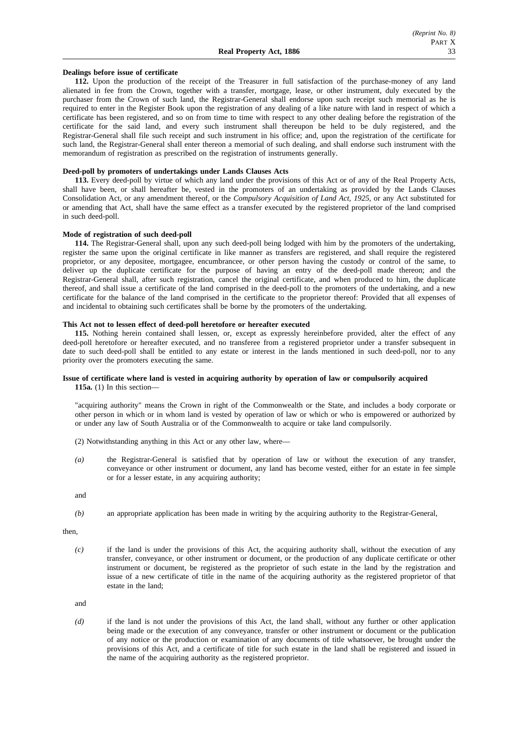**Dealings before issue of certificate**

**112.** Upon the production of the receipt of the Treasurer in full satisfaction of the purchase-money of any land alienated in fee from the Crown, together with a transfer, mortgage, lease, or other instrument, duly executed by the purchaser from the Crown of such land, the Registrar-General shall endorse upon such receipt such memorial as he is required to enter in the Register Book upon the registration of any dealing of a like nature with land in respect of which a certificate has been registered, and so on from time to time with respect to any other dealing before the registration of the certificate for the said land, and every such instrument shall thereupon be held to be duly registered, and the Registrar-General shall file such receipt and such instrument in his office; and, upon the registration of the certificate for such land, the Registrar-General shall enter thereon a memorial of such dealing, and shall endorse such instrument with the memorandum of registration as prescribed on the registration of instruments generally.

**Deed-poll by promoters of undertakings under Lands Clauses Acts**

**113.** Every deed-poll by virtue of which any land under the provisions of this Act or of any of the Real Property Acts, shall have been, or shall hereafter be, vested in the promoters of an undertaking as provided by the Lands Clauses Consolidation Act, or any amendment thereof, or the *Compulsory Acquisition of Land Act, 1925*, or any Act substituted for or amending that Act, shall have the same effect as a transfer executed by the registered proprietor of the land comprised in such deed-poll.

**Mode of registration of such deed-poll**

**114.** The Registrar-General shall, upon any such deed-poll being lodged with him by the promoters of the undertaking, register the same upon the original certificate in like manner as transfers are registered, and shall require the registered proprietor, or any depositee, mortgagee, encumbrancee, or other person having the custody or control of the same, to deliver up the duplicate certificate for the purpose of having an entry of the deed-poll made thereon; and the Registrar-General shall, after such registration, cancel the original certificate, and when produced to him, the duplicate thereof, and shall issue a certificate of the land comprised in the deed-poll to the promoters of the undertaking, and a new certificate for the balance of the land comprised in the certificate to the proprietor thereof: Provided that all expenses of and incidental to obtaining such certificates shall be borne by the promoters of the undertaking.

**This Act not to lessen effect of deed-poll heretofore or hereafter executed**

**115.** Nothing herein contained shall lessen, or, except as expressly hereinbefore provided, alter the effect of any deed-poll heretofore or hereafter executed, and no transferee from a registered proprietor under a transfer subsequent in date to such deed-poll shall be entitled to any estate or interest in the lands mentioned in such deed-poll, nor to any priority over the promoters executing the same.

**Issue of certificate where land is vested in acquiring authority by operation of law or compulsorily acquired**

**115a.** (1) In this section—

"acquiring authority" means the Crown in right of the Commonwealth or the State, and includes a body corporate or other person in which or in whom land is vested by operation of law or which or who is empowered or authorized by or under any law of South Australia or of the Commonwealth to acquire or take land compulsorily.

(2) Notwithstanding anything in this Act or any other law, where—

*(a)* the Registrar-General is satisfied that by operation of law or without the execution of any transfer, conveyance or other instrument or document, any land has become vested, either for an estate in fee simple or for a lesser estate, in any acquiring authority;

and

*(b)* an appropriate application has been made in writing by the acquiring authority to the Registrar-General,

then,

*(c)* if the land is under the provisions of this Act, the acquiring authority shall, without the execution of any transfer, conveyance, or other instrument or document, or the production of any duplicate certificate or other instrument or document, be registered as the proprietor of such estate in the land by the registration and issue of a new certificate of title in the name of the acquiring authority as the registered proprietor of that estate in the land;

and

*(d)* if the land is not under the provisions of this Act, the land shall, without any further or other application being made or the execution of any conveyance, transfer or other instrument or document or the publication of any notice or the production or examination of any documents of title whatsoever, be brought under the provisions of this Act, and a certificate of title for such estate in the land shall be registered and issued in the name of the acquiring authority as the registered proprietor.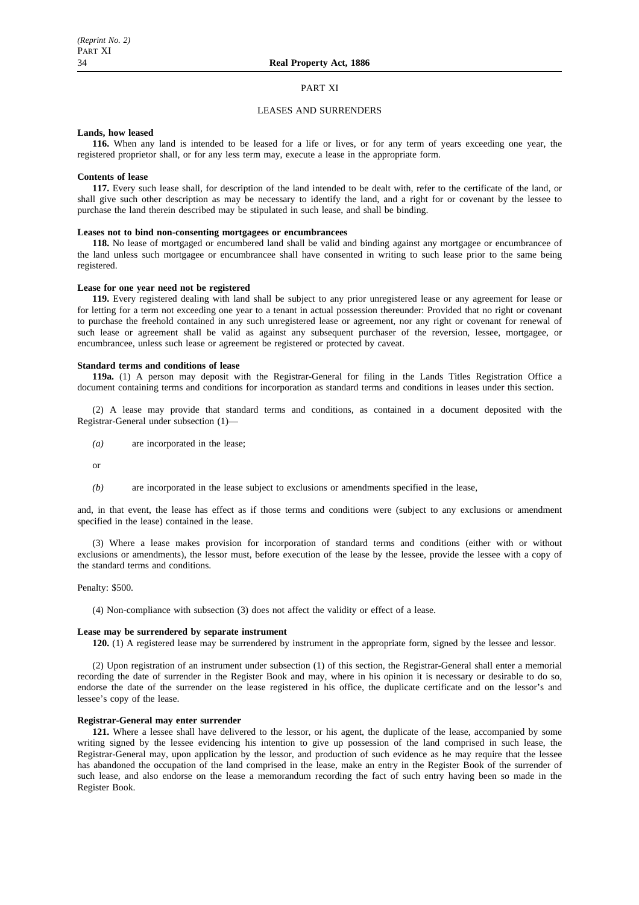# PART XI

## LEASES AND SURRENDERS

**Lands, how leased**

**116.** When any land is intended to be leased for a life or lives, or for any term of years exceeding one year, the registered proprietor shall, or for any less term may, execute a lease in the appropriate form.

**Contents of lease**

**117.** Every such lease shall, for description of the land intended to be dealt with, refer to the certificate of the land, or shall give such other description as may be necessary to identify the land, and a right for or covenant by the lessee to purchase the land therein described may be stipulated in such lease, and shall be binding.

**Leases not to bind non-consenting mortgagees or encumbrancees**

**118.** No lease of mortgaged or encumbered land shall be valid and binding against any mortgagee or encumbrancee of the land unless such mortgagee or encumbrancee shall have consented in writing to such lease prior to the same being registered.

**Lease for one year need not be registered**

**119.** Every registered dealing with land shall be subject to any prior unregistered lease or any agreement for lease or for letting for a term not exceeding one year to a tenant in actual possession thereunder: Provided that no right or covenant to purchase the freehold contained in any such unregistered lease or agreement, nor any right or covenant for renewal of such lease or agreement shall be valid as against any subsequent purchaser of the reversion, lessee, mortgagee, or encumbrancee, unless such lease or agreement be registered or protected by caveat.

**Standard terms and conditions of lease**

**119a.** (1) A person may deposit with the Registrar-General for filing in the Lands Titles Registration Office a document containing terms and conditions for incorporation as standard terms and conditions in leases under this section.

(2) A lease may provide that standard terms and conditions, as contained in a document deposited with the Registrar-General under subsection (1)—

*(a)* are incorporated in the lease;

or

*(b)* are incorporated in the lease subject to exclusions or amendments specified in the lease,

and, in that event, the lease has effect as if those terms and conditions were (subject to any exclusions or amendment specified in the lease) contained in the lease.

(3) Where a lease makes provision for incorporation of standard terms and conditions (either with or without exclusions or amendments), the lessor must, before execution of the lease by the lessee, provide the lessee with a copy of the standard terms and conditions.

Penalty: $500.

(4) Non-compliance with subsection (3) does not affect the validity or effect of a lease.

**Lease may be surrendered by separate instrument**

**120.** (1) A registered lease may be surrendered by instrument in the appropriate form, signed by the lessee and lessor.

(2) Upon registration of an instrument under subsection (1) of this section, the Registrar-General shall enter a memorial recording the date of surrender in the Register Book and may, where in his opinion it is necessary or desirable to do so, endorse the date of the surrender on the lease registered in his office, the duplicate certificate and on the lessor's and lessee's copy of the lease.

**Registrar-General may enter surrender**

**121.** Where a lessee shall have delivered to the lessor, or his agent, the duplicate of the lease, accompanied by some writing signed by the lessee evidencing his intention to give up possession of the land comprised in such lease, the Registrar-General may, upon application by the lessor, and production of such evidence as he may require that the lessee has abandoned the occupation of the land comprised in the lease, make an entry in the Register Book of the surrender of such lease, and also endorse on the lease a memorandum recording the fact of such entry having been so made in the Register Book.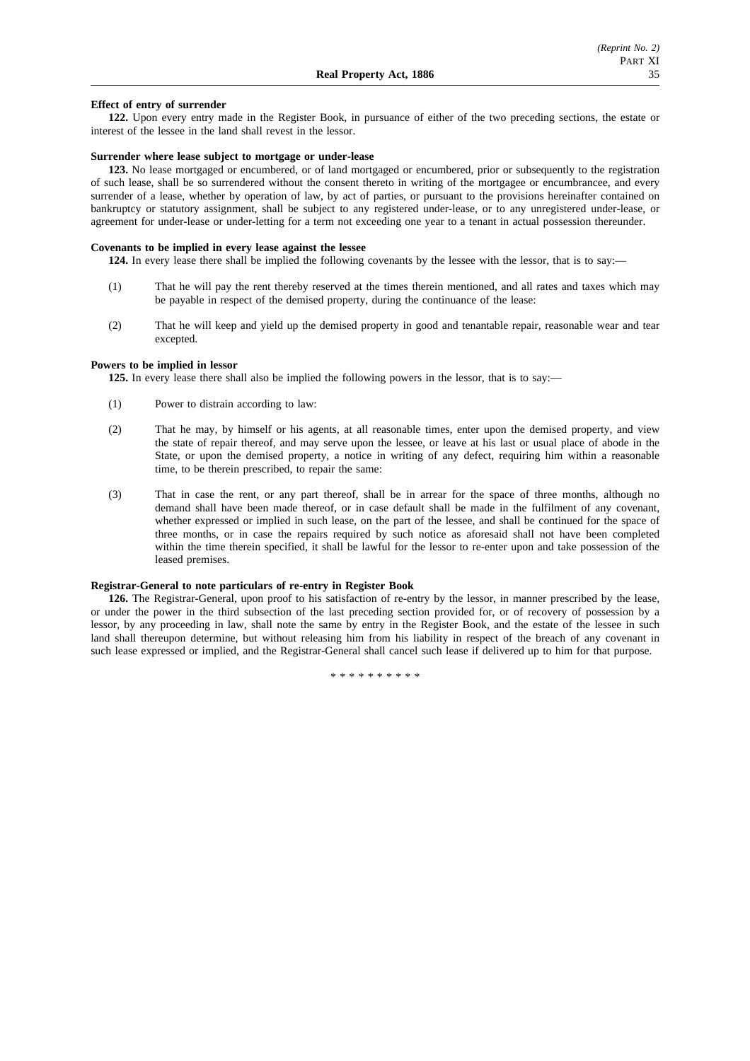**Effect of entry of surrender**

**122.** Upon every entry made in the Register Book, in pursuance of either of the two preceding sections, the estate or interest of the lessee in the land shall revest in the lessor.

**Surrender where lease subject to mortgage or under-lease**

**123.** No lease mortgaged or encumbered, or of land mortgaged or encumbered, prior or subsequently to the registration of such lease, shall be so surrendered without the consent thereto in writing of the mortgagee or encumbrancee, and every surrender of a lease, whether by operation of law, by act of parties, or pursuant to the provisions hereinafter contained on bankruptcy or statutory assignment, shall be subject to any registered under-lease, or to any unregistered under-lease, or agreement for under-lease or under-letting for a term not exceeding one year to a tenant in actual possession thereunder.

**Covenants to be implied in every lease against the lessee**

**124.** In every lease there shall be implied the following covenants by the lessee with the lessor, that is to say:—

(1) That he will pay the rent thereby reserved at the times therein mentioned, and all rates and taxes which may be payable in respect of the demised property, during the continuance of the lease:

(2) That he will keep and yield up the demised property in good and tenantable repair, reasonable wear and tear excepted.

**Powers to be implied in lessor**

**125.** In every lease there shall also be implied the following powers in the lessor, that is to say:—

(1) Power to distrain according to law:

(2) That he may, by himself or his agents, at all reasonable times, enter upon the demised property, and view the state of repair thereof, and may serve upon the lessee, or leave at his last or usual place of abode in the State, or upon the demised property, a notice in writing of any defect, requiring him within a reasonable time, to be therein prescribed, to repair the same:

(3) That in case the rent, or any part thereof, shall be in arrear for the space of three months, although no demand shall have been made thereof, or in case default shall be made in the fulfilment of any covenant, whether expressed or implied in such lease, on the part of the lessee, and shall be continued for the space of three months, or in case the repairs required by such notice as aforesaid shall not have been completed within the time therein specified, it shall be lawful for the lessor to re-enter upon and take possession of the leased premises.

**Registrar-General to note particulars of re-entry in Register Book**

**126.** The Registrar-General, upon proof to his satisfaction of re-entry by the lessor, in manner prescribed by the lease, or under the power in the third subsection of the last preceding section provided for, or of recovery of possession by a lessor, by any proceeding in law, shall note the same by entry in the Register Book, and the estate of the lessee in such land shall thereupon determine, but without releasing him from his liability in respect of the breach of any covenant in such lease expressed or implied, and the Registrar-General shall cancel such lease if delivered up to him for that purpose.

* * * * * * * * * *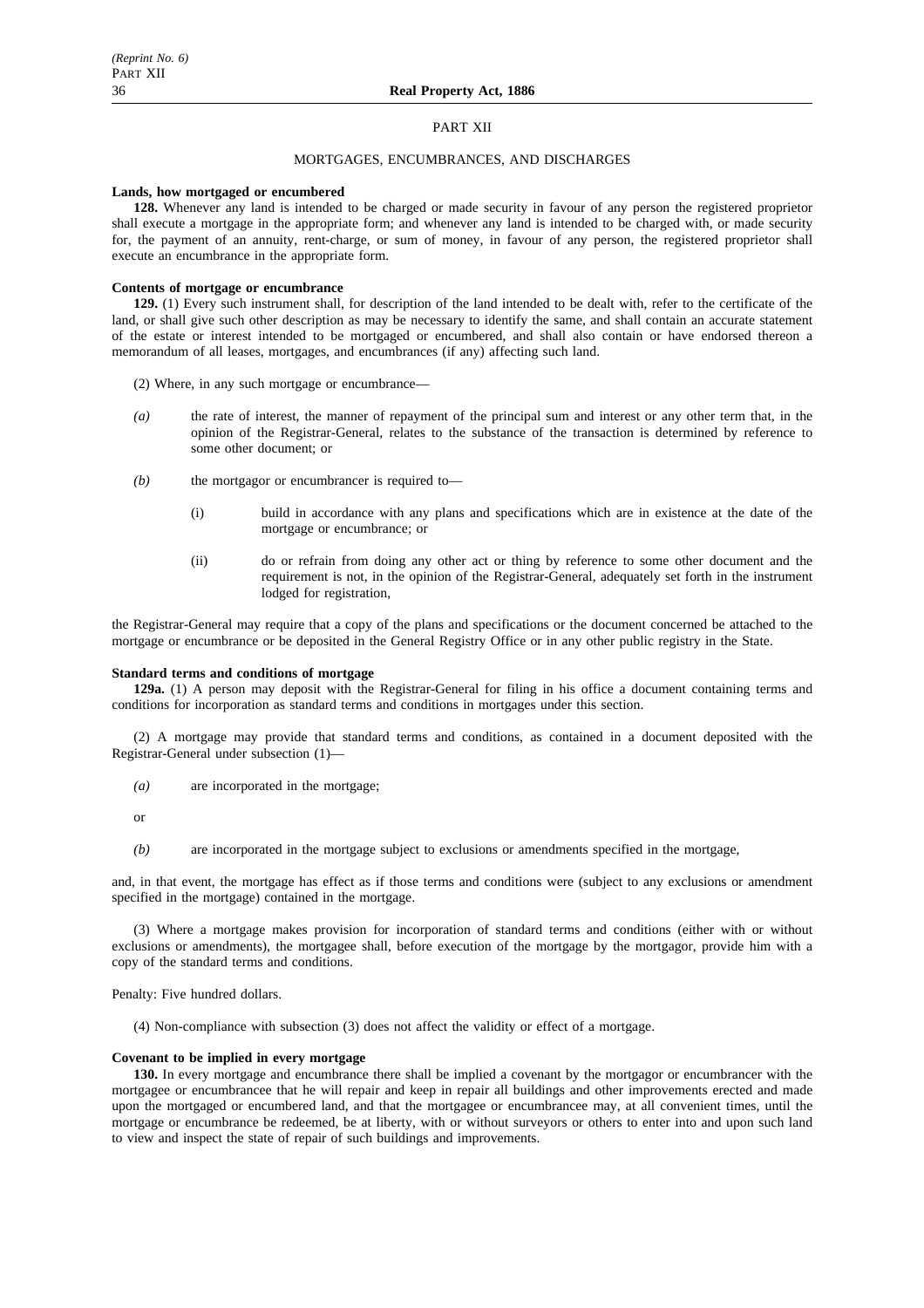## PART XII

### MORTGAGES, ENCUMBRANCES, AND DISCHARGES

**Lands, how mortgaged or encumbered**

**128.** Whenever any land is intended to be charged or made security in favour of any person the registered proprietor shall execute a mortgage in the appropriate form; and whenever any land is intended to be charged with, or made security for, the payment of an annuity, rent-charge, or sum of money, in favour of any person, the registered proprietor shall execute an encumbrance in the appropriate form.

**Contents of mortgage or encumbrance**

**129.** (1) Every such instrument shall, for description of the land intended to be dealt with, refer to the certificate of the land, or shall give such other description as may be necessary to identify the same, and shall contain an accurate statement of the estate or interest intended to be mortgaged or encumbered, and shall also contain or have endorsed thereon a memorandum of all leases, mortgages, and encumbrances (if any) affecting such land.

(2) Where, in any such mortgage or encumbrance—

*(a)* the rate of interest, the manner of repayment of the principal sum and interest or any other term that, in the opinion of the Registrar-General, relates to the substance of the transaction is determined by reference to some other document; or

*(b)* the mortgagor or encumbrancer is required to—

(i) build in accordance with any plans and specifications which are in existence at the date of the mortgage or encumbrance; or

(ii) do or refrain from doing any other act or thing by reference to some other document and the requirement is not, in the opinion of the Registrar-General, adequately set forth in the instrument lodged for registration,

the Registrar-General may require that a copy of the plans and specifications or the document concerned be attached to the mortgage or encumbrance or be deposited in the General Registry Office or in any other public registry in the State.

**Standard terms and conditions of mortgage**

**129a.** (1) A person may deposit with the Registrar-General for filing in his office a document containing terms and conditions for incorporation as standard terms and conditions in mortgages under this section.

(2) A mortgage may provide that standard terms and conditions, as contained in a document deposited with the Registrar-General under subsection (1)—

*(a)* are incorporated in the mortgage;

or

*(b)* are incorporated in the mortgage subject to exclusions or amendments specified in the mortgage,

and, in that event, the mortgage has effect as if those terms and conditions were (subject to any exclusions or amendment specified in the mortgage) contained in the mortgage.

(3) Where a mortgage makes provision for incorporation of standard terms and conditions (either with or without exclusions or amendments), the mortgagee shall, before execution of the mortgage by the mortgagor, provide him with a copy of the standard terms and conditions.

Penalty: Five hundred dollars.

(4) Non-compliance with subsection (3) does not affect the validity or effect of a mortgage.

**Covenant to be implied in every mortgage**

**130.** In every mortgage and encumbrance there shall be implied a covenant by the mortgagor or encumbrancer with the mortgagee or encumbrancee that he will repair and keep in repair all buildings and other improvements erected and made upon the mortgaged or encumbered land, and that the mortgagee or encumbrancee may, at all convenient times, until the mortgage or encumbrance be redeemed, be at liberty, with or without surveyors or others to enter into and upon such land to view and inspect the state of repair of such buildings and improvements.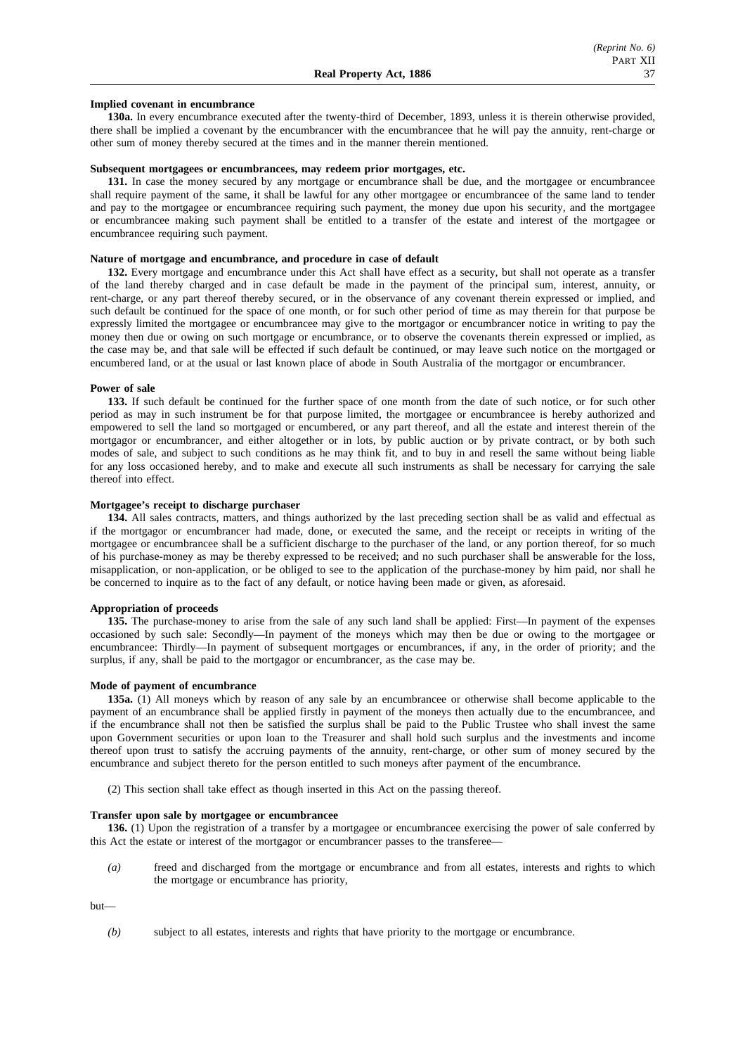**Implied covenant in encumbrance**

**130a.** In every encumbrance executed after the twenty-third of December, 1893, unless it is therein otherwise provided, there shall be implied a covenant by the encumbrancer with the encumbrancee that he will pay the annuity, rent-charge or other sum of money thereby secured at the times and in the manner therein mentioned.

**Subsequent mortgagees or encumbrancees, may redeem prior mortgages, etc.**

**131.** In case the money secured by any mortgage or encumbrance shall be due, and the mortgagee or encumbrancee shall require payment of the same, it shall be lawful for any other mortgagee or encumbrancee of the same land to tender and pay to the mortgagee or encumbrancee requiring such payment, the money due upon his security, and the mortgagee or encumbrancee making such payment shall be entitled to a transfer of the estate and interest of the mortgagee or encumbrancee requiring such payment.

**Nature of mortgage and encumbrance, and procedure in case of default**

**132.** Every mortgage and encumbrance under this Act shall have effect as a security, but shall not operate as a transfer of the land thereby charged and in case default be made in the payment of the principal sum, interest, annuity, or rent-charge, or any part thereof thereby secured, or in the observance of any covenant therein expressed or implied, and such default be continued for the space of one month, or for such other period of time as may therein for that purpose be expressly limited the mortgagee or encumbrancee may give to the mortgagor or encumbrancer notice in writing to pay the money then due or owing on such mortgage or encumbrance, or to observe the covenants therein expressed or implied, as the case may be, and that sale will be effected if such default be continued, or may leave such notice on the mortgaged or encumbered land, or at the usual or last known place of abode in South Australia of the mortgagor or encumbrancer.

**Power of sale**

**133.** If such default be continued for the further space of one month from the date of such notice, or for such other period as may in such instrument be for that purpose limited, the mortgagee or encumbrancee is hereby authorized and empowered to sell the land so mortgaged or encumbered, or any part thereof, and all the estate and interest therein of the mortgagor or encumbrancer, and either altogether or in lots, by public auction or by private contract, or by both such modes of sale, and subject to such conditions as he may think fit, and to buy in and resell the same without being liable for any loss occasioned hereby, and to make and execute all such instruments as shall be necessary for carrying the sale thereof into effect.

**Mortgagee's receipt to discharge purchaser**

**134.** All sales contracts, matters, and things authorized by the last preceding section shall be as valid and effectual as if the mortgagor or encumbrancer had made, done, or executed the same, and the receipt or receipts in writing of the mortgagee or encumbrancee shall be a sufficient discharge to the purchaser of the land, or any portion thereof, for so much of his purchase-money as may be thereby expressed to be received; and no such purchaser shall be answerable for the loss, misapplication, or non-application, or be obliged to see to the application of the purchase-money by him paid, nor shall he be concerned to inquire as to the fact of any default, or notice having been made or given, as aforesaid.

**Appropriation of proceeds**

**135.** The purchase-money to arise from the sale of any such land shall be applied: First—In payment of the expenses occasioned by such sale: Secondly—In payment of the moneys which may then be due or owing to the mortgagee or encumbrancee: Thirdly—In payment of subsequent mortgages or encumbrances, if any, in the order of priority; and the surplus, if any, shall be paid to the mortgagor or encumbrancer, as the case may be.

**Mode of payment of encumbrance**

**135a.** (1) All moneys which by reason of any sale by an encumbrancee or otherwise shall become applicable to the payment of an encumbrance shall be applied firstly in payment of the moneys then actually due to the encumbrancee, and if the encumbrance shall not then be satisfied the surplus shall be paid to the Public Trustee who shall invest the same upon Government securities or upon loan to the Treasurer and shall hold such surplus and the investments and income thereof upon trust to satisfy the accruing payments of the annuity, rent-charge, or other sum of money secured by the encumbrance and subject thereto for the person entitled to such moneys after payment of the encumbrance.

(2) This section shall take effect as though inserted in this Act on the passing thereof.

**Transfer upon sale by mortgagee or encumbrancee**

**136.** (1) Upon the registration of a transfer by a mortgagee or encumbrancee exercising the power of sale conferred by this Act the estate or interest of the mortgagor or encumbrancer passes to the transferee—

*(a)* freed and discharged from the mortgage or encumbrance and from all estates, interests and rights to which the mortgage or encumbrance has priority,

but—

*(b)* subject to all estates, interests and rights that have priority to the mortgage or encumbrance.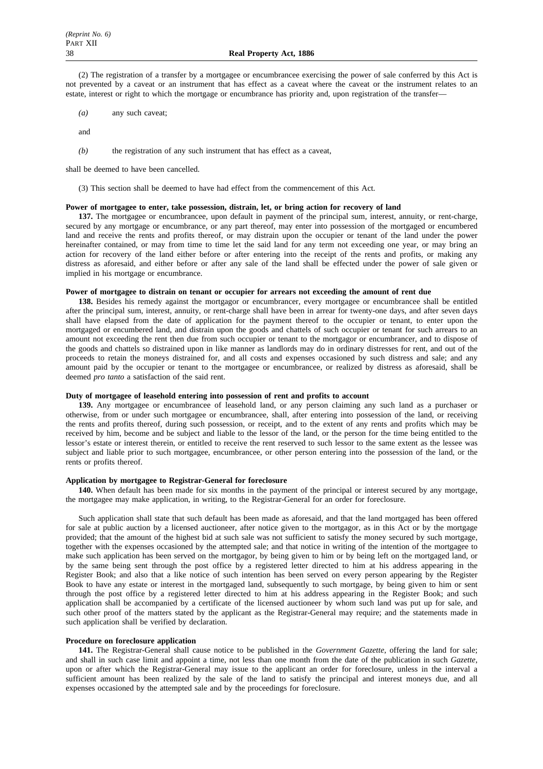(2) The registration of a transfer by a mortgagee or encumbrancee exercising the power of sale conferred by this Act is not prevented by a caveat or an instrument that has effect as a caveat where the caveat or the instrument relates to an estate, interest or right to which the mortgage or encumbrance has priority and, upon registration of the transfer—

*(a)* any such caveat;

and

*(b)* the registration of any such instrument that has effect as a caveat,

shall be deemed to have been cancelled.

(3) This section shall be deemed to have had effect from the commencement of this Act.

**Power of mortgagee to enter, take possession, distrain, let, or bring action for recovery of land**

**137.** The mortgagee or encumbrancee, upon default in payment of the principal sum, interest, annuity, or rent-charge, secured by any mortgage or encumbrance, or any part thereof, may enter into possession of the mortgaged or encumbered land and receive the rents and profits thereof, or may distrain upon the occupier or tenant of the land under the power hereinafter contained, or may from time to time let the said land for any term not exceeding one year, or may bring an action for recovery of the land either before or after entering into the receipt of the rents and profits, or making any distress as aforesaid, and either before or after any sale of the land shall be effected under the power of sale given or implied in his mortgage or encumbrance.

**Power of mortgagee to distrain on tenant or occupier for arrears not exceeding the amount of rent due**

**138.** Besides his remedy against the mortgagor or encumbrancer, every mortgagee or encumbrancee shall be entitled after the principal sum, interest, annuity, or rent-charge shall have been in arrear for twenty-one days, and after seven days shall have elapsed from the date of application for the payment thereof to the occupier or tenant, to enter upon the mortgaged or encumbered land, and distrain upon the goods and chattels of such occupier or tenant for such arrears to an amount not exceeding the rent then due from such occupier or tenant to the mortgagor or encumbrancer, and to dispose of the goods and chattels so distrained upon in like manner as landlords may do in ordinary distresses for rent, and out of the proceeds to retain the moneys distrained for, and all costs and expenses occasioned by such distress and sale; and any amount paid by the occupier or tenant to the mortgagee or encumbrancee, or realized by distress as aforesaid, shall be deemed *pro tanto* a satisfaction of the said rent.

**Duty of mortgagee of leasehold entering into possession of rent and profits to account**

**139.** Any mortgagee or encumbrancee of leasehold land, or any person claiming any such land as a purchaser or otherwise, from or under such mortgagee or encumbrancee, shall, after entering into possession of the land, or receiving the rents and profits thereof, during such possession, or receipt, and to the extent of any rents and profits which may be received by him, become and be subject and liable to the lessor of the land, or the person for the time being entitled to the lessor's estate or interest therein, or entitled to receive the rent reserved to such lessor to the same extent as the lessee was subject and liable prior to such mortgagee, encumbrancee, or other person entering into the possession of the land, or the rents or profits thereof.

**Application by mortgagee to Registrar-General for foreclosure**

**140.** When default has been made for six months in the payment of the principal or interest secured by any mortgage, the mortgagee may make application, in writing, to the Registrar-General for an order for foreclosure.

Such application shall state that such default has been made as aforesaid, and that the land mortgaged has been offered for sale at public auction by a licensed auctioneer, after notice given to the mortgagor, as in this Act or by the mortgage provided; that the amount of the highest bid at such sale was not sufficient to satisfy the money secured by such mortgage, together with the expenses occasioned by the attempted sale; and that notice in writing of the intention of the mortgagee to make such application has been served on the mortgagor, by being given to him or by being left on the mortgaged land, or by the same being sent through the post office by a registered letter directed to him at his address appearing in the Register Book; and also that a like notice of such intention has been served on every person appearing by the Register Book to have any estate or interest in the mortgaged land, subsequently to such mortgage, by being given to him or sent through the post office by a registered letter directed to him at his address appearing in the Register Book; and such application shall be accompanied by a certificate of the licensed auctioneer by whom such land was put up for sale, and such other proof of the matters stated by the applicant as the Registrar-General may require; and the statements made in such application shall be verified by declaration.

**Procedure on foreclosure application**

**141.** The Registrar-General shall cause notice to be published in the *Government Gazette*, offering the land for sale; and shall in such case limit and appoint a time, not less than one month from the date of the publication in such *Gazette*, upon or after which the Registrar-General may issue to the applicant an order for foreclosure, unless in the interval a sufficient amount has been realized by the sale of the land to satisfy the principal and interest moneys due, and all expenses occasioned by the attempted sale and by the proceedings for foreclosure.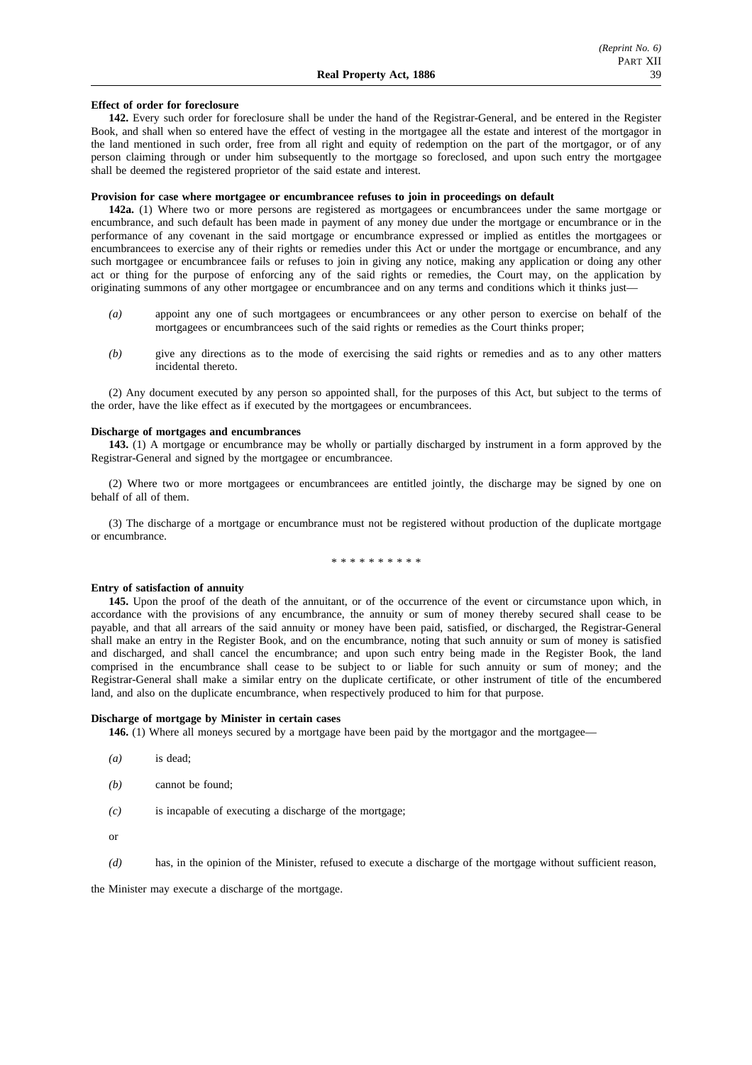**Effect of order for foreclosure**

**142.** Every such order for foreclosure shall be under the hand of the Registrar-General, and be entered in the Register Book, and shall when so entered have the effect of vesting in the mortgagee all the estate and interest of the mortgagor in the land mentioned in such order, free from all right and equity of redemption on the part of the mortgagor, or of any person claiming through or under him subsequently to the mortgage so foreclosed, and upon such entry the mortgagee shall be deemed the registered proprietor of the said estate and interest.

**Provision for case where mortgagee or encumbrancee refuses to join in proceedings on default**

**142a.** (1) Where two or more persons are registered as mortgagees or encumbrancees under the same mortgage or encumbrance, and such default has been made in payment of any money due under the mortgage or encumbrance or in the performance of any covenant in the said mortgage or encumbrance expressed or implied as entitles the mortgagees or encumbrancees to exercise any of their rights or remedies under this Act or under the mortgage or encumbrance, and any such mortgagee or encumbrancee fails or refuses to join in giving any notice, making any application or doing any other act or thing for the purpose of enforcing any of the said rights or remedies, the Court may, on the application by originating summons of any other mortgagee or encumbrancee and on any terms and conditions which it thinks just—

*(a)* appoint any one of such mortgagees or encumbrancees or any other person to exercise on behalf of the mortgagees or encumbrancees such of the said rights or remedies as the Court thinks proper;

*(b)* give any directions as to the mode of exercising the said rights or remedies and as to any other matters incidental thereto.

(2) Any document executed by any person so appointed shall, for the purposes of this Act, but subject to the terms of the order, have the like effect as if executed by the mortgagees or encumbrancees.

**Discharge of mortgages and encumbrances**

**143.** (1) A mortgage or encumbrance may be wholly or partially discharged by instrument in a form approved by the Registrar-General and signed by the mortgagee or encumbrancee.

(2) Where two or more mortgagees or encumbrancees are entitled jointly, the discharge may be signed by one on behalf of all of them.

(3) The discharge of a mortgage or encumbrance must not be registered without production of the duplicate mortgage or encumbrance.

\* \* \* \* \* \* \* \* \* \*

**Entry of satisfaction of annuity**

**145.** Upon the proof of the death of the annuitant, or of the occurrence of the event or circumstance upon which, in accordance with the provisions of any encumbrance, the annuity or sum of money thereby secured shall cease to be payable, and that all arrears of the said annuity or money have been paid, satisfied, or discharged, the Registrar-General shall make an entry in the Register Book, and on the encumbrance, noting that such annuity or sum of money is satisfied and discharged, and shall cancel the encumbrance; and upon such entry being made in the Register Book, the land comprised in the encumbrance shall cease to be subject to or liable for such annuity or sum of money; and the Registrar-General shall make a similar entry on the duplicate certificate, or other instrument of title of the encumbered land, and also on the duplicate encumbrance, when respectively produced to him for that purpose.

**Discharge of mortgage by Minister in certain cases**

**146.** (1) Where all moneys secured by a mortgage have been paid by the mortgagor and the mortgagee—

*(a)* is dead;

*(b)* cannot be found;

*(c)* is incapable of executing a discharge of the mortgage;

or

*(d)* has, in the opinion of the Minister, refused to execute a discharge of the mortgage without sufficient reason,

the Minister may execute a discharge of the mortgage.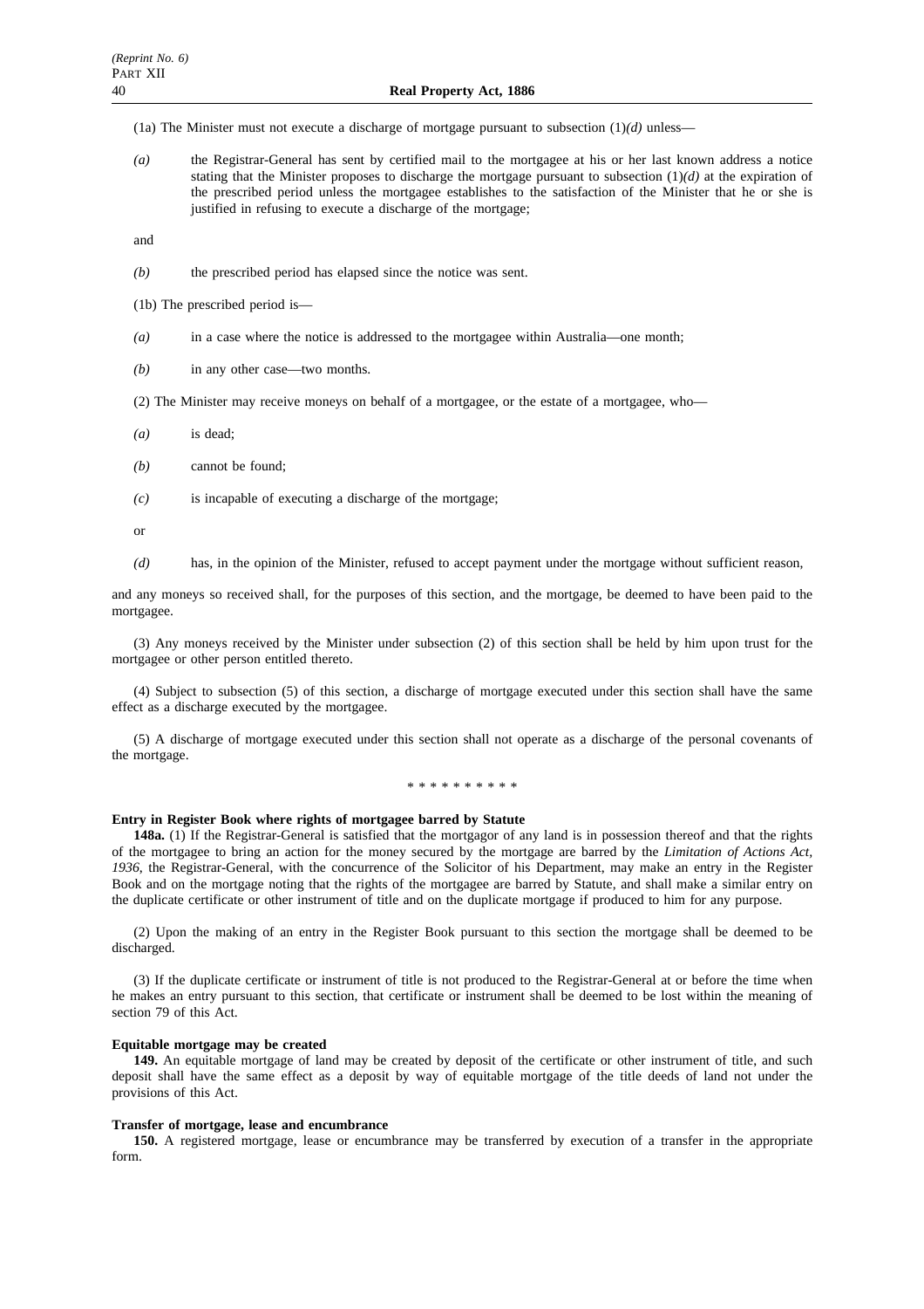(1a) The Minister must not execute a discharge of mortgage pursuant to subsection (1)*(d)* unless—

*(a)* the Registrar-General has sent by certified mail to the mortgagee at his or her last known address a notice stating that the Minister proposes to discharge the mortgage pursuant to subsection (1)*(d)* at the expiration of the prescribed period unless the mortgagee establishes to the satisfaction of the Minister that he or she is justified in refusing to execute a discharge of the mortgage;

and

*(b)* the prescribed period has elapsed since the notice was sent.

(1b) The prescribed period is—

*(a)* in a case where the notice is addressed to the mortgagee within Australia—one month;

*(b)* in any other case—two months.

(2) The Minister may receive moneys on behalf of a mortgagee, or the estate of a mortgagee, who—

*(a)* is dead;

*(b)* cannot be found;

*(c)* is incapable of executing a discharge of the mortgage;

or

*(d)* has, in the opinion of the Minister, refused to accept payment under the mortgage without sufficient reason,

and any moneys so received shall, for the purposes of this section, and the mortgage, be deemed to have been paid to the mortgagee.

(3) Any moneys received by the Minister under subsection (2) of this section shall be held by him upon trust for the mortgagee or other person entitled thereto.

(4) Subject to subsection (5) of this section, a discharge of mortgage executed under this section shall have the same effect as a discharge executed by the mortgagee.

(5) A discharge of mortgage executed under this section shall not operate as a discharge of the personal covenants of the mortgage.

* * * * * * * * * *

**Entry in Register Book where rights of mortgagee barred by Statute**

**148a.** (1) If the Registrar-General is satisfied that the mortgagor of any land is in possession thereof and that the rights of the mortgagee to bring an action for the money secured by the mortgage are barred by the *Limitation of Actions Act, 1936*, the Registrar-General, with the concurrence of the Solicitor of his Department, may make an entry in the Register Book and on the mortgage noting that the rights of the mortgagee are barred by Statute, and shall make a similar entry on the duplicate certificate or other instrument of title and on the duplicate mortgage if produced to him for any purpose.

(2) Upon the making of an entry in the Register Book pursuant to this section the mortgage shall be deemed to be discharged.

(3) If the duplicate certificate or instrument of title is not produced to the Registrar-General at or before the time when he makes an entry pursuant to this section, that certificate or instrument shall be deemed to be lost within the meaning of section 79 of this Act.

**Equitable mortgage may be created**

**149.** An equitable mortgage of land may be created by deposit of the certificate or other instrument of title, and such deposit shall have the same effect as a deposit by way of equitable mortgage of the title deeds of land not under the provisions of this Act.

**Transfer of mortgage, lease and encumbrance**

**150.** A registered mortgage, lease or encumbrance may be transferred by execution of a transfer in the appropriate form.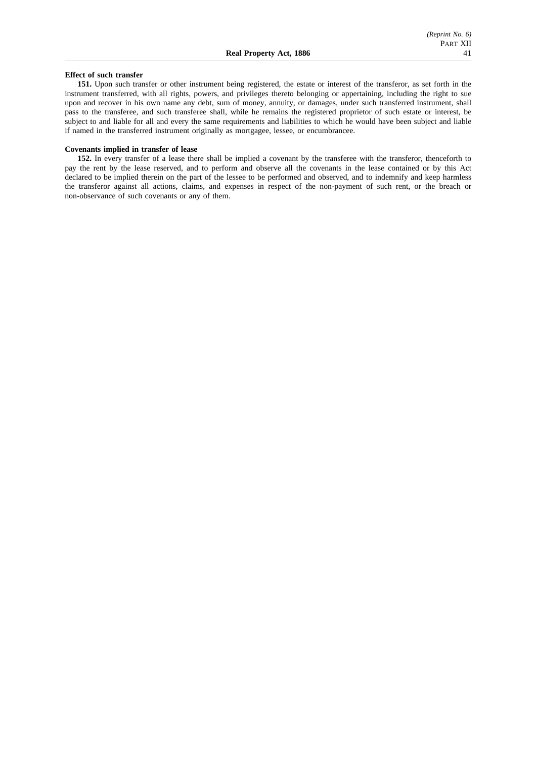**Effect of such transfer**

**151.** Upon such transfer or other instrument being registered, the estate or interest of the transferor, as set forth in the instrument transferred, with all rights, powers, and privileges thereto belonging or appertaining, including the right to sue upon and recover in his own name any debt, sum of money, annuity, or damages, under such transferred instrument, shall pass to the transferee, and such transferee shall, while he remains the registered proprietor of such estate or interest, be subject to and liable for all and every the same requirements and liabilities to which he would have been subject and liable if named in the transferred instrument originally as mortgagee, lessee, or encumbrancee.

**Covenants implied in transfer of lease**

**152.** In every transfer of a lease there shall be implied a covenant by the transferee with the transferor, thenceforth to pay the rent by the lease reserved, and to perform and observe all the covenants in the lease contained or by this Act declared to be implied therein on the part of the lessee to be performed and observed, and to indemnify and keep harmless the transferor against all actions, claims, and expenses in respect of the non-payment of such rent, or the breach or non-observance of such covenants or any of them.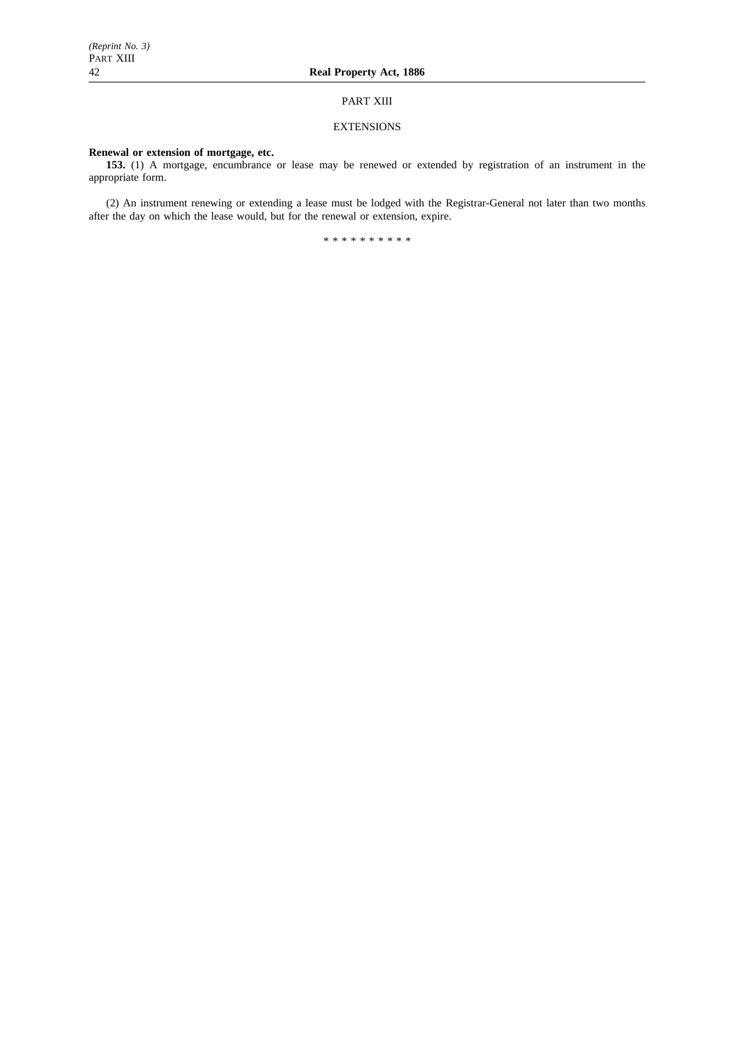## PART XIII

## EXTENSIONS

**Renewal or extension of mortgage, etc.**

**153.** (1) A mortgage, encumbrance or lease may be renewed or extended by registration of an instrument in the appropriate form.

(2) An instrument renewing or extending a lease must be lodged with the Registrar-General not later than two months after the day on which the lease would, but for the renewal or extension, expire.

\* \* \* \* \* \* \* \* \* \*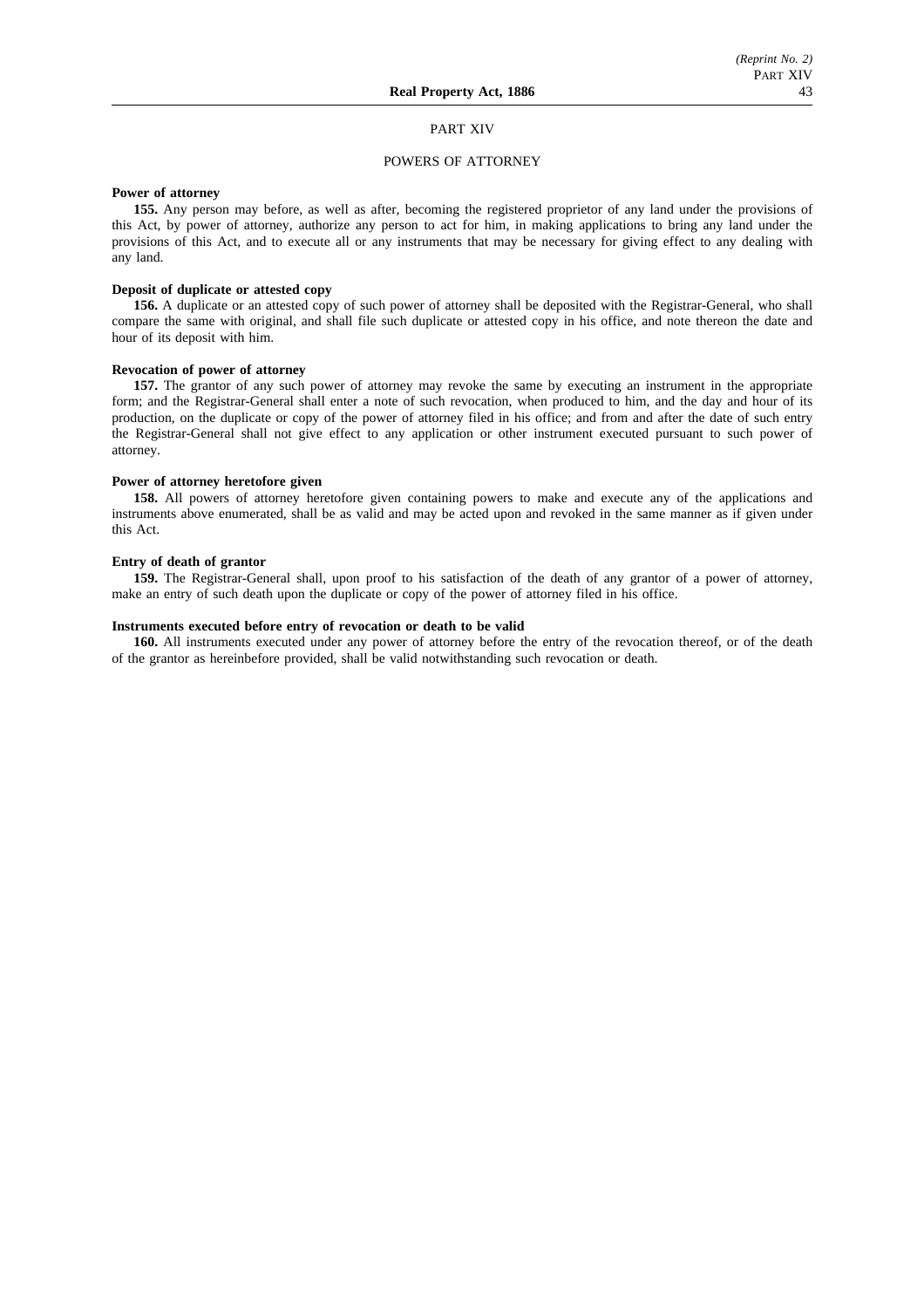## PART XIV

## POWERS OF ATTORNEY

**Power of attorney**

**155.** Any person may before, as well as after, becoming the registered proprietor of any land under the provisions of this Act, by power of attorney, authorize any person to act for him, in making applications to bring any land under the provisions of this Act, and to execute all or any instruments that may be necessary for giving effect to any dealing with any land.

**Deposit of duplicate or attested copy**

**156.** A duplicate or an attested copy of such power of attorney shall be deposited with the Registrar-General, who shall compare the same with original, and shall file such duplicate or attested copy in his office, and note thereon the date and hour of its deposit with him.

**Revocation of power of attorney**

**157.** The grantor of any such power of attorney may revoke the same by executing an instrument in the appropriate form; and the Registrar-General shall enter a note of such revocation, when produced to him, and the day and hour of its production, on the duplicate or copy of the power of attorney filed in his office; and from and after the date of such entry the Registrar-General shall not give effect to any application or other instrument executed pursuant to such power of attorney.

**Power of attorney heretofore given**

**158.** All powers of attorney heretofore given containing powers to make and execute any of the applications and instruments above enumerated, shall be as valid and may be acted upon and revoked in the same manner as if given under this Act.

**Entry of death of grantor**

**159.** The Registrar-General shall, upon proof to his satisfaction of the death of any grantor of a power of attorney, make an entry of such death upon the duplicate or copy of the power of attorney filed in his office.

**Instruments executed before entry of revocation or death to be valid**

**160.** All instruments executed under any power of attorney before the entry of the revocation thereof, or of the death of the grantor as hereinbefore provided, shall be valid notwithstanding such revocation or death.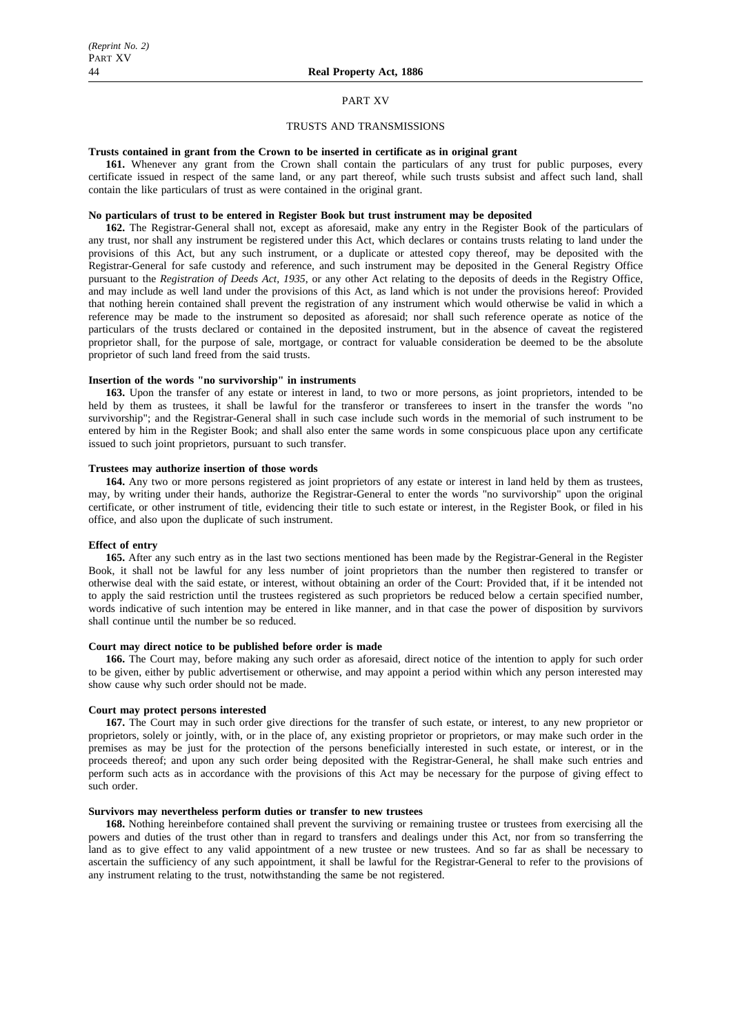# PART XV

## TRUSTS AND TRANSMISSIONS

**Trusts contained in grant from the Crown to be inserted in certificate as in original grant**

**161.** Whenever any grant from the Crown shall contain the particulars of any trust for public purposes, every certificate issued in respect of the same land, or any part thereof, while such trusts subsist and affect such land, shall contain the like particulars of trust as were contained in the original grant.

**No particulars of trust to be entered in Register Book but trust instrument may be deposited**

**162.** The Registrar-General shall not, except as aforesaid, make any entry in the Register Book of the particulars of any trust, nor shall any instrument be registered under this Act, which declares or contains trusts relating to land under the provisions of this Act, but any such instrument, or a duplicate or attested copy thereof, may be deposited with the Registrar-General for safe custody and reference, and such instrument may be deposited in the General Registry Office pursuant to the *Registration of Deeds Act, 1935,* or any other Act relating to the deposits of deeds in the Registry Office, and may include as well land under the provisions of this Act, as land which is not under the provisions hereof: Provided that nothing herein contained shall prevent the registration of any instrument which would otherwise be valid in which a reference may be made to the instrument so deposited as aforesaid; nor shall such reference operate as notice of the particulars of the trusts declared or contained in the deposited instrument, but in the absence of caveat the registered proprietor shall, for the purpose of sale, mortgage, or contract for valuable consideration be deemed to be the absolute proprietor of such land freed from the said trusts.

**Insertion of the words "no survivorship" in instruments**

**163.** Upon the transfer of any estate or interest in land, to two or more persons, as joint proprietors, intended to be held by them as trustees, it shall be lawful for the transferor or transferees to insert in the transfer the words "no survivorship"; and the Registrar-General shall in such case include such words in the memorial of such instrument to be entered by him in the Register Book; and shall also enter the same words in some conspicuous place upon any certificate issued to such joint proprietors, pursuant to such transfer.

**Trustees may authorize insertion of those words**

**164.** Any two or more persons registered as joint proprietors of any estate or interest in land held by them as trustees, may, by writing under their hands, authorize the Registrar-General to enter the words "no survivorship" upon the original certificate, or other instrument of title, evidencing their title to such estate or interest, in the Register Book, or filed in his office, and also upon the duplicate of such instrument.

**Effect of entry**

**165.** After any such entry as in the last two sections mentioned has been made by the Registrar-General in the Register Book, it shall not be lawful for any less number of joint proprietors than the number then registered to transfer or otherwise deal with the said estate, or interest, without obtaining an order of the Court: Provided that, if it be intended not to apply the said restriction until the trustees registered as such proprietors be reduced below a certain specified number, words indicative of such intention may be entered in like manner, and in that case the power of disposition by survivors shall continue until the number be so reduced.

**Court may direct notice to be published before order is made**

**166.** The Court may, before making any such order as aforesaid, direct notice of the intention to apply for such order to be given, either by public advertisement or otherwise, and may appoint a period within which any person interested may show cause why such order should not be made.

**Court may protect persons interested**

**167.** The Court may in such order give directions for the transfer of such estate, or interest, to any new proprietor or proprietors, solely or jointly, with, or in the place of, any existing proprietor or proprietors, or may make such order in the premises as may be just for the protection of the persons beneficially interested in such estate, or interest, or in the proceeds thereof; and upon any such order being deposited with the Registrar-General, he shall make such entries and perform such acts as in accordance with the provisions of this Act may be necessary for the purpose of giving effect to such order.

**Survivors may nevertheless perform duties or transfer to new trustees**

**168.** Nothing hereinbefore contained shall prevent the surviving or remaining trustee or trustees from exercising all the powers and duties of the trust other than in regard to transfers and dealings under this Act, nor from so transferring the land as to give effect to any valid appointment of a new trustee or new trustees. And so far as shall be necessary to ascertain the sufficiency of any such appointment, it shall be lawful for the Registrar-General to refer to the provisions of any instrument relating to the trust, notwithstanding the same be not registered.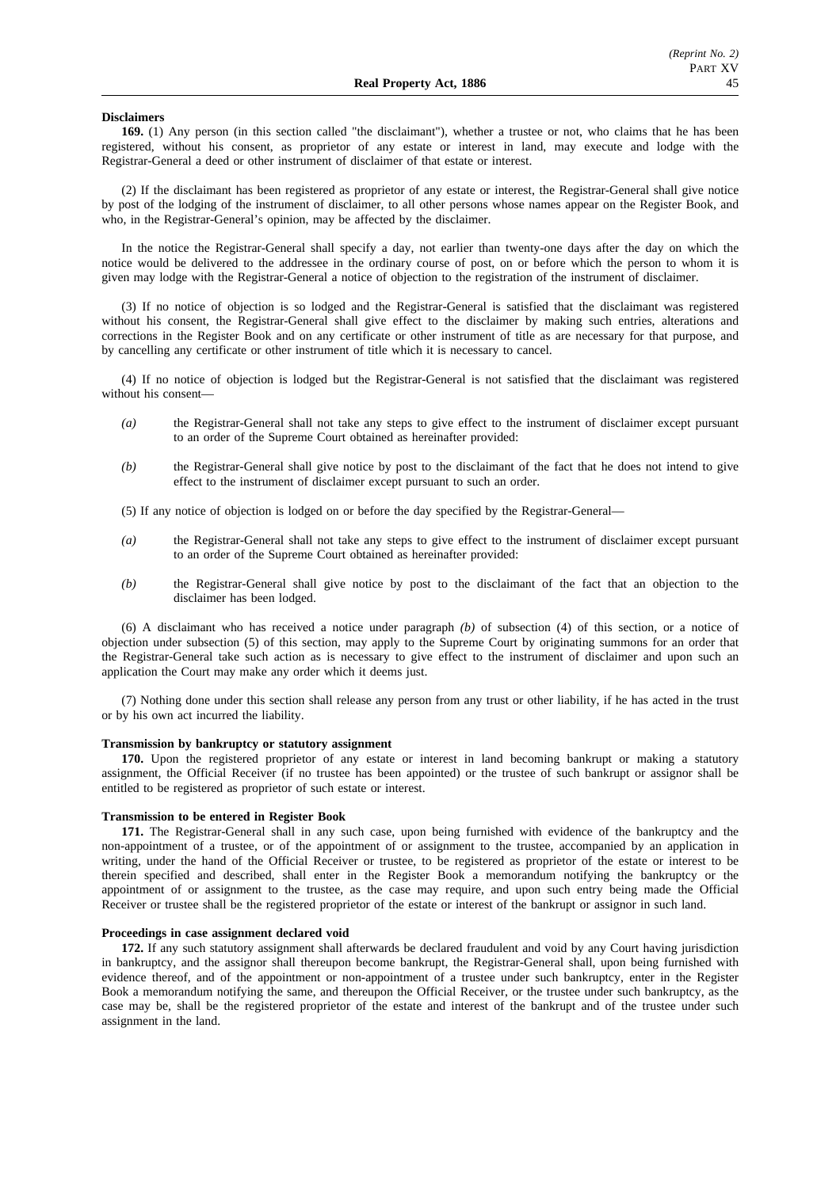**Disclaimers**

**169.** (1) Any person (in this section called "the disclaimant"), whether a trustee or not, who claims that he has been registered, without his consent, as proprietor of any estate or interest in land, may execute and lodge with the Registrar-General a deed or other instrument of disclaimer of that estate or interest.

(2) If the disclaimant has been registered as proprietor of any estate or interest, the Registrar-General shall give notice by post of the lodging of the instrument of disclaimer, to all other persons whose names appear on the Register Book, and who, in the Registrar-General's opinion, may be affected by the disclaimer.

In the notice the Registrar-General shall specify a day, not earlier than twenty-one days after the day on which the notice would be delivered to the addressee in the ordinary course of post, on or before which the person to whom it is given may lodge with the Registrar-General a notice of objection to the registration of the instrument of disclaimer.

(3) If no notice of objection is so lodged and the Registrar-General is satisfied that the disclaimant was registered without his consent, the Registrar-General shall give effect to the disclaimer by making such entries, alterations and corrections in the Register Book and on any certificate or other instrument of title as are necessary for that purpose, and by cancelling any certificate or other instrument of title which it is necessary to cancel.

(4) If no notice of objection is lodged but the Registrar-General is not satisfied that the disclaimant was registered without his consent—

*(a)* the Registrar-General shall not take any steps to give effect to the instrument of disclaimer except pursuant to an order of the Supreme Court obtained as hereinafter provided:

*(b)* the Registrar-General shall give notice by post to the disclaimant of the fact that he does not intend to give effect to the instrument of disclaimer except pursuant to such an order.

(5) If any notice of objection is lodged on or before the day specified by the Registrar-General—

*(a)* the Registrar-General shall not take any steps to give effect to the instrument of disclaimer except pursuant to an order of the Supreme Court obtained as hereinafter provided:

*(b)* the Registrar-General shall give notice by post to the disclaimant of the fact that an objection to the disclaimer has been lodged.

(6) A disclaimant who has received a notice under paragraph *(b)* of subsection (4) of this section, or a notice of objection under subsection (5) of this section, may apply to the Supreme Court by originating summons for an order that the Registrar-General take such action as is necessary to give effect to the instrument of disclaimer and upon such an application the Court may make any order which it deems just.

(7) Nothing done under this section shall release any person from any trust or other liability, if he has acted in the trust or by his own act incurred the liability.

**Transmission by bankruptcy or statutory assignment**

**170.** Upon the registered proprietor of any estate or interest in land becoming bankrupt or making a statutory assignment, the Official Receiver (if no trustee has been appointed) or the trustee of such bankrupt or assignor shall be entitled to be registered as proprietor of such estate or interest.

**Transmission to be entered in Register Book**

**171.** The Registrar-General shall in any such case, upon being furnished with evidence of the bankruptcy and the non-appointment of a trustee, or of the appointment of or assignment to the trustee, accompanied by an application in writing, under the hand of the Official Receiver or trustee, to be registered as proprietor of the estate or interest to be therein specified and described, shall enter in the Register Book a memorandum notifying the bankruptcy or the appointment of or assignment to the trustee, as the case may require, and upon such entry being made the Official Receiver or trustee shall be the registered proprietor of the estate or interest of the bankrupt or assignor in such land.

**Proceedings in case assignment declared void**

**172.** If any such statutory assignment shall afterwards be declared fraudulent and void by any Court having jurisdiction in bankruptcy, and the assignor shall thereupon become bankrupt, the Registrar-General shall, upon being furnished with evidence thereof, and of the appointment or non-appointment of a trustee under such bankruptcy, enter in the Register Book a memorandum notifying the same, and thereupon the Official Receiver, or the trustee under such bankruptcy, as the case may be, shall be the registered proprietor of the estate and interest of the bankrupt and of the trustee under such assignment in the land.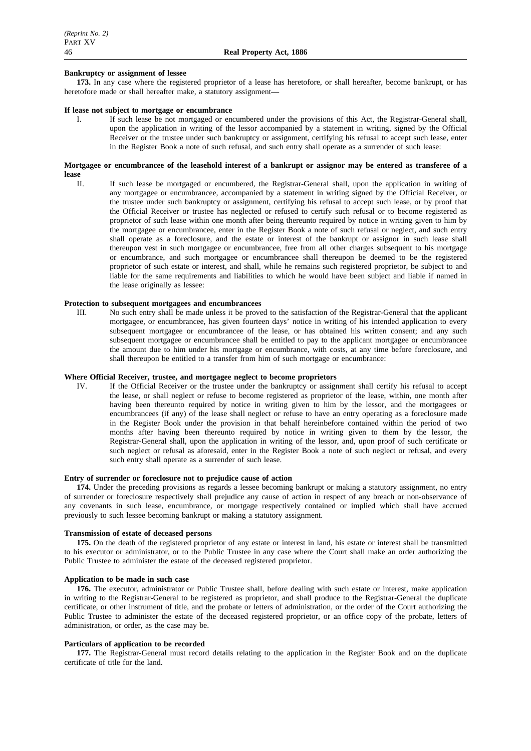**Bankruptcy or assignment of lessee**

**173.** In any case where the registered proprietor of a lease has heretofore, or shall hereafter, become bankrupt, or has heretofore made or shall hereafter make, a statutory assignment—

**If lease not subject to mortgage or encumbrance**

I. If such lease be not mortgaged or encumbered under the provisions of this Act, the Registrar-General shall, upon the application in writing of the lessor accompanied by a statement in writing, signed by the Official Receiver or the trustee under such bankruptcy or assignment, certifying his refusal to accept such lease, enter in the Register Book a note of such refusal, and such entry shall operate as a surrender of such lease:

**Mortgagee or encumbrancee of the leasehold interest of a bankrupt or assignor may be entered as transferee of a lease**

II. If such lease be mortgaged or encumbered, the Registrar-General shall, upon the application in writing of any mortgagee or encumbrancee, accompanied by a statement in writing signed by the Official Receiver, or the trustee under such bankruptcy or assignment, certifying his refusal to accept such lease, or by proof that the Official Receiver or trustee has neglected or refused to certify such refusal or to become registered as proprietor of such lease within one month after being thereunto required by notice in writing given to him by the mortgagee or encumbrancee, enter in the Register Book a note of such refusal or neglect, and such entry shall operate as a foreclosure, and the estate or interest of the bankrupt or assignor in such lease shall thereupon vest in such mortgagee or encumbrancee, free from all other charges subsequent to his mortgage or encumbrance, and such mortgagee or encumbrancee shall thereupon be deemed to be the registered proprietor of such estate or interest, and shall, while he remains such registered proprietor, be subject to and liable for the same requirements and liabilities to which he would have been subject and liable if named in the lease originally as lessee:

**Protection to subsequent mortgagees and encumbrancees**

III. No such entry shall be made unless it be proved to the satisfaction of the Registrar-General that the applicant mortgagee, or encumbrancee, has given fourteen days' notice in writing of his intended application to every subsequent mortgagee or encumbrancee of the lease, or has obtained his written consent; and any such subsequent mortgagee or encumbrancee shall be entitled to pay to the applicant mortgagee or encumbrancee the amount due to him under his mortgage or encumbrance, with costs, at any time before foreclosure, and shall thereupon be entitled to a transfer from him of such mortgage or encumbrance:

**Where Official Receiver, trustee, and mortgagee neglect to become proprietors**

IV. If the Official Receiver or the trustee under the bankruptcy or assignment shall certify his refusal to accept the lease, or shall neglect or refuse to become registered as proprietor of the lease, within, one month after having been thereunto required by notice in writing given to him by the lessor, and the mortgagees or encumbrancees (if any) of the lease shall neglect or refuse to have an entry operating as a foreclosure made in the Register Book under the provision in that behalf hereinbefore contained within the period of two months after having been thereunto required by notice in writing given to them by the lessor, the Registrar-General shall, upon the application in writing of the lessor, and, upon proof of such certificate or such neglect or refusal as aforesaid, enter in the Register Book a note of such neglect or refusal, and every such entry shall operate as a surrender of such lease.

**Entry of surrender or foreclosure not to prejudice cause of action**

**174.** Under the preceding provisions as regards a lessee becoming bankrupt or making a statutory assignment, no entry of surrender or foreclosure respectively shall prejudice any cause of action in respect of any breach or non-observance of any covenants in such lease, encumbrance, or mortgage respectively contained or implied which shall have accrued previously to such lessee becoming bankrupt or making a statutory assignment.

**Transmission of estate of deceased persons**

**175.** On the death of the registered proprietor of any estate or interest in land, his estate or interest shall be transmitted to his executor or administrator, or to the Public Trustee in any case where the Court shall make an order authorizing the Public Trustee to administer the estate of the deceased registered proprietor.

**Application to be made in such case**

**176.** The executor, administrator or Public Trustee shall, before dealing with such estate or interest, make application in writing to the Registrar-General to be registered as proprietor, and shall produce to the Registrar-General the duplicate certificate, or other instrument of title, and the probate or letters of administration, or the order of the Court authorizing the Public Trustee to administer the estate of the deceased registered proprietor, or an office copy of the probate, letters of administration, or order, as the case may be.

**Particulars of application to be recorded**

**177.** The Registrar-General must record details relating to the application in the Register Book and on the duplicate certificate of title for the land.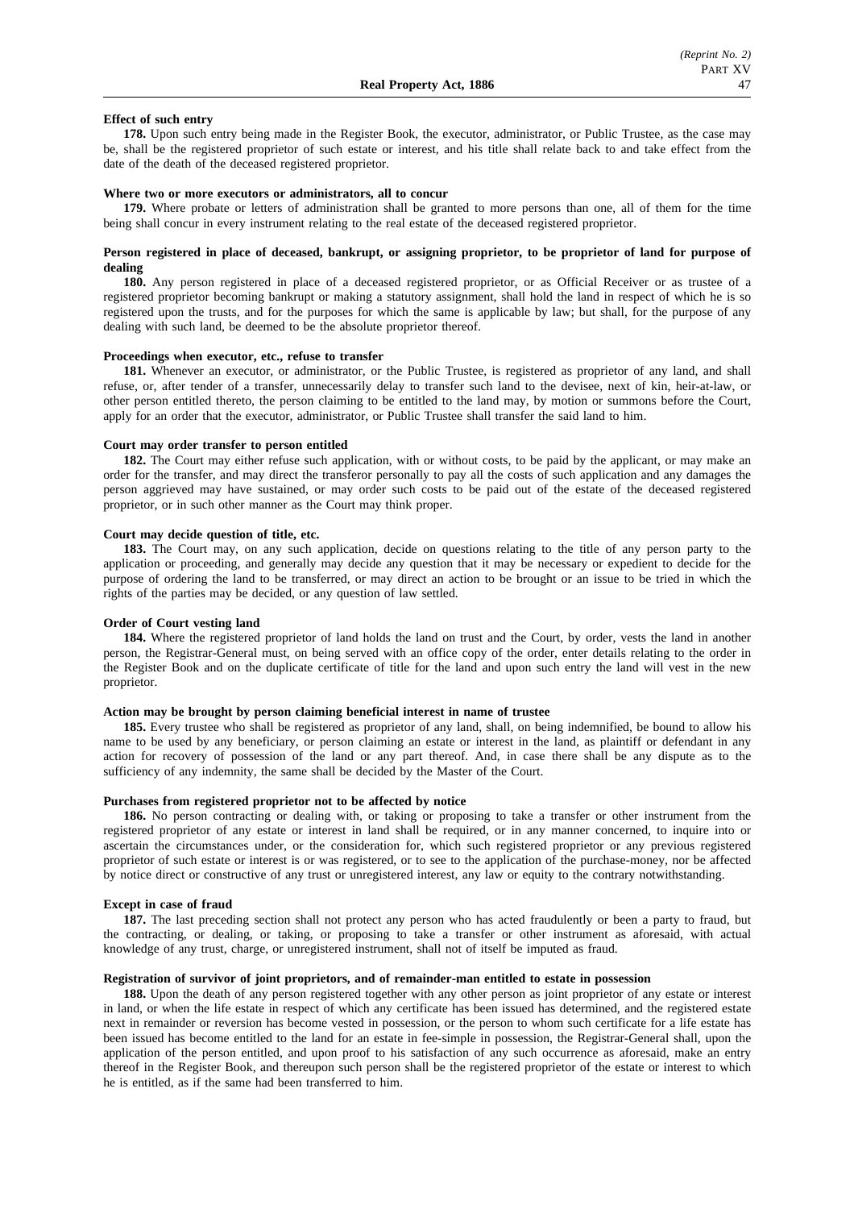**Effect of such entry**

**178.** Upon such entry being made in the Register Book, the executor, administrator, or Public Trustee, as the case may be, shall be the registered proprietor of such estate or interest, and his title shall relate back to and take effect from the date of the death of the deceased registered proprietor.

**Where two or more executors or administrators, all to concur**

**179.** Where probate or letters of administration shall be granted to more persons than one, all of them for the time being shall concur in every instrument relating to the real estate of the deceased registered proprietor.

**Person registered in place of deceased, bankrupt, or assigning proprietor, to be proprietor of land for purpose of dealing**

**180.** Any person registered in place of a deceased registered proprietor, or as Official Receiver or as trustee of a registered proprietor becoming bankrupt or making a statutory assignment, shall hold the land in respect of which he is so registered upon the trusts, and for the purposes for which the same is applicable by law; but shall, for the purpose of any dealing with such land, be deemed to be the absolute proprietor thereof.

**Proceedings when executor, etc., refuse to transfer**

**181.** Whenever an executor, or administrator, or the Public Trustee, is registered as proprietor of any land, and shall refuse, or, after tender of a transfer, unnecessarily delay to transfer such land to the devisee, next of kin, heir-at-law, or other person entitled thereto, the person claiming to be entitled to the land may, by motion or summons before the Court, apply for an order that the executor, administrator, or Public Trustee shall transfer the said land to him.

**Court may order transfer to person entitled**

**182.** The Court may either refuse such application, with or without costs, to be paid by the applicant, or may make an order for the transfer, and may direct the transferor personally to pay all the costs of such application and any damages the person aggrieved may have sustained, or may order such costs to be paid out of the estate of the deceased registered proprietor, or in such other manner as the Court may think proper.

**Court may decide question of title, etc.**

**183.** The Court may, on any such application, decide on questions relating to the title of any person party to the application or proceeding, and generally may decide any question that it may be necessary or expedient to decide for the purpose of ordering the land to be transferred, or may direct an action to be brought or an issue to be tried in which the rights of the parties may be decided, or any question of law settled.

**Order of Court vesting land**

**184.** Where the registered proprietor of land holds the land on trust and the Court, by order, vests the land in another person, the Registrar-General must, on being served with an office copy of the order, enter details relating to the order in the Register Book and on the duplicate certificate of title for the land and upon such entry the land will vest in the new proprietor.

**Action may be brought by person claiming beneficial interest in name of trustee**

**185.** Every trustee who shall be registered as proprietor of any land, shall, on being indemnified, be bound to allow his name to be used by any beneficiary, or person claiming an estate or interest in the land, as plaintiff or defendant in any action for recovery of possession of the land or any part thereof. And, in case there shall be any dispute as to the sufficiency of any indemnity, the same shall be decided by the Master of the Court.

**Purchases from registered proprietor not to be affected by notice**

**186.** No person contracting or dealing with, or taking or proposing to take a transfer or other instrument from the registered proprietor of any estate or interest in land shall be required, or in any manner concerned, to inquire into or ascertain the circumstances under, or the consideration for, which such registered proprietor or any previous registered proprietor of such estate or interest is or was registered, or to see to the application of the purchase-money, nor be affected by notice direct or constructive of any trust or unregistered interest, any law or equity to the contrary notwithstanding.

**Except in case of fraud**

**187.** The last preceding section shall not protect any person who has acted fraudulently or been a party to fraud, but the contracting, or dealing, or taking, or proposing to take a transfer or other instrument as aforesaid, with actual knowledge of any trust, charge, or unregistered instrument, shall not of itself be imputed as fraud.

**Registration of survivor of joint proprietors, and of remainder-man entitled to estate in possession**

**188.** Upon the death of any person registered together with any other person as joint proprietor of any estate or interest in land, or when the life estate in respect of which any certificate has been issued has determined, and the registered estate next in remainder or reversion has become vested in possession, or the person to whom such certificate for a life estate has been issued has become entitled to the land for an estate in fee-simple in possession, the Registrar-General shall, upon the application of the person entitled, and upon proof to his satisfaction of any such occurrence as aforesaid, make an entry thereof in the Register Book, and thereupon such person shall be the registered proprietor of the estate or interest to which he is entitled, as if the same had been transferred to him.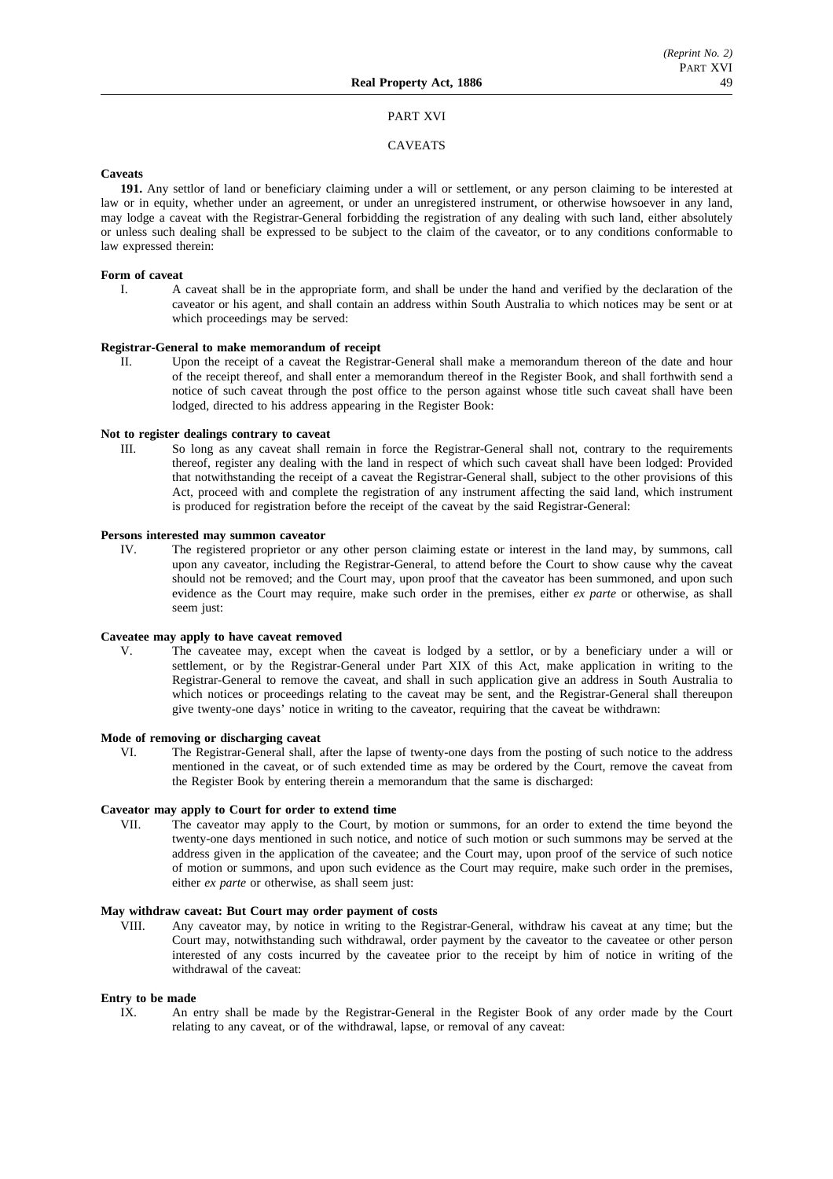## PART XVI

## CAVEATS

**Caveats**

**191.** Any settlor of land or beneficiary claiming under a will or settlement, or any person claiming to be interested at law or in equity, whether under an agreement, or under an unregistered instrument, or otherwise howsoever in any land, may lodge a caveat with the Registrar-General forbidding the registration of any dealing with such land, either absolutely or unless such dealing shall be expressed to be subject to the claim of the caveator, or to any conditions conformable to law expressed therein:

**Form of caveat**

I. A caveat shall be in the appropriate form, and shall be under the hand and verified by the declaration of the caveator or his agent, and shall contain an address within South Australia to which notices may be sent or at which proceedings may be served:

**Registrar-General to make memorandum of receipt**

II. Upon the receipt of a caveat the Registrar-General shall make a memorandum thereon of the date and hour of the receipt thereof, and shall enter a memorandum thereof in the Register Book, and shall forthwith send a notice of such caveat through the post office to the person against whose title such caveat shall have been lodged, directed to his address appearing in the Register Book:

**Not to register dealings contrary to caveat**

III. So long as any caveat shall remain in force the Registrar-General shall not, contrary to the requirements thereof, register any dealing with the land in respect of which such caveat shall have been lodged: Provided that notwithstanding the receipt of a caveat the Registrar-General shall, subject to the other provisions of this Act, proceed with and complete the registration of any instrument affecting the said land, which instrument is produced for registration before the receipt of the caveat by the said Registrar-General:

**Persons interested may summon caveator**

IV. The registered proprietor or any other person claiming estate or interest in the land may, by summons, call upon any caveator, including the Registrar-General, to attend before the Court to show cause why the caveat should not be removed; and the Court may, upon proof that the caveator has been summoned, and upon such evidence as the Court may require, make such order in the premises, either *ex parte* or otherwise, as shall seem just:

**Caveatee may apply to have caveat removed**

V. The caveatee may, except when the caveat is lodged by a settlor, or by a beneficiary under a will or settlement, or by the Registrar-General under Part XIX of this Act, make application in writing to the Registrar-General to remove the caveat, and shall in such application give an address in South Australia to which notices or proceedings relating to the caveat may be sent, and the Registrar-General shall thereupon give twenty-one days' notice in writing to the caveator, requiring that the caveat be withdrawn:

**Mode of removing or discharging caveat**

VI. The Registrar-General shall, after the lapse of twenty-one days from the posting of such notice to the address mentioned in the caveat, or of such extended time as may be ordered by the Court, remove the caveat from the Register Book by entering therein a memorandum that the same is discharged:

**Caveator may apply to Court for order to extend time**

VII. The caveator may apply to the Court, by motion or summons, for an order to extend the time beyond the twenty-one days mentioned in such notice, and notice of such motion or such summons may be served at the address given in the application of the caveatee; and the Court may, upon proof of the service of such notice of motion or summons, and upon such evidence as the Court may require, make such order in the premises, either *ex parte* or otherwise, as shall seem just:

**May withdraw caveat: But Court may order payment of costs**

VIII. Any caveator may, by notice in writing to the Registrar-General, withdraw his caveat at any time; but the Court may, notwithstanding such withdrawal, order payment by the caveator to the caveatee or other person interested of any costs incurred by the caveatee prior to the receipt by him of notice in writing of the withdrawal of the caveat:

**Entry to be made**

IX. An entry shall be made by the Registrar-General in the Register Book of any order made by the Court relating to any caveat, or of the withdrawal, lapse, or removal of any caveat: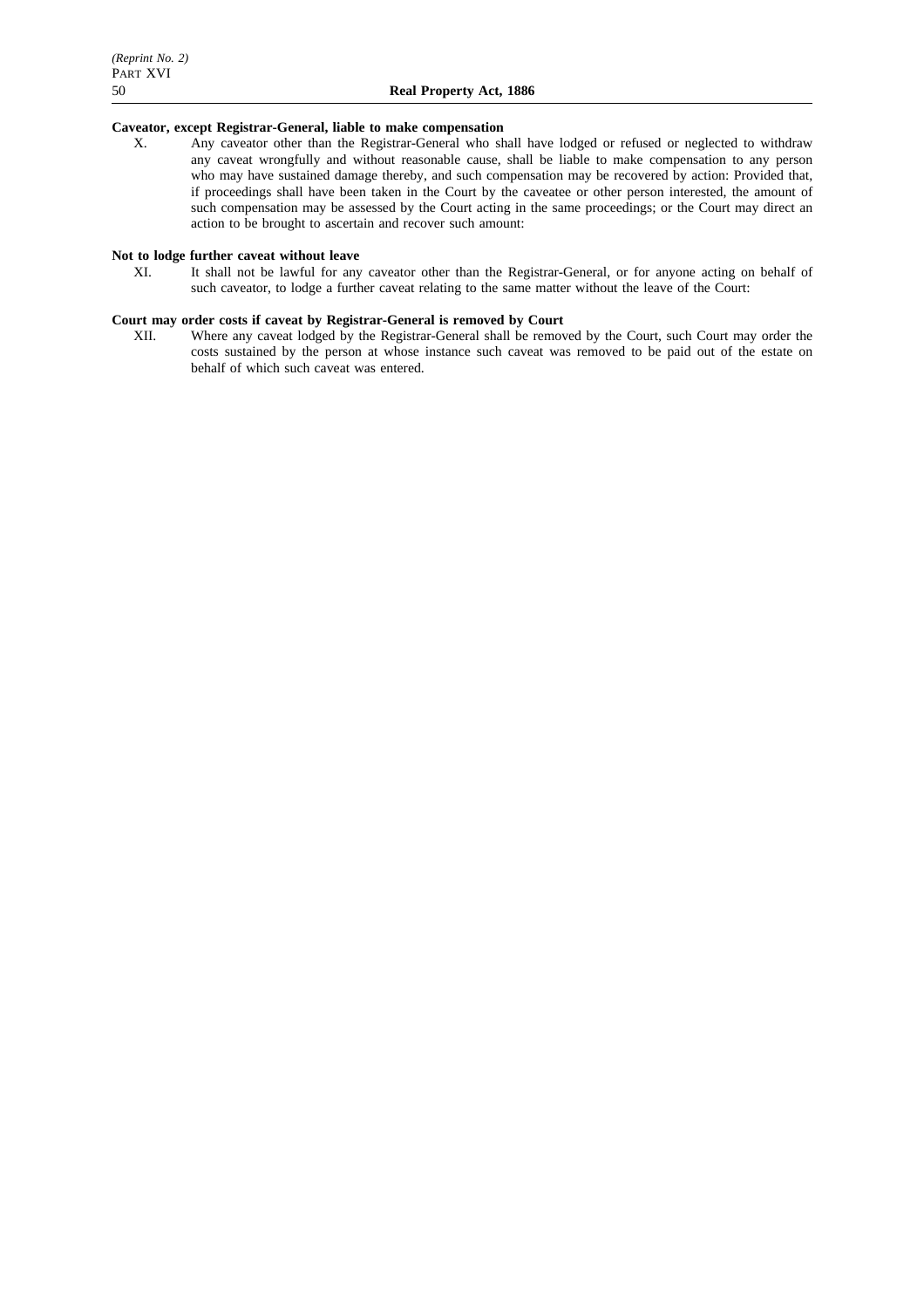**Caveator, except Registrar-General, liable to make compensation**

X. Any caveator other than the Registrar-General who shall have lodged or refused or neglected to withdraw any caveat wrongfully and without reasonable cause, shall be liable to make compensation to any person who may have sustained damage thereby, and such compensation may be recovered by action: Provided that, if proceedings shall have been taken in the Court by the caveatee or other person interested, the amount of such compensation may be assessed by the Court acting in the same proceedings; or the Court may direct an action to be brought to ascertain and recover such amount:

**Not to lodge further caveat without leave**

XI. It shall not be lawful for any caveator other than the Registrar-General, or for anyone acting on behalf of such caveator, to lodge a further caveat relating to the same matter without the leave of the Court:

**Court may order costs if caveat by Registrar-General is removed by Court**

XII. Where any caveat lodged by the Registrar-General shall be removed by the Court, such Court may order the costs sustained by the person at whose instance such caveat was removed to be paid out of the estate on behalf of which such caveat was entered.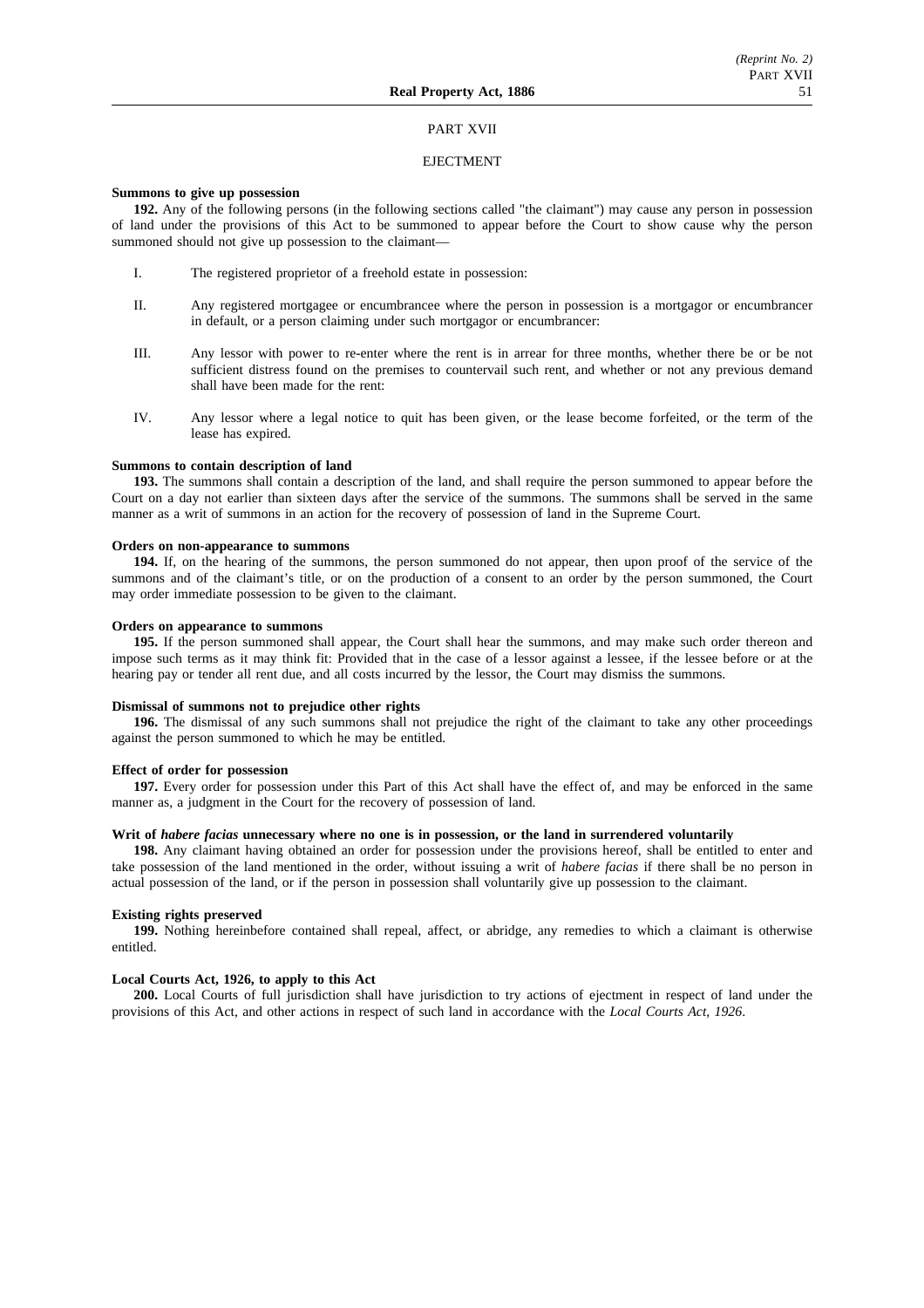## PART XVII

## EJECTMENT

**Summons to give up possession**

**192.** Any of the following persons (in the following sections called "the claimant") may cause any person in possession of land under the provisions of this Act to be summoned to appear before the Court to show cause why the person summoned should not give up possession to the claimant—

I. The registered proprietor of a freehold estate in possession:

II. Any registered mortgagee or encumbrancee where the person in possession is a mortgagor or encumbrancer in default, or a person claiming under such mortgagor or encumbrancer:

III. Any lessor with power to re-enter where the rent is in arrear for three months, whether there be or be not sufficient distress found on the premises to countervail such rent, and whether or not any previous demand shall have been made for the rent:

IV. Any lessor where a legal notice to quit has been given, or the lease become forfeited, or the term of the lease has expired.

**Summons to contain description of land**

**193.** The summons shall contain a description of the land, and shall require the person summoned to appear before the Court on a day not earlier than sixteen days after the service of the summons. The summons shall be served in the same manner as a writ of summons in an action for the recovery of possession of land in the Supreme Court.

**Orders on non-appearance to summons**

**194.** If, on the hearing of the summons, the person summoned do not appear, then upon proof of the service of the summons and of the claimant's title, or on the production of a consent to an order by the person summoned, the Court may order immediate possession to be given to the claimant.

**Orders on appearance to summons**

**195.** If the person summoned shall appear, the Court shall hear the summons, and may make such order thereon and impose such terms as it may think fit: Provided that in the case of a lessor against a lessee, if the lessee before or at the hearing pay or tender all rent due, and all costs incurred by the lessor, the Court may dismiss the summons.

**Dismissal of summons not to prejudice other rights**

**196.** The dismissal of any such summons shall not prejudice the right of the claimant to take any other proceedings against the person summoned to which he may be entitled.

**Effect of order for possession**

**197.** Every order for possession under this Part of this Act shall have the effect of, and may be enforced in the same manner as, a judgment in the Court for the recovery of possession of land.

**Writ of *habere facias* unnecessary where no one is in possession, or the land in surrendered voluntarily**

**198.** Any claimant having obtained an order for possession under the provisions hereof, shall be entitled to enter and take possession of the land mentioned in the order, without issuing a writ of *habere facias* if there shall be no person in actual possession of the land, or if the person in possession shall voluntarily give up possession to the claimant.

**Existing rights preserved**

**199.** Nothing hereinbefore contained shall repeal, affect, or abridge, any remedies to which a claimant is otherwise entitled.

**Local Courts Act, 1926, to apply to this Act**

**200.** Local Courts of full jurisdiction shall have jurisdiction to try actions of ejectment in respect of land under the provisions of this Act, and other actions in respect of such land in accordance with the *Local Courts Act, 1926*.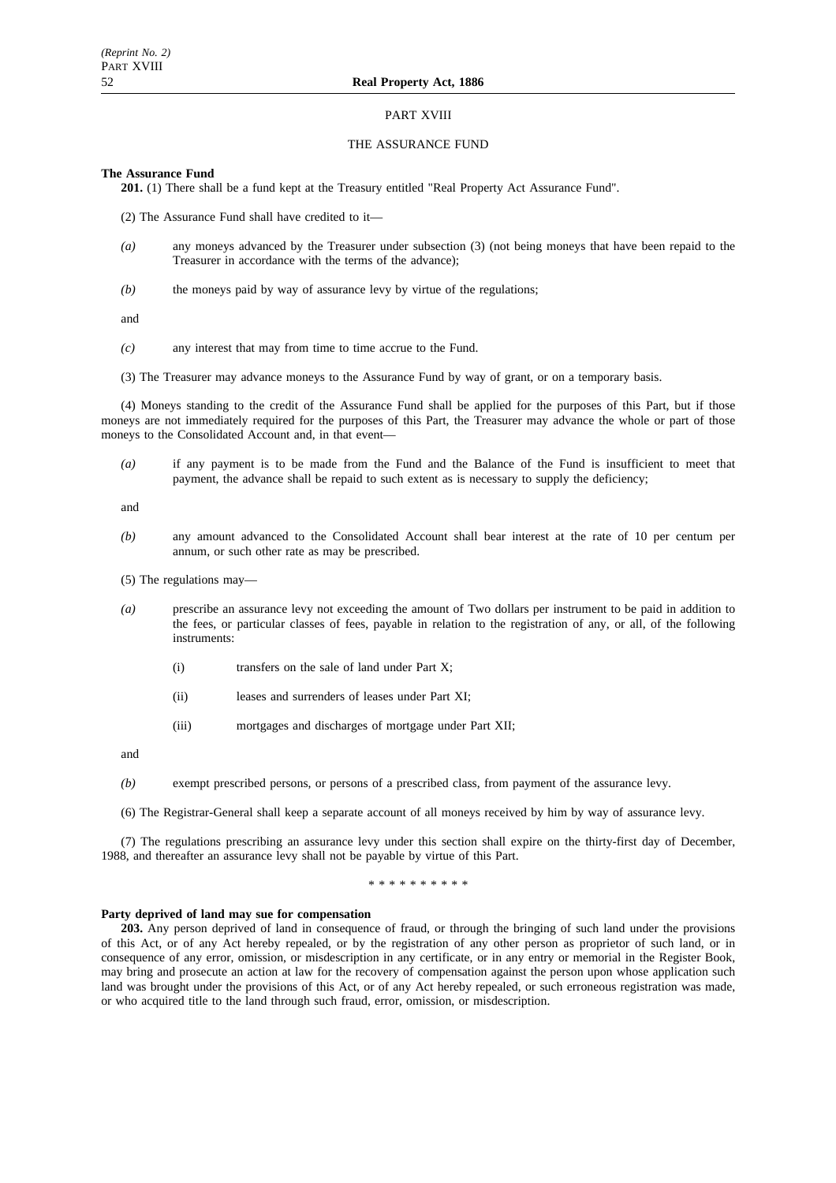## PART XVIII

## THE ASSURANCE FUND

**The Assurance Fund**

**201.** (1) There shall be a fund kept at the Treasury entitled "Real Property Act Assurance Fund".

(2) The Assurance Fund shall have credited to it—

*(a)* any moneys advanced by the Treasurer under subsection (3) (not being moneys that have been repaid to the Treasurer in accordance with the terms of the advance);

*(b)* the moneys paid by way of assurance levy by virtue of the regulations;

and

*(c)* any interest that may from time to time accrue to the Fund.

(3) The Treasurer may advance moneys to the Assurance Fund by way of grant, or on a temporary basis.

(4) Moneys standing to the credit of the Assurance Fund shall be applied for the purposes of this Part, but if those moneys are not immediately required for the purposes of this Part, the Treasurer may advance the whole or part of those moneys to the Consolidated Account and, in that event—

*(a)* if any payment is to be made from the Fund and the Balance of the Fund is insufficient to meet that payment, the advance shall be repaid to such extent as is necessary to supply the deficiency;

and

*(b)* any amount advanced to the Consolidated Account shall bear interest at the rate of 10 per centum per annum, or such other rate as may be prescribed.

(5) The regulations may—

*(a)* prescribe an assurance levy not exceeding the amount of Two dollars per instrument to be paid in addition to the fees, or particular classes of fees, payable in relation to the registration of any, or all, of the following instruments:

(i) transfers on the sale of land under Part X;

(ii) leases and surrenders of leases under Part XI;

(iii) mortgages and discharges of mortgage under Part XII;

and

*(b)* exempt prescribed persons, or persons of a prescribed class, from payment of the assurance levy.

(6) The Registrar-General shall keep a separate account of all moneys received by him by way of assurance levy.

(7) The regulations prescribing an assurance levy under this section shall expire on the thirty-first day of December, 1988, and thereafter an assurance levy shall not be payable by virtue of this Part.

* * * * * * * * * *

**Party deprived of land may sue for compensation**

**203.** Any person deprived of land in consequence of fraud, or through the bringing of such land under the provisions of this Act, or of any Act hereby repealed, or by the registration of any other person as proprietor of such land, or in consequence of any error, omission, or misdescription in any certificate, or in any entry or memorial in the Register Book, may bring and prosecute an action at law for the recovery of compensation against the person upon whose application such land was brought under the provisions of this Act, or of any Act hereby repealed, or such erroneous registration was made, or who acquired title to the land through such fraud, error, omission, or misdescription.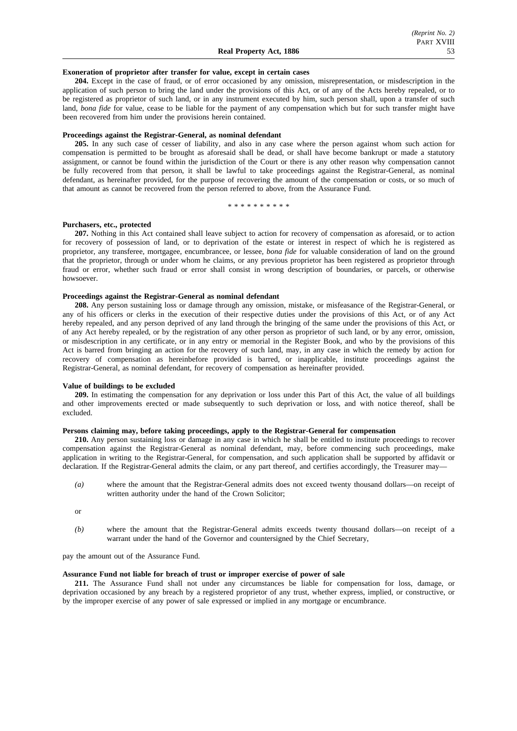**Exoneration of proprietor after transfer for value, except in certain cases**

**204.** Except in the case of fraud, or of error occasioned by any omission, misrepresentation, or misdescription in the application of such person to bring the land under the provisions of this Act, or of any of the Acts hereby repealed, or to be registered as proprietor of such land, or in any instrument executed by him, such person shall, upon a transfer of such land, *bona fide* for value, cease to be liable for the payment of any compensation which but for such transfer might have been recovered from him under the provisions herein contained.

**Proceedings against the Registrar-General, as nominal defendant**

**205.** In any such case of cesser of liability, and also in any case where the person against whom such action for compensation is permitted to be brought as aforesaid shall be dead, or shall have become bankrupt or made a statutory assignment, or cannot be found within the jurisdiction of the Court or there is any other reason why compensation cannot be fully recovered from that person, it shall be lawful to take proceedings against the Registrar-General, as nominal defendant, as hereinafter provided, for the purpose of recovering the amount of the compensation or costs, or so much of that amount as cannot be recovered from the person referred to above, from the Assurance Fund.

\* \* \* \* \* \* \* \* \* \*

**Purchasers, etc., protected**

**207.** Nothing in this Act contained shall leave subject to action for recovery of compensation as aforesaid, or to action for recovery of possession of land, or to deprivation of the estate or interest in respect of which he is registered as proprietor, any transferee, mortgagee, encumbrancee, or lessee, *bona fide* for valuable consideration of land on the ground that the proprietor, through or under whom he claims, or any previous proprietor has been registered as proprietor through fraud or error, whether such fraud or error shall consist in wrong description of boundaries, or parcels, or otherwise howsoever.

**Proceedings against the Registrar-General as nominal defendant**

**208.** Any person sustaining loss or damage through any omission, mistake, or misfeasance of the Registrar-General, or any of his officers or clerks in the execution of their respective duties under the provisions of this Act, or of any Act hereby repealed, and any person deprived of any land through the bringing of the same under the provisions of this Act, or of any Act hereby repealed, or by the registration of any other person as proprietor of such land, or by any error, omission, or misdescription in any certificate, or in any entry or memorial in the Register Book, and who by the provisions of this Act is barred from bringing an action for the recovery of such land, may, in any case in which the remedy by action for recovery of compensation as hereinbefore provided is barred, or inapplicable, institute proceedings against the Registrar-General, as nominal defendant, for recovery of compensation as hereinafter provided.

**Value of buildings to be excluded**

**209.** In estimating the compensation for any deprivation or loss under this Part of this Act, the value of all buildings and other improvements erected or made subsequently to such deprivation or loss, and with notice thereof, shall be excluded.

**Persons claiming may, before taking proceedings, apply to the Registrar-General for compensation**

**210.** Any person sustaining loss or damage in any case in which he shall be entitled to institute proceedings to recover compensation against the Registrar-General as nominal defendant, may, before commencing such proceedings, make application in writing to the Registrar-General, for compensation, and such application shall be supported by affidavit or declaration. If the Registrar-General admits the claim, or any part thereof, and certifies accordingly, the Treasurer may—

*(a)* where the amount that the Registrar-General admits does not exceed twenty thousand dollars—on receipt of written authority under the hand of the Crown Solicitor;

or

*(b)* where the amount that the Registrar-General admits exceeds twenty thousand dollars—on receipt of a warrant under the hand of the Governor and countersigned by the Chief Secretary,

pay the amount out of the Assurance Fund.

**Assurance Fund not liable for breach of trust or improper exercise of power of sale**

**211.** The Assurance Fund shall not under any circumstances be liable for compensation for loss, damage, or deprivation occasioned by any breach by a registered proprietor of any trust, whether express, implied, or constructive, or by the improper exercise of any power of sale expressed or implied in any mortgage or encumbrance.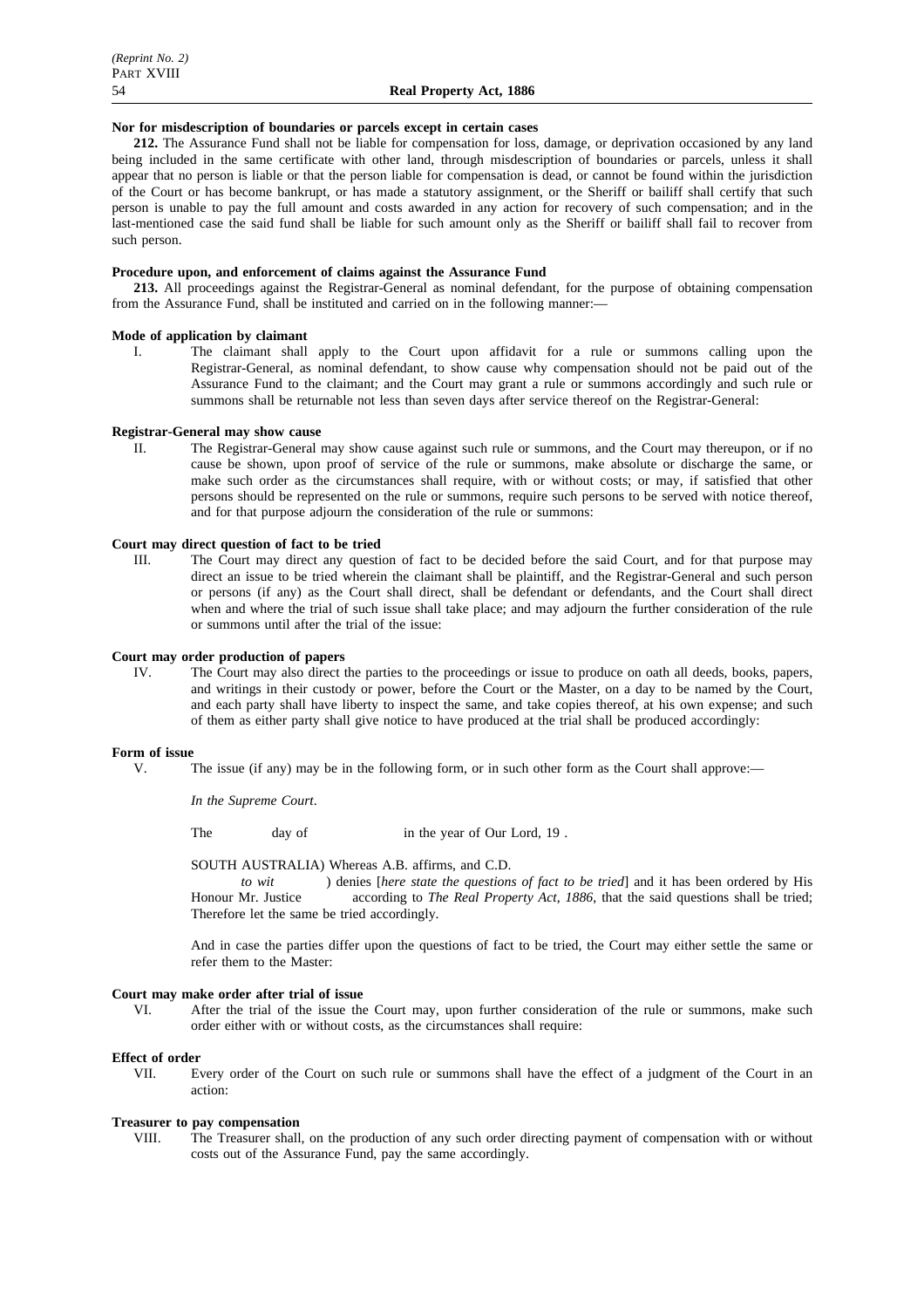**Nor for misdescription of boundaries or parcels except in certain cases**

**212.** The Assurance Fund shall not be liable for compensation for loss, damage, or deprivation occasioned by any land being included in the same certificate with other land, through misdescription of boundaries or parcels, unless it shall appear that no person is liable or that the person liable for compensation is dead, or cannot be found within the jurisdiction of the Court or has become bankrupt, or has made a statutory assignment, or the Sheriff or bailiff shall certify that such person is unable to pay the full amount and costs awarded in any action for recovery of such compensation; and in the last-mentioned case the said fund shall be liable for such amount only as the Sheriff or bailiff shall fail to recover from such person.

**Procedure upon, and enforcement of claims against the Assurance Fund**

**213.** All proceedings against the Registrar-General as nominal defendant, for the purpose of obtaining compensation from the Assurance Fund, shall be instituted and carried on in the following manner:—

**Mode of application by claimant**

I. The claimant shall apply to the Court upon affidavit for a rule or summons calling upon the Registrar-General, as nominal defendant, to show cause why compensation should not be paid out of the Assurance Fund to the claimant; and the Court may grant a rule or summons accordingly and such rule or summons shall be returnable not less than seven days after service thereof on the Registrar-General:

**Registrar-General may show cause**

II. The Registrar-General may show cause against such rule or summons, and the Court may thereupon, or if no cause be shown, upon proof of service of the rule or summons, make absolute or discharge the same, or make such order as the circumstances shall require, with or without costs; or may, if satisfied that other persons should be represented on the rule or summons, require such persons to be served with notice thereof, and for that purpose adjourn the consideration of the rule or summons:

**Court may direct question of fact to be tried**

III. The Court may direct any question of fact to be decided before the said Court, and for that purpose may direct an issue to be tried wherein the claimant shall be plaintiff, and the Registrar-General and such person or persons (if any) as the Court shall direct, shall be defendant or defendants, and the Court shall direct when and where the trial of such issue shall take place; and may adjourn the further consideration of the rule or summons until after the trial of the issue:

**Court may order production of papers**

IV. The Court may also direct the parties to the proceedings or issue to produce on oath all deeds, books, papers, and writings in their custody or power, before the Court or the Master, on a day to be named by the Court, and each party shall have liberty to inspect the same, and take copies thereof, at his own expense; and such of them as either party shall give notice to have produced at the trial shall be produced accordingly:

**Form of issue**

V. The issue (if any) may be in the following form, or in such other form as the Court shall approve:—

*In the Supreme Court*.

The day of in the year of Our Lord, 19 .

SOUTH AUSTRALIA) Whereas A.B. affirms, and C.D.
*to wit* ) denies [*here state the questions of fact to be tried*] and it has been ordered by His Honour Mr. Justice according to *The Real Property Act, 1886*, that the said questions shall be tried; Therefore let the same be tried accordingly.

And in case the parties differ upon the questions of fact to be tried, the Court may either settle the same or refer them to the Master:

**Court may make order after trial of issue**

VI. After the trial of the issue the Court may, upon further consideration of the rule or summons, make such order either with or without costs, as the circumstances shall require:

**Effect of order**

VII. Every order of the Court on such rule or summons shall have the effect of a judgment of the Court in an action:

**Treasurer to pay compensation**

VIII. The Treasurer shall, on the production of any such order directing payment of compensation with or without costs out of the Assurance Fund, pay the same accordingly.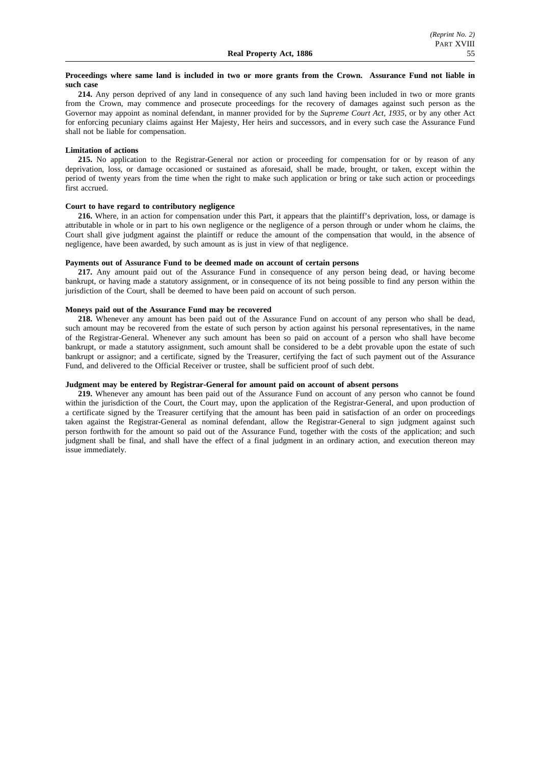**Proceedings where same land is included in two or more grants from the Crown. Assurance Fund not liable in such case**

**214.** Any person deprived of any land in consequence of any such land having been included in two or more grants from the Crown, may commence and prosecute proceedings for the recovery of damages against such person as the Governor may appoint as nominal defendant, in manner provided for by the *Supreme Court Act, 1935*, or by any other Act for enforcing pecuniary claims against Her Majesty, Her heirs and successors, and in every such case the Assurance Fund shall not be liable for compensation.

**Limitation of actions**

**215.** No application to the Registrar-General nor action or proceeding for compensation for or by reason of any deprivation, loss, or damage occasioned or sustained as aforesaid, shall be made, brought, or taken, except within the period of twenty years from the time when the right to make such application or bring or take such action or proceedings first accrued.

**Court to have regard to contributory negligence**

**216.** Where, in an action for compensation under this Part, it appears that the plaintiff's deprivation, loss, or damage is attributable in whole or in part to his own negligence or the negligence of a person through or under whom he claims, the Court shall give judgment against the plaintiff or reduce the amount of the compensation that would, in the absence of negligence, have been awarded, by such amount as is just in view of that negligence.

**Payments out of Assurance Fund to be deemed made on account of certain persons**

**217.** Any amount paid out of the Assurance Fund in consequence of any person being dead, or having become bankrupt, or having made a statutory assignment, or in consequence of its not being possible to find any person within the jurisdiction of the Court, shall be deemed to have been paid on account of such person.

**Moneys paid out of the Assurance Fund may be recovered**

**218.** Whenever any amount has been paid out of the Assurance Fund on account of any person who shall be dead, such amount may be recovered from the estate of such person by action against his personal representatives, in the name of the Registrar-General. Whenever any such amount has been so paid on account of a person who shall have become bankrupt, or made a statutory assignment, such amount shall be considered to be a debt provable upon the estate of such bankrupt or assignor; and a certificate, signed by the Treasurer, certifying the fact of such payment out of the Assurance Fund, and delivered to the Official Receiver or trustee, shall be sufficient proof of such debt.

**Judgment may be entered by Registrar-General for amount paid on account of absent persons**

**219.** Whenever any amount has been paid out of the Assurance Fund on account of any person who cannot be found within the jurisdiction of the Court, the Court may, upon the application of the Registrar-General, and upon production of a certificate signed by the Treasurer certifying that the amount has been paid in satisfaction of an order on proceedings taken against the Registrar-General as nominal defendant, allow the Registrar-General to sign judgment against such person forthwith for the amount so paid out of the Assurance Fund, together with the costs of the application; and such judgment shall be final, and shall have the effect of a final judgment in an ordinary action, and execution thereon may issue immediately.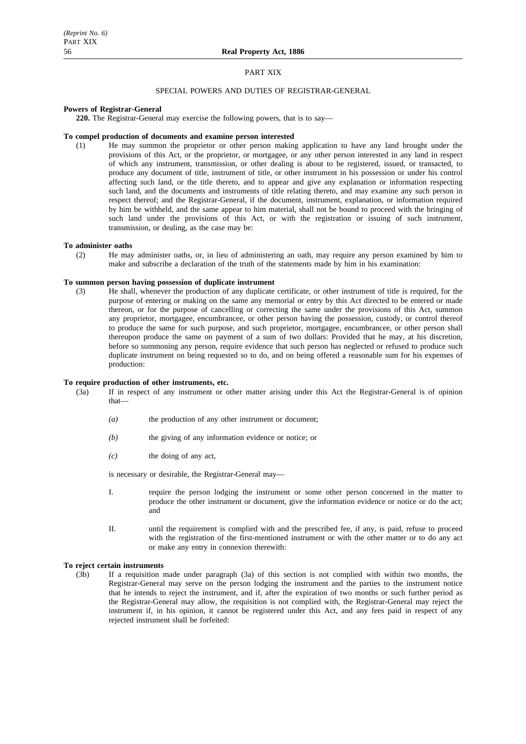## PART XIX

### SPECIAL POWERS AND DUTIES OF REGISTRAR-GENERAL

**Powers of Registrar-General**

**220.** The Registrar-General may exercise the following powers, that is to say—

**To compel production of documents and examine person interested**

(1) He may summon the proprietor or other person making application to have any land brought under the provisions of this Act, or the proprietor, or mortgagee, or any other person interested in any land in respect of which any instrument, transmission, or other dealing is about to be registered, issued, or transacted, to produce any document of title, instrument of title, or other instrument in his possession or under his control affecting such land, or the title thereto, and to appear and give any explanation or information respecting such land, and the documents and instruments of title relating thereto, and may examine any such person in respect thereof; and the Registrar-General, if the document, instrument, explanation, or information required by him be withheld, and the same appear to him material, shall not be bound to proceed with the bringing of such land under the provisions of this Act, or with the registration or issuing of such instrument, transmission, or dealing, as the case may be:

**To administer oaths**

(2) He may administer oaths, or, in lieu of administering an oath, may require any person examined by him to make and subscribe a declaration of the truth of the statements made by him in his examination:

**To summon person having possession of duplicate instrument**

(3) He shall, whenever the production of any duplicate certificate, or other instrument of title is required, for the purpose of entering or making on the same any memorial or entry by this Act directed to be entered or made thereon, or for the purpose of cancelling or correcting the same under the provisions of this Act, summon any proprietor, mortgagee, encumbrancee, or other person having the possession, custody, or control thereof to produce the same for such purpose, and such proprietor, mortgagee, encumbrancee, or other person shall thereupon produce the same on payment of a sum of two dollars: Provided that he may, at his discretion, before so summoning any person, require evidence that such person has neglected or refused to produce such duplicate instrument on being requested so to do, and on being offered a reasonable sum for his expenses of production:

**To require production of other instruments, etc.**

(3a) If in respect of any instrument or other matter arising under this Act the Registrar-General is of opinion that—

*(a)* the production of any other instrument or document;

*(b)* the giving of any information evidence or notice; or

*(c)* the doing of any act,

is necessary or desirable, the Registrar-General may—

I. require the person lodging the instrument or some other person concerned in the matter to produce the other instrument or document, give the information evidence or notice or do the act; and

II. until the requirement is complied with and the prescribed fee, if any, is paid, refuse to proceed with the registration of the first-mentioned instrument or with the other matter or to do any act or make any entry in connexion therewith:

**To reject certain instruments**

(3b) If a requisition made under paragraph (3a) of this section is not complied with within two months, the Registrar-General may serve on the person lodging the instrument and the parties to the instrument notice that he intends to reject the instrument, and if, after the expiration of two months or such further period as the Registrar-General may allow, the requisition is not complied with, the Registrar-General may reject the instrument if, in his opinion, it cannot be registered under this Act, and any fees paid in respect of any rejected instrument shall be forfeited: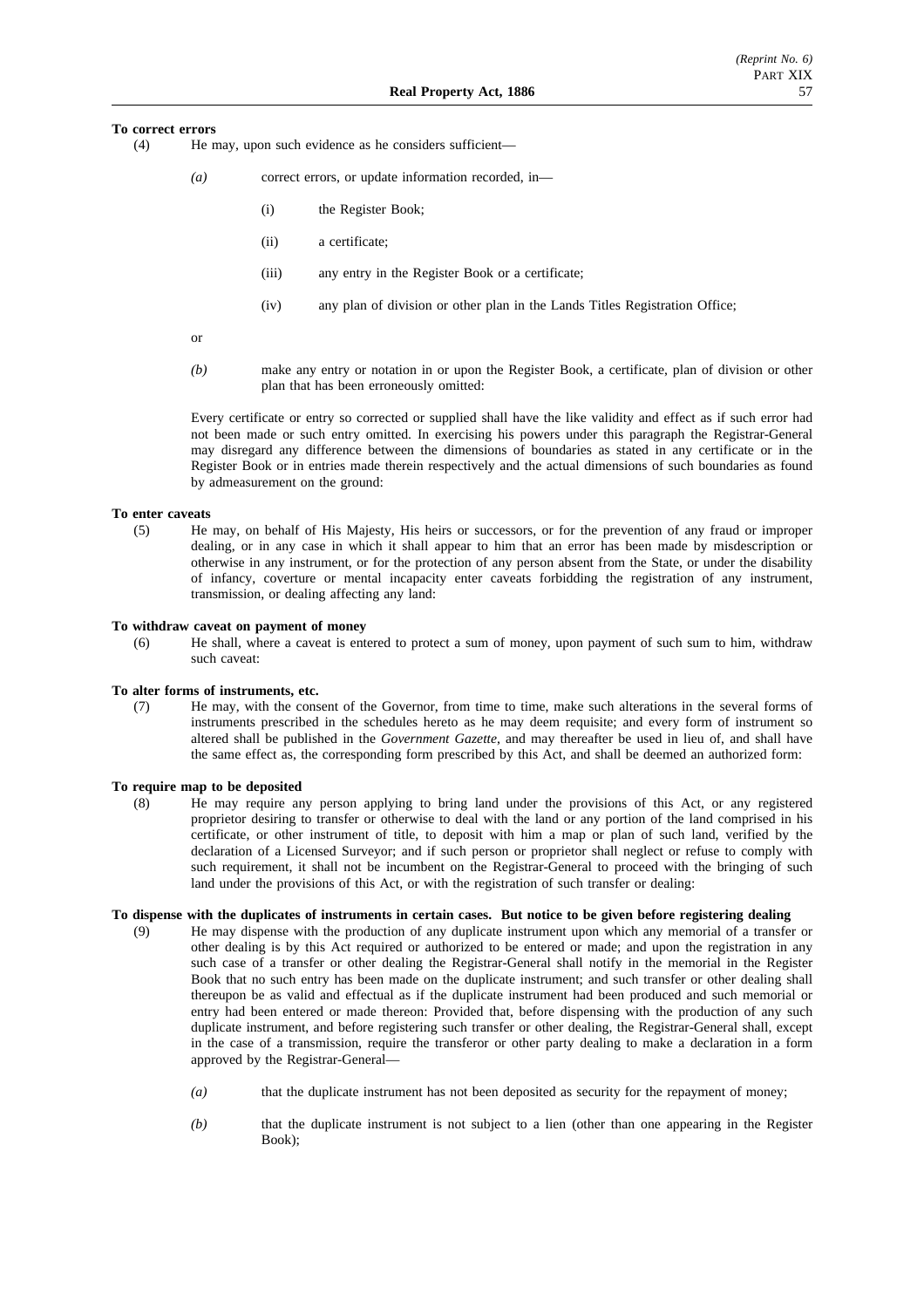**To correct errors**

(4) He may, upon such evidence as he considers sufficient—

*(a)* correct errors, or update information recorded, in—

(i) the Register Book;

(ii) a certificate;

(iii) any entry in the Register Book or a certificate;

(iv) any plan of division or other plan in the Lands Titles Registration Office;

or

*(b)* make any entry or notation in or upon the Register Book, a certificate, plan of division or other plan that has been erroneously omitted:

Every certificate or entry so corrected or supplied shall have the like validity and effect as if such error had not been made or such entry omitted. In exercising his powers under this paragraph the Registrar-General may disregard any difference between the dimensions of boundaries as stated in any certificate or in the Register Book or in entries made therein respectively and the actual dimensions of such boundaries as found by admeasurement on the ground:

**To enter caveats**

(5) He may, on behalf of His Majesty, His heirs or successors, or for the prevention of any fraud or improper dealing, or in any case in which it shall appear to him that an error has been made by misdescription or otherwise in any instrument, or for the protection of any person absent from the State, or under the disability of infancy, coverture or mental incapacity enter caveats forbidding the registration of any instrument, transmission, or dealing affecting any land:

**To withdraw caveat on payment of money**

(6) He shall, where a caveat is entered to protect a sum of money, upon payment of such sum to him, withdraw such caveat:

**To alter forms of instruments, etc.**

(7) He may, with the consent of the Governor, from time to time, make such alterations in the several forms of instruments prescribed in the schedules hereto as he may deem requisite; and every form of instrument so altered shall be published in the *Government Gazette*, and may thereafter be used in lieu of, and shall have the same effect as, the corresponding form prescribed by this Act, and shall be deemed an authorized form:

**To require map to be deposited**

(8) He may require any person applying to bring land under the provisions of this Act, or any registered proprietor desiring to transfer or otherwise to deal with the land or any portion of the land comprised in his certificate, or other instrument of title, to deposit with him a map or plan of such land, verified by the declaration of a Licensed Surveyor; and if such person or proprietor shall neglect or refuse to comply with such requirement, it shall not be incumbent on the Registrar-General to proceed with the bringing of such land under the provisions of this Act, or with the registration of such transfer or dealing:

**To dispense with the duplicates of instruments in certain cases. But notice to be given before registering dealing**

(9) He may dispense with the production of any duplicate instrument upon which any memorial of a transfer or other dealing is by this Act required or authorized to be entered or made; and upon the registration in any such case of a transfer or other dealing the Registrar-General shall notify in the memorial in the Register Book that no such entry has been made on the duplicate instrument; and such transfer or other dealing shall thereupon be as valid and effectual as if the duplicate instrument had been produced and such memorial or entry had been entered or made thereon: Provided that, before dispensing with the production of any such duplicate instrument, and before registering such transfer or other dealing, the Registrar-General shall, except in the case of a transmission, require the transferor or other party dealing to make a declaration in a form approved by the Registrar-General—

*(a)* that the duplicate instrument has not been deposited as security for the repayment of money;

*(b)* that the duplicate instrument is not subject to a lien (other than one appearing in the Register Book);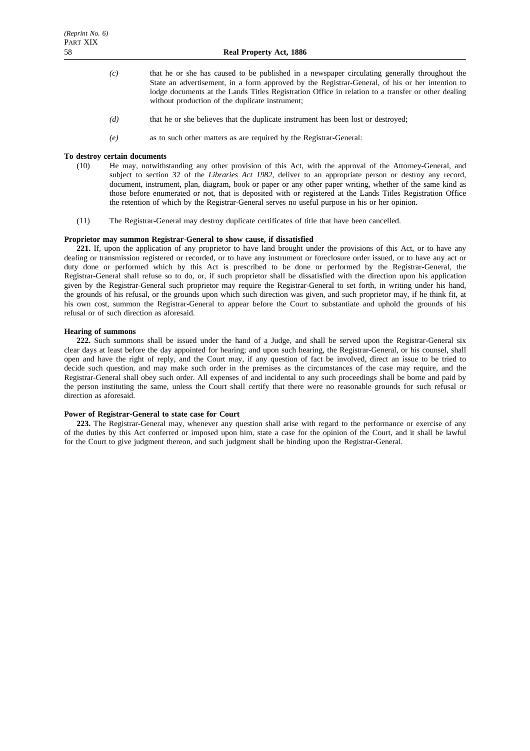*(c)* that he or she has caused to be published in a newspaper circulating generally throughout the State an advertisement, in a form approved by the Registrar-General, of his or her intention to lodge documents at the Lands Titles Registration Office in relation to a transfer or other dealing without production of the duplicate instrument;

*(d)* that he or she believes that the duplicate instrument has been lost or destroyed;

*(e)* as to such other matters as are required by the Registrar-General:

**To destroy certain documents**

(10) He may, notwithstanding any other provision of this Act, with the approval of the Attorney-General, and subject to section 32 of the *Libraries Act 1982*, deliver to an appropriate person or destroy any record, document, instrument, plan, diagram, book or paper or any other paper writing, whether of the same kind as those before enumerated or not, that is deposited with or registered at the Lands Titles Registration Office the retention of which by the Registrar-General serves no useful purpose in his or her opinion.

(11) The Registrar-General may destroy duplicate certificates of title that have been cancelled.

**Proprietor may summon Registrar-General to show cause, if dissatisfied**

**221.** If, upon the application of any proprietor to have land brought under the provisions of this Act, or to have any dealing or transmission registered or recorded, or to have any instrument or foreclosure order issued, or to have any act or duty done or performed which by this Act is prescribed to be done or performed by the Registrar-General, the Registrar-General shall refuse so to do, or, if such proprietor shall be dissatisfied with the direction upon his application given by the Registrar-General such proprietor may require the Registrar-General to set forth, in writing under his hand, the grounds of his refusal, or the grounds upon which such direction was given, and such proprietor may, if he think fit, at his own cost, summon the Registrar-General to appear before the Court to substantiate and uphold the grounds of his refusal or of such direction as aforesaid.

**Hearing of summons**

**222.** Such summons shall be issued under the hand of a Judge, and shall be served upon the Registrar-General six clear days at least before the day appointed for hearing; and upon such hearing, the Registrar-General, or his counsel, shall open and have the right of reply, and the Court may, if any question of fact be involved, direct an issue to be tried to decide such question, and may make such order in the premises as the circumstances of the case may require, and the Registrar-General shall obey such order. All expenses of and incidental to any such proceedings shall be borne and paid by the person instituting the same, unless the Court shall certify that there were no reasonable grounds for such refusal or direction as aforesaid.

**Power of Registrar-General to state case for Court**

**223.** The Registrar-General may, whenever any question shall arise with regard to the performance or exercise of any of the duties by this Act conferred or imposed upon him, state a case for the opinion of the Court, and it shall be lawful for the Court to give judgment thereon, and such judgment shall be binding upon the Registrar-General.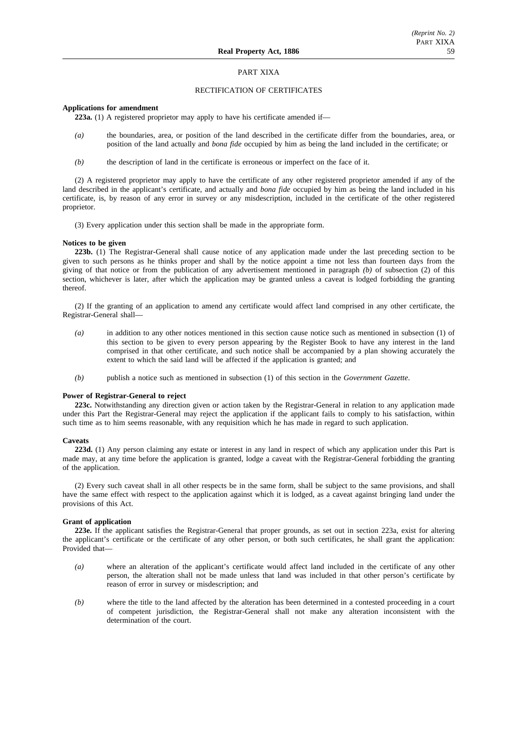PART XIXA

RECTIFICATION OF CERTIFICATES

**Applications for amendment**

**223a.** (1) A registered proprietor may apply to have his certificate amended if—

*(a)* the boundaries, area, or position of the land described in the certificate differ from the boundaries, area, or position of the land actually and *bona fide* occupied by him as being the land included in the certificate; or

*(b)* the description of land in the certificate is erroneous or imperfect on the face of it.

(2) A registered proprietor may apply to have the certificate of any other registered proprietor amended if any of the land described in the applicant's certificate, and actually and *bona fide* occupied by him as being the land included in his certificate, is, by reason of any error in survey or any misdescription, included in the certificate of the other registered proprietor.

(3) Every application under this section shall be made in the appropriate form.

**Notices to be given**

**223b.** (1) The Registrar-General shall cause notice of any application made under the last preceding section to be given to such persons as he thinks proper and shall by the notice appoint a time not less than fourteen days from the giving of that notice or from the publication of any advertisement mentioned in paragraph *(b)* of subsection (2) of this section, whichever is later, after which the application may be granted unless a caveat is lodged forbidding the granting thereof.

(2) If the granting of an application to amend any certificate would affect land comprised in any other certificate, the Registrar-General shall—

*(a)* in addition to any other notices mentioned in this section cause notice such as mentioned in subsection (1) of this section to be given to every person appearing by the Register Book to have any interest in the land comprised in that other certificate, and such notice shall be accompanied by a plan showing accurately the extent to which the said land will be affected if the application is granted; and

*(b)* publish a notice such as mentioned in subsection (1) of this section in the *Government Gazette*.

**Power of Registrar-General to reject**

**223c.** Notwithstanding any direction given or action taken by the Registrar-General in relation to any application made under this Part the Registrar-General may reject the application if the applicant fails to comply to his satisfaction, within such time as to him seems reasonable, with any requisition which he has made in regard to such application.

**Caveats**

**223d.** (1) Any person claiming any estate or interest in any land in respect of which any application under this Part is made may, at any time before the application is granted, lodge a caveat with the Registrar-General forbidding the granting of the application.

(2) Every such caveat shall in all other respects be in the same form, shall be subject to the same provisions, and shall have the same effect with respect to the application against which it is lodged, as a caveat against bringing land under the provisions of this Act.

**Grant of application**

**223e.** If the applicant satisfies the Registrar-General that proper grounds, as set out in section 223a, exist for altering the applicant's certificate or the certificate of any other person, or both such certificates, he shall grant the application: Provided that—

*(a)* where an alteration of the applicant's certificate would affect land included in the certificate of any other person, the alteration shall not be made unless that land was included in that other person's certificate by reason of error in survey or misdescription; and

*(b)* where the title to the land affected by the alteration has been determined in a contested proceeding in a court of competent jurisdiction, the Registrar-General shall not make any alteration inconsistent with the determination of the court.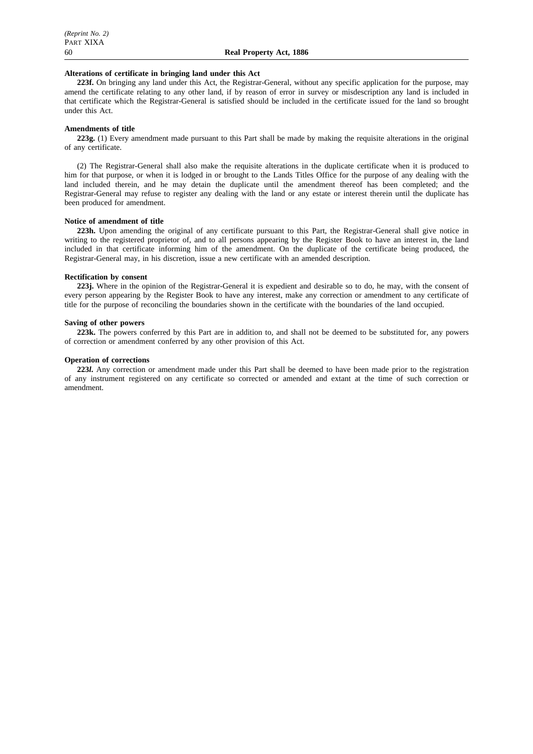**Alterations of certificate in bringing land under this Act**

**223f.** On bringing any land under this Act, the Registrar-General, without any specific application for the purpose, may amend the certificate relating to any other land, if by reason of error in survey or misdescription any land is included in that certificate which the Registrar-General is satisfied should be included in the certificate issued for the land so brought under this Act.

**Amendments of title**

**223g.** (1) Every amendment made pursuant to this Part shall be made by making the requisite alterations in the original of any certificate.

(2) The Registrar-General shall also make the requisite alterations in the duplicate certificate when it is produced to him for that purpose, or when it is lodged in or brought to the Lands Titles Office for the purpose of any dealing with the land included therein, and he may detain the duplicate until the amendment thereof has been completed; and the Registrar-General may refuse to register any dealing with the land or any estate or interest therein until the duplicate has been produced for amendment.

**Notice of amendment of title**

**223h.** Upon amending the original of any certificate pursuant to this Part, the Registrar-General shall give notice in writing to the registered proprietor of, and to all persons appearing by the Register Book to have an interest in, the land included in that certificate informing him of the amendment. On the duplicate of the certificate being produced, the Registrar-General may, in his discretion, issue a new certificate with an amended description.

**Rectification by consent**

**223j.** Where in the opinion of the Registrar-General it is expedient and desirable so to do, he may, with the consent of every person appearing by the Register Book to have any interest, make any correction or amendment to any certificate of title for the purpose of reconciling the boundaries shown in the certificate with the boundaries of the land occupied.

**Saving of other powers**

**223k.** The powers conferred by this Part are in addition to, and shall not be deemed to be substituted for, any powers of correction or amendment conferred by any other provision of this Act.

**Operation of corrections**

**223*l*.** Any correction or amendment made under this Part shall be deemed to have been made prior to the registration of any instrument registered on any certificate so corrected or amended and extant at the time of such correction or amendment.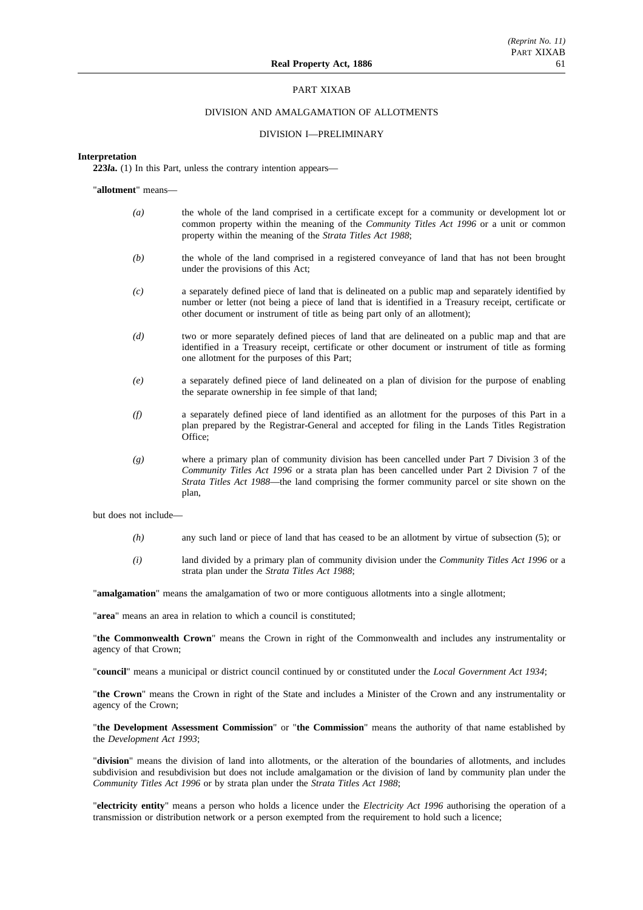## PART XIXAB

## DIVISION AND AMALGAMATION OF ALLOTMENTS

### DIVISION I—PRELIMINARY

**Interpretation**

**223la.** (1) In this Part, unless the contrary intention appears—

"**allotment**" means—

*(a)* the whole of the land comprised in a certificate except for a community or development lot or common property within the meaning of the *Community Titles Act 1996* or a unit or common property within the meaning of the *Strata Titles Act 1988*;

*(b)* the whole of the land comprised in a registered conveyance of land that has not been brought under the provisions of this Act;

*(c)* a separately defined piece of land that is delineated on a public map and separately identified by number or letter (not being a piece of land that is identified in a Treasury receipt, certificate or other document or instrument of title as being part only of an allotment);

*(d)* two or more separately defined pieces of land that are delineated on a public map and that are identified in a Treasury receipt, certificate or other document or instrument of title as forming one allotment for the purposes of this Part;

*(e)* a separately defined piece of land delineated on a plan of division for the purpose of enabling the separate ownership in fee simple of that land;

*(f)* a separately defined piece of land identified as an allotment for the purposes of this Part in a plan prepared by the Registrar-General and accepted for filing in the Lands Titles Registration Office;

*(g)* where a primary plan of community division has been cancelled under Part 7 Division 3 of the *Community Titles Act 1996* or a strata plan has been cancelled under Part 2 Division 7 of the *Strata Titles Act 1988*—the land comprising the former community parcel or site shown on the plan,

but does not include—

*(h)* any such land or piece of land that has ceased to be an allotment by virtue of subsection (5); or

*(i)* land divided by a primary plan of community division under the *Community Titles Act 1996* or a strata plan under the *Strata Titles Act 1988*;

"**amalgamation**" means the amalgamation of two or more contiguous allotments into a single allotment;

"**area**" means an area in relation to which a council is constituted;

"**the Commonwealth Crown**" means the Crown in right of the Commonwealth and includes any instrumentality or agency of that Crown;

"**council**" means a municipal or district council continued by or constituted under the *Local Government Act 1934*;

"**the Crown**" means the Crown in right of the State and includes a Minister of the Crown and any instrumentality or agency of the Crown;

"**the Development Assessment Commission**" or "**the Commission**" means the authority of that name established by the *Development Act 1993*;

"**division**" means the division of land into allotments, or the alteration of the boundaries of allotments, and includes subdivision and resubdivision but does not include amalgamation or the division of land by community plan under the *Community Titles Act 1996* or by strata plan under the *Strata Titles Act 1988*;

"**electricity entity**" means a person who holds a licence under the *Electricity Act 1996* authorising the operation of a transmission or distribution network or a person exempted from the requirement to hold such a licence;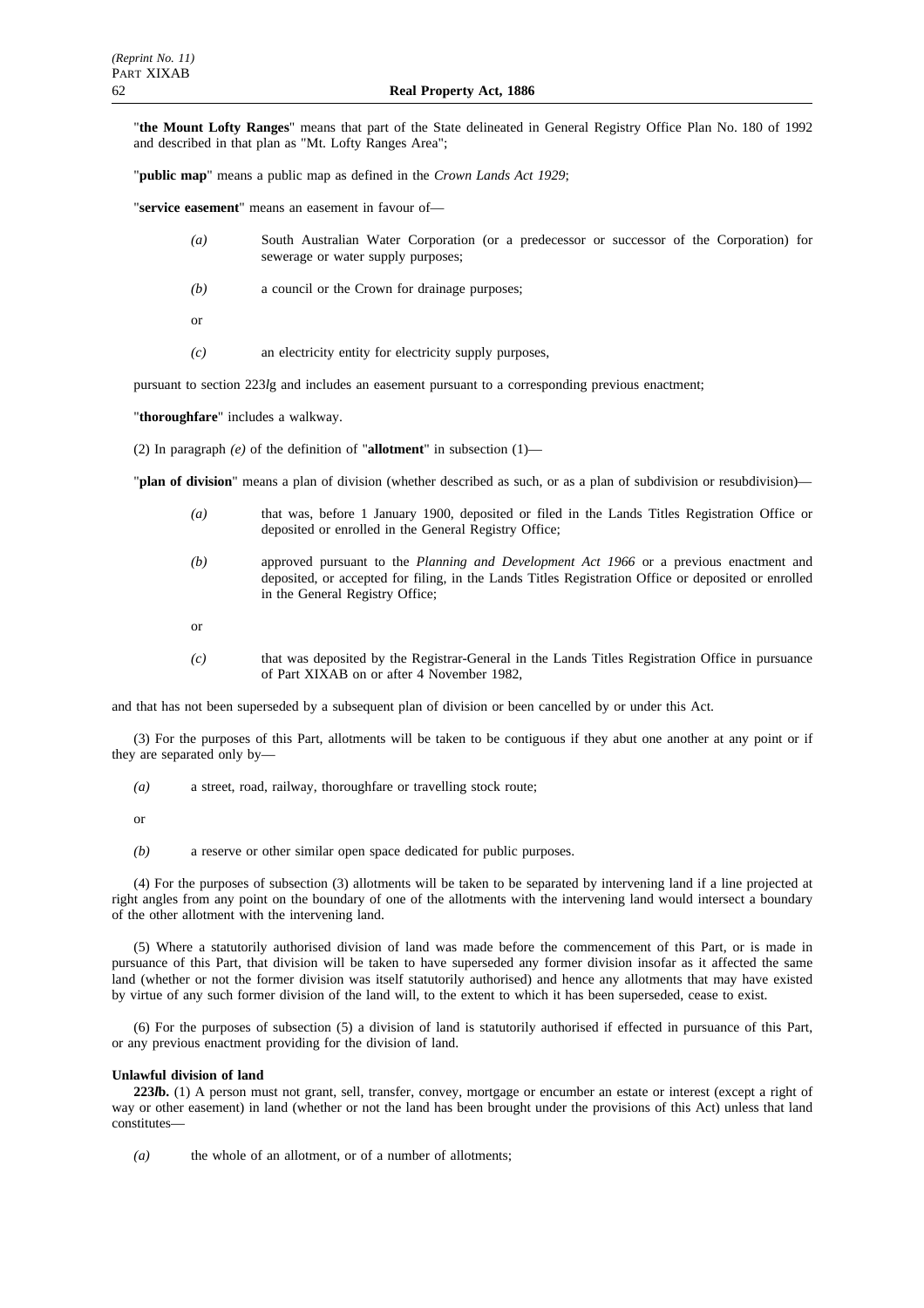"**the Mount Lofty Ranges**" means that part of the State delineated in General Registry Office Plan No. 180 of 1992 and described in that plan as "Mt. Lofty Ranges Area";

"**public map**" means a public map as defined in the *Crown Lands Act 1929*;

"**service easement**" means an easement in favour of—

*(a)* South Australian Water Corporation (or a predecessor or successor of the Corporation) for sewerage or water supply purposes;

*(b)* a council or the Crown for drainage purposes;

or

*(c)* an electricity entity for electricity supply purposes,

pursuant to section 223*l*g and includes an easement pursuant to a corresponding previous enactment;

"**thoroughfare**" includes a walkway.

(2) In paragraph *(e)* of the definition of "**allotment**" in subsection (1)—

"**plan of division**" means a plan of division (whether described as such, or as a plan of subdivision or resubdivision)—

*(a)* that was, before 1 January 1900, deposited or filed in the Lands Titles Registration Office or deposited or enrolled in the General Registry Office;

*(b)* approved pursuant to the *Planning and Development Act 1966* or a previous enactment and deposited, or accepted for filing, in the Lands Titles Registration Office or deposited or enrolled in the General Registry Office;

or

*(c)* that was deposited by the Registrar-General in the Lands Titles Registration Office in pursuance of Part XIXAB on or after 4 November 1982,

and that has not been superseded by a subsequent plan of division or been cancelled by or under this Act.

(3) For the purposes of this Part, allotments will be taken to be contiguous if they abut one another at any point or if they are separated only by—

*(a)* a street, road, railway, thoroughfare or travelling stock route;

or

*(b)* a reserve or other similar open space dedicated for public purposes.

(4) For the purposes of subsection (3) allotments will be taken to be separated by intervening land if a line projected at right angles from any point on the boundary of one of the allotments with the intervening land would intersect a boundary of the other allotment with the intervening land.

(5) Where a statutorily authorised division of land was made before the commencement of this Part, or is made in pursuance of this Part, that division will be taken to have superseded any former division insofar as it affected the same land (whether or not the former division was itself statutorily authorised) and hence any allotments that may have existed by virtue of any such former division of the land will, to the extent to which it has been superseded, cease to exist.

(6) For the purposes of subsection (5) a division of land is statutorily authorised if effected in pursuance of this Part, or any previous enactment providing for the division of land.

**Unlawful division of land**

**223*l*b.** (1) A person must not grant, sell, transfer, convey, mortgage or encumber an estate or interest (except a right of way or other easement) in land (whether or not the land has been brought under the provisions of this Act) unless that land constitutes—

*(a)* the whole of an allotment, or of a number of allotments;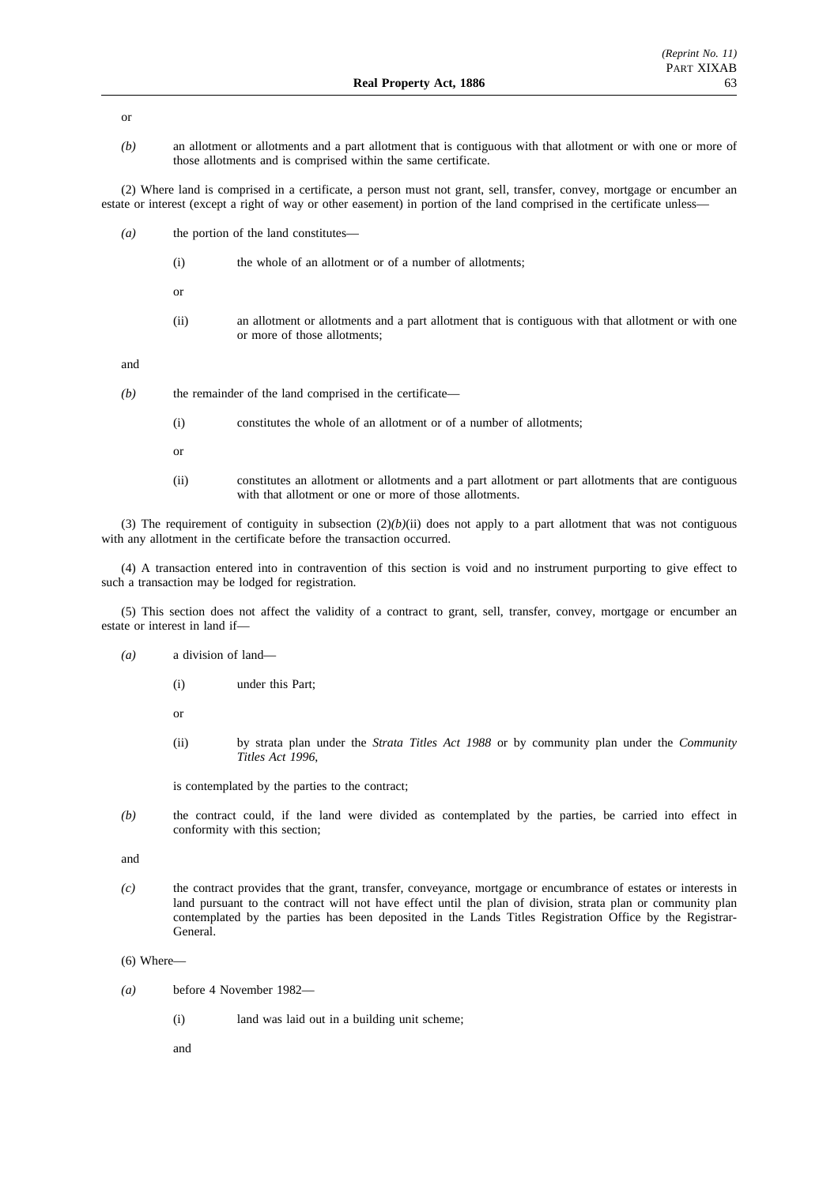or

*(b)* an allotment or allotments and a part allotment that is contiguous with that allotment or with one or more of those allotments and is comprised within the same certificate.

(2) Where land is comprised in a certificate, a person must not grant, sell, transfer, convey, mortgage or encumber an estate or interest (except a right of way or other easement) in portion of the land comprised in the certificate unless—

*(a)* the portion of the land constitutes—

(i) the whole of an allotment or of a number of allotments;

or

(ii) an allotment or allotments and a part allotment that is contiguous with that allotment or with one or more of those allotments;

and

*(b)* the remainder of the land comprised in the certificate—

(i) constitutes the whole of an allotment or of a number of allotments;

or

(ii) constitutes an allotment or allotments and a part allotment or part allotments that are contiguous with that allotment or one or more of those allotments.

(3) The requirement of contiguity in subsection (2)*(b)*(ii) does not apply to a part allotment that was not contiguous with any allotment in the certificate before the transaction occurred.

(4) A transaction entered into in contravention of this section is void and no instrument purporting to give effect to such a transaction may be lodged for registration.

(5) This section does not affect the validity of a contract to grant, sell, transfer, convey, mortgage or encumber an estate or interest in land if—

*(a)* a division of land—

(i) under this Part;

or

(ii) by strata plan under the *Strata Titles Act 1988* or by community plan under the *Community Titles Act 1996*,

is contemplated by the parties to the contract;

*(b)* the contract could, if the land were divided as contemplated by the parties, be carried into effect in conformity with this section;

and

*(c)* the contract provides that the grant, transfer, conveyance, mortgage or encumbrance of estates or interests in land pursuant to the contract will not have effect until the plan of division, strata plan or community plan contemplated by the parties has been deposited in the Lands Titles Registration Office by the Registrar-General.

(6) Where—

*(a)* before 4 November 1982—

(i) land was laid out in a building unit scheme;

and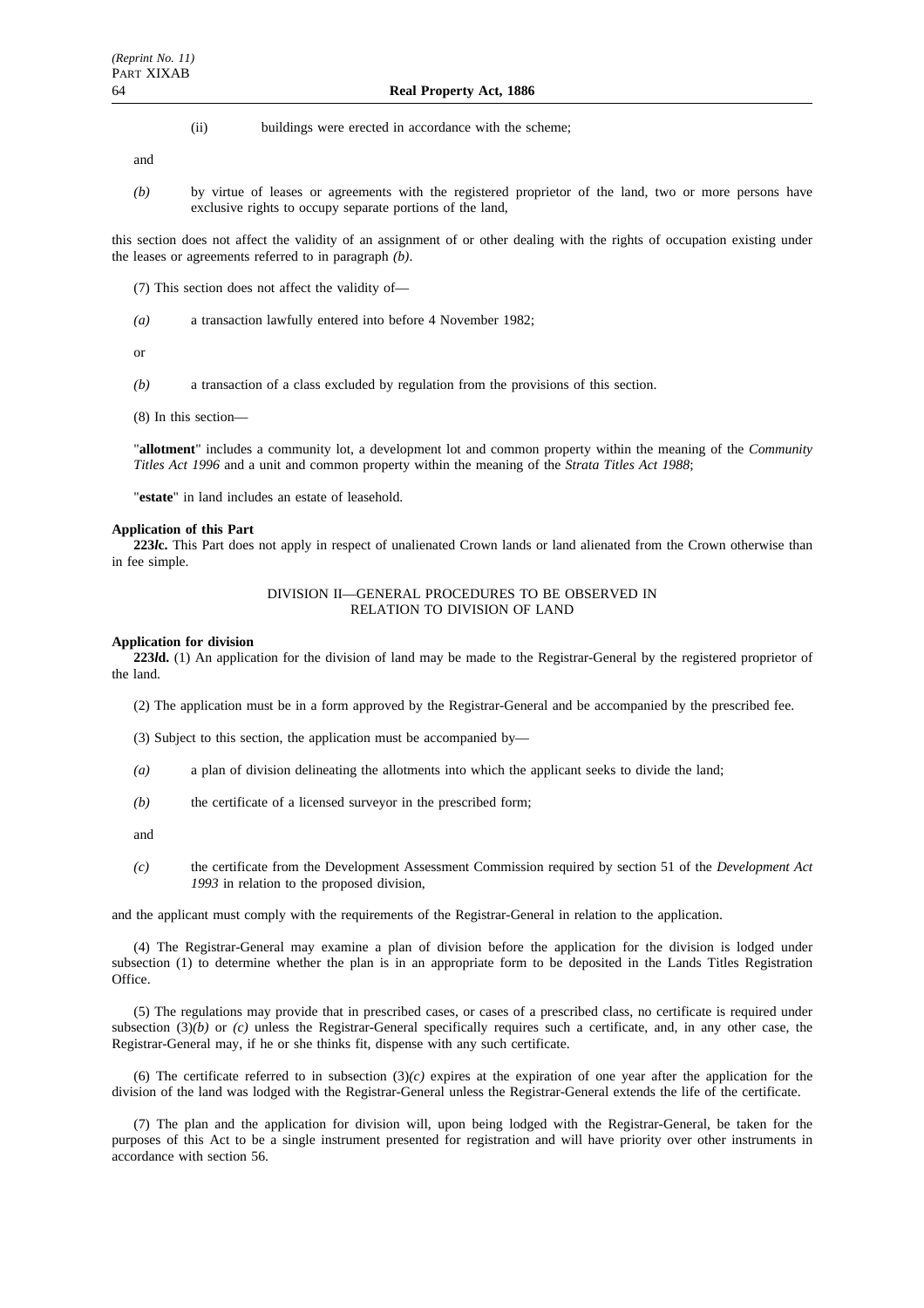(ii) buildings were erected in accordance with the scheme;

and

*(b)* by virtue of leases or agreements with the registered proprietor of the land, two or more persons have exclusive rights to occupy separate portions of the land,

this section does not affect the validity of an assignment of or other dealing with the rights of occupation existing under the leases or agreements referred to in paragraph *(b)*.

(7) This section does not affect the validity of—

*(a)* a transaction lawfully entered into before 4 November 1982;

or

*(b)* a transaction of a class excluded by regulation from the provisions of this section.

(8) In this section—

"**allotment**" includes a community lot, a development lot and common property within the meaning of the *Community Titles Act 1996* and a unit and common property within the meaning of the *Strata Titles Act 1988*;

"**estate**" in land includes an estate of leasehold.

**Application of this Part**

**223*l*c.** This Part does not apply in respect of unalienated Crown lands or land alienated from the Crown otherwise than in fee simple.

DIVISION II—GENERAL PROCEDURES TO BE OBSERVED IN RELATION TO DIVISION OF LAND

**Application for division**

**223*l*d.** (1) An application for the division of land may be made to the Registrar-General by the registered proprietor of the land.

(2) The application must be in a form approved by the Registrar-General and be accompanied by the prescribed fee.

(3) Subject to this section, the application must be accompanied by—

*(a)* a plan of division delineating the allotments into which the applicant seeks to divide the land;

*(b)* the certificate of a licensed surveyor in the prescribed form;

and

*(c)* the certificate from the Development Assessment Commission required by section 51 of the *Development Act 1993* in relation to the proposed division,

and the applicant must comply with the requirements of the Registrar-General in relation to the application.

(4) The Registrar-General may examine a plan of division before the application for the division is lodged under subsection (1) to determine whether the plan is in an appropriate form to be deposited in the Lands Titles Registration Office.

(5) The regulations may provide that in prescribed cases, or cases of a prescribed class, no certificate is required under subsection (3)*(b)* or *(c)* unless the Registrar-General specifically requires such a certificate, and, in any other case, the Registrar-General may, if he or she thinks fit, dispense with any such certificate.

(6) The certificate referred to in subsection (3)*(c)* expires at the expiration of one year after the application for the division of the land was lodged with the Registrar-General unless the Registrar-General extends the life of the certificate.

(7) The plan and the application for division will, upon being lodged with the Registrar-General, be taken for the purposes of this Act to be a single instrument presented for registration and will have priority over other instruments in accordance with section 56.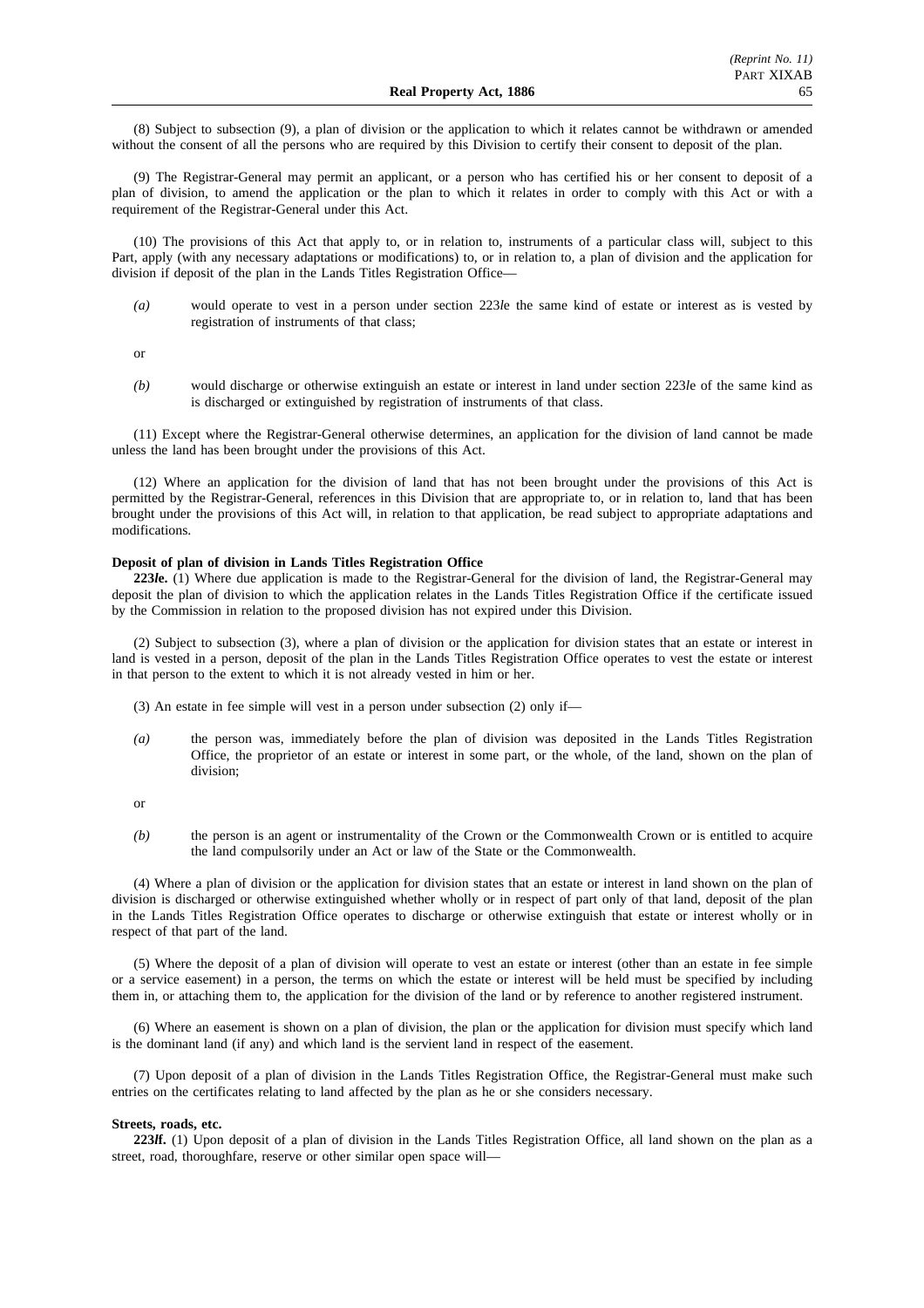(8) Subject to subsection (9), a plan of division or the application to which it relates cannot be withdrawn or amended without the consent of all the persons who are required by this Division to certify their consent to deposit of the plan.

(9) The Registrar-General may permit an applicant, or a person who has certified his or her consent to deposit of a plan of division, to amend the application or the plan to which it relates in order to comply with this Act or with a requirement of the Registrar-General under this Act.

(10) The provisions of this Act that apply to, or in relation to, instruments of a particular class will, subject to this Part, apply (with any necessary adaptations or modifications) to, or in relation to, a plan of division and the application for division if deposit of the plan in the Lands Titles Registration Office—

*(a)* would operate to vest in a person under section 223*le* the same kind of estate or interest as is vested by registration of instruments of that class;

or

*(b)* would discharge or otherwise extinguish an estate or interest in land under section 223*le* of the same kind as is discharged or extinguished by registration of instruments of that class.

(11) Except where the Registrar-General otherwise determines, an application for the division of land cannot be made unless the land has been brought under the provisions of this Act.

(12) Where an application for the division of land that has not been brought under the provisions of this Act is permitted by the Registrar-General, references in this Division that are appropriate to, or in relation to, land that has been brought under the provisions of this Act will, in relation to that application, be read subject to appropriate adaptations and modifications.

**Deposit of plan of division in Lands Titles Registration Office**

**223*le*.** (1) Where due application is made to the Registrar-General for the division of land, the Registrar-General may deposit the plan of division to which the application relates in the Lands Titles Registration Office if the certificate issued by the Commission in relation to the proposed division has not expired under this Division.

(2) Subject to subsection (3), where a plan of division or the application for division states that an estate or interest in land is vested in a person, deposit of the plan in the Lands Titles Registration Office operates to vest the estate or interest in that person to the extent to which it is not already vested in him or her.

(3) An estate in fee simple will vest in a person under subsection (2) only if—

*(a)* the person was, immediately before the plan of division was deposited in the Lands Titles Registration Office, the proprietor of an estate or interest in some part, or the whole, of the land, shown on the plan of division;

or

*(b)* the person is an agent or instrumentality of the Crown or the Commonwealth Crown or is entitled to acquire the land compulsorily under an Act or law of the State or the Commonwealth.

(4) Where a plan of division or the application for division states that an estate or interest in land shown on the plan of division is discharged or otherwise extinguished whether wholly or in respect of part only of that land, deposit of the plan in the Lands Titles Registration Office operates to discharge or otherwise extinguish that estate or interest wholly or in respect of that part of the land.

(5) Where the deposit of a plan of division will operate to vest an estate or interest (other than an estate in fee simple or a service easement) in a person, the terms on which the estate or interest will be held must be specified by including them in, or attaching them to, the application for the division of the land or by reference to another registered instrument.

(6) Where an easement is shown on a plan of division, the plan or the application for division must specify which land is the dominant land (if any) and which land is the servient land in respect of the easement.

(7) Upon deposit of a plan of division in the Lands Titles Registration Office, the Registrar-General must make such entries on the certificates relating to land affected by the plan as he or she considers necessary.

**Streets, roads, etc.**

**223*lf*.** (1) Upon deposit of a plan of division in the Lands Titles Registration Office, all land shown on the plan as a street, road, thoroughfare, reserve or other similar open space will—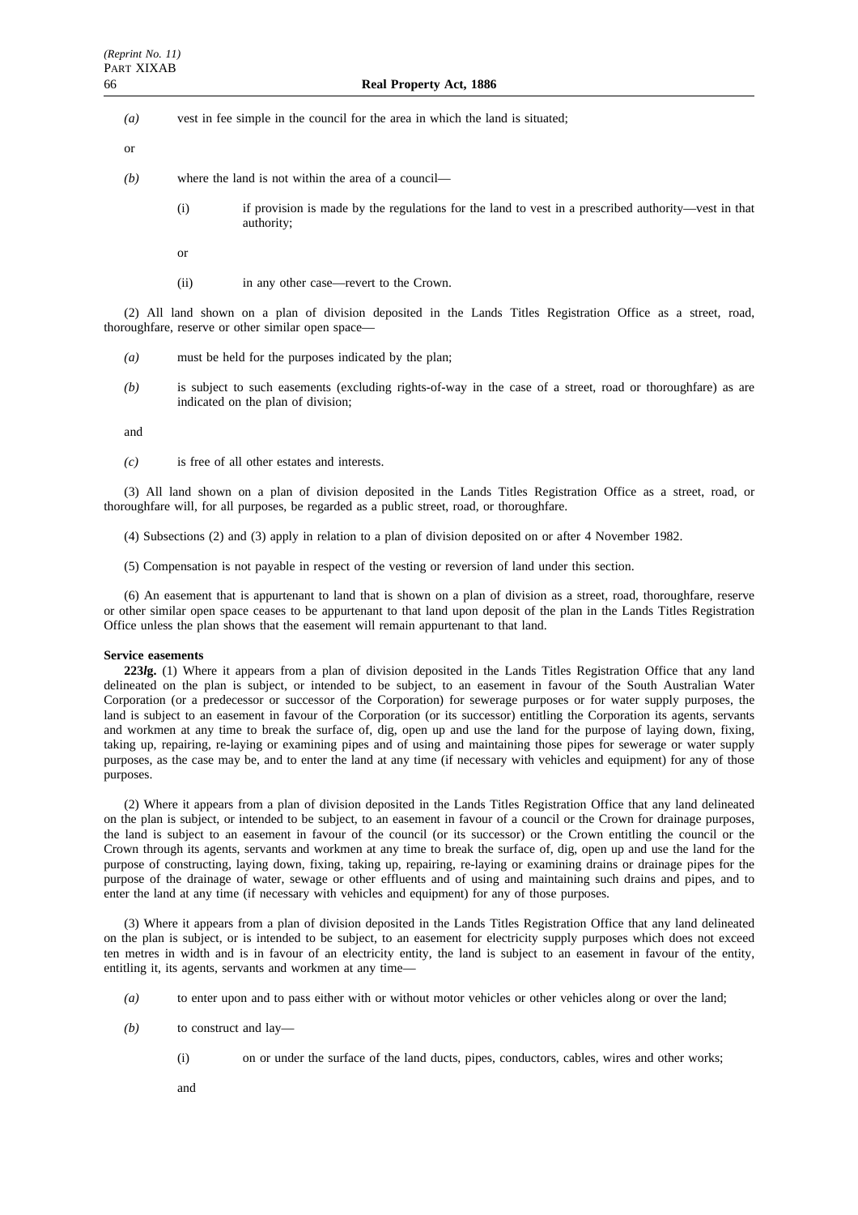*(a)* vest in fee simple in the council for the area in which the land is situated;

or

*(b)* where the land is not within the area of a council—

(i) if provision is made by the regulations for the land to vest in a prescribed authority—vest in that authority;

or

(ii) in any other case—revert to the Crown.

(2) All land shown on a plan of division deposited in the Lands Titles Registration Office as a street, road, thoroughfare, reserve or other similar open space—

*(a)* must be held for the purposes indicated by the plan;

*(b)* is subject to such easements (excluding rights-of-way in the case of a street, road or thoroughfare) as are indicated on the plan of division;

and

*(c)* is free of all other estates and interests.

(3) All land shown on a plan of division deposited in the Lands Titles Registration Office as a street, road, or thoroughfare will, for all purposes, be regarded as a public street, road, or thoroughfare.

(4) Subsections (2) and (3) apply in relation to a plan of division deposited on or after 4 November 1982.

(5) Compensation is not payable in respect of the vesting or reversion of land under this section.

(6) An easement that is appurtenant to land that is shown on a plan of division as a street, road, thoroughfare, reserve or other similar open space ceases to be appurtenant to that land upon deposit of the plan in the Lands Titles Registration Office unless the plan shows that the easement will remain appurtenant to that land.

**Service easements**

**223lg.** (1) Where it appears from a plan of division deposited in the Lands Titles Registration Office that any land delineated on the plan is subject, or intended to be subject, to an easement in favour of the South Australian Water Corporation (or a predecessor or successor of the Corporation) for sewerage purposes or for water supply purposes, the land is subject to an easement in favour of the Corporation (or its successor) entitling the Corporation its agents, servants and workmen at any time to break the surface of, dig, open up and use the land for the purpose of laying down, fixing, taking up, repairing, re-laying or examining pipes and of using and maintaining those pipes for sewerage or water supply purposes, as the case may be, and to enter the land at any time (if necessary with vehicles and equipment) for any of those purposes.

(2) Where it appears from a plan of division deposited in the Lands Titles Registration Office that any land delineated on the plan is subject, or intended to be subject, to an easement in favour of a council or the Crown for drainage purposes, the land is subject to an easement in favour of the council (or its successor) or the Crown entitling the council or the Crown through its agents, servants and workmen at any time to break the surface of, dig, open up and use the land for the purpose of constructing, laying down, fixing, taking up, repairing, re-laying or examining drains or drainage pipes for the purpose of the drainage of water, sewage or other effluents and of using and maintaining such drains and pipes, and to enter the land at any time (if necessary with vehicles and equipment) for any of those purposes.

(3) Where it appears from a plan of division deposited in the Lands Titles Registration Office that any land delineated on the plan is subject, or is intended to be subject, to an easement for electricity supply purposes which does not exceed ten metres in width and is in favour of an electricity entity, the land is subject to an easement in favour of the entity, entitling it, its agents, servants and workmen at any time—

*(a)* to enter upon and to pass either with or without motor vehicles or other vehicles along or over the land;

*(b)* to construct and lay—

(i) on or under the surface of the land ducts, pipes, conductors, cables, wires and other works;

and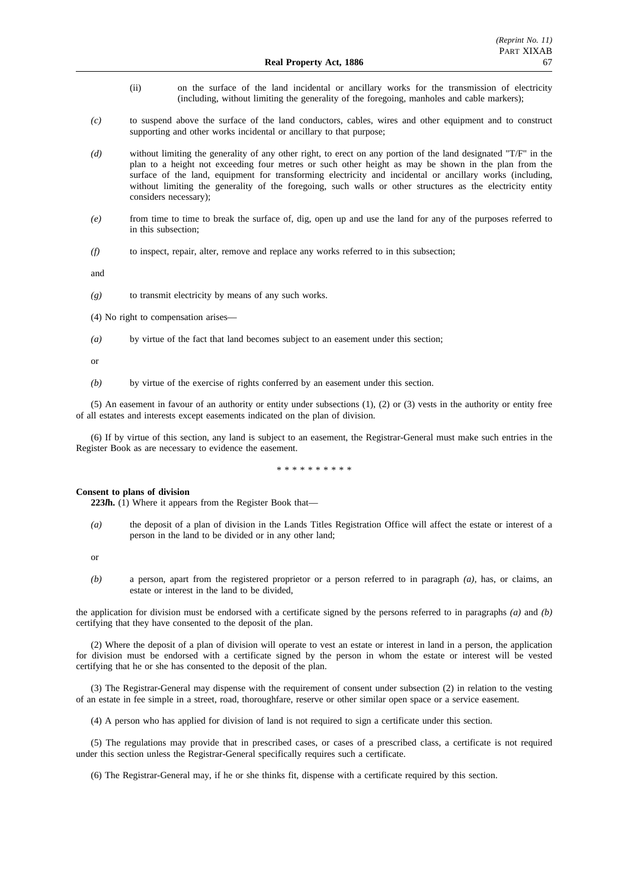(ii) on the surface of the land incidental or ancillary works for the transmission of electricity (including, without limiting the generality of the foregoing, manholes and cable markers);

*(c)* to suspend above the surface of the land conductors, cables, wires and other equipment and to construct supporting and other works incidental or ancillary to that purpose;

*(d)* without limiting the generality of any other right, to erect on any portion of the land designated "T/F" in the plan to a height not exceeding four metres or such other height as may be shown in the plan from the surface of the land, equipment for transforming electricity and incidental or ancillary works (including, without limiting the generality of the foregoing, such walls or other structures as the electricity entity considers necessary);

*(e)* from time to time to break the surface of, dig, open up and use the land for any of the purposes referred to in this subsection;

*(f)* to inspect, repair, alter, remove and replace any works referred to in this subsection;

and

*(g)* to transmit electricity by means of any such works.

(4) No right to compensation arises—

*(a)* by virtue of the fact that land becomes subject to an easement under this section;

or

*(b)* by virtue of the exercise of rights conferred by an easement under this section.

(5) An easement in favour of an authority or entity under subsections (1), (2) or (3) vests in the authority or entity free of all estates and interests except easements indicated on the plan of division.

(6) If by virtue of this section, any land is subject to an easement, the Registrar-General must make such entries in the Register Book as are necessary to evidence the easement.

\* \* \* \* \* \* \* \* \* \*

**Consent to plans of division**

**223*l*h.** (1) Where it appears from the Register Book that—

*(a)* the deposit of a plan of division in the Lands Titles Registration Office will affect the estate or interest of a person in the land to be divided or in any other land;

or

*(b)* a person, apart from the registered proprietor or a person referred to in paragraph *(a)*, has, or claims, an estate or interest in the land to be divided,

the application for division must be endorsed with a certificate signed by the persons referred to in paragraphs *(a)* and *(b)* certifying that they have consented to the deposit of the plan.

(2) Where the deposit of a plan of division will operate to vest an estate or interest in land in a person, the application for division must be endorsed with a certificate signed by the person in whom the estate or interest will be vested certifying that he or she has consented to the deposit of the plan.

(3) The Registrar-General may dispense with the requirement of consent under subsection (2) in relation to the vesting of an estate in fee simple in a street, road, thoroughfare, reserve or other similar open space or a service easement.

(4) A person who has applied for division of land is not required to sign a certificate under this section.

(5) The regulations may provide that in prescribed cases, or cases of a prescribed class, a certificate is not required under this section unless the Registrar-General specifically requires such a certificate.

(6) The Registrar-General may, if he or she thinks fit, dispense with a certificate required by this section.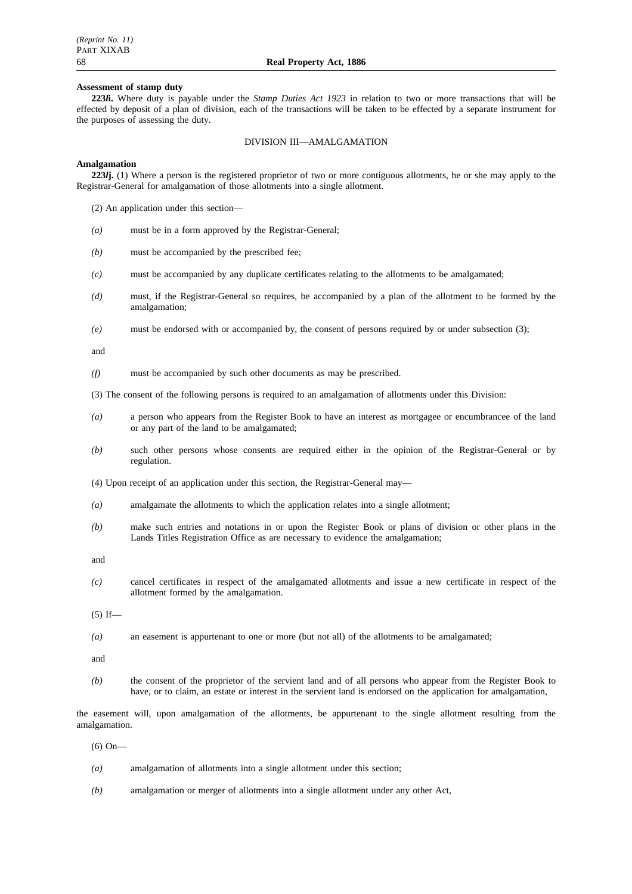**Assessment of stamp duty**

**223*l*i.** Where duty is payable under the *Stamp Duties Act 1923* in relation to two or more transactions that will be effected by deposit of a plan of division, each of the transactions will be taken to be effected by a separate instrument for the purposes of assessing the duty.

DIVISION III—AMALGAMATION

**Amalgamation**

**223*l*j.** (1) Where a person is the registered proprietor of two or more contiguous allotments, he or she may apply to the Registrar-General for amalgamation of those allotments into a single allotment.

(2) An application under this section—

*(a)* must be in a form approved by the Registrar-General;

*(b)* must be accompanied by the prescribed fee;

*(c)* must be accompanied by any duplicate certificates relating to the allotments to be amalgamated;

*(d)* must, if the Registrar-General so requires, be accompanied by a plan of the allotment to be formed by the amalgamation;

*(e)* must be endorsed with or accompanied by, the consent of persons required by or under subsection (3);

and

*(f)* must be accompanied by such other documents as may be prescribed.

(3) The consent of the following persons is required to an amalgamation of allotments under this Division:

*(a)* a person who appears from the Register Book to have an interest as mortgagee or encumbrancee of the land or any part of the land to be amalgamated;

*(b)* such other persons whose consents are required either in the opinion of the Registrar-General or by regulation.

(4) Upon receipt of an application under this section, the Registrar-General may—

*(a)* amalgamate the allotments to which the application relates into a single allotment;

*(b)* make such entries and notations in or upon the Register Book or plans of division or other plans in the Lands Titles Registration Office as are necessary to evidence the amalgamation;

and

*(c)* cancel certificates in respect of the amalgamated allotments and issue a new certificate in respect of the allotment formed by the amalgamation.

(5) If—

*(a)* an easement is appurtenant to one or more (but not all) of the allotments to be amalgamated;

and

*(b)* the consent of the proprietor of the servient land and of all persons who appear from the Register Book to have, or to claim, an estate or interest in the servient land is endorsed on the application for amalgamation,

the easement will, upon amalgamation of the allotments, be appurtenant to the single allotment resulting from the amalgamation.

(6) On—

*(a)* amalgamation of allotments into a single allotment under this section;

*(b)* amalgamation or merger of allotments into a single allotment under any other Act,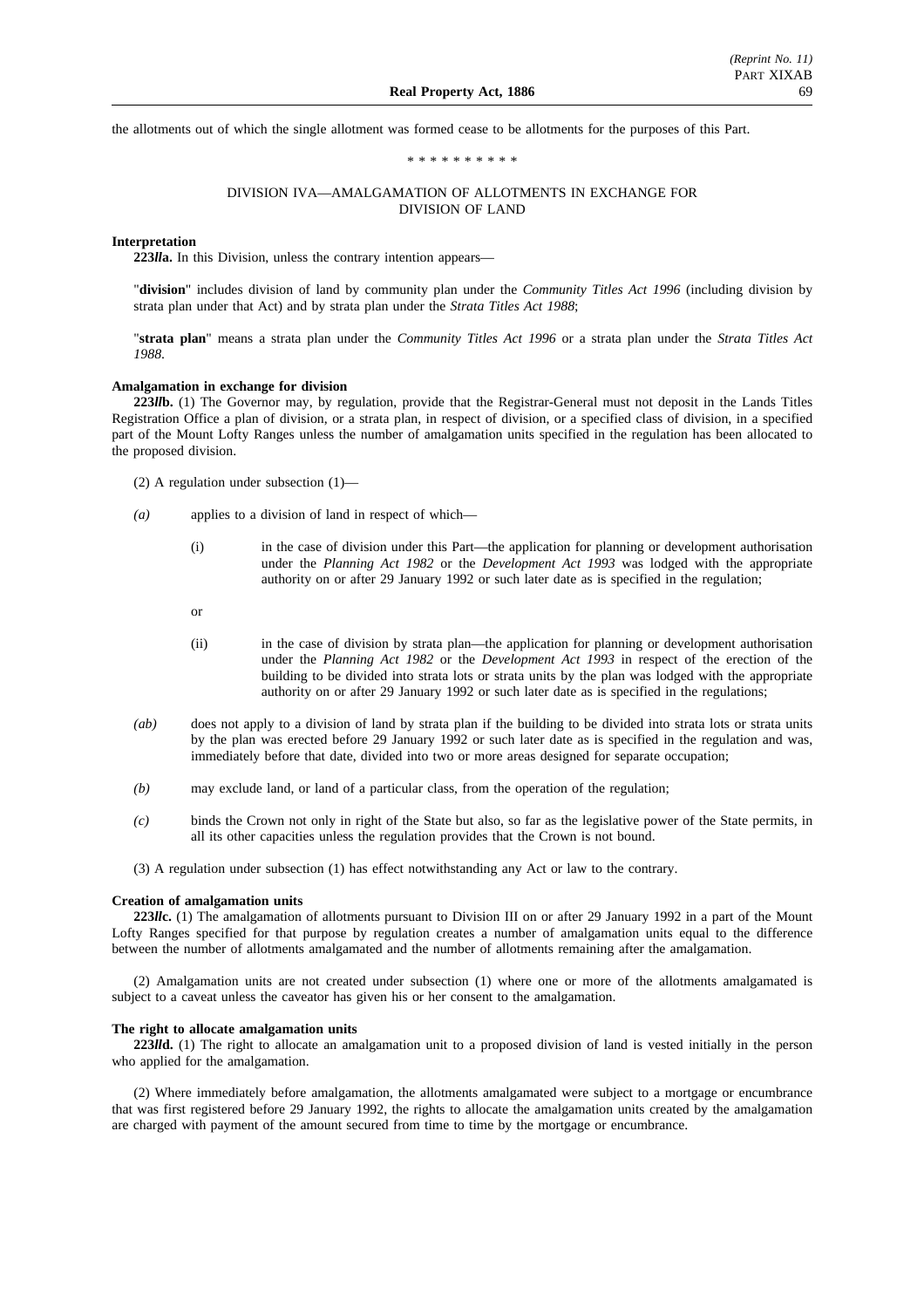the allotments out of which the single allotment was formed cease to be allotments for the purposes of this Part.

\* \* \* \* \* \* \* \* \* \*

## DIVISION IVA—AMALGAMATION OF ALLOTMENTS IN EXCHANGE FOR DIVISION OF LAND

**Interpretation**

**223*ll*a.** In this Division, unless the contrary intention appears—

"**division**" includes division of land by community plan under the *Community Titles Act 1996* (including division by strata plan under that Act) and by strata plan under the *Strata Titles Act 1988*;

"**strata plan**" means a strata plan under the *Community Titles Act 1996* or a strata plan under the *Strata Titles Act 1988*.

**Amalgamation in exchange for division**

**223*ll*b.** (1) The Governor may, by regulation, provide that the Registrar-General must not deposit in the Lands Titles Registration Office a plan of division, or a strata plan, in respect of division, or a specified class of division, in a specified part of the Mount Lofty Ranges unless the number of amalgamation units specified in the regulation has been allocated to the proposed division.

(2) A regulation under subsection (1)—

*(a)* applies to a division of land in respect of which—

(i) in the case of division under this Part—the application for planning or development authorisation under the *Planning Act 1982* or the *Development Act 1993* was lodged with the appropriate authority on or after 29 January 1992 or such later date as is specified in the regulation;

or

(ii) in the case of division by strata plan—the application for planning or development authorisation under the *Planning Act 1982* or the *Development Act 1993* in respect of the erection of the building to be divided into strata lots or strata units by the plan was lodged with the appropriate authority on or after 29 January 1992 or such later date as is specified in the regulations;

*(ab)* does not apply to a division of land by strata plan if the building to be divided into strata lots or strata units by the plan was erected before 29 January 1992 or such later date as is specified in the regulation and was, immediately before that date, divided into two or more areas designed for separate occupation;

*(b)* may exclude land, or land of a particular class, from the operation of the regulation;

*(c)* binds the Crown not only in right of the State but also, so far as the legislative power of the State permits, in all its other capacities unless the regulation provides that the Crown is not bound.

(3) A regulation under subsection (1) has effect notwithstanding any Act or law to the contrary.

**Creation of amalgamation units**

**223*ll*c.** (1) The amalgamation of allotments pursuant to Division III on or after 29 January 1992 in a part of the Mount Lofty Ranges specified for that purpose by regulation creates a number of amalgamation units equal to the difference between the number of allotments amalgamated and the number of allotments remaining after the amalgamation.

(2) Amalgamation units are not created under subsection (1) where one or more of the allotments amalgamated is subject to a caveat unless the caveator has given his or her consent to the amalgamation.

**The right to allocate amalgamation units**

**223*ll*d.** (1) The right to allocate an amalgamation unit to a proposed division of land is vested initially in the person who applied for the amalgamation.

(2) Where immediately before amalgamation, the allotments amalgamated were subject to a mortgage or encumbrance that was first registered before 29 January 1992, the rights to allocate the amalgamation units created by the amalgamation are charged with payment of the amount secured from time to time by the mortgage or encumbrance.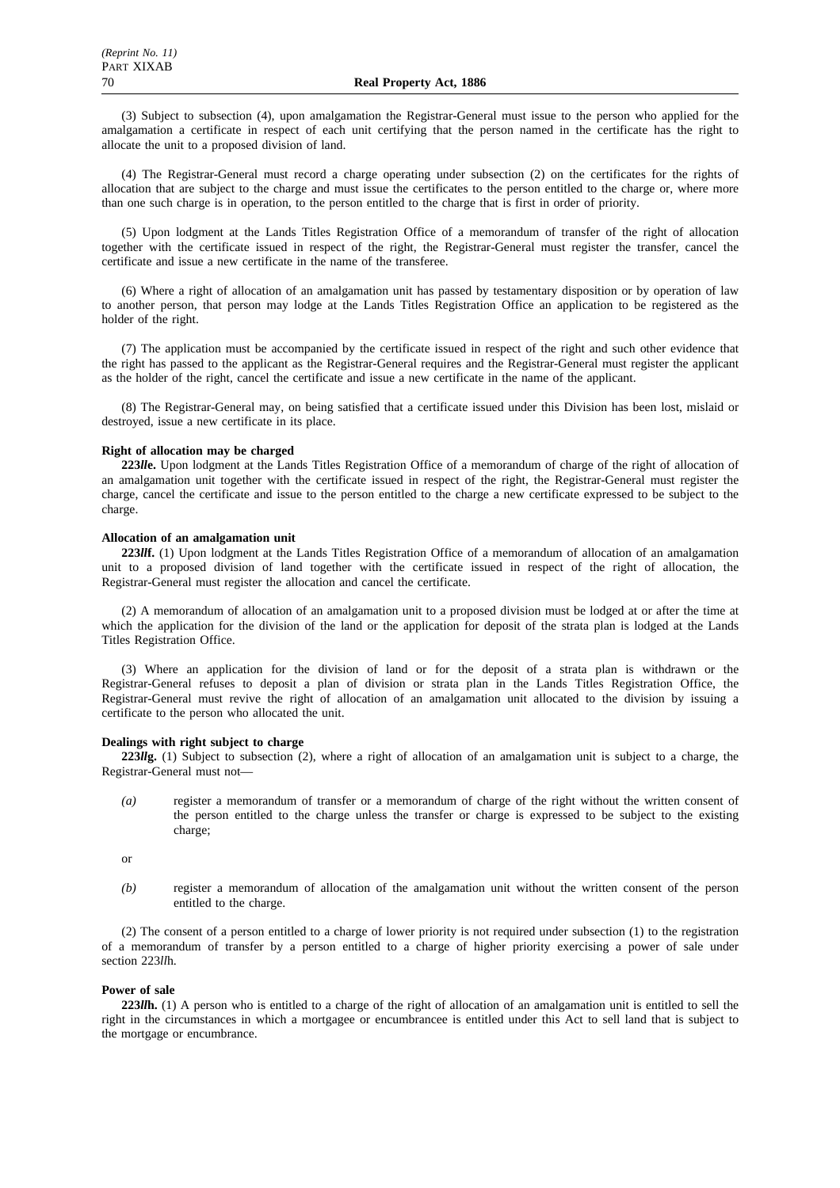(3) Subject to subsection (4), upon amalgamation the Registrar-General must issue to the person who applied for the amalgamation a certificate in respect of each unit certifying that the person named in the certificate has the right to allocate the unit to a proposed division of land.

(4) The Registrar-General must record a charge operating under subsection (2) on the certificates for the rights of allocation that are subject to the charge and must issue the certificates to the person entitled to the charge or, where more than one such charge is in operation, to the person entitled to the charge that is first in order of priority.

(5) Upon lodgment at the Lands Titles Registration Office of a memorandum of transfer of the right of allocation together with the certificate issued in respect of the right, the Registrar-General must register the transfer, cancel the certificate and issue a new certificate in the name of the transferee.

(6) Where a right of allocation of an amalgamation unit has passed by testamentary disposition or by operation of law to another person, that person may lodge at the Lands Titles Registration Office an application to be registered as the holder of the right.

(7) The application must be accompanied by the certificate issued in respect of the right and such other evidence that the right has passed to the applicant as the Registrar-General requires and the Registrar-General must register the applicant as the holder of the right, cancel the certificate and issue a new certificate in the name of the applicant.

(8) The Registrar-General may, on being satisfied that a certificate issued under this Division has been lost, mislaid or destroyed, issue a new certificate in its place.

**Right of allocation may be charged**

**223*ll*e.** Upon lodgment at the Lands Titles Registration Office of a memorandum of charge of the right of allocation of an amalgamation unit together with the certificate issued in respect of the right, the Registrar-General must register the charge, cancel the certificate and issue to the person entitled to the charge a new certificate expressed to be subject to the charge.

**Allocation of an amalgamation unit**

**223*ll*f.** (1) Upon lodgment at the Lands Titles Registration Office of a memorandum of allocation of an amalgamation unit to a proposed division of land together with the certificate issued in respect of the right of allocation, the Registrar-General must register the allocation and cancel the certificate.

(2) A memorandum of allocation of an amalgamation unit to a proposed division must be lodged at or after the time at which the application for the division of the land or the application for deposit of the strata plan is lodged at the Lands Titles Registration Office.

(3) Where an application for the division of land or for the deposit of a strata plan is withdrawn or the Registrar-General refuses to deposit a plan of division or strata plan in the Lands Titles Registration Office, the Registrar-General must revive the right of allocation of an amalgamation unit allocated to the division by issuing a certificate to the person who allocated the unit.

**Dealings with right subject to charge**

**223*ll*g.** (1) Subject to subsection (2), where a right of allocation of an amalgamation unit is subject to a charge, the Registrar-General must not—

*(a)* register a memorandum of transfer or a memorandum of charge of the right without the written consent of the person entitled to the charge unless the transfer or charge is expressed to be subject to the existing charge;

or

*(b)* register a memorandum of allocation of the amalgamation unit without the written consent of the person entitled to the charge.

(2) The consent of a person entitled to a charge of lower priority is not required under subsection (1) to the registration of a memorandum of transfer by a person entitled to a charge of higher priority exercising a power of sale under section 223*ll*h.

**Power of sale**

**223*ll*h.** (1) A person who is entitled to a charge of the right of allocation of an amalgamation unit is entitled to sell the right in the circumstances in which a mortgagee or encumbrancee is entitled under this Act to sell land that is subject to the mortgage or encumbrance.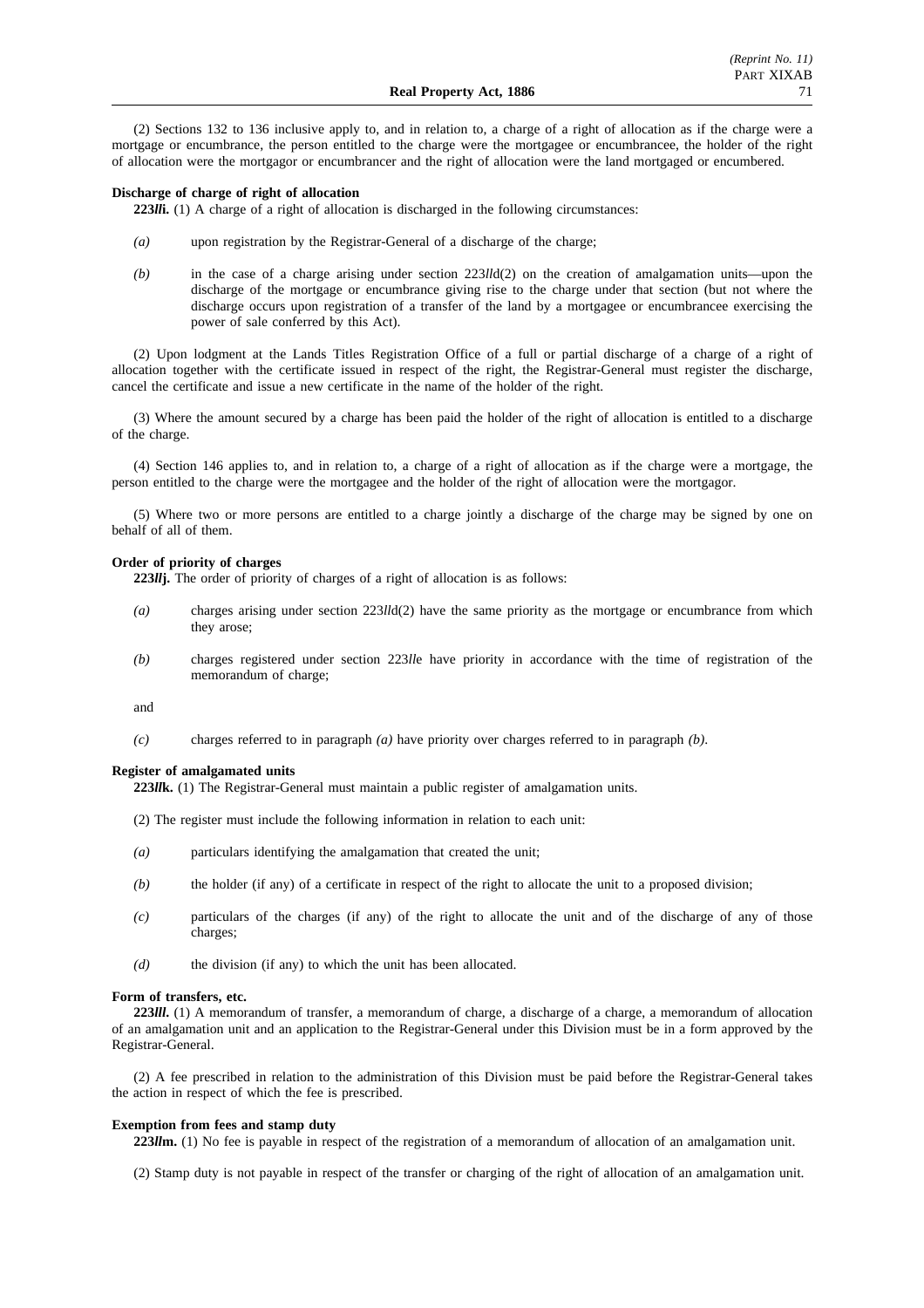(2) Sections 132 to 136 inclusive apply to, and in relation to, a charge of a right of allocation as if the charge were a mortgage or encumbrance, the person entitled to the charge were the mortgagee or encumbrancee, the holder of the right of allocation were the mortgagor or encumbrancer and the right of allocation were the land mortgaged or encumbered.

**Discharge of charge of right of allocation**

**223*ll*i.** (1) A charge of a right of allocation is discharged in the following circumstances:

*(a)* upon registration by the Registrar-General of a discharge of the charge;

*(b)* in the case of a charge arising under section 223*ll*d(2) on the creation of amalgamation units—upon the discharge of the mortgage or encumbrance giving rise to the charge under that section (but not where the discharge occurs upon registration of a transfer of the land by a mortgagee or encumbrancee exercising the power of sale conferred by this Act).

(2) Upon lodgment at the Lands Titles Registration Office of a full or partial discharge of a charge of a right of allocation together with the certificate issued in respect of the right, the Registrar-General must register the discharge, cancel the certificate and issue a new certificate in the name of the holder of the right.

(3) Where the amount secured by a charge has been paid the holder of the right of allocation is entitled to a discharge of the charge.

(4) Section 146 applies to, and in relation to, a charge of a right of allocation as if the charge were a mortgage, the person entitled to the charge were the mortgagee and the holder of the right of allocation were the mortgagor.

(5) Where two or more persons are entitled to a charge jointly a discharge of the charge may be signed by one on behalf of all of them.

**Order of priority of charges**

**223*ll*j.** The order of priority of charges of a right of allocation is as follows:

*(a)* charges arising under section 223*ll*d(2) have the same priority as the mortgage or encumbrance from which they arose;

*(b)* charges registered under section 223*ll*e have priority in accordance with the time of registration of the memorandum of charge;

and

*(c)* charges referred to in paragraph *(a)* have priority over charges referred to in paragraph *(b)*.

**Register of amalgamated units**

**223*ll*k.** (1) The Registrar-General must maintain a public register of amalgamation units.

(2) The register must include the following information in relation to each unit:

*(a)* particulars identifying the amalgamation that created the unit;

*(b)* the holder (if any) of a certificate in respect of the right to allocate the unit to a proposed division;

*(c)* particulars of the charges (if any) of the right to allocate the unit and of the discharge of any of those charges;

*(d)* the division (if any) to which the unit has been allocated.

**Form of transfers, etc.**

**223*lll*.** (1) A memorandum of transfer, a memorandum of charge, a discharge of a charge, a memorandum of allocation of an amalgamation unit and an application to the Registrar-General under this Division must be in a form approved by the Registrar-General.

(2) A fee prescribed in relation to the administration of this Division must be paid before the Registrar-General takes the action in respect of which the fee is prescribed.

**Exemption from fees and stamp duty**

**223*ll*m.** (1) No fee is payable in respect of the registration of a memorandum of allocation of an amalgamation unit.

(2) Stamp duty is not payable in respect of the transfer or charging of the right of allocation of an amalgamation unit.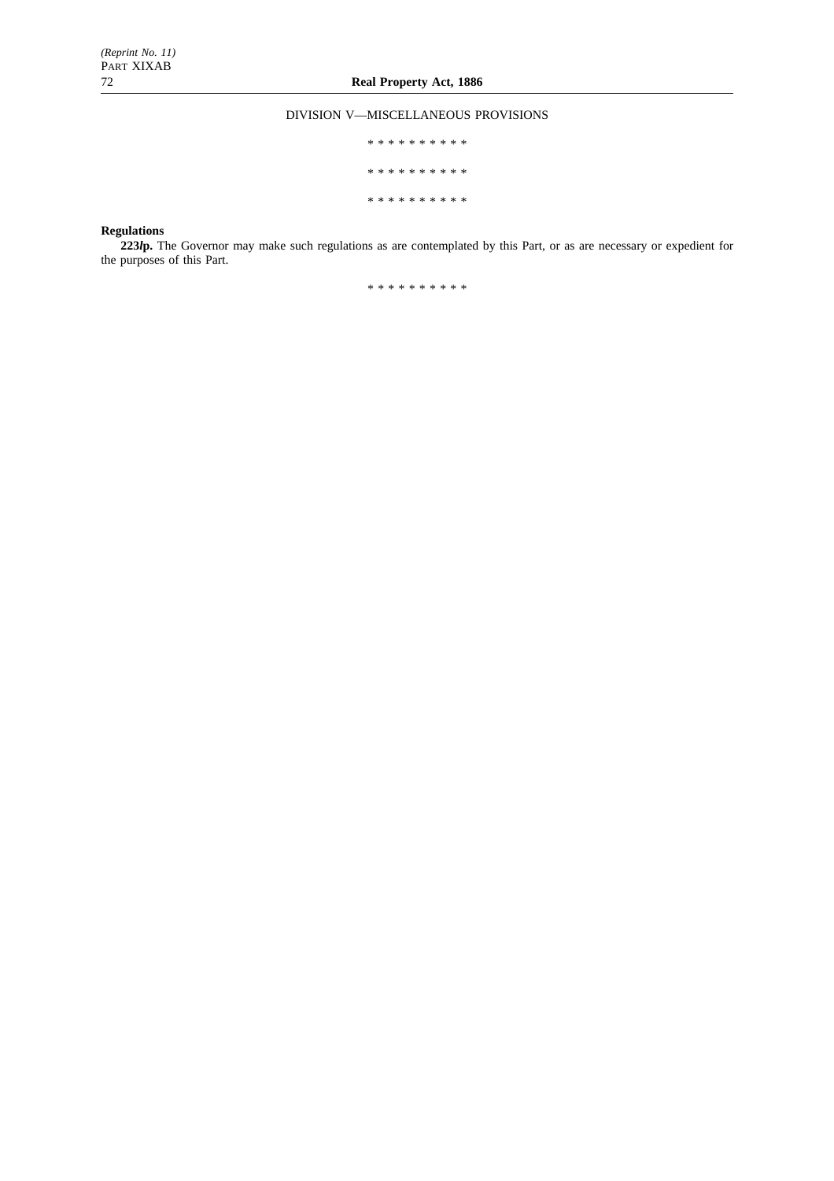DIVISION V—MISCELLANEOUS PROVISIONS

\* \* \* \* \* \* \* \* \* \*

\* \* \* \* \* \* \* \* \* \*

\* \* \* \* \* \* \* \* \* \*

**Regulations**

**223*l*p.** The Governor may make such regulations as are contemplated by this Part, or as are necessary or expedient for the purposes of this Part.

\* \* \* \* \* \* \* \* \* \*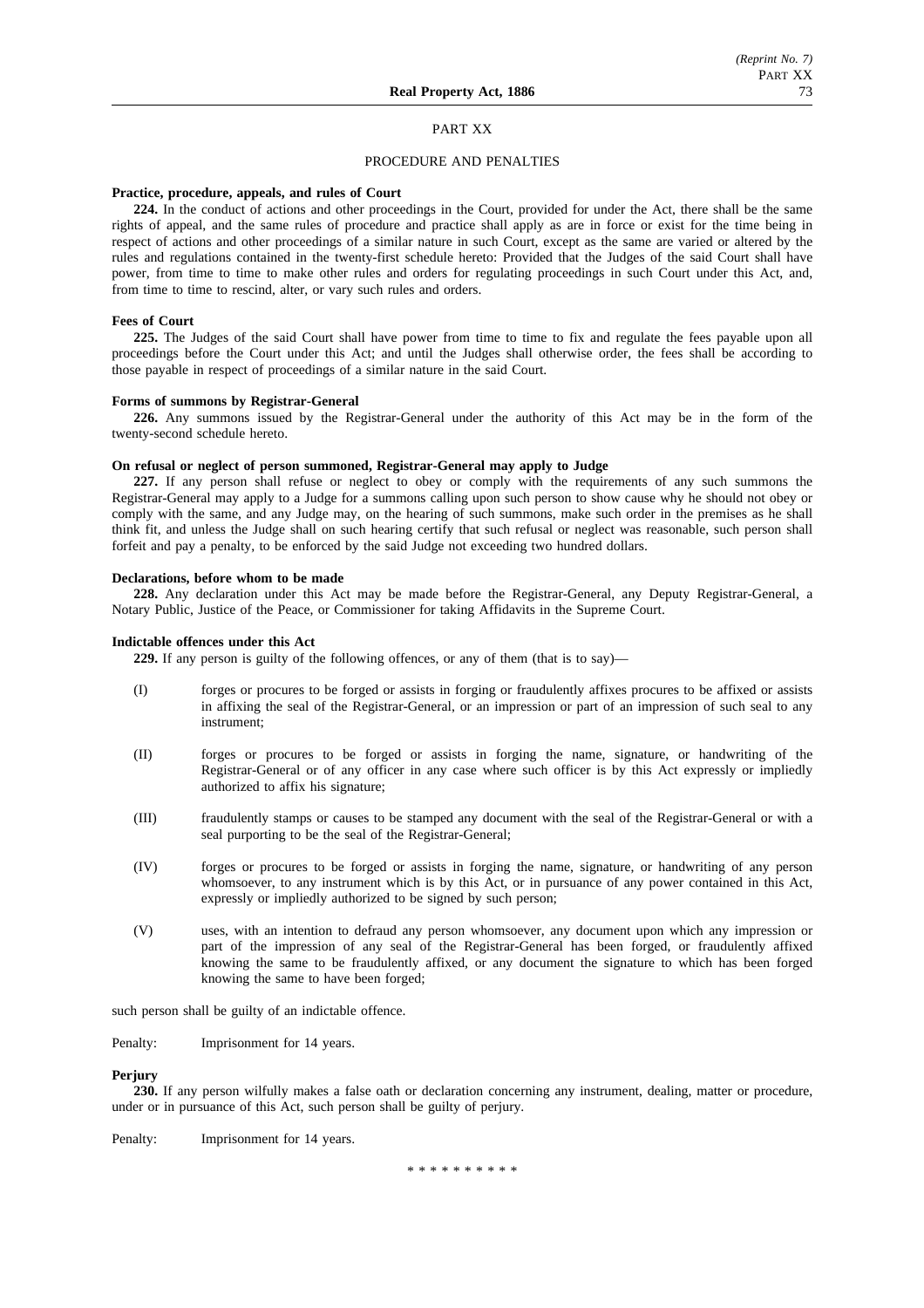## PART XX

## PROCEDURE AND PENALTIES

**Practice, procedure, appeals, and rules of Court**

**224.** In the conduct of actions and other proceedings in the Court, provided for under the Act, there shall be the same rights of appeal, and the same rules of procedure and practice shall apply as are in force or exist for the time being in respect of actions and other proceedings of a similar nature in such Court, except as the same are varied or altered by the rules and regulations contained in the twenty-first schedule hereto: Provided that the Judges of the said Court shall have power, from time to time to make other rules and orders for regulating proceedings in such Court under this Act, and, from time to time to rescind, alter, or vary such rules and orders.

**Fees of Court**

**225.** The Judges of the said Court shall have power from time to time to fix and regulate the fees payable upon all proceedings before the Court under this Act; and until the Judges shall otherwise order, the fees shall be according to those payable in respect of proceedings of a similar nature in the said Court.

**Forms of summons by Registrar-General**

**226.** Any summons issued by the Registrar-General under the authority of this Act may be in the form of the twenty-second schedule hereto.

**On refusal or neglect of person summoned, Registrar-General may apply to Judge**

**227.** If any person shall refuse or neglect to obey or comply with the requirements of any such summons the Registrar-General may apply to a Judge for a summons calling upon such person to show cause why he should not obey or comply with the same, and any Judge may, on the hearing of such summons, make such order in the premises as he shall think fit, and unless the Judge shall on such hearing certify that such refusal or neglect was reasonable, such person shall forfeit and pay a penalty, to be enforced by the said Judge not exceeding two hundred dollars.

**Declarations, before whom to be made**

**228.** Any declaration under this Act may be made before the Registrar-General, any Deputy Registrar-General, a Notary Public, Justice of the Peace, or Commissioner for taking Affidavits in the Supreme Court.

**Indictable offences under this Act**

**229.** If any person is guilty of the following offences, or any of them (that is to say)—

(I) forges or procures to be forged or assists in forging or fraudulently affixes procures to be affixed or assists in affixing the seal of the Registrar-General, or an impression or part of an impression of such seal to any instrument;

(II) forges or procures to be forged or assists in forging the name, signature, or handwriting of the Registrar-General or of any officer in any case where such officer is by this Act expressly or impliedly authorized to affix his signature;

(III) fraudulently stamps or causes to be stamped any document with the seal of the Registrar-General or with a seal purporting to be the seal of the Registrar-General;

(IV) forges or procures to be forged or assists in forging the name, signature, or handwriting of any person whomsoever, to any instrument which is by this Act, or in pursuance of any power contained in this Act, expressly or impliedly authorized to be signed by such person;

(V) uses, with an intention to defraud any person whomsoever, any document upon which any impression or part of the impression of any seal of the Registrar-General has been forged, or fraudulently affixed knowing the same to be fraudulently affixed, or any document the signature to which has been forged knowing the same to have been forged;

such person shall be guilty of an indictable offence.

Penalty: Imprisonment for 14 years.

**Perjury**

**230.** If any person wilfully makes a false oath or declaration concerning any instrument, dealing, matter or procedure, under or in pursuance of this Act, such person shall be guilty of perjury.

Penalty: Imprisonment for 14 years.

\* \* \* \* \* \* \* \* \* \*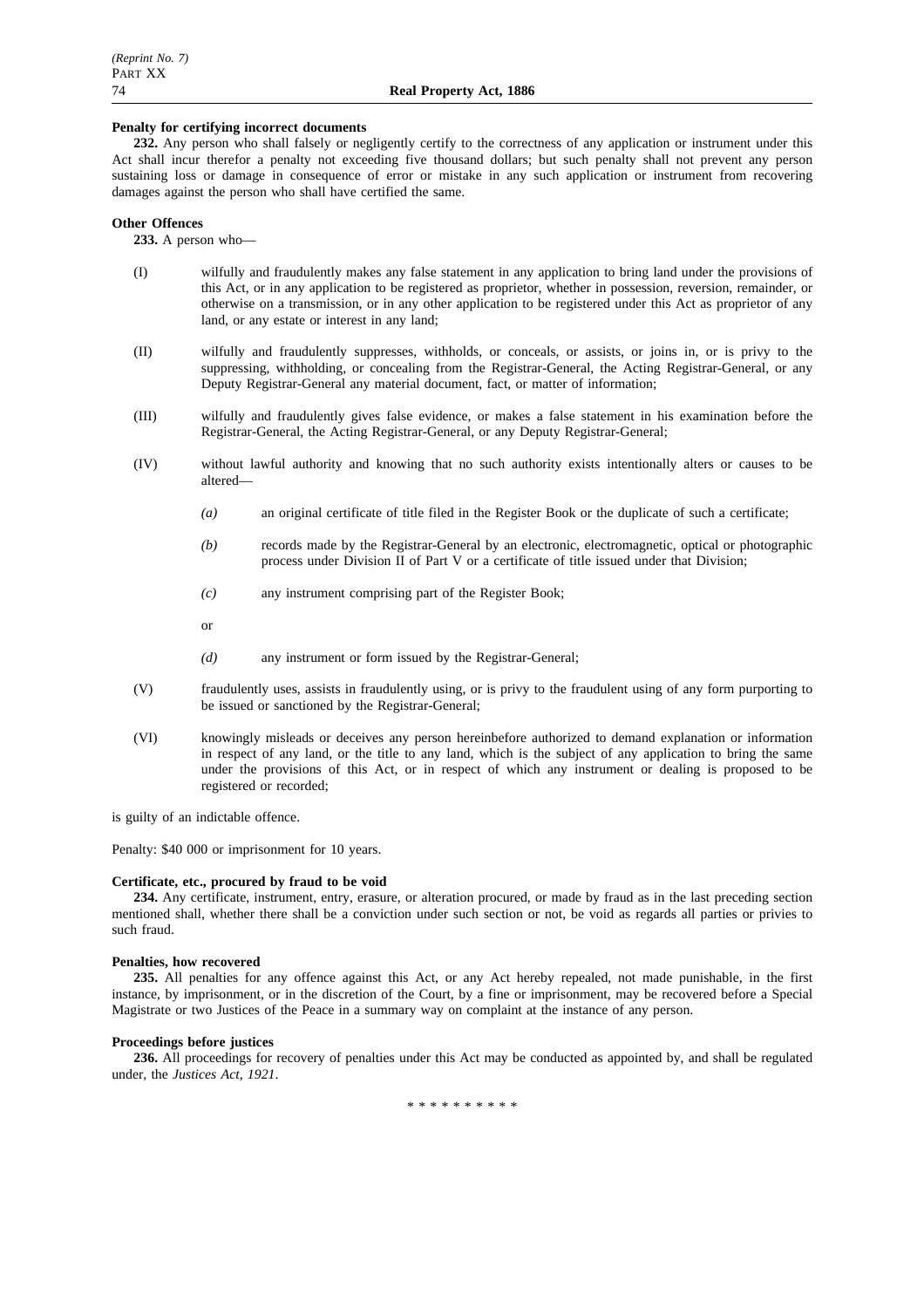**Penalty for certifying incorrect documents**

**232.** Any person who shall falsely or negligently certify to the correctness of any application or instrument under this Act shall incur therefor a penalty not exceeding five thousand dollars; but such penalty shall not prevent any person sustaining loss or damage in consequence of error or mistake in any such application or instrument from recovering damages against the person who shall have certified the same.

**Other Offences**

**233.** A person who—

(I) wilfully and fraudulently makes any false statement in any application to bring land under the provisions of this Act, or in any application to be registered as proprietor, whether in possession, reversion, remainder, or otherwise on a transmission, or in any other application to be registered under this Act as proprietor of any land, or any estate or interest in any land;

(II) wilfully and fraudulently suppresses, withholds, or conceals, or assists, or joins in, or is privy to the suppressing, withholding, or concealing from the Registrar-General, the Acting Registrar-General, or any Deputy Registrar-General any material document, fact, or matter of information;

(III) wilfully and fraudulently gives false evidence, or makes a false statement in his examination before the Registrar-General, the Acting Registrar-General, or any Deputy Registrar-General;

(IV) without lawful authority and knowing that no such authority exists intentionally alters or causes to be altered—

*(a)* an original certificate of title filed in the Register Book or the duplicate of such a certificate;

*(b)* records made by the Registrar-General by an electronic, electromagnetic, optical or photographic process under Division II of Part V or a certificate of title issued under that Division;

*(c)* any instrument comprising part of the Register Book;

or

*(d)* any instrument or form issued by the Registrar-General;

(V) fraudulently uses, assists in fraudulently using, or is privy to the fraudulent using of any form purporting to be issued or sanctioned by the Registrar-General;

(VI) knowingly misleads or deceives any person hereinbefore authorized to demand explanation or information in respect of any land, or the title to any land, which is the subject of any application to bring the same under the provisions of this Act, or in respect of which any instrument or dealing is proposed to be registered or recorded;

is guilty of an indictable offence.

Penalty: $40 000 or imprisonment for 10 years.

**Certificate, etc., procured by fraud to be void**

**234.** Any certificate, instrument, entry, erasure, or alteration procured, or made by fraud as in the last preceding section mentioned shall, whether there shall be a conviction under such section or not, be void as regards all parties or privies to such fraud.

**Penalties, how recovered**

**235.** All penalties for any offence against this Act, or any Act hereby repealed, not made punishable, in the first instance, by imprisonment, or in the discretion of the Court, by a fine or imprisonment, may be recovered before a Special Magistrate or two Justices of the Peace in a summary way on complaint at the instance of any person.

**Proceedings before justices**

**236.** All proceedings for recovery of penalties under this Act may be conducted as appointed by, and shall be regulated under, the *Justices Act, 1921*.

\* \* \* \* \* \* \* \* \* \*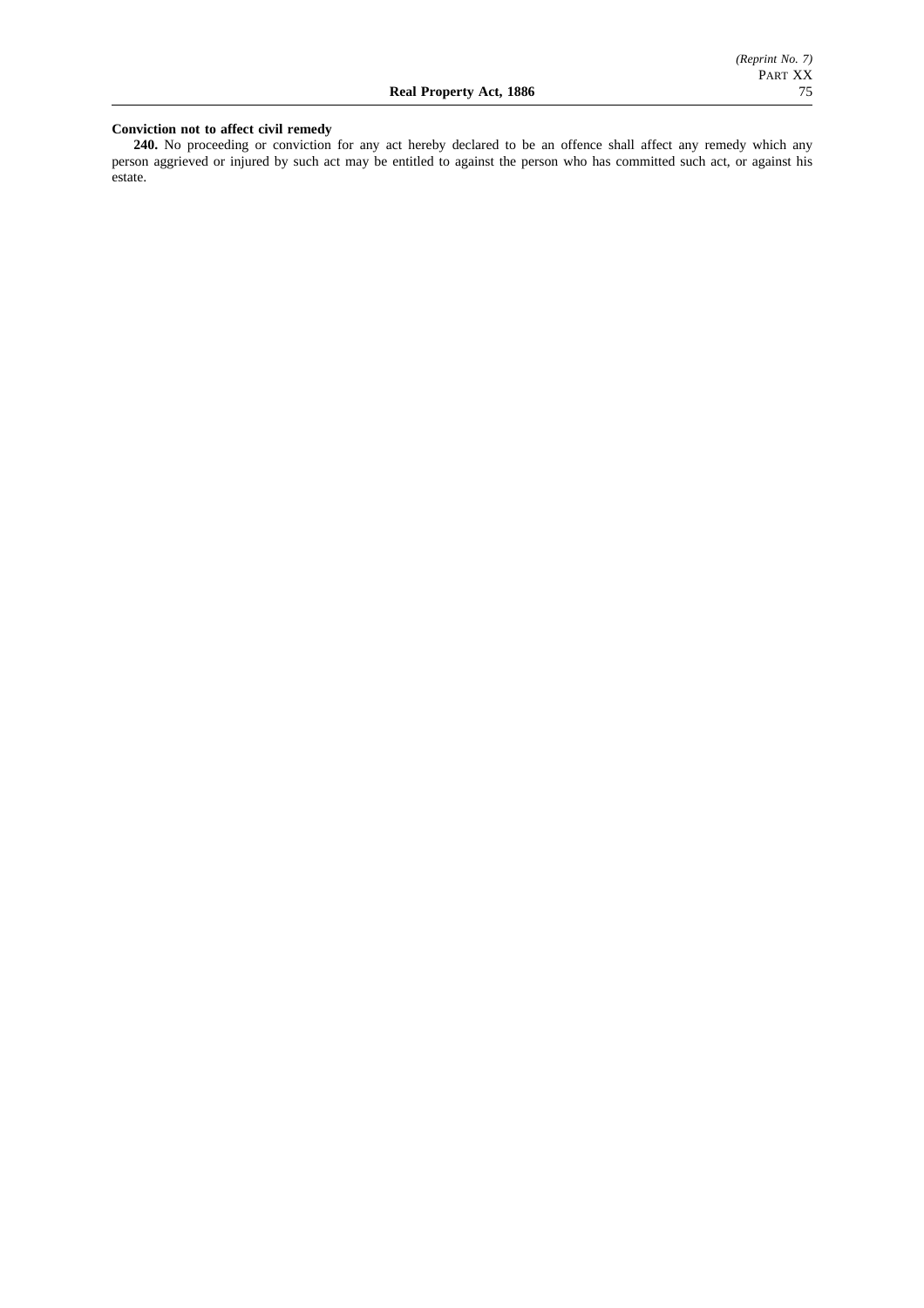**Conviction not to affect civil remedy**

**240.** No proceeding or conviction for any act hereby declared to be an offence shall affect any remedy which any person aggrieved or injured by such act may be entitled to against the person who has committed such act, or against his estate.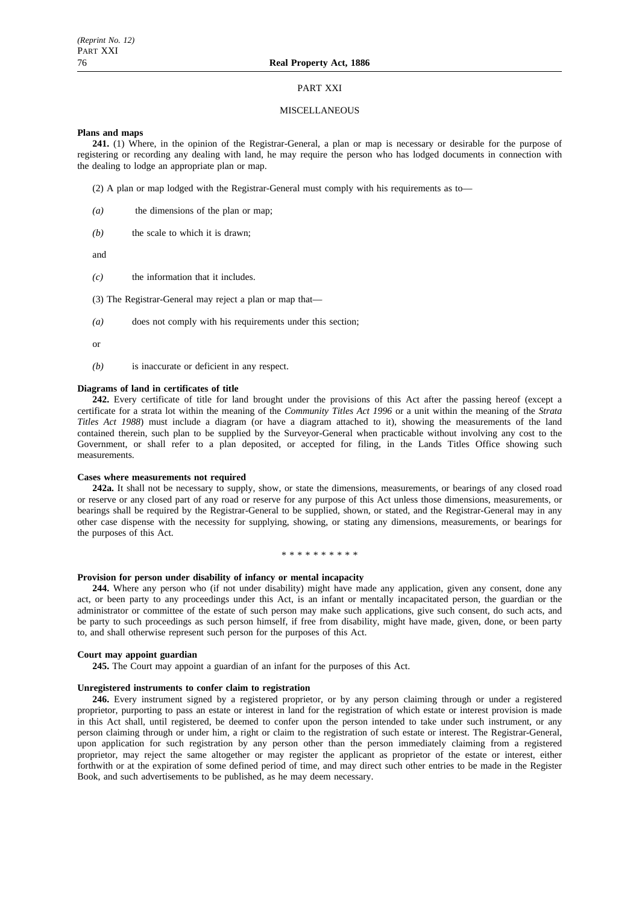# PART XXI

## MISCELLANEOUS

**Plans and maps**

**241.** (1) Where, in the opinion of the Registrar-General, a plan or map is necessary or desirable for the purpose of registering or recording any dealing with land, he may require the person who has lodged documents in connection with the dealing to lodge an appropriate plan or map.

(2) A plan or map lodged with the Registrar-General must comply with his requirements as to—

*(a)* the dimensions of the plan or map;

*(b)* the scale to which it is drawn;

and

*(c)* the information that it includes.

(3) The Registrar-General may reject a plan or map that—

*(a)* does not comply with his requirements under this section;

or

*(b)* is inaccurate or deficient in any respect.

**Diagrams of land in certificates of title**

**242.** Every certificate of title for land brought under the provisions of this Act after the passing hereof (except a certificate for a strata lot within the meaning of the *Community Titles Act 1996* or a unit within the meaning of the *Strata Titles Act 1988*) must include a diagram (or have a diagram attached to it), showing the measurements of the land contained therein, such plan to be supplied by the Surveyor-General when practicable without involving any cost to the Government, or shall refer to a plan deposited, or accepted for filing, in the Lands Titles Office showing such measurements.

**Cases where measurements not required**

**242a.** It shall not be necessary to supply, show, or state the dimensions, measurements, or bearings of any closed road or reserve or any closed part of any road or reserve for any purpose of this Act unless those dimensions, measurements, or bearings shall be required by the Registrar-General to be supplied, shown, or stated, and the Registrar-General may in any other case dispense with the necessity for supplying, showing, or stating any dimensions, measurements, or bearings for the purposes of this Act.

\* \* \* \* \* \* \* \* \* \*

**Provision for person under disability of infancy or mental incapacity**

**244.** Where any person who (if not under disability) might have made any application, given any consent, done any act, or been party to any proceedings under this Act, is an infant or mentally incapacitated person, the guardian or the administrator or committee of the estate of such person may make such applications, give such consent, do such acts, and be party to such proceedings as such person himself, if free from disability, might have made, given, done, or been party to, and shall otherwise represent such person for the purposes of this Act.

**Court may appoint guardian**

**245.** The Court may appoint a guardian of an infant for the purposes of this Act.

**Unregistered instruments to confer claim to registration**

**246.** Every instrument signed by a registered proprietor, or by any person claiming through or under a registered proprietor, purporting to pass an estate or interest in land for the registration of which estate or interest provision is made in this Act shall, until registered, be deemed to confer upon the person intended to take under such instrument, or any person claiming through or under him, a right or claim to the registration of such estate or interest. The Registrar-General, upon application for such registration by any person other than the person immediately claiming from a registered proprietor, may reject the same altogether or may register the applicant as proprietor of the estate or interest, either forthwith or at the expiration of some defined period of time, and may direct such other entries to be made in the Register Book, and such advertisements to be published, as he may deem necessary.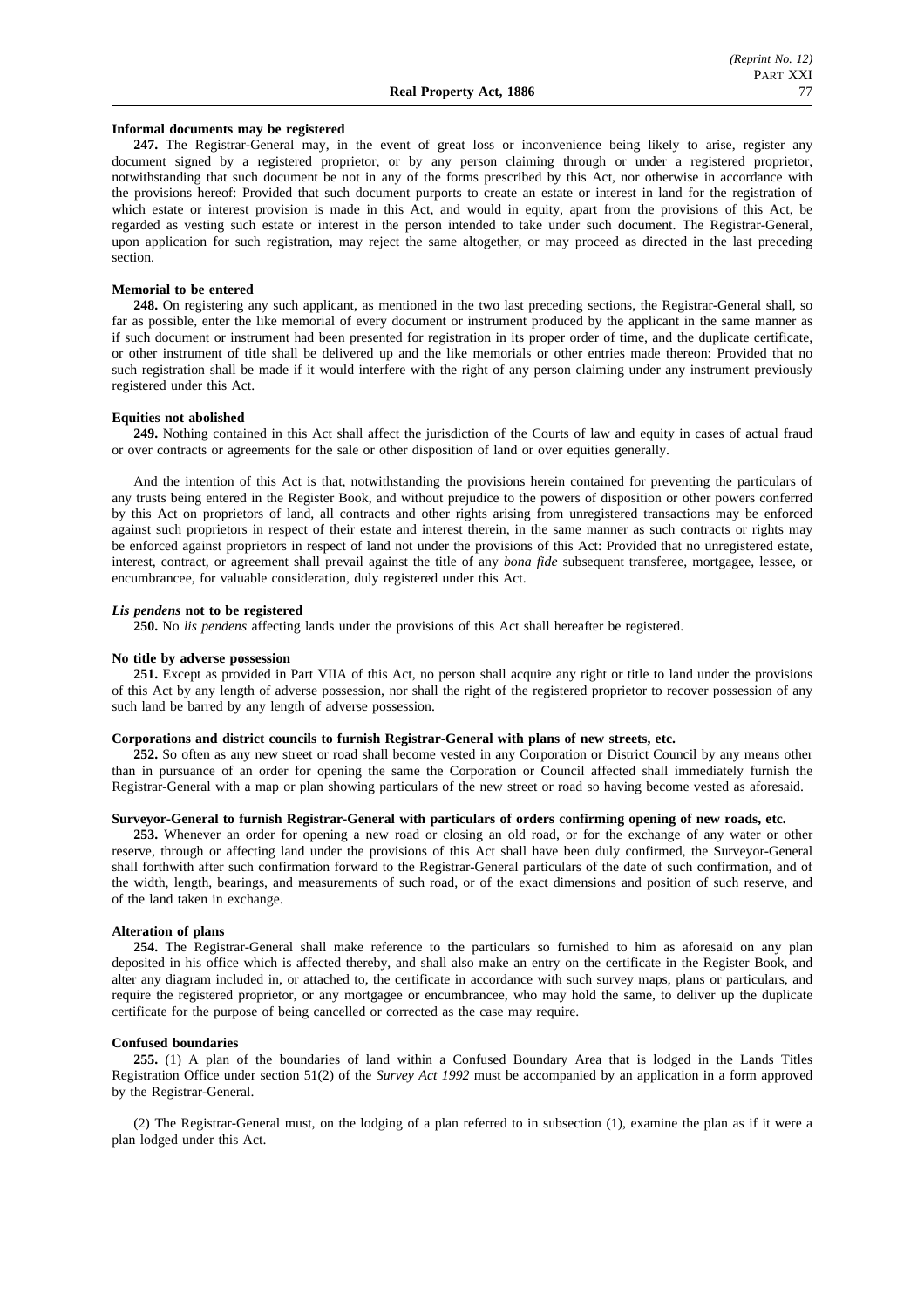**Informal documents may be registered**

**247.** The Registrar-General may, in the event of great loss or inconvenience being likely to arise, register any document signed by a registered proprietor, or by any person claiming through or under a registered proprietor, notwithstanding that such document be not in any of the forms prescribed by this Act, nor otherwise in accordance with the provisions hereof: Provided that such document purports to create an estate or interest in land for the registration of which estate or interest provision is made in this Act, and would in equity, apart from the provisions of this Act, be regarded as vesting such estate or interest in the person intended to take under such document. The Registrar-General, upon application for such registration, may reject the same altogether, or may proceed as directed in the last preceding section.

**Memorial to be entered**

**248.** On registering any such applicant, as mentioned in the two last preceding sections, the Registrar-General shall, so far as possible, enter the like memorial of every document or instrument produced by the applicant in the same manner as if such document or instrument had been presented for registration in its proper order of time, and the duplicate certificate, or other instrument of title shall be delivered up and the like memorials or other entries made thereon: Provided that no such registration shall be made if it would interfere with the right of any person claiming under any instrument previously registered under this Act.

**Equities not abolished**

**249.** Nothing contained in this Act shall affect the jurisdiction of the Courts of law and equity in cases of actual fraud or over contracts or agreements for the sale or other disposition of land or over equities generally.

And the intention of this Act is that, notwithstanding the provisions herein contained for preventing the particulars of any trusts being entered in the Register Book, and without prejudice to the powers of disposition or other powers conferred by this Act on proprietors of land, all contracts and other rights arising from unregistered transactions may be enforced against such proprietors in respect of their estate and interest therein, in the same manner as such contracts or rights may be enforced against proprietors in respect of land not under the provisions of this Act: Provided that no unregistered estate, interest, contract, or agreement shall prevail against the title of any *bona fide* subsequent transferee, mortgagee, lessee, or encumbrancee, for valuable consideration, duly registered under this Act.

***Lis pendens* not to be registered**

**250.** No *lis pendens* affecting lands under the provisions of this Act shall hereafter be registered.

**No title by adverse possession**

**251.** Except as provided in Part VIIA of this Act, no person shall acquire any right or title to land under the provisions of this Act by any length of adverse possession, nor shall the right of the registered proprietor to recover possession of any such land be barred by any length of adverse possession.

**Corporations and district councils to furnish Registrar-General with plans of new streets, etc.**

**252.** So often as any new street or road shall become vested in any Corporation or District Council by any means other than in pursuance of an order for opening the same the Corporation or Council affected shall immediately furnish the Registrar-General with a map or plan showing particulars of the new street or road so having become vested as aforesaid.

**Surveyor-General to furnish Registrar-General with particulars of orders confirming opening of new roads, etc.**

**253.** Whenever an order for opening a new road or closing an old road, or for the exchange of any water or other reserve, through or affecting land under the provisions of this Act shall have been duly confirmed, the Surveyor-General shall forthwith after such confirmation forward to the Registrar-General particulars of the date of such confirmation, and of the width, length, bearings, and measurements of such road, or of the exact dimensions and position of such reserve, and of the land taken in exchange.

**Alteration of plans**

**254.** The Registrar-General shall make reference to the particulars so furnished to him as aforesaid on any plan deposited in his office which is affected thereby, and shall also make an entry on the certificate in the Register Book, and alter any diagram included in, or attached to, the certificate in accordance with such survey maps, plans or particulars, and require the registered proprietor, or any mortgagee or encumbrancee, who may hold the same, to deliver up the duplicate certificate for the purpose of being cancelled or corrected as the case may require.

**Confused boundaries**

**255.** (1) A plan of the boundaries of land within a Confused Boundary Area that is lodged in the Lands Titles Registration Office under section 51(2) of the *Survey Act 1992* must be accompanied by an application in a form approved by the Registrar-General.

(2) The Registrar-General must, on the lodging of a plan referred to in subsection (1), examine the plan as if it were a plan lodged under this Act.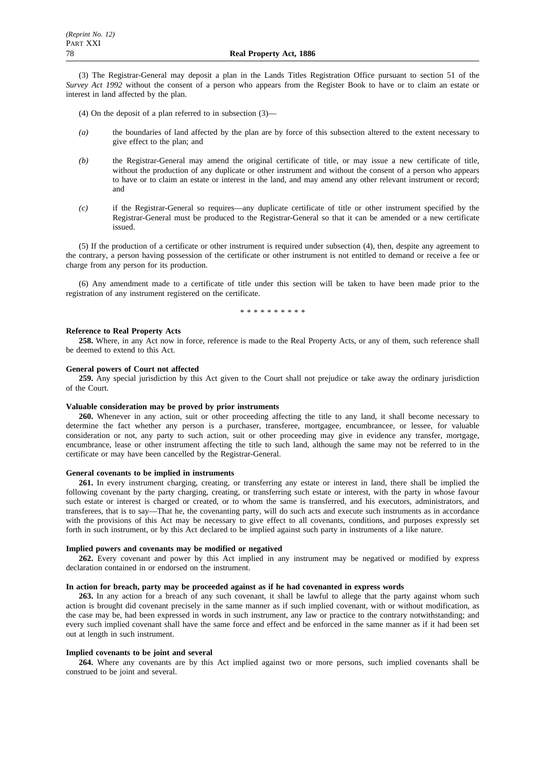(3) The Registrar-General may deposit a plan in the Lands Titles Registration Office pursuant to section 51 of the *Survey Act 1992* without the consent of a person who appears from the Register Book to have or to claim an estate or interest in land affected by the plan.

(4) On the deposit of a plan referred to in subsection (3)—

*(a)* the boundaries of land affected by the plan are by force of this subsection altered to the extent necessary to give effect to the plan; and

*(b)* the Registrar-General may amend the original certificate of title, or may issue a new certificate of title, without the production of any duplicate or other instrument and without the consent of a person who appears to have or to claim an estate or interest in the land, and may amend any other relevant instrument or record; and

*(c)* if the Registrar-General so requires—any duplicate certificate of title or other instrument specified by the Registrar-General must be produced to the Registrar-General so that it can be amended or a new certificate issued.

(5) If the production of a certificate or other instrument is required under subsection (4), then, despite any agreement to the contrary, a person having possession of the certificate or other instrument is not entitled to demand or receive a fee or charge from any person for its production.

(6) Any amendment made to a certificate of title under this section will be taken to have been made prior to the registration of any instrument registered on the certificate.

\* \* \* \* \* \* \* \* \* \*

**Reference to Real Property Acts**

**258.** Where, in any Act now in force, reference is made to the Real Property Acts, or any of them, such reference shall be deemed to extend to this Act.

**General powers of Court not affected**

**259.** Any special jurisdiction by this Act given to the Court shall not prejudice or take away the ordinary jurisdiction of the Court.

**Valuable consideration may be proved by prior instruments**

**260.** Whenever in any action, suit or other proceeding affecting the title to any land, it shall become necessary to determine the fact whether any person is a purchaser, transferee, mortgagee, encumbrancee, or lessee, for valuable consideration or not, any party to such action, suit or other proceeding may give in evidence any transfer, mortgage, encumbrance, lease or other instrument affecting the title to such land, although the same may not be referred to in the certificate or may have been cancelled by the Registrar-General.

**General covenants to be implied in instruments**

**261.** In every instrument charging, creating, or transferring any estate or interest in land, there shall be implied the following covenant by the party charging, creating, or transferring such estate or interest, with the party in whose favour such estate or interest is charged or created, or to whom the same is transferred, and his executors, administrators, and transferees, that is to say—That he, the covenanting party, will do such acts and execute such instruments as in accordance with the provisions of this Act may be necessary to give effect to all covenants, conditions, and purposes expressly set forth in such instrument, or by this Act declared to be implied against such party in instruments of a like nature.

**Implied powers and covenants may be modified or negatived**

**262.** Every covenant and power by this Act implied in any instrument may be negatived or modified by express declaration contained in or endorsed on the instrument.

**In action for breach, party may be proceeded against as if he had covenanted in express words**

**263.** In any action for a breach of any such covenant, it shall be lawful to allege that the party against whom such action is brought did covenant precisely in the same manner as if such implied covenant, with or without modification, as the case may be, had been expressed in words in such instrument, any law or practice to the contrary notwithstanding; and every such implied covenant shall have the same force and effect and be enforced in the same manner as if it had been set out at length in such instrument.

**Implied covenants to be joint and several**

**264.** Where any covenants are by this Act implied against two or more persons, such implied covenants shall be construed to be joint and several.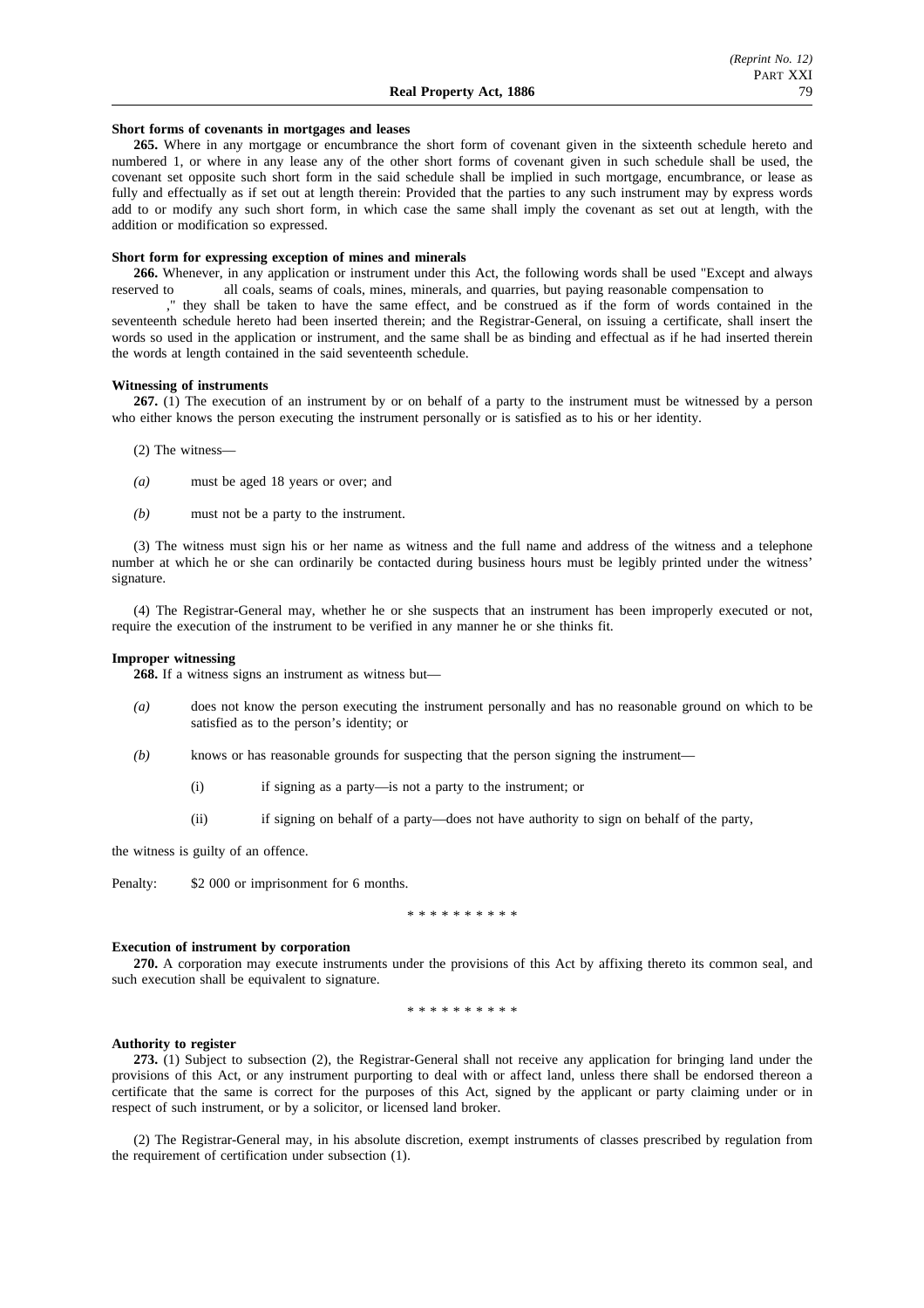**Short forms of covenants in mortgages and leases**

**265.** Where in any mortgage or encumbrance the short form of covenant given in the sixteenth schedule hereto and numbered 1, or where in any lease any of the other short forms of covenant given in such schedule shall be used, the covenant set opposite such short form in the said schedule shall be implied in such mortgage, encumbrance, or lease as fully and effectually as if set out at length therein: Provided that the parties to any such instrument may by express words add to or modify any such short form, in which case the same shall imply the covenant as set out at length, with the addition or modification so expressed.

**Short form for expressing exception of mines and minerals**

**266.** Whenever, in any application or instrument under this Act, the following words shall be used "Except and always reserved to          all coals, seams of coals, mines, minerals, and quarries, but paying reasonable compensation to          ," they shall be taken to have the same effect, and be construed as if the form of words contained in the seventeenth schedule hereto had been inserted therein; and the Registrar-General, on issuing a certificate, shall insert the words so used in the application or instrument, and the same shall be as binding and effectual as if he had inserted therein the words at length contained in the said seventeenth schedule.

**Witnessing of instruments**

**267.** (1) The execution of an instrument by or on behalf of a party to the instrument must be witnessed by a person who either knows the person executing the instrument personally or is satisfied as to his or her identity.

(2) The witness—

*(a)* must be aged 18 years or over; and

*(b)* must not be a party to the instrument.

(3) The witness must sign his or her name as witness and the full name and address of the witness and a telephone number at which he or she can ordinarily be contacted during business hours must be legibly printed under the witness' signature.

(4) The Registrar-General may, whether he or she suspects that an instrument has been improperly executed or not, require the execution of the instrument to be verified in any manner he or she thinks fit.

**Improper witnessing**

**268.** If a witness signs an instrument as witness but—

*(a)* does not know the person executing the instrument personally and has no reasonable ground on which to be satisfied as to the person's identity; or

*(b)* knows or has reasonable grounds for suspecting that the person signing the instrument—

(i) if signing as a party—is not a party to the instrument; or

(ii) if signing on behalf of a party—does not have authority to sign on behalf of the party,

the witness is guilty of an offence.

Penalty: $2 000 or imprisonment for 6 months.

\* \* \* \* \* \* \* \* \* \*

**Execution of instrument by corporation**

**270.** A corporation may execute instruments under the provisions of this Act by affixing thereto its common seal, and such execution shall be equivalent to signature.

\* \* \* \* \* \* \* \* \* \*

**Authority to register**

**273.** (1) Subject to subsection (2), the Registrar-General shall not receive any application for bringing land under the provisions of this Act, or any instrument purporting to deal with or affect land, unless there shall be endorsed thereon a certificate that the same is correct for the purposes of this Act, signed by the applicant or party claiming under or in respect of such instrument, or by a solicitor, or licensed land broker.

(2) The Registrar-General may, in his absolute discretion, exempt instruments of classes prescribed by regulation from the requirement of certification under subsection (1).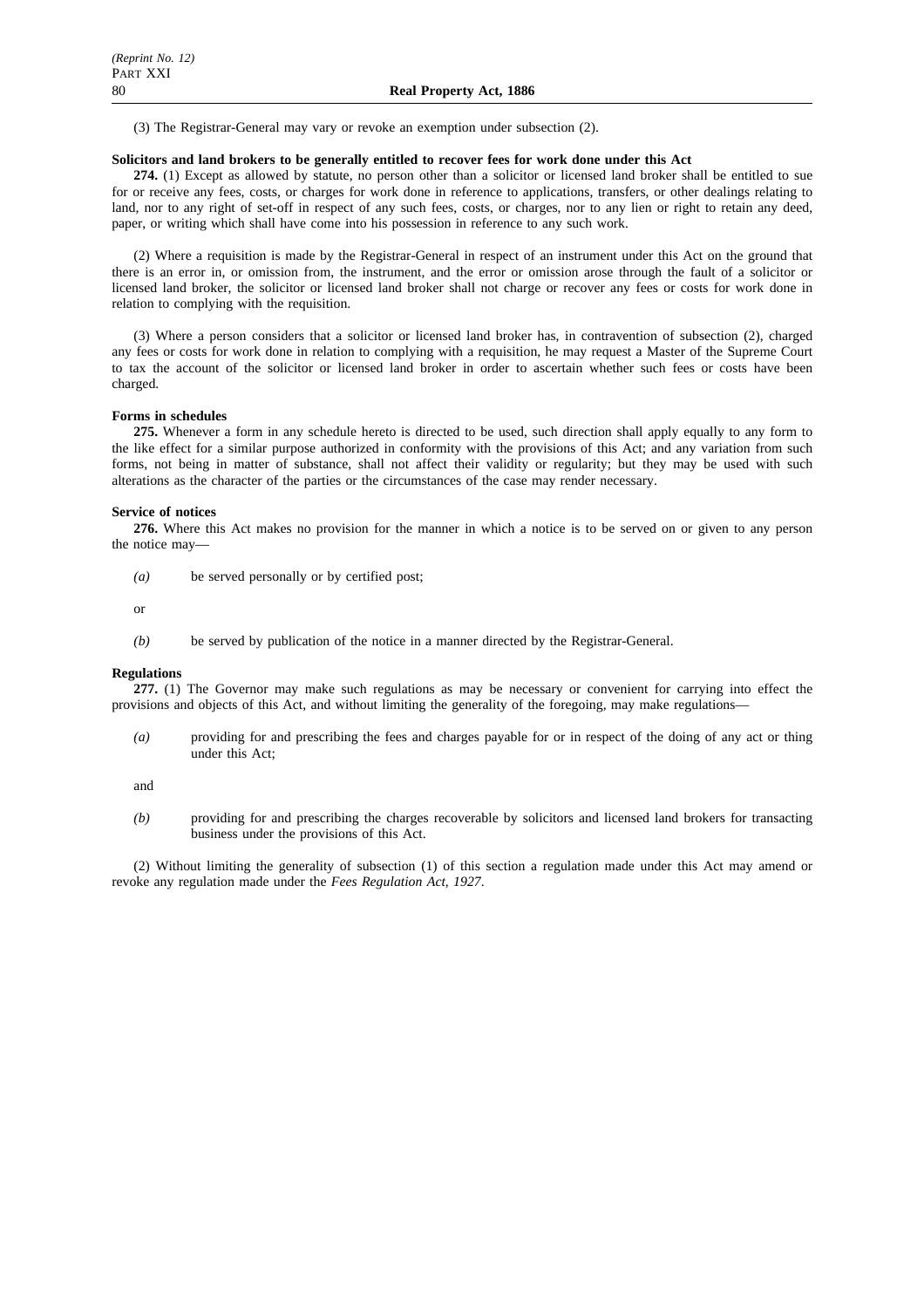(3) The Registrar-General may vary or revoke an exemption under subsection (2).

**Solicitors and land brokers to be generally entitled to recover fees for work done under this Act**

**274.** (1) Except as allowed by statute, no person other than a solicitor or licensed land broker shall be entitled to sue for or receive any fees, costs, or charges for work done in reference to applications, transfers, or other dealings relating to land, nor to any right of set-off in respect of any such fees, costs, or charges, nor to any lien or right to retain any deed, paper, or writing which shall have come into his possession in reference to any such work.

(2) Where a requisition is made by the Registrar-General in respect of an instrument under this Act on the ground that there is an error in, or omission from, the instrument, and the error or omission arose through the fault of a solicitor or licensed land broker, the solicitor or licensed land broker shall not charge or recover any fees or costs for work done in relation to complying with the requisition.

(3) Where a person considers that a solicitor or licensed land broker has, in contravention of subsection (2), charged any fees or costs for work done in relation to complying with a requisition, he may request a Master of the Supreme Court to tax the account of the solicitor or licensed land broker in order to ascertain whether such fees or costs have been charged.

**Forms in schedules**

**275.** Whenever a form in any schedule hereto is directed to be used, such direction shall apply equally to any form to the like effect for a similar purpose authorized in conformity with the provisions of this Act; and any variation from such forms, not being in matter of substance, shall not affect their validity or regularity; but they may be used with such alterations as the character of the parties or the circumstances of the case may render necessary.

**Service of notices**

**276.** Where this Act makes no provision for the manner in which a notice is to be served on or given to any person the notice may—

*(a)* be served personally or by certified post;

or

*(b)* be served by publication of the notice in a manner directed by the Registrar-General.

**Regulations**

**277.** (1) The Governor may make such regulations as may be necessary or convenient for carrying into effect the provisions and objects of this Act, and without limiting the generality of the foregoing, may make regulations—

*(a)* providing for and prescribing the fees and charges payable for or in respect of the doing of any act or thing under this Act;

and

*(b)* providing for and prescribing the charges recoverable by solicitors and licensed land brokers for transacting business under the provisions of this Act.

(2) Without limiting the generality of subsection (1) of this section a regulation made under this Act may amend or revoke any regulation made under the *Fees Regulation Act, 1927*.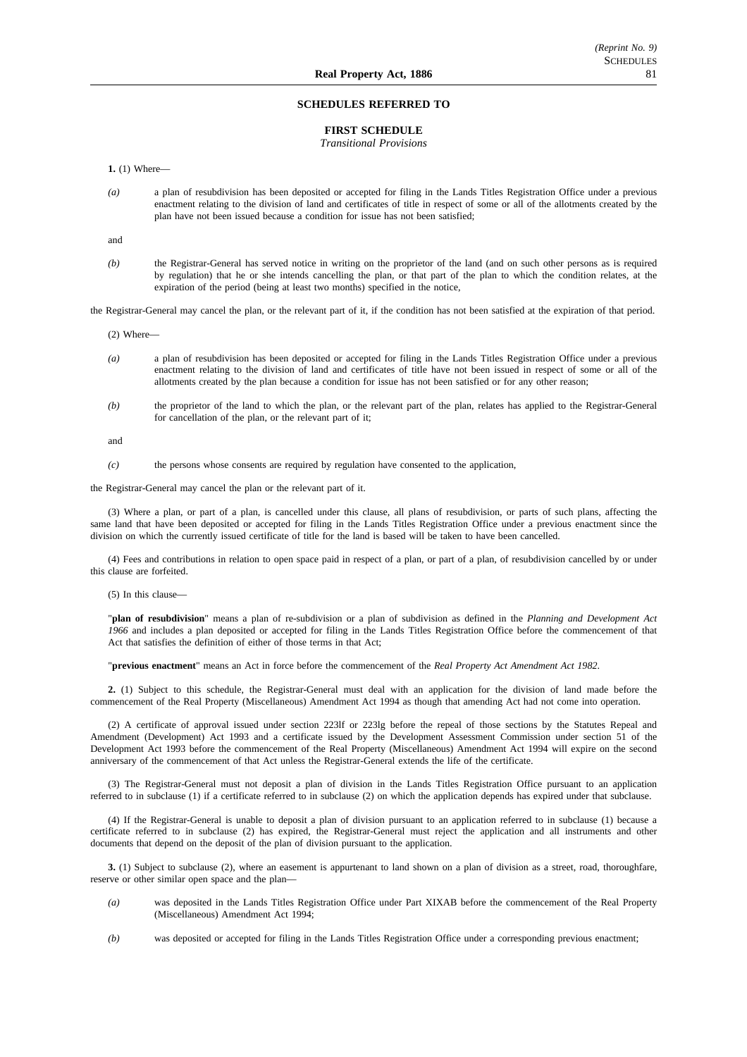## SCHEDULES REFERRED TO

### FIRST SCHEDULE

*Transitional Provisions*

**1.** (1) Where—

*(a)* a plan of resubdivision has been deposited or accepted for filing in the Lands Titles Registration Office under a previous enactment relating to the division of land and certificates of title in respect of some or all of the allotments created by the plan have not been issued because a condition for issue has not been satisfied;

and

*(b)* the Registrar-General has served notice in writing on the proprietor of the land (and on such other persons as is required by regulation) that he or she intends cancelling the plan, or that part of the plan to which the condition relates, at the expiration of the period (being at least two months) specified in the notice,

the Registrar-General may cancel the plan, or the relevant part of it, if the condition has not been satisfied at the expiration of that period.

(2) Where—

*(a)* a plan of resubdivision has been deposited or accepted for filing in the Lands Titles Registration Office under a previous enactment relating to the division of land and certificates of title have not been issued in respect of some or all of the allotments created by the plan because a condition for issue has not been satisfied or for any other reason;

*(b)* the proprietor of the land to which the plan, or the relevant part of the plan, relates has applied to the Registrar-General for cancellation of the plan, or the relevant part of it;

and

*(c)* the persons whose consents are required by regulation have consented to the application,

the Registrar-General may cancel the plan or the relevant part of it.

(3) Where a plan, or part of a plan, is cancelled under this clause, all plans of resubdivision, or parts of such plans, affecting the same land that have been deposited or accepted for filing in the Lands Titles Registration Office under a previous enactment since the division on which the currently issued certificate of title for the land is based will be taken to have been cancelled.

(4) Fees and contributions in relation to open space paid in respect of a plan, or part of a plan, of resubdivision cancelled by or under this clause are forfeited.

(5) In this clause—

"**plan of resubdivision**" means a plan of re-subdivision or a plan of subdivision as defined in the *Planning and Development Act 1966* and includes a plan deposited or accepted for filing in the Lands Titles Registration Office before the commencement of that Act that satisfies the definition of either of those terms in that Act;

"**previous enactment**" means an Act in force before the commencement of the *Real Property Act Amendment Act 1982*.

**2.** (1) Subject to this schedule, the Registrar-General must deal with an application for the division of land made before the commencement of the Real Property (Miscellaneous) Amendment Act 1994 as though that amending Act had not come into operation.

(2) A certificate of approval issued under section 223lf or 223lg before the repeal of those sections by the Statutes Repeal and Amendment (Development) Act 1993 and a certificate issued by the Development Assessment Commission under section 51 of the Development Act 1993 before the commencement of the Real Property (Miscellaneous) Amendment Act 1994 will expire on the second anniversary of the commencement of that Act unless the Registrar-General extends the life of the certificate.

(3) The Registrar-General must not deposit a plan of division in the Lands Titles Registration Office pursuant to an application referred to in subclause (1) if a certificate referred to in subclause (2) on which the application depends has expired under that subclause.

(4) If the Registrar-General is unable to deposit a plan of division pursuant to an application referred to in subclause (1) because a certificate referred to in subclause (2) has expired, the Registrar-General must reject the application and all instruments and other documents that depend on the deposit of the plan of division pursuant to the application.

**3.** (1) Subject to subclause (2), where an easement is appurtenant to land shown on a plan of division as a street, road, thoroughfare, reserve or other similar open space and the plan—

*(a)* was deposited in the Lands Titles Registration Office under Part XIXAB before the commencement of the Real Property (Miscellaneous) Amendment Act 1994;

*(b)* was deposited or accepted for filing in the Lands Titles Registration Office under a corresponding previous enactment;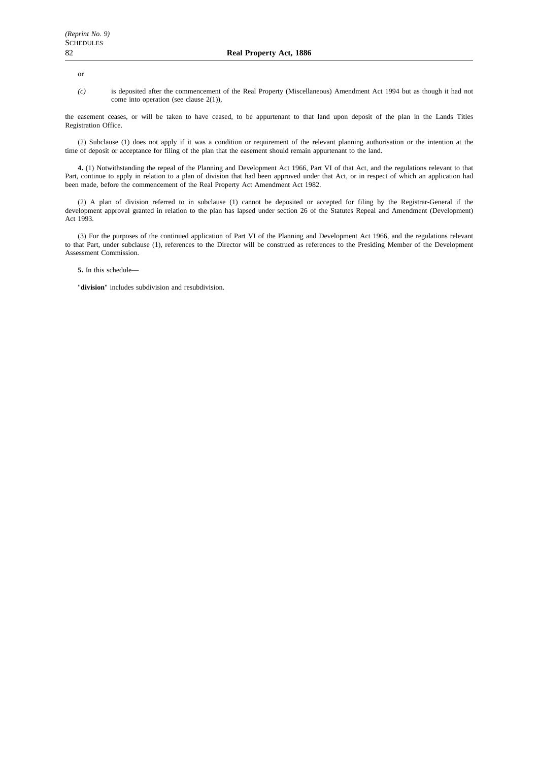or

*(c)* is deposited after the commencement of the Real Property (Miscellaneous) Amendment Act 1994 but as though it had not come into operation (see clause 2(1)),

the easement ceases, or will be taken to have ceased, to be appurtenant to that land upon deposit of the plan in the Lands Titles Registration Office.

(2) Subclause (1) does not apply if it was a condition or requirement of the relevant planning authorisation or the intention at the time of deposit or acceptance for filing of the plan that the easement should remain appurtenant to the land.

**4.** (1) Notwithstanding the repeal of the Planning and Development Act 1966, Part VI of that Act, and the regulations relevant to that Part, continue to apply in relation to a plan of division that had been approved under that Act, or in respect of which an application had been made, before the commencement of the Real Property Act Amendment Act 1982.

(2) A plan of division referred to in subclause (1) cannot be deposited or accepted for filing by the Registrar-General if the development approval granted in relation to the plan has lapsed under section 26 of the Statutes Repeal and Amendment (Development) Act 1993.

(3) For the purposes of the continued application of Part VI of the Planning and Development Act 1966, and the regulations relevant to that Part, under subclause (1), references to the Director will be construed as references to the Presiding Member of the Development Assessment Commission.

**5.** In this schedule—

"**division**" includes subdivision and resubdivision.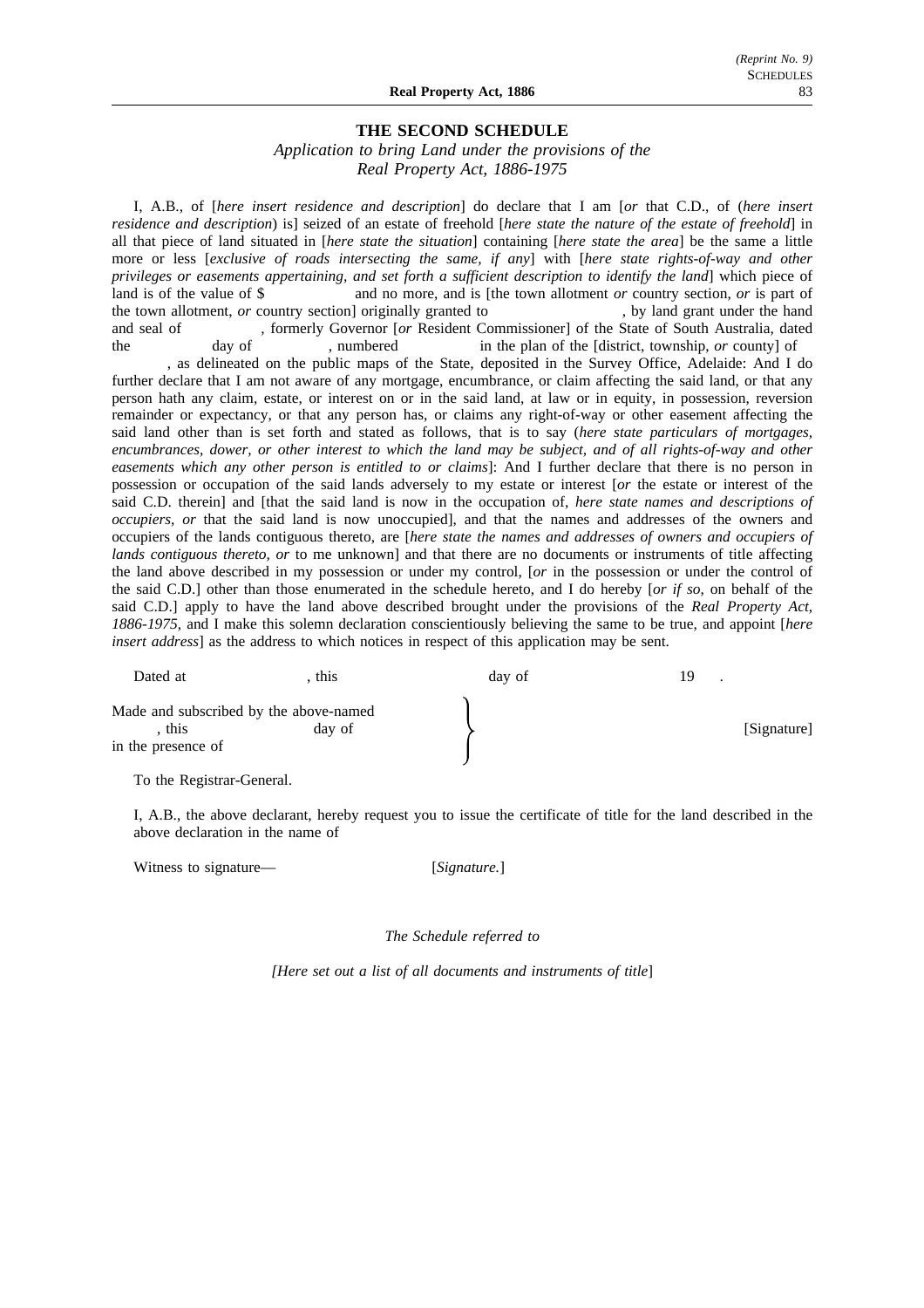## THE SECOND SCHEDULE

*Application to bring Land under the provisions of the Real Property Act, 1886-1975*

I, A.B., of [*here insert residence and description*] do declare that I am [*or* that C.D., of (*here insert residence and description*) is] seized of an estate of freehold [*here state the nature of the estate of freehold*] in all that piece of land situated in [*here state the situation*] containing [*here state the area*] be the same a little more or less [*exclusive of roads intersecting the same, if any*] with [*here state rights-of-way and other privileges or easements appertaining, and set forth a sufficient description to identify the land*] which piece of land is of the value of $ and no more, and is [the town allotment *or* country section, *or* is part of the town allotment, *or* country section] originally granted to , by land grant under the hand and seal of , formerly Governor [*or* Resident Commissioner] of the State of South Australia, dated the day of , numbered in the plan of the [district, township, *or* county] of , as delineated on the public maps of the State, deposited in the Survey Office, Adelaide: And I do further declare that I am not aware of any mortgage, encumbrance, or claim affecting the said land, or that any person hath any claim, estate, or interest on or in the said land, at law or in equity, in possession, reversion remainder or expectancy, or that any person has, or claims any right-of-way or other easement affecting the said land other than is set forth and stated as follows, that is to say (*here state particulars of mortgages, encumbrances, dower, or other interest to which the land may be subject, and of all rights-of-way and other easements which any other person is entitled to or claims*]: And I further declare that there is no person in possession or occupation of the said lands adversely to my estate or interest [*or* the estate or interest of the said C.D. therein] and [that the said land is now in the occupation of, *here state names and descriptions of occupiers, or* that the said land is now unoccupied], and that the names and addresses of the owners and occupiers of the lands contiguous thereto, are [*here state the names and addresses of owners and occupiers of lands contiguous thereto, or* to me unknown] and that there are no documents or instruments of title affecting the land above described in my possession or under my control, [*or* in the possession or under the control of the said C.D.] other than those enumerated in the schedule hereto, and I do hereby [*or if so*, on behalf of the said C.D.] apply to have the land above described brought under the provisions of the *Real Property Act, 1886-1975*, and I make this solemn declaration conscientiously believing the same to be true, and appoint [*here insert address*] as the address to which notices in respect of this application may be sent.

Dated at , this day of 19 .

Made and subscribed by the above-named
, this day of
in the presence of
} [Signature]

To the Registrar-General.

I, A.B., the above declarant, hereby request you to issue the certificate of title for the land described in the above declaration in the name of

Witness to signature— [*Signature.*]

*The Schedule referred to*

*[Here set out a list of all documents and instruments of title*]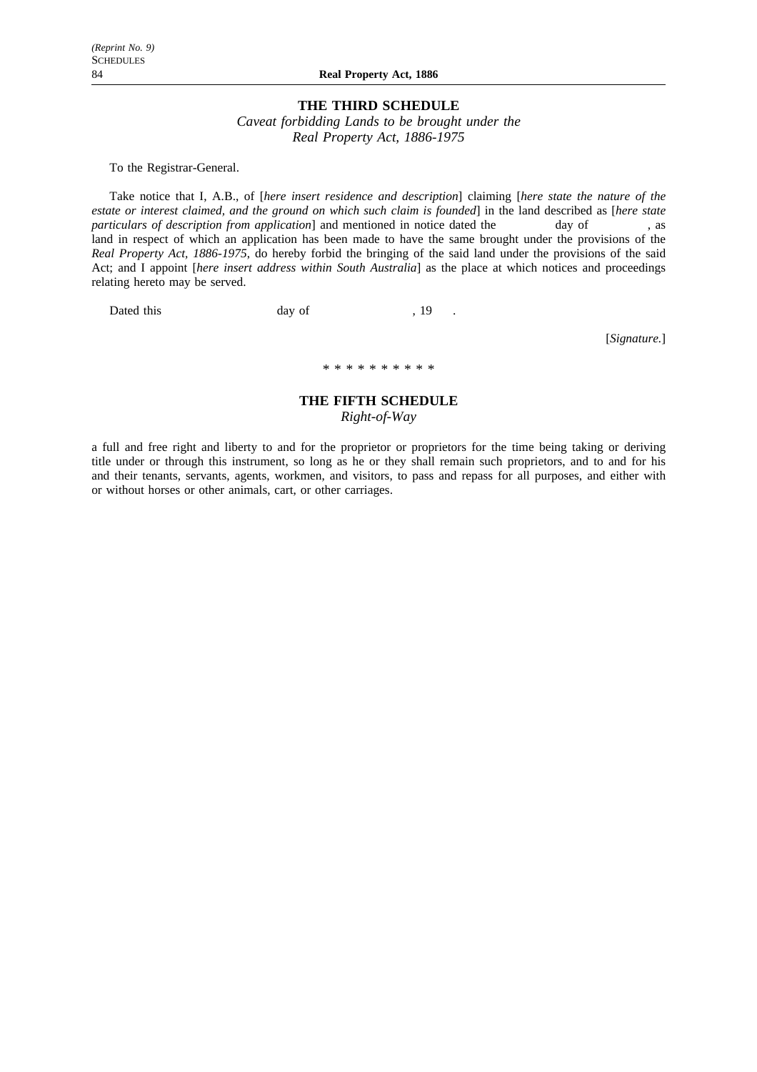## THE THIRD SCHEDULE

*Caveat forbidding Lands to be brought under the Real Property Act, 1886-1975*

To the Registrar-General.

Take notice that I, A.B., of [*here insert residence and description*] claiming [*here state the nature of the estate or interest claimed, and the ground on which such claim is founded*] in the land described as [*here state particulars of description from application*] and mentioned in notice dated the day of , as land in respect of which an application has been made to have the same brought under the provisions of the *Real Property Act, 1886-1975*, do hereby forbid the bringing of the said land under the provisions of the said Act; and I appoint [*here insert address within South Australia*] as the place at which notices and proceedings relating hereto may be served.

Dated this day of , 19 .

[*Signature.*]

\* \* \* \* \* \* \* \* \* \*

## THE FIFTH SCHEDULE

*Right-of-Way*

a full and free right and liberty to and for the proprietor or proprietors for the time being taking or deriving title under or through this instrument, so long as he or they shall remain such proprietors, and to and for his and their tenants, servants, agents, workmen, and visitors, to pass and repass for all purposes, and either with or without horses or other animals, cart, or other carriages.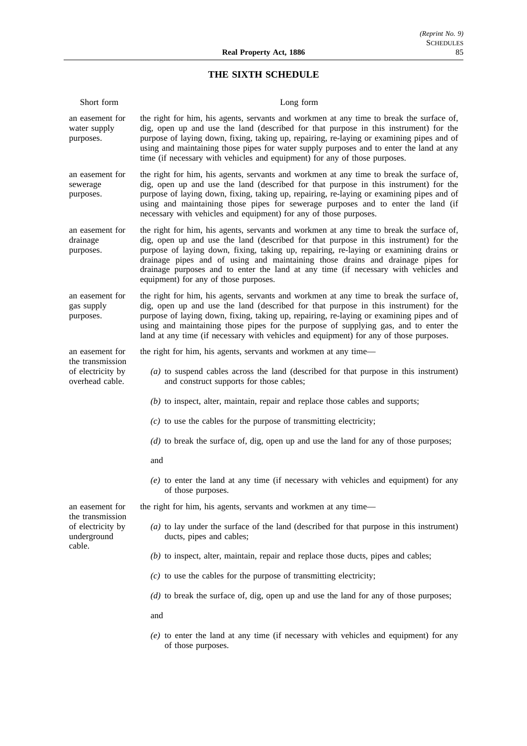## THE SIXTH SCHEDULE

| Short form | Long form |
|---|---|
| an easement for water supply purposes. | the right for him, his agents, servants and workmen at any time to break the surface of, dig, open up and use the land (described for that purpose in this instrument) for the purpose of laying down, fixing, taking up, repairing, re-laying or examining pipes and of using and maintaining those pipes for water supply purposes and to enter the land at any time (if necessary with vehicles and equipment) for any of those purposes. |
| an easement for sewerage purposes. | the right for him, his agents, servants and workmen at any time to break the surface of, dig, open up and use the land (described for that purpose in this instrument) for the purpose of laying down, fixing, taking up, repairing, re-laying or examining pipes and of using and maintaining those pipes for sewerage purposes and to enter the land (if necessary with vehicles and equipment) for any of those purposes. |
| an easement for drainage purposes. | the right for him, his agents, servants and workmen at any time to break the surface of, dig, open up and use the land (described for that purpose in this instrument) for the purpose of laying down, fixing, taking up, repairing, re-laying or examining drains or drainage pipes and of using and maintaining those drains and drainage pipes for drainage purposes and to enter the land at any time (if necessary with vehicles and equipment) for any of those purposes. |
| an easement for gas supply purposes. | the right for him, his agents, servants and workmen at any time to break the surface of, dig, open up and use the land (described for that purpose in this instrument) for the purpose of laying down, fixing, taking up, repairing, re-laying or examining pipes and of using and maintaining those pipes for the purpose of supplying gas, and to enter the land at any time (if necessary with vehicles and equipment) for any of those purposes. |
| an easement for the transmission of electricity by overhead cable. | the right for him, his agents, servants and workmen at any time— *(a)* to suspend cables across the land (described for that purpose in this instrument) and construct supports for those cables; *(b)* to inspect, alter, maintain, repair and replace those cables and supports; *(c)* to use the cables for the purpose of transmitting electricity; *(d)* to break the surface of, dig, open up and use the land for any of those purposes; and *(e)* to enter the land at any time (if necessary with vehicles and equipment) for any of those purposes. |
| an easement for the transmission of electricity by underground cable. | the right for him, his agents, servants and workmen at any time— *(a)* to lay under the surface of the land (described for that purpose in this instrument) ducts, pipes and cables; *(b)* to inspect, alter, maintain, repair and replace those ducts, pipes and cables; *(c)* to use the cables for the purpose of transmitting electricity; *(d)* to break the surface of, dig, open up and use the land for any of those purposes; and *(e)* to enter the land at any time (if necessary with vehicles and equipment) for any of those purposes. |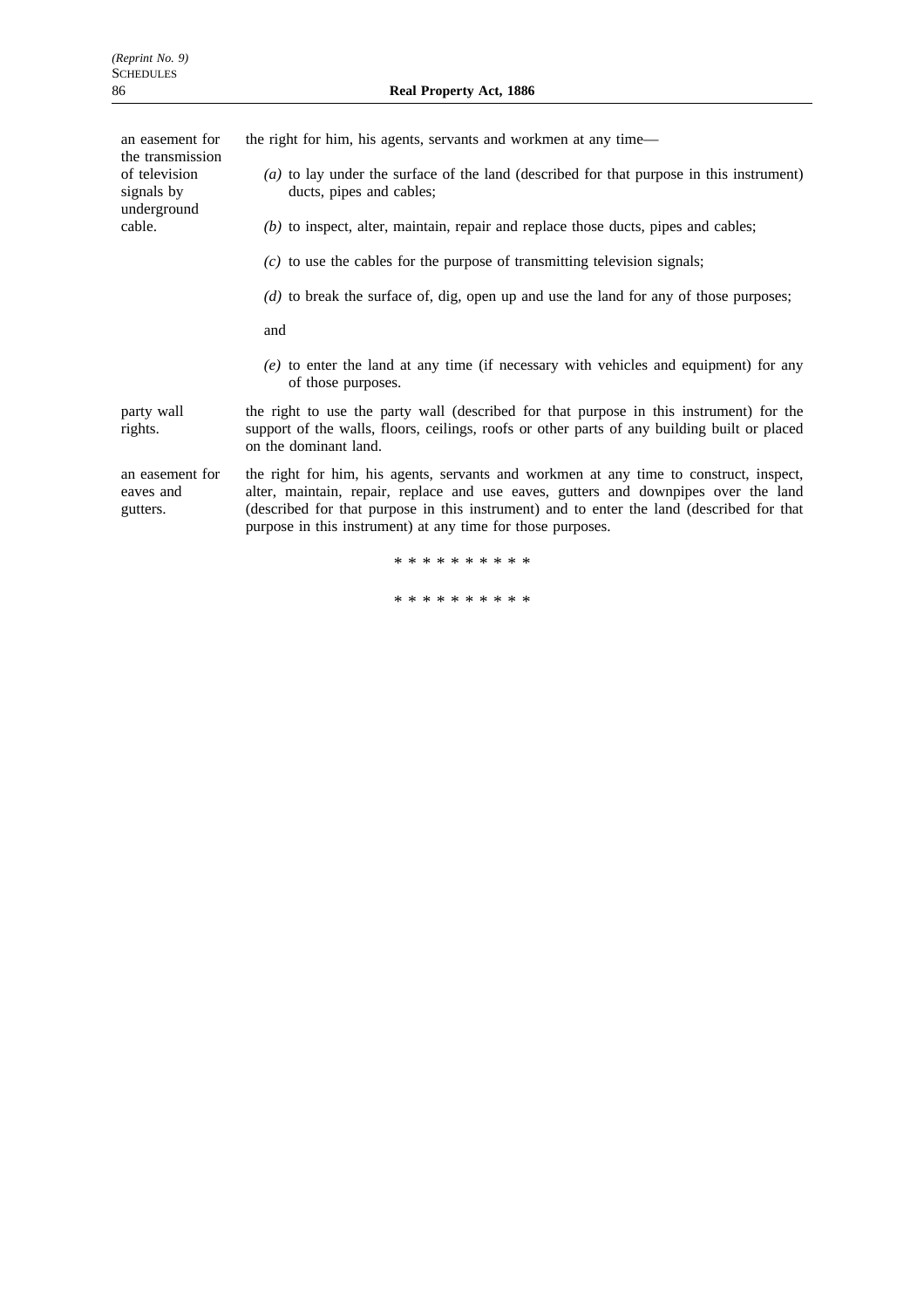| | |
|---|---|
| an easement for the transmission of television signals by underground cable. | the right for him, his agents, servants and workmen at any time—<br>*(a)* to lay under the surface of the land (described for that purpose in this instrument) ducts, pipes and cables;<br>*(b)* to inspect, alter, maintain, repair and replace those ducts, pipes and cables;<br>*(c)* to use the cables for the purpose of transmitting television signals;<br>*(d)* to break the surface of, dig, open up and use the land for any of those purposes;<br>and<br>*(e)* to enter the land at any time (if necessary with vehicles and equipment) for any of those purposes. |
| party wall rights. | the right to use the party wall (described for that purpose in this instrument) for the support of the walls, floors, ceilings, roofs or other parts of any building built or placed on the dominant land. |
| an easement for eaves and gutters. | the right for him, his agents, servants and workmen at any time to construct, inspect, alter, maintain, repair, replace and use eaves, gutters and downpipes over the land (described for that purpose in this instrument) and to enter the land (described for that purpose in this instrument) at any time for those purposes. |

* * * * * * * * * *

* * * * * * * * * *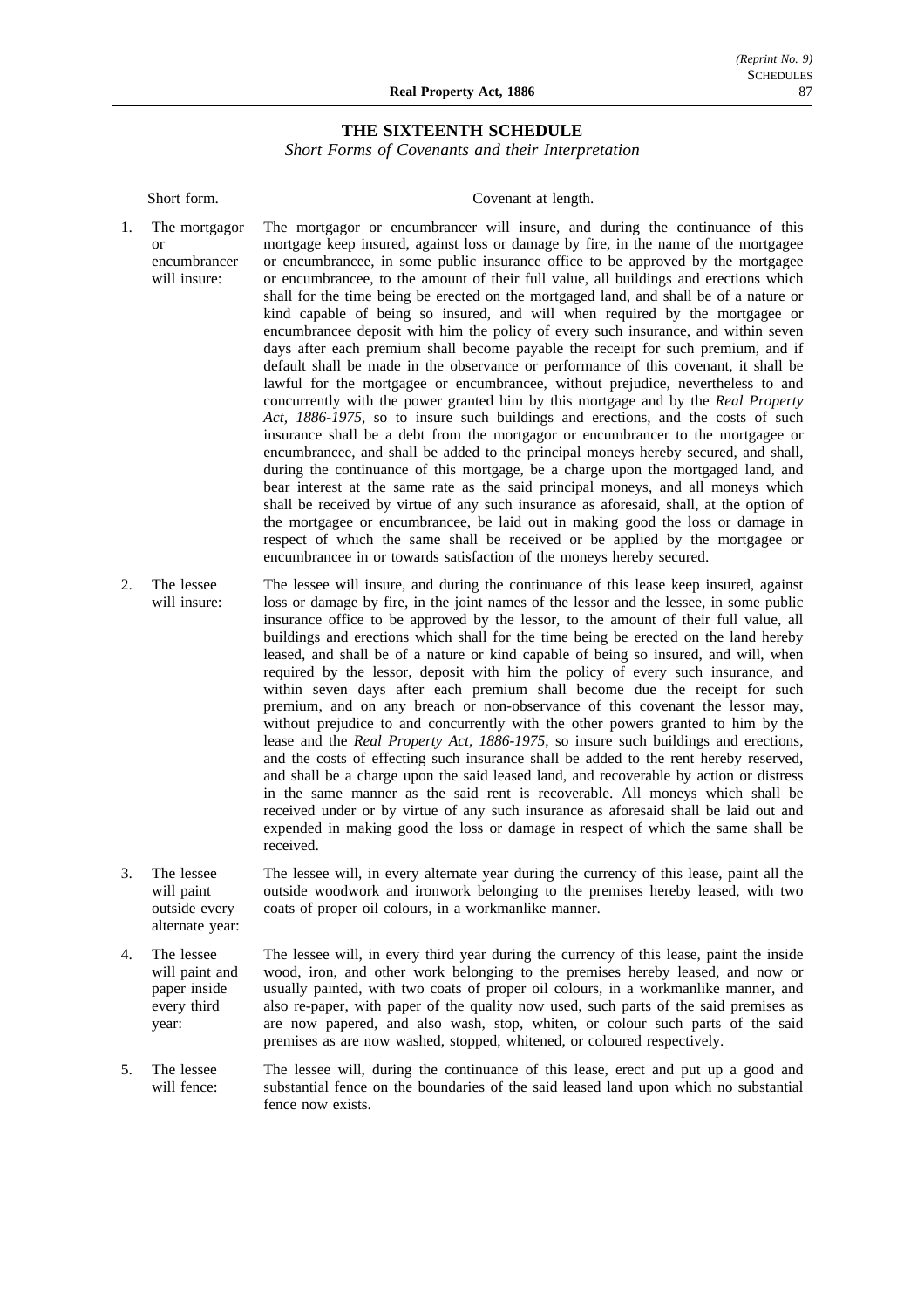## THE SIXTEENTH SCHEDULE

*Short Forms of Covenants and their Interpretation*

| | Short form. | Covenant at length. |
|---|---|---|
| 1. | The mortgagor or encumbrancer will insure: | The mortgagor or encumbrancer will insure, and during the continuance of this mortgage keep insured, against loss or damage by fire, in the name of the mortgagee or encumbrancee, in some public insurance office to be approved by the mortgagee or encumbrancee, to the amount of their full value, all buildings and erections which shall for the time being be erected on the mortgaged land, and shall be of a nature or kind capable of being so insured, and will when required by the mortgagee or encumbrancee deposit with him the policy of every such insurance, and within seven days after each premium shall become payable the receipt for such premium, and if default shall be made in the observance or performance of this covenant, it shall be lawful for the mortgagee or encumbrancee, without prejudice, nevertheless to and concurrently with the power granted him by this mortgage and by the *Real Property Act, 1886-1975*, so to insure such buildings and erections, and the costs of such insurance shall be a debt from the mortgagor or encumbrancer to the mortgagee or encumbrancee, and shall be added to the principal moneys hereby secured, and shall, during the continuance of this mortgage, be a charge upon the mortgaged land, and bear interest at the same rate as the said principal moneys, and all moneys which shall be received by virtue of any such insurance as aforesaid, shall, at the option of the mortgagee or encumbrancee, be laid out in making good the loss or damage in respect of which the same shall be received or be applied by the mortgagee or encumbrancee in or towards satisfaction of the moneys hereby secured. |
| 2. | The lessee will insure: | The lessee will insure, and during the continuance of this lease keep insured, against loss or damage by fire, in the joint names of the lessor and the lessee, in some public insurance office to be approved by the lessor, to the amount of their full value, all buildings and erections which shall for the time being be erected on the land hereby leased, and shall be of a nature or kind capable of being so insured, and will, when required by the lessor, deposit with him the policy of every such insurance, and within seven days after each premium shall become due the receipt for such premium, and on any breach or non-observance of this covenant the lessor may, without prejudice to and concurrently with the other powers granted to him by the lease and the *Real Property Act, 1886-1975*, so insure such buildings and erections, and the costs of effecting such insurance shall be added to the rent hereby reserved, and shall be a charge upon the said leased land, and recoverable by action or distress in the same manner as the said rent is recoverable. All moneys which shall be received under or by virtue of any such insurance as aforesaid shall be laid out and expended in making good the loss or damage in respect of which the same shall be received. |
| 3. | The lessee will paint outside every alternate year: | The lessee will, in every alternate year during the currency of this lease, paint all the outside woodwork and ironwork belonging to the premises hereby leased, with two coats of proper oil colours, in a workmanlike manner. |
| 4. | The lessee will paint and paper inside every third year: | The lessee will, in every third year during the currency of this lease, paint the inside wood, iron, and other work belonging to the premises hereby leased, and now or usually painted, with two coats of proper oil colours, in a workmanlike manner, and also re-paper, with paper of the quality now used, such parts of the said premises as are now papered, and also wash, stop, whiten, or colour such parts of the said premises as are now washed, stopped, whitened, or coloured respectively. |
| 5. | The lessee will fence: | The lessee will, during the continuance of this lease, erect and put up a good and substantial fence on the boundaries of the said leased land upon which no substantial fence now exists. |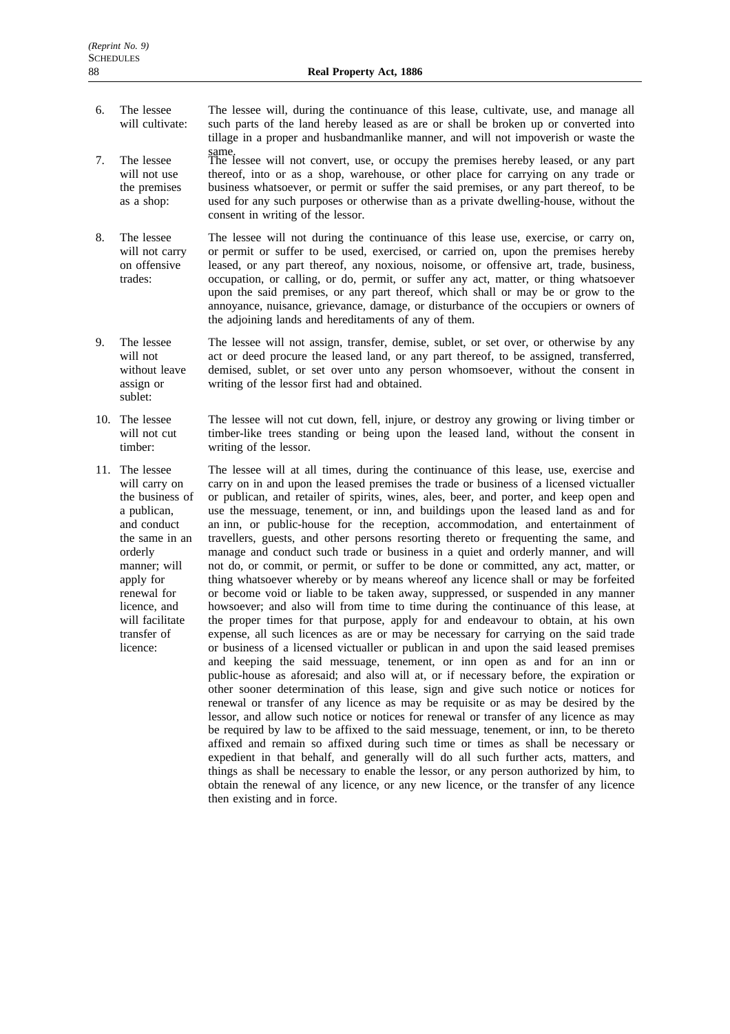6. The lessee will cultivate: The lessee will, during the continuance of this lease, cultivate, use, and manage all such parts of the land hereby leased as are or shall be broken up or converted into tillage in a proper and husbandmanlike manner, and will not impoverish or waste the same.

7. The lessee will not use the premises as a shop: The lessee will not convert, use, or occupy the premises hereby leased, or any part thereof, into or as a shop, warehouse, or other place for carrying on any trade or business whatsoever, or permit or suffer the said premises, or any part thereof, to be used for any such purposes or otherwise than as a private dwelling-house, without the consent in writing of the lessor.

8. The lessee will not carry on offensive trades: The lessee will not during the continuance of this lease use, exercise, or carry on, or permit or suffer to be used, exercised, or carried on, upon the premises hereby leased, or any part thereof, any noxious, noisome, or offensive art, trade, business, occupation, or calling, or do, permit, or suffer any act, matter, or thing whatsoever upon the said premises, or any part thereof, which shall or may be or grow to the annoyance, nuisance, grievance, damage, or disturbance of the occupiers or owners of the adjoining lands and hereditaments of any of them.

9. The lessee will not without leave assign or sublet: The lessee will not assign, transfer, demise, sublet, or set over, or otherwise by any act or deed procure the leased land, or any part thereof, to be assigned, transferred, demised, sublet, or set over unto any person whomsoever, without the consent in writing of the lessor first had and obtained.

10. The lessee will not cut timber: The lessee will not cut down, fell, injure, or destroy any growing or living timber or timber-like trees standing or being upon the leased land, without the consent in writing of the lessor.

11. The lessee will carry on the business of a publican, and conduct the same in an orderly manner; will apply for renewal for licence, and will facilitate transfer of licence: The lessee will at all times, during the continuance of this lease, use, exercise and carry on in and upon the leased premises the trade or business of a licensed victualler or publican, and retailer of spirits, wines, ales, beer, and porter, and keep open and use the messuage, tenement, or inn, and buildings upon the leased land as and for an inn, or public-house for the reception, accommodation, and entertainment of travellers, guests, and other persons resorting thereto or frequenting the same, and manage and conduct such trade or business in a quiet and orderly manner, and will not do, or commit, or permit, or suffer to be done or committed, any act, matter, or thing whatsoever whereby or by means whereof any licence shall or may be forfeited or become void or liable to be taken away, suppressed, or suspended in any manner howsoever; and also will from time to time during the continuance of this lease, at the proper times for that purpose, apply for and endeavour to obtain, at his own expense, all such licences as are or may be necessary for carrying on the said trade or business of a licensed victualler or publican in and upon the said leased premises and keeping the said messuage, tenement, or inn open as and for an inn or public-house as aforesaid; and also will at, or if necessary before, the expiration or other sooner determination of this lease, sign and give such notice or notices for renewal or transfer of any licence as may be requisite or as may be desired by the lessor, and allow such notice or notices for renewal or transfer of any licence as may be required by law to be affixed to the said messuage, tenement, or inn, to be thereto affixed and remain so affixed during such time or times as shall be necessary or expedient in that behalf, and generally will do all such further acts, matters, and things as shall be necessary to enable the lessor, or any person authorized by him, to obtain the renewal of any licence, or any new licence, or the transfer of any licence then existing and in force.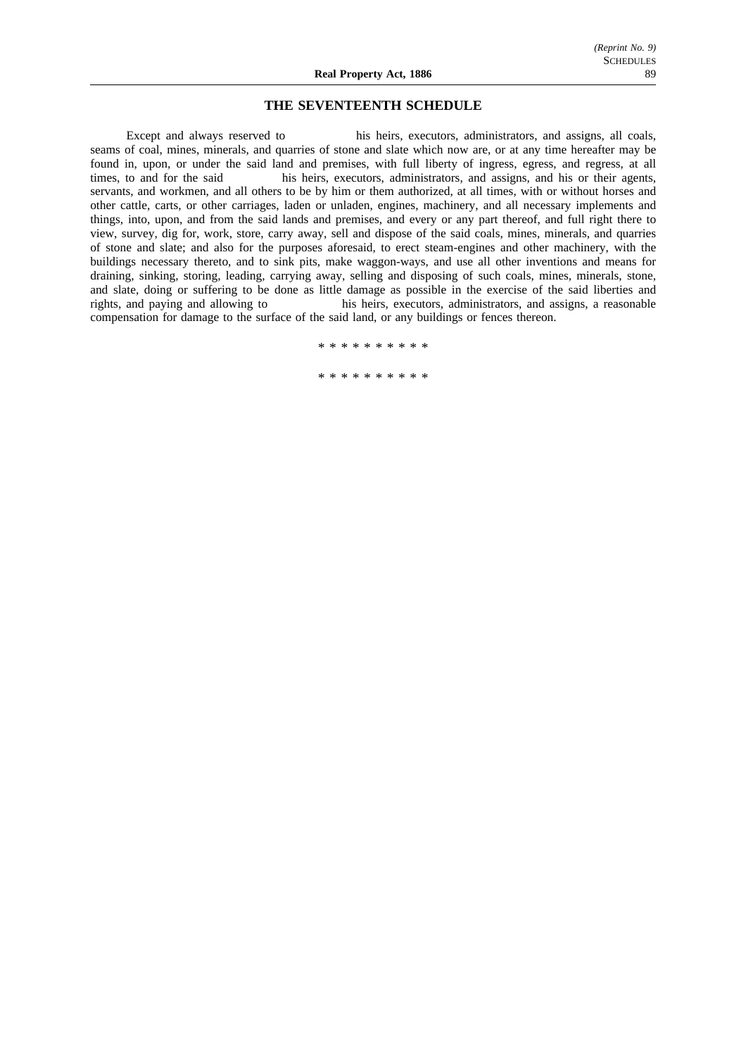## THE SEVENTEENTH SCHEDULE

Except and always reserved to his heirs, executors, administrators, and assigns, all coals, seams of coal, mines, minerals, and quarries of stone and slate which now are, or at any time hereafter may be found in, upon, or under the said land and premises, with full liberty of ingress, egress, and regress, at all times, to and for the said his heirs, executors, administrators, and assigns, and his or their agents, servants, and workmen, and all others to be by him or them authorized, at all times, with or without horses and other cattle, carts, or other carriages, laden or unladen, engines, machinery, and all necessary implements and things, into, upon, and from the said lands and premises, and every or any part thereof, and full right there to view, survey, dig for, work, store, carry away, sell and dispose of the said coals, mines, minerals, and quarries of stone and slate; and also for the purposes aforesaid, to erect steam-engines and other machinery, with the buildings necessary thereto, and to sink pits, make waggon-ways, and use all other inventions and means for draining, sinking, storing, leading, carrying away, selling and disposing of such coals, mines, minerals, stone, and slate, doing or suffering to be done as little damage as possible in the exercise of the said liberties and rights, and paying and allowing to his heirs, executors, administrators, and assigns, a reasonable compensation for damage to the surface of the said land, or any buildings or fences thereon.

* * * * * * * * * *

* * * * * * * * * *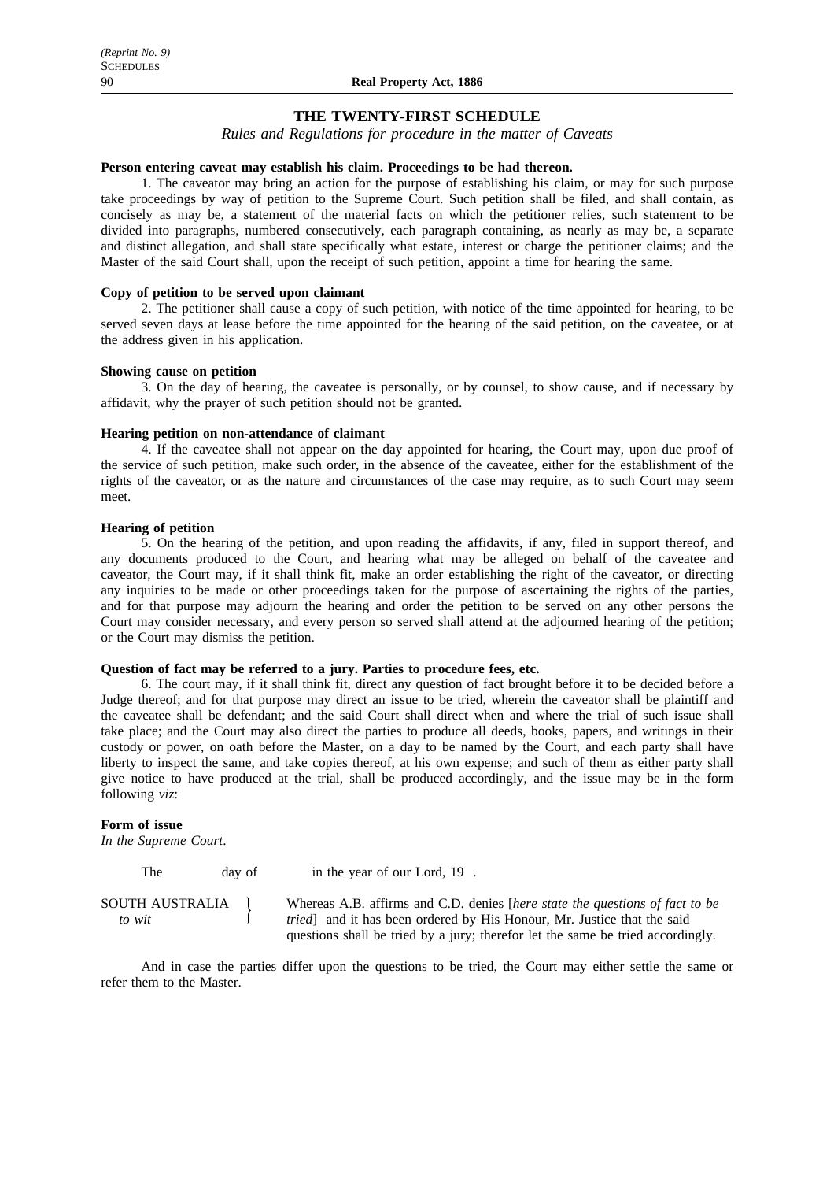## THE TWENTY-FIRST SCHEDULE

*Rules and Regulations for procedure in the matter of Caveats*

**Person entering caveat may establish his claim. Proceedings to be had thereon.**

1. The caveator may bring an action for the purpose of establishing his claim, or may for such purpose take proceedings by way of petition to the Supreme Court. Such petition shall be filed, and shall contain, as concisely as may be, a statement of the material facts on which the petitioner relies, such statement to be divided into paragraphs, numbered consecutively, each paragraph containing, as nearly as may be, a separate and distinct allegation, and shall state specifically what estate, interest or charge the petitioner claims; and the Master of the said Court shall, upon the receipt of such petition, appoint a time for hearing the same.

**Copy of petition to be served upon claimant**

2. The petitioner shall cause a copy of such petition, with notice of the time appointed for hearing, to be served seven days at lease before the time appointed for the hearing of the said petition, on the caveatee, or at the address given in his application.

**Showing cause on petition**

3. On the day of hearing, the caveatee is personally, or by counsel, to show cause, and if necessary by affidavit, why the prayer of such petition should not be granted.

**Hearing petition on non-attendance of claimant**

4. If the caveatee shall not appear on the day appointed for hearing, the Court may, upon due proof of the service of such petition, make such order, in the absence of the caveatee, either for the establishment of the rights of the caveator, or as the nature and circumstances of the case may require, as to such Court may seem meet.

**Hearing of petition**

5. On the hearing of the petition, and upon reading the affidavits, if any, filed in support thereof, and any documents produced to the Court, and hearing what may be alleged on behalf of the caveatee and caveator, the Court may, if it shall think fit, make an order establishing the right of the caveator, or directing any inquiries to be made or other proceedings taken for the purpose of ascertaining the rights of the parties, and for that purpose may adjourn the hearing and order the petition to be served on any other persons the Court may consider necessary, and every person so served shall attend at the adjourned hearing of the petition; or the Court may dismiss the petition.

**Question of fact may be referred to a jury. Parties to procedure fees, etc.**

6. The court may, if it shall think fit, direct any question of fact brought before it to be decided before a Judge thereof; and for that purpose may direct an issue to be tried, wherein the caveator shall be plaintiff and the caveatee shall be defendant; and the said Court shall direct when and where the trial of such issue shall take place; and the Court may also direct the parties to produce all deeds, books, papers, and writings in their custody or power, on oath before the Master, on a day to be named by the Court, and each party shall have liberty to inspect the same, and take copies thereof, at his own expense; and such of them as either party shall give notice to have produced at the trial, shall be produced accordingly, and the issue may be in the form following *viz*:

**Form of issue**

*In the Supreme Court*.

The day of in the year of our Lord, 19 .

SOUTH AUSTRALIA *to wit* } Whereas A.B. affirms and C.D. denies [*here state the questions of fact to be tried*] and it has been ordered by His Honour, Mr. Justice that the said questions shall be tried by a jury; therefor let the same be tried accordingly.

And in case the parties differ upon the questions to be tried, the Court may either settle the same or refer them to the Master.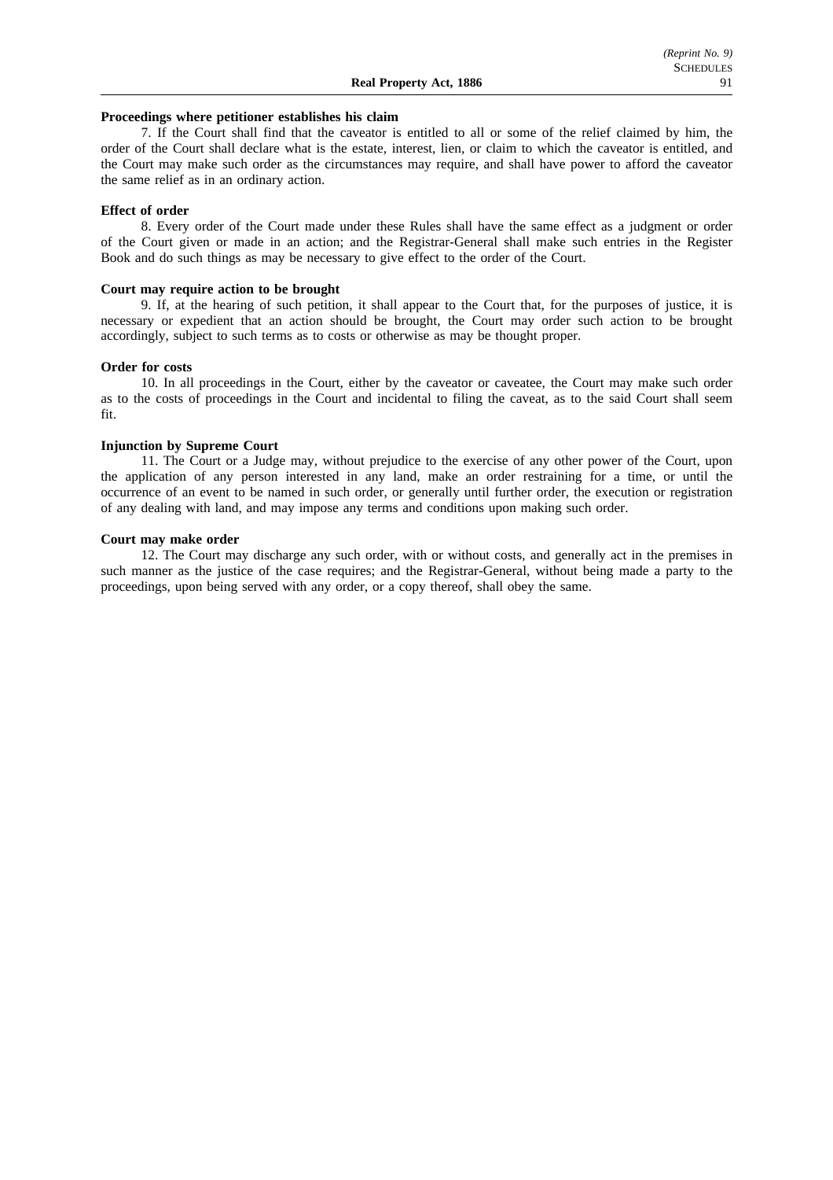**Proceedings where petitioner establishes his claim**

7. If the Court shall find that the caveator is entitled to all or some of the relief claimed by him, the order of the Court shall declare what is the estate, interest, lien, or claim to which the caveator is entitled, and the Court may make such order as the circumstances may require, and shall have power to afford the caveator the same relief as in an ordinary action.

**Effect of order**

8. Every order of the Court made under these Rules shall have the same effect as a judgment or order of the Court given or made in an action; and the Registrar-General shall make such entries in the Register Book and do such things as may be necessary to give effect to the order of the Court.

**Court may require action to be brought**

9. If, at the hearing of such petition, it shall appear to the Court that, for the purposes of justice, it is necessary or expedient that an action should be brought, the Court may order such action to be brought accordingly, subject to such terms as to costs or otherwise as may be thought proper.

**Order for costs**

10. In all proceedings in the Court, either by the caveator or caveatee, the Court may make such order as to the costs of proceedings in the Court and incidental to filing the caveat, as to the said Court shall seem fit.

**Injunction by Supreme Court**

11. The Court or a Judge may, without prejudice to the exercise of any other power of the Court, upon the application of any person interested in any land, make an order restraining for a time, or until the occurrence of an event to be named in such order, or generally until further order, the execution or registration of any dealing with land, and may impose any terms and conditions upon making such order.

**Court may make order**

12. The Court may discharge any such order, with or without costs, and generally act in the premises in such manner as the justice of the case requires; and the Registrar-General, without being made a party to the proceedings, upon being served with any order, or a copy thereof, shall obey the same.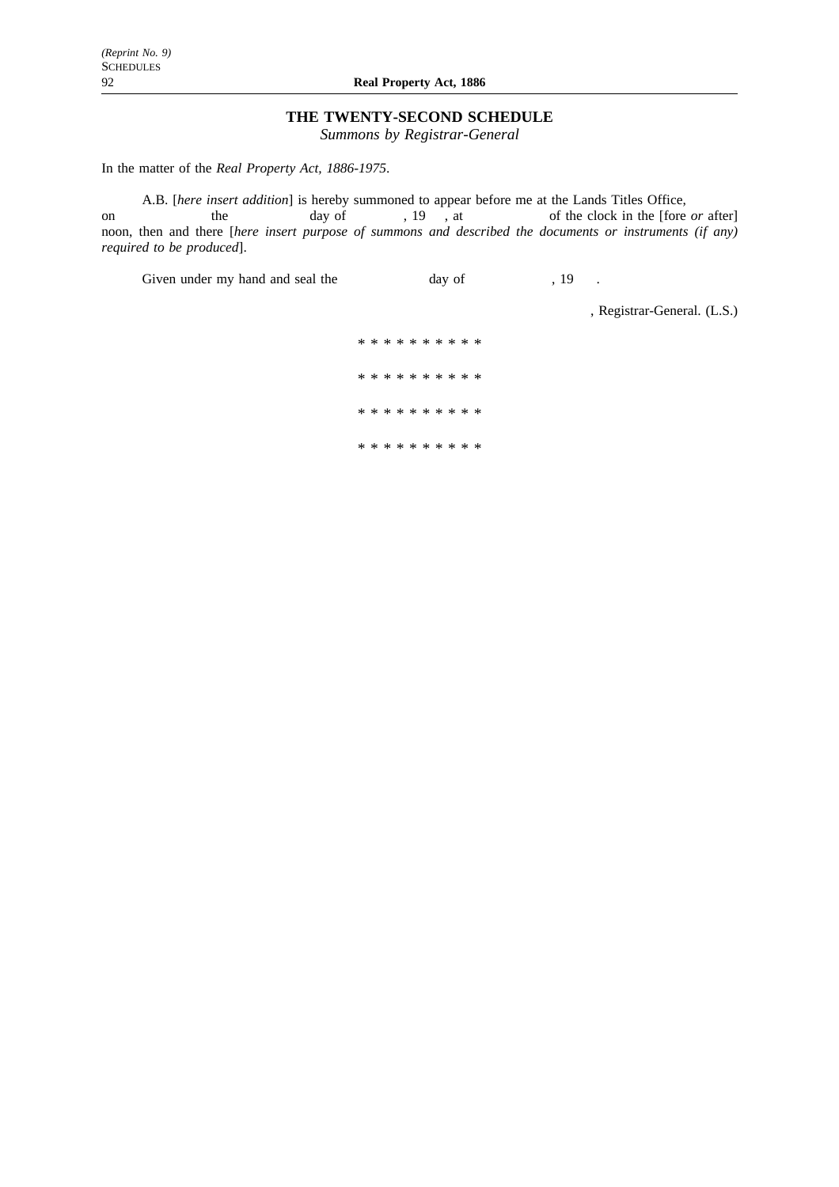## THE TWENTY-SECOND SCHEDULE

*Summons by Registrar-General*

In the matter of the *Real Property Act, 1886-1975*.

A.B. [*here insert addition*] is hereby summoned to appear before me at the Lands Titles Office, on the day of , 19 , at of the clock in the [fore *or* after] noon, then and there [*here insert purpose of summons and described the documents or instruments (if any) required to be produced*].

Given under my hand and seal the day of , 19 .

, Registrar-General. (L.S.)

* * * * * * * * * *

* * * * * * * * * *

* * * * * * * * * *

* * * * * * * * * *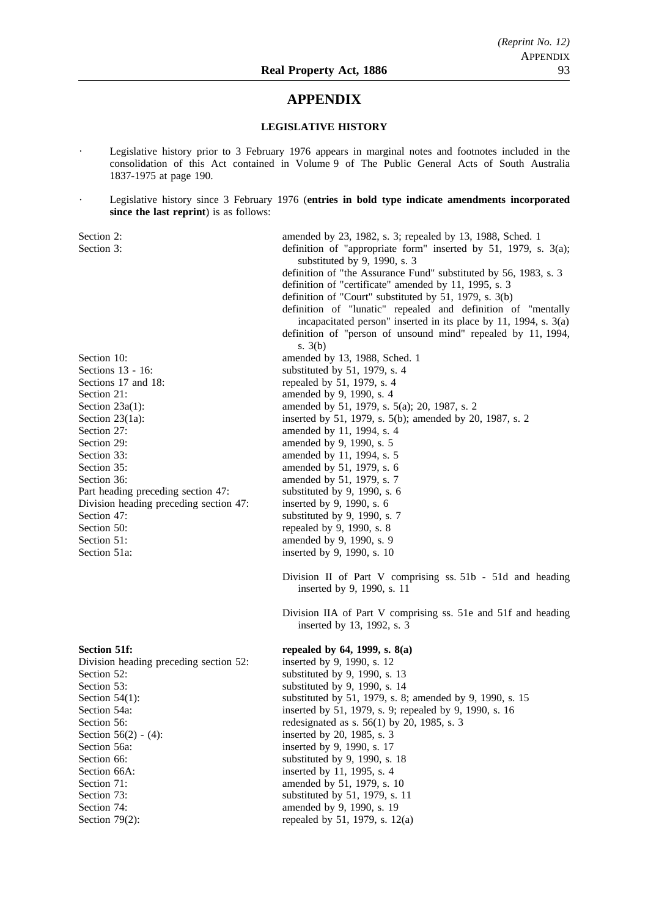# APPENDIX

## LEGISLATIVE HISTORY

- Legislative history prior to 3 February 1976 appears in marginal notes and footnotes included in the consolidation of this Act contained in Volume 9 of The Public General Acts of South Australia 1837-1975 at page 190.
- Legislative history since 3 February 1976 (**entries in bold type indicate amendments incorporated since the last reprint**) is as follows:

| | |
|---|---|
| Section 2: | amended by 23, 1982, s. 3; repealed by 13, 1988, Sched. 1 |
| Section 3: | definition of "appropriate form" inserted by 51, 1979, s. 3(a); substituted by 9, 1990, s. 3<br>definition of "the Assurance Fund" substituted by 56, 1983, s. 3<br>definition of "certificate" amended by 11, 1995, s. 3<br>definition of "Court" substituted by 51, 1979, s. 3(b)<br>definition of "lunatic" repealed and definition of "mentally incapacitated person" inserted in its place by 11, 1994, s. 3(a)<br>definition of "person of unsound mind" repealed by 11, 1994, s. 3(b) |
| Section 10: | amended by 13, 1988, Sched. 1 |
| Sections 13 - 16: | substituted by 51, 1979, s. 4 |
| Sections 17 and 18: | repealed by 51, 1979, s. 4 |
| Section 21: | amended by 9, 1990, s. 4 |
| Section 23a(1): | amended by 51, 1979, s. 5(a); 20, 1987, s. 2 |
| Section 23(1a): | inserted by 51, 1979, s. 5(b); amended by 20, 1987, s. 2 |
| Section 27: | amended by 11, 1994, s. 4 |
| Section 29: | amended by 9, 1990, s. 5 |
| Section 33: | amended by 11, 1994, s. 5 |
| Section 35: | amended by 51, 1979, s. 6 |
| Section 36: | amended by 51, 1979, s. 7 |
| Part heading preceding section 47: | substituted by 9, 1990, s. 6 |
| Division heading preceding section 47: | inserted by 9, 1990, s. 6 |
| Section 47: | substituted by 9, 1990, s. 7 |
| Section 50: | repealed by 9, 1990, s. 8 |
| Section 51: | amended by 9, 1990, s. 9 |
| Section 51a: | inserted by 9, 1990, s. 10 |
| | Division II of Part V comprising ss. 51b - 51d and heading inserted by 9, 1990, s. 11 |
| | Division IIA of Part V comprising ss. 51e and 51f and heading inserted by 13, 1992, s. 3 |
| **Section 51f:** | **repealed by 64, 1999, s. 8(a)** |
| Division heading preceding section 52: | inserted by 9, 1990, s. 12 |
| Section 52: | substituted by 9, 1990, s. 13 |
| Section 53: | substituted by 9, 1990, s. 14 |
| Section 54(1): | substituted by 51, 1979, s. 8; amended by 9, 1990, s. 15 |
| Section 54a: | inserted by 51, 1979, s. 9; repealed by 9, 1990, s. 16 |
| Section 56: | redesignated as s. 56(1) by 20, 1985, s. 3 |
| Section 56(2) - (4): | inserted by 20, 1985, s. 3 |
| Section 56a: | inserted by 9, 1990, s. 17 |
| Section 66: | substituted by 9, 1990, s. 18 |
| Section 66A: | inserted by 11, 1995, s. 4 |
| Section 71: | amended by 51, 1979, s. 10 |
| Section 73: | substituted by 51, 1979, s. 11 |
| Section 74: | amended by 9, 1990, s. 19 |
| Section 79(2): | repealed by 51, 1979, s. 12(a) |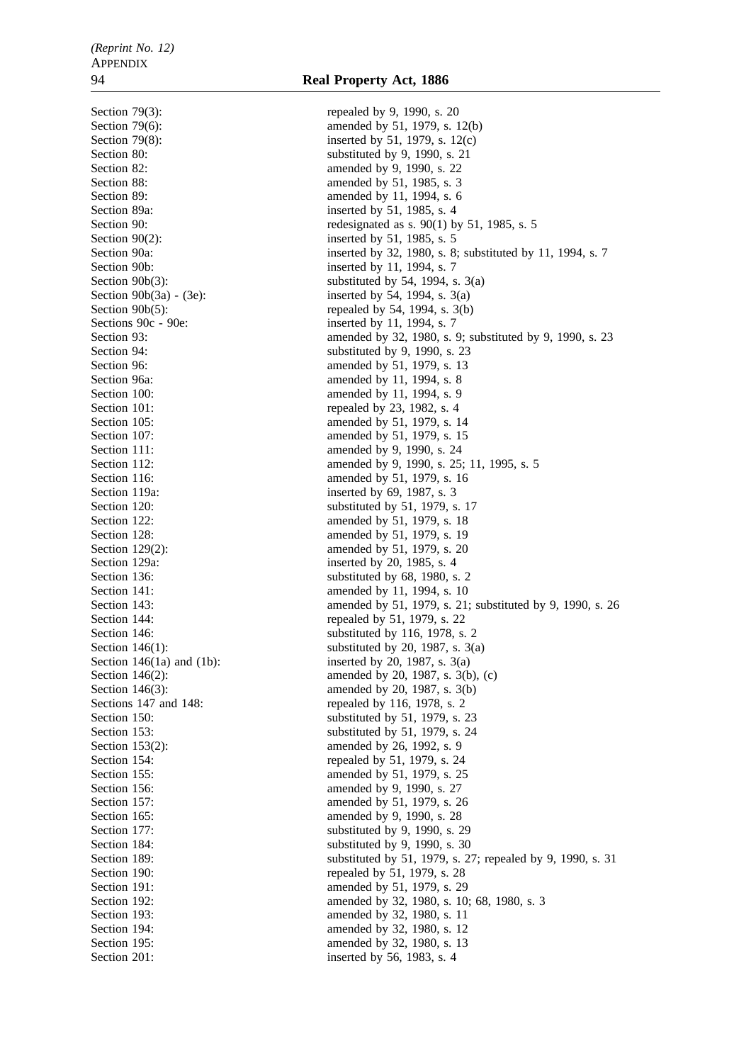| | |
|---|---|
| Section 79(3): | repealed by 9, 1990, s. 20 |
| Section 79(6): | amended by 51, 1979, s. 12(b) |
| Section 79(8): | inserted by 51, 1979, s. 12(c) |
| Section 80: | substituted by 9, 1990, s. 21 |
| Section 82: | amended by 9, 1990, s. 22 |
| Section 88: | amended by 51, 1985, s. 3 |
| Section 89: | amended by 11, 1994, s. 6 |
| Section 89a: | inserted by 51, 1985, s. 4 |
| Section 90: | redesignated as s. 90(1) by 51, 1985, s. 5 |
| Section 90(2): | inserted by 51, 1985, s. 5 |
| Section 90a: | inserted by 32, 1980, s. 8; substituted by 11, 1994, s. 7 |
| Section 90b: | inserted by 11, 1994, s. 7 |
| Section 90b(3): | substituted by 54, 1994, s. 3(a) |
| Section 90b(3a) - (3e): | inserted by 54, 1994, s. 3(a) |
| Section 90b(5): | repealed by 54, 1994, s. 3(b) |
| Sections 90c - 90e: | inserted by 11, 1994, s. 7 |
| Section 93: | amended by 32, 1980, s. 9; substituted by 9, 1990, s. 23 |
| Section 94: | substituted by 9, 1990, s. 23 |
| Section 96: | amended by 51, 1979, s. 13 |
| Section 96a: | amended by 11, 1994, s. 8 |
| Section 100: | amended by 11, 1994, s. 9 |
| Section 101: | repealed by 23, 1982, s. 4 |
| Section 105: | amended by 51, 1979, s. 14 |
| Section 107: | amended by 51, 1979, s. 15 |
| Section 111: | amended by 9, 1990, s. 24 |
| Section 112: | amended by 9, 1990, s. 25; 11, 1995, s. 5 |
| Section 116: | amended by 51, 1979, s. 16 |
| Section 119a: | inserted by 69, 1987, s. 3 |
| Section 120: | substituted by 51, 1979, s. 17 |
| Section 122: | amended by 51, 1979, s. 18 |
| Section 128: | amended by 51, 1979, s. 19 |
| Section 129(2): | amended by 51, 1979, s. 20 |
| Section 129a: | inserted by 20, 1985, s. 4 |
| Section 136: | substituted by 68, 1980, s. 2 |
| Section 141: | amended by 11, 1994, s. 10 |
| Section 143: | amended by 51, 1979, s. 21; substituted by 9, 1990, s. 26 |
| Section 144: | repealed by 51, 1979, s. 22 |
| Section 146: | substituted by 116, 1978, s. 2 |
| Section 146(1): | substituted by 20, 1987, s. 3(a) |
| Section 146(1a) and (1b): | inserted by 20, 1987, s. 3(a) |
| Section 146(2): | amended by 20, 1987, s. 3(b), (c) |
| Section 146(3): | amended by 20, 1987, s. 3(b) |
| Sections 147 and 148: | repealed by 116, 1978, s. 2 |
| Section 150: | substituted by 51, 1979, s. 23 |
| Section 153: | substituted by 51, 1979, s. 24 |
| Section 153(2): | amended by 26, 1992, s. 9 |
| Section 154: | repealed by 51, 1979, s. 24 |
| Section 155: | amended by 51, 1979, s. 25 |
| Section 156: | amended by 9, 1990, s. 27 |
| Section 157: | amended by 51, 1979, s. 26 |
| Section 165: | amended by 9, 1990, s. 28 |
| Section 177: | substituted by 9, 1990, s. 29 |
| Section 184: | substituted by 9, 1990, s. 30 |
| Section 189: | substituted by 51, 1979, s. 27; repealed by 9, 1990, s. 31 |
| Section 190: | repealed by 51, 1979, s. 28 |
| Section 191: | amended by 51, 1979, s. 29 |
| Section 192: | amended by 32, 1980, s. 10; 68, 1980, s. 3 |
| Section 193: | amended by 32, 1980, s. 11 |
| Section 194: | amended by 32, 1980, s. 12 |
| Section 195: | amended by 32, 1980, s. 13 |
| Section 201: | inserted by 56, 1983, s. 4 |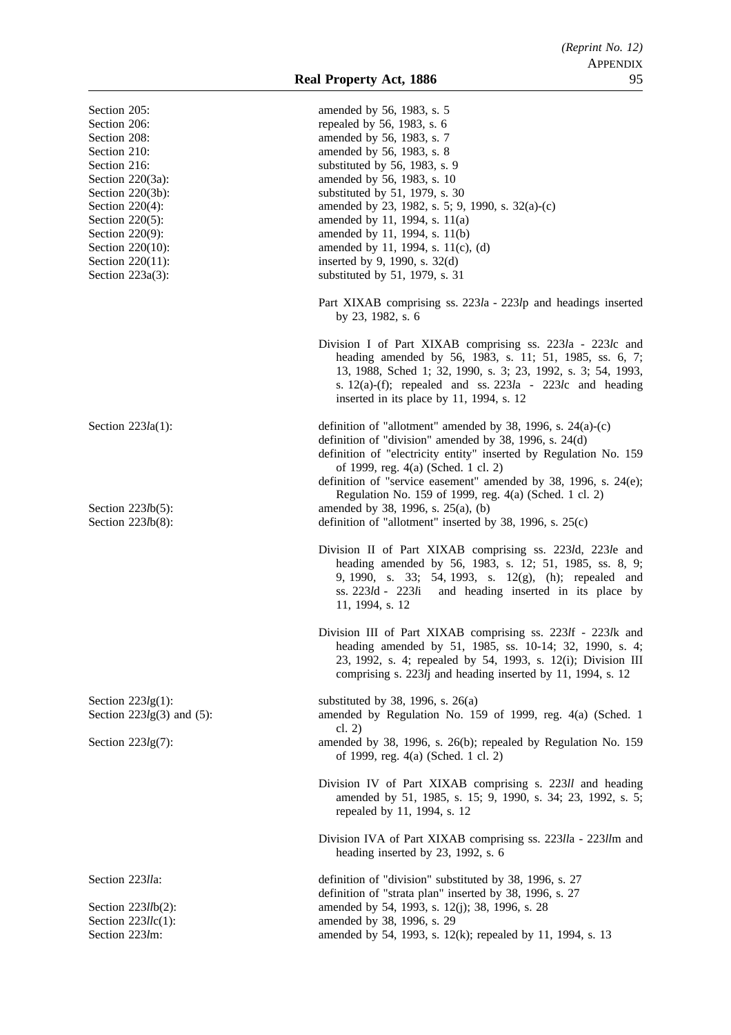| | |
|---|---|
| Section 205: | amended by 56, 1983, s. 5 |
| Section 206: | repealed by 56, 1983, s. 6 |
| Section 208: | amended by 56, 1983, s. 7 |
| Section 210: | amended by 56, 1983, s. 8 |
| Section 216: | substituted by 56, 1983, s. 9 |
| Section 220(3a): | amended by 56, 1983, s. 10 |
| Section 220(3b): | substituted by 51, 1979, s. 30 |
| Section 220(4): | amended by 23, 1982, s. 5; 9, 1990, s. 32(a)-(c) |
| Section 220(5): | amended by 11, 1994, s. 11(a) |
| Section 220(9): | amended by 11, 1994, s. 11(b) |
| Section 220(10): | amended by 11, 1994, s. 11(c), (d) |
| Section 220(11): | inserted by 9, 1990, s. 32(d) |
| Section 223a(3): | substituted by 51, 1979, s. 31 |
| | Part XIXAB comprising ss. 223*l*a - 223*l*p and headings inserted by 23, 1982, s. 6 |
| | Division I of Part XIXAB comprising ss. 223*l*a - 223*l*c and heading amended by 56, 1983, s. 11; 51, 1985, ss. 6, 7; 13, 1988, Sched 1; 32, 1990, s. 3; 23, 1992, s. 3; 54, 1993, s. 12(a)-(f); repealed and ss. 223*l*a - 223*l*c and heading inserted in its place by 11, 1994, s. 12 |
| Section 223*l*a(1): | definition of "allotment" amended by 38, 1996, s. 24(a)-(c)<br>definition of "division" amended by 38, 1996, s. 24(d)<br>definition of "electricity entity" inserted by Regulation No. 159 of 1999, reg. 4(a) (Sched. 1 cl. 2)<br>definition of "service easement" amended by 38, 1996, s. 24(e); Regulation No. 159 of 1999, reg. 4(a) (Sched. 1 cl. 2) |
| Section 223*l*b(5): | amended by 38, 1996, s. 25(a), (b) |
| Section 223*l*b(8): | definition of "allotment" inserted by 38, 1996, s. 25(c) |
| | Division II of Part XIXAB comprising ss. 223*l*d, 223*l*e and heading amended by 56, 1983, s. 12; 51, 1985, ss. 8, 9; 9, 1990, s. 33; 54, 1993, s. 12(g), (h); repealed and ss. 223*l*d - 223*l*i and heading inserted in its place by 11, 1994, s. 12 |
| | Division III of Part XIXAB comprising ss. 223*l*f - 223*l*k and heading amended by 51, 1985, ss. 10-14; 32, 1990, s. 4; 23, 1992, s. 4; repealed by 54, 1993, s. 12(i); Division III comprising s. 223*l*j and heading inserted by 11, 1994, s. 12 |
| Section 223*l*g(1): | substituted by 38, 1996, s. 26(a) |
| Section 223*l*g(3) and (5): | amended by Regulation No. 159 of 1999, reg. 4(a) (Sched. 1 cl. 2) |
| Section 223*l*g(7): | amended by 38, 1996, s. 26(b); repealed by Regulation No. 159 of 1999, reg. 4(a) (Sched. 1 cl. 2) |
| | Division IV of Part XIXAB comprising s. 223*ll* and heading amended by 51, 1985, s. 15; 9, 1990, s. 34; 23, 1992, s. 5; repealed by 11, 1994, s. 12 |
| | Division IVA of Part XIXAB comprising ss. 223*ll*a - 223*ll*m and heading inserted by 23, 1992, s. 6 |
| Section 223*ll*a: | definition of "division" substituted by 38, 1996, s. 27<br>definition of "strata plan" inserted by 38, 1996, s. 27 |
| Section 223*ll*b(2): | amended by 54, 1993, s. 12(j); 38, 1996, s. 28 |
| Section 223*ll*c(1): | amended by 38, 1996, s. 29 |
| Section 223*l*m: | amended by 54, 1993, s. 12(k); repealed by 11, 1994, s. 13 |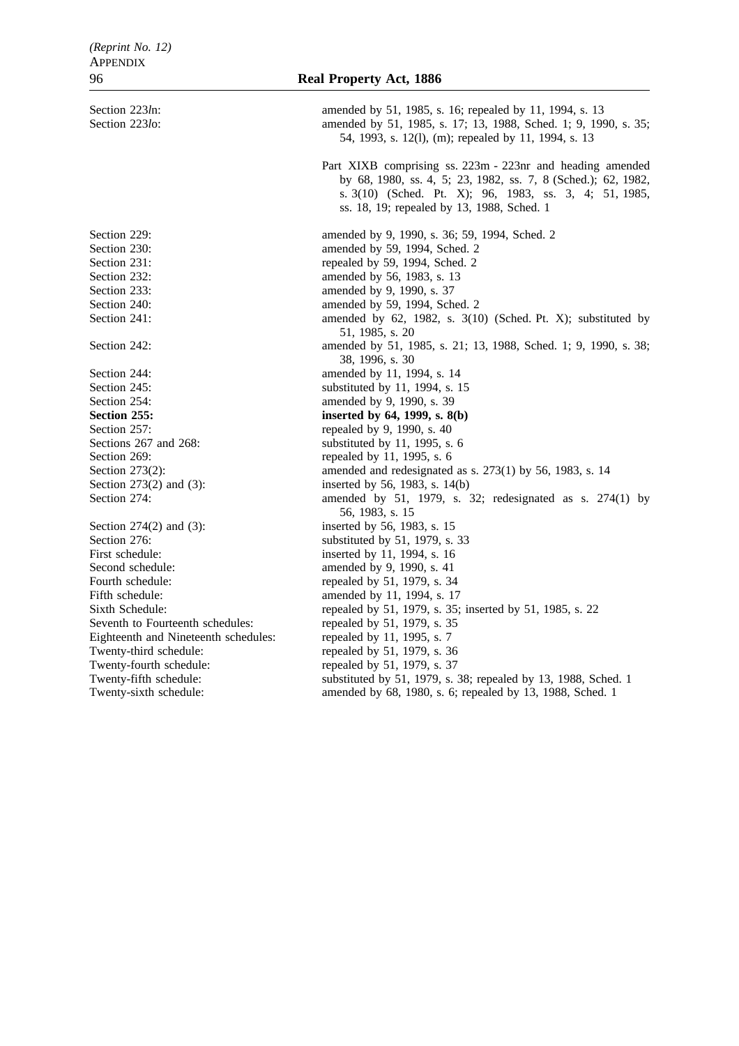| | |
|---|---|
| Section 223*l*n: | amended by 51, 1985, s. 16; repealed by 11, 1994, s. 13 |
| Section 223*l*o: | amended by 51, 1985, s. 17; 13, 1988, Sched. 1; 9, 1990, s. 35; 54, 1993, s. 12(l), (m); repealed by 11, 1994, s. 13 |
| | Part XIXB comprising ss. 223m - 223nr and heading amended by 68, 1980, ss. 4, 5; 23, 1982, ss. 7, 8 (Sched.); 62, 1982, s. 3(10) (Sched. Pt. X); 96, 1983, ss. 3, 4; 51, 1985, ss. 18, 19; repealed by 13, 1988, Sched. 1 |
| Section 229: | amended by 9, 1990, s. 36; 59, 1994, Sched. 2 |
| Section 230: | amended by 59, 1994, Sched. 2 |
| Section 231: | repealed by 59, 1994, Sched. 2 |
| Section 232: | amended by 56, 1983, s. 13 |
| Section 233: | amended by 9, 1990, s. 37 |
| Section 240: | amended by 59, 1994, Sched. 2 |
| Section 241: | amended by 62, 1982, s. 3(10) (Sched. Pt. X); substituted by 51, 1985, s. 20 |
| Section 242: | amended by 51, 1985, s. 21; 13, 1988, Sched. 1; 9, 1990, s. 38; 38, 1996, s. 30 |
| Section 244: | amended by 11, 1994, s. 14 |
| Section 245: | substituted by 11, 1994, s. 15 |
| Section 254: | amended by 9, 1990, s. 39 |
| **Section 255:** | **inserted by 64, 1999, s. 8(b)** |
| Section 257: | repealed by 9, 1990, s. 40 |
| Sections 267 and 268: | substituted by 11, 1995, s. 6 |
| Section 269: | repealed by 11, 1995, s. 6 |
| Section 273(2): | amended and redesignated as s. 273(1) by 56, 1983, s. 14 |
| Section 273(2) and (3): | inserted by 56, 1983, s. 14(b) |
| Section 274: | amended by 51, 1979, s. 32; redesignated as s. 274(1) by 56, 1983, s. 15 |
| Section 274(2) and (3): | inserted by 56, 1983, s. 15 |
| Section 276: | substituted by 51, 1979, s. 33 |
| First schedule: | inserted by 11, 1994, s. 16 |
| Second schedule: | amended by 9, 1990, s. 41 |
| Fourth schedule: | repealed by 51, 1979, s. 34 |
| Fifth schedule: | amended by 11, 1994, s. 17 |
| Sixth Schedule: | repealed by 51, 1979, s. 35; inserted by 51, 1985, s. 22 |
| Seventh to Fourteenth schedules: | repealed by 51, 1979, s. 35 |
| Eighteenth and Nineteenth schedules: | repealed by 11, 1995, s. 7 |
| Twenty-third schedule: | repealed by 51, 1979, s. 36 |
| Twenty-fourth schedule: | repealed by 51, 1979, s. 37 |
| Twenty-fifth schedule: | substituted by 51, 1979, s. 38; repealed by 13, 1988, Sched. 1 |
| Twenty-sixth schedule: | amended by 68, 1980, s. 6; repealed by 13, 1988, Sched. 1 |